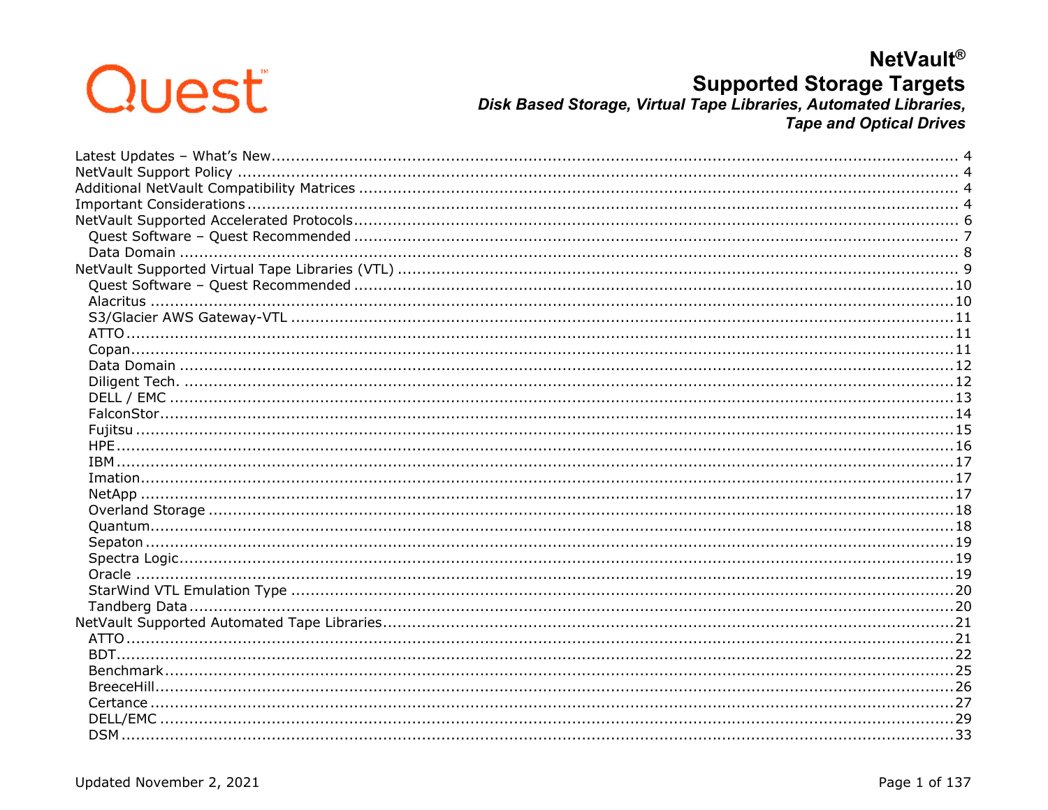Quest™

# NetVault®

## Supported Storage Targets

***Disk Based Storage, Virtual Tape Libraries, Automated Libraries, Tape and Optical Drives***

- Latest Updates – What's New .... 4
- NetVault Support Policy .... 4
- Additional NetVault Compatibility Matrices .... 4
- Important Considerations .... 4
- NetVault Supported Accelerated Protocols .... 6
  - Quest Software – Quest Recommended .... 7
  - Data Domain .... 8
- NetVault Supported Virtual Tape Libraries (VTL) .... 9
  - Quest Software – Quest Recommended .... 10
  - Alacritus .... 10
  - S3/Glacier AWS Gateway-VTL .... 11
  - ATTO .... 11
  - Copan .... 11
  - Data Domain .... 12
  - Diligent Tech. .... 12
  - DELL / EMC .... 13
  - FalconStor .... 14
  - Fujitsu .... 15
  - HPE .... 16
  - IBM .... 17
  - Imation .... 17
  - NetApp .... 17
  - Overland Storage .... 18
  - Quantum .... 18
  - Sepaton .... 19
  - Spectra Logic .... 19
  - Oracle .... 19
  - StarWind VTL Emulation Type .... 20
  - Tandberg Data .... 20
- NetVault Supported Automated Tape Libraries .... 21
  - ATTO .... 21
  - BDT .... 22
  - Benchmark .... 25
  - BreeceHill .... 26
  - Certance .... 27
  - DELL/EMC .... 29
  - DSM .... 33

Updated November 2, 2021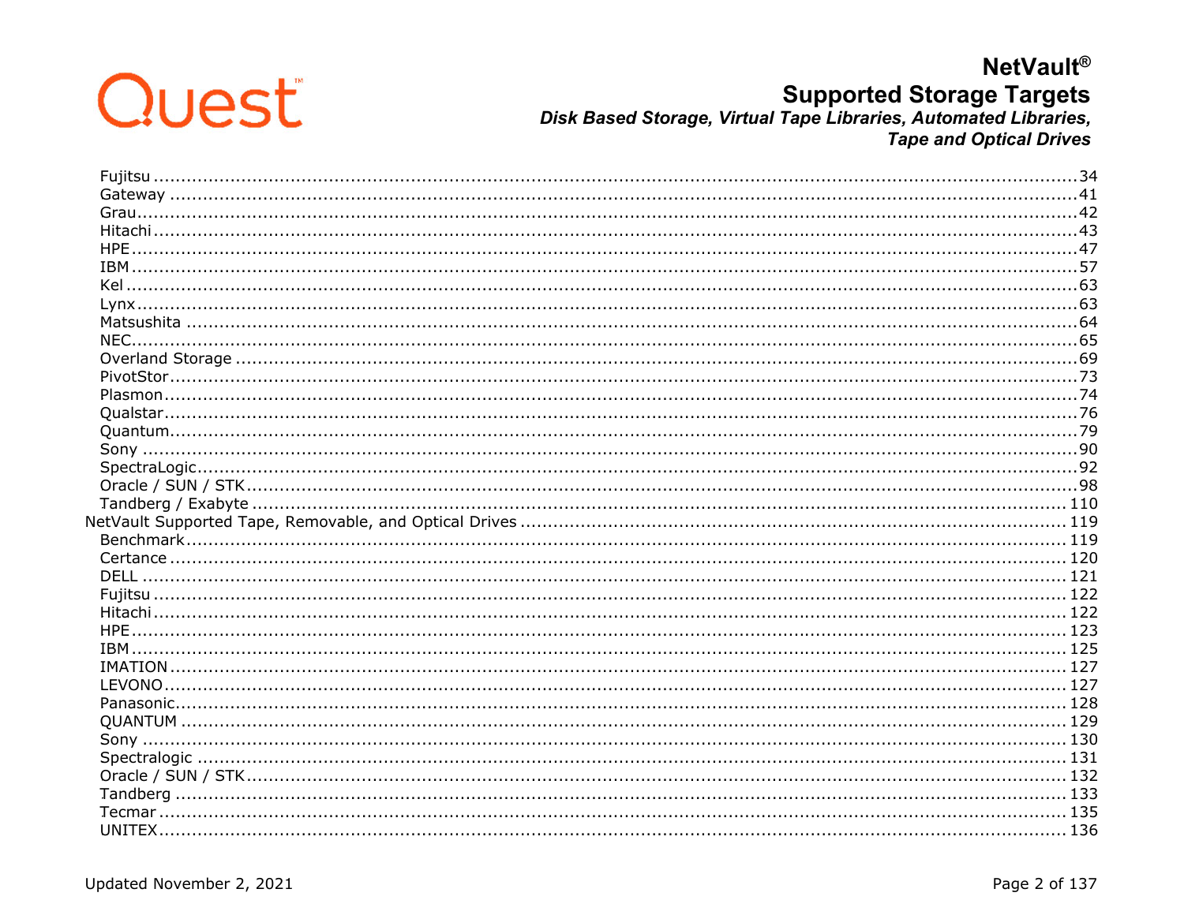Fujitsu ..... 34
Gateway ..... 41
Grau ..... 42
Hitachi ..... 43
HPE ..... 47
IBM ..... 57
Kel ..... 63
Lynx ..... 63
Matsushita ..... 64
NEC ..... 65
Overland Storage ..... 69
PivotStor ..... 73
Plasmon ..... 74
Qualstar ..... 76
Quantum ..... 79
Sony ..... 90
SpectraLogic ..... 92
Oracle / SUN / STK ..... 98
Tandberg / Exabyte ..... 110

NetVault Supported Tape, Removable, and Optical Drives ..... 119

Benchmark ..... 119
Certance ..... 120
DELL ..... 121
Fujitsu ..... 122
Hitachi ..... 122
HPE ..... 123
IBM ..... 125
IMATION ..... 127
LEVONO ..... 127
Panasonic ..... 128
QUANTUM ..... 129
Sony ..... 130
Spectralogic ..... 131
Oracle / SUN / STK ..... 132
Tandberg ..... 133
Tecmar ..... 135
UNITEX ..... 136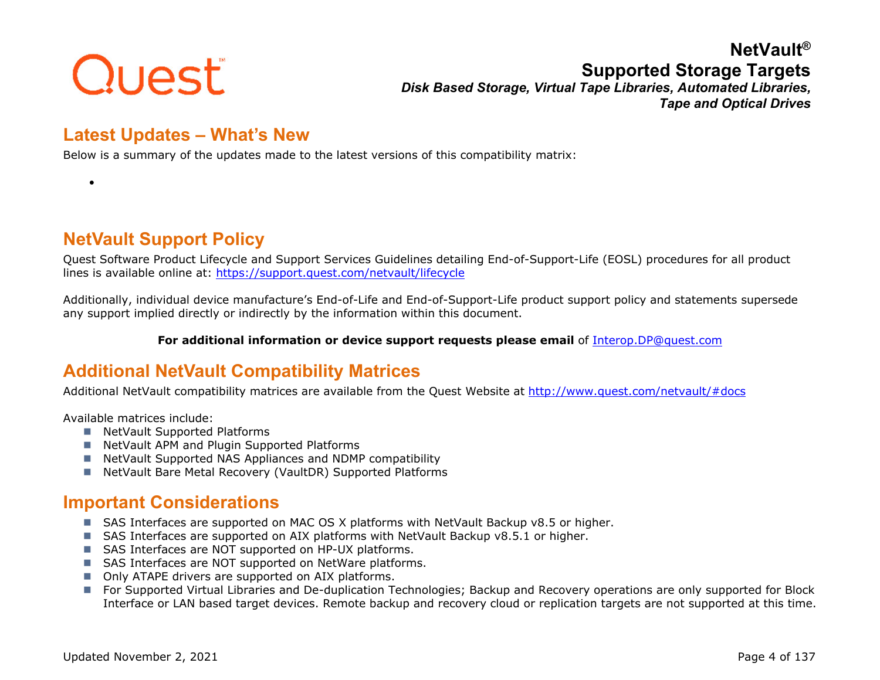Quest

# NetVault®
## Supported Storage Targets
*Disk Based Storage, Virtual Tape Libraries, Automated Libraries, Tape and Optical Drives*

## Latest Updates – What's New

Below is a summary of the updates made to the latest versions of this compatibility matrix:

- 

## NetVault Support Policy

Quest Software Product Lifecycle and Support Services Guidelines detailing End-of-Support-Life (EOSL) procedures for all product lines is available online at: https://support.quest.com/netvault/lifecycle

Additionally, individual device manufacture's End-of-Life and End-of-Support-Life product support policy and statements supersede any support implied directly or indirectly by the information within this document.

**For additional information or device support requests please email** of Interop.DP@quest.com

## Additional NetVault Compatibility Matrices

Additional NetVault compatibility matrices are available from the Quest Website at http://www.quest.com/netvault/#docs

Available matrices include:

- NetVault Supported Platforms
- NetVault APM and Plugin Supported Platforms
- NetVault Supported NAS Appliances and NDMP compatibility
- NetVault Bare Metal Recovery (VaultDR) Supported Platforms

## Important Considerations

- SAS Interfaces are supported on MAC OS X platforms with NetVault Backup v8.5 or higher.
- SAS Interfaces are supported on AIX platforms with NetVault Backup v8.5.1 or higher.
- SAS Interfaces are NOT supported on HP-UX platforms.
- SAS Interfaces are NOT supported on NetWare platforms.
- Only ATAPE drivers are supported on AIX platforms.
- For Supported Virtual Libraries and De-duplication Technologies; Backup and Recovery operations are only supported for Block Interface or LAN based target devices. Remote backup and recovery cloud or replication targets are not supported at this time.

Updated November 2, 2021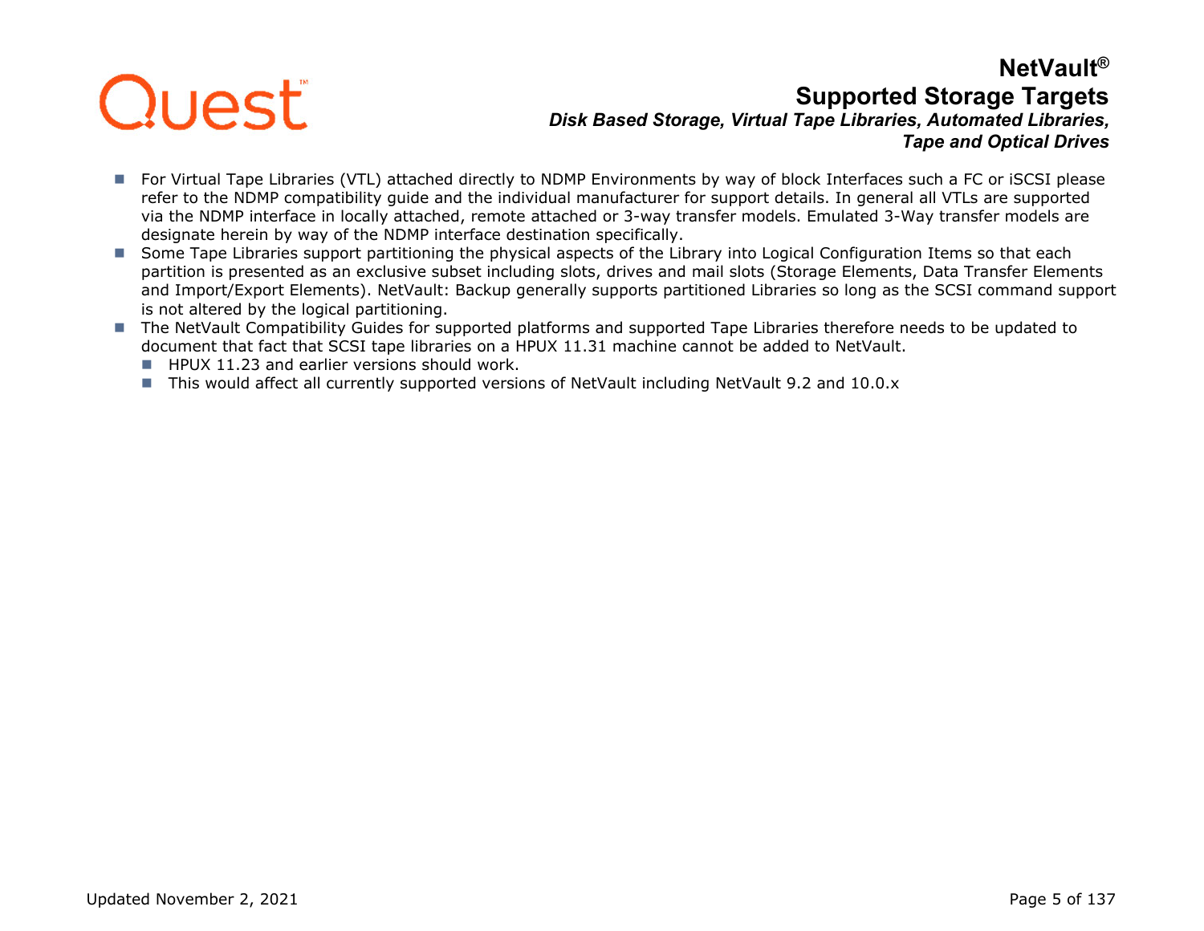- For Virtual Tape Libraries (VTL) attached directly to NDMP Environments by way of block Interfaces such a FC or iSCSI please refer to the NDMP compatibility guide and the individual manufacturer for support details. In general all VTLs are supported via the NDMP interface in locally attached, remote attached or 3-way transfer models. Emulated 3-Way transfer models are designate herein by way of the NDMP interface destination specifically.
- Some Tape Libraries support partitioning the physical aspects of the Library into Logical Configuration Items so that each partition is presented as an exclusive subset including slots, drives and mail slots (Storage Elements, Data Transfer Elements and Import/Export Elements). NetVault: Backup generally supports partitioned Libraries so long as the SCSI command support is not altered by the logical partitioning.
- The NetVault Compatibility Guides for supported platforms and supported Tape Libraries therefore needs to be updated to document that fact that SCSI tape libraries on a HPUX 11.31 machine cannot be added to NetVault.
  - HPUX 11.23 and earlier versions should work.
  - This would affect all currently supported versions of NetVault including NetVault 9.2 and 10.0.x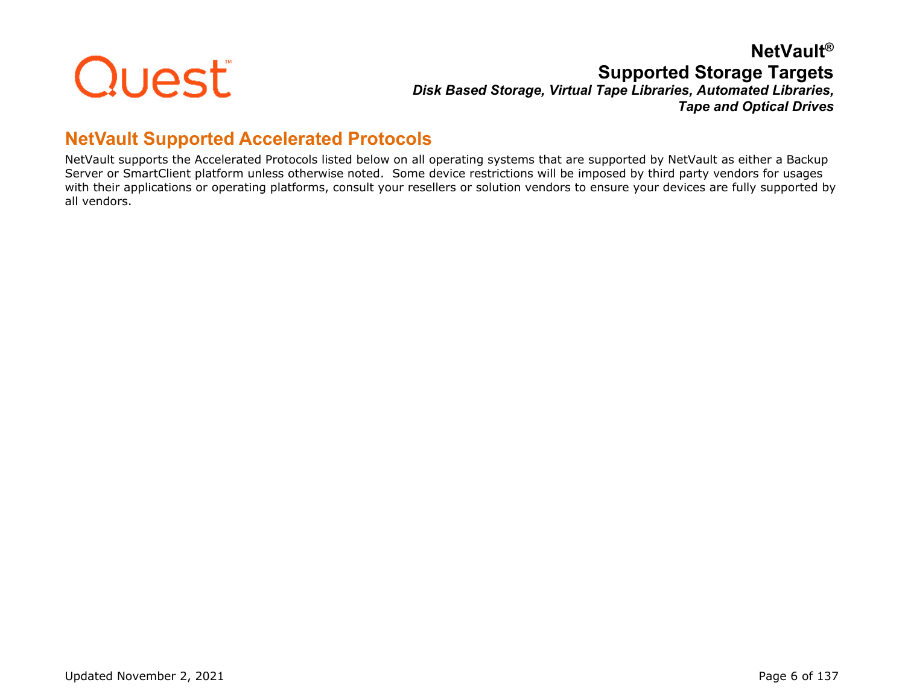## NetVault Supported Accelerated Protocols

NetVault supports the Accelerated Protocols listed below on all operating systems that are supported by NetVault as either a Backup Server or SmartClient platform unless otherwise noted. Some device restrictions will be imposed by third party vendors for usages with their applications or operating platforms, consult your resellers or solution vendors to ensure your devices are fully supported by all vendors.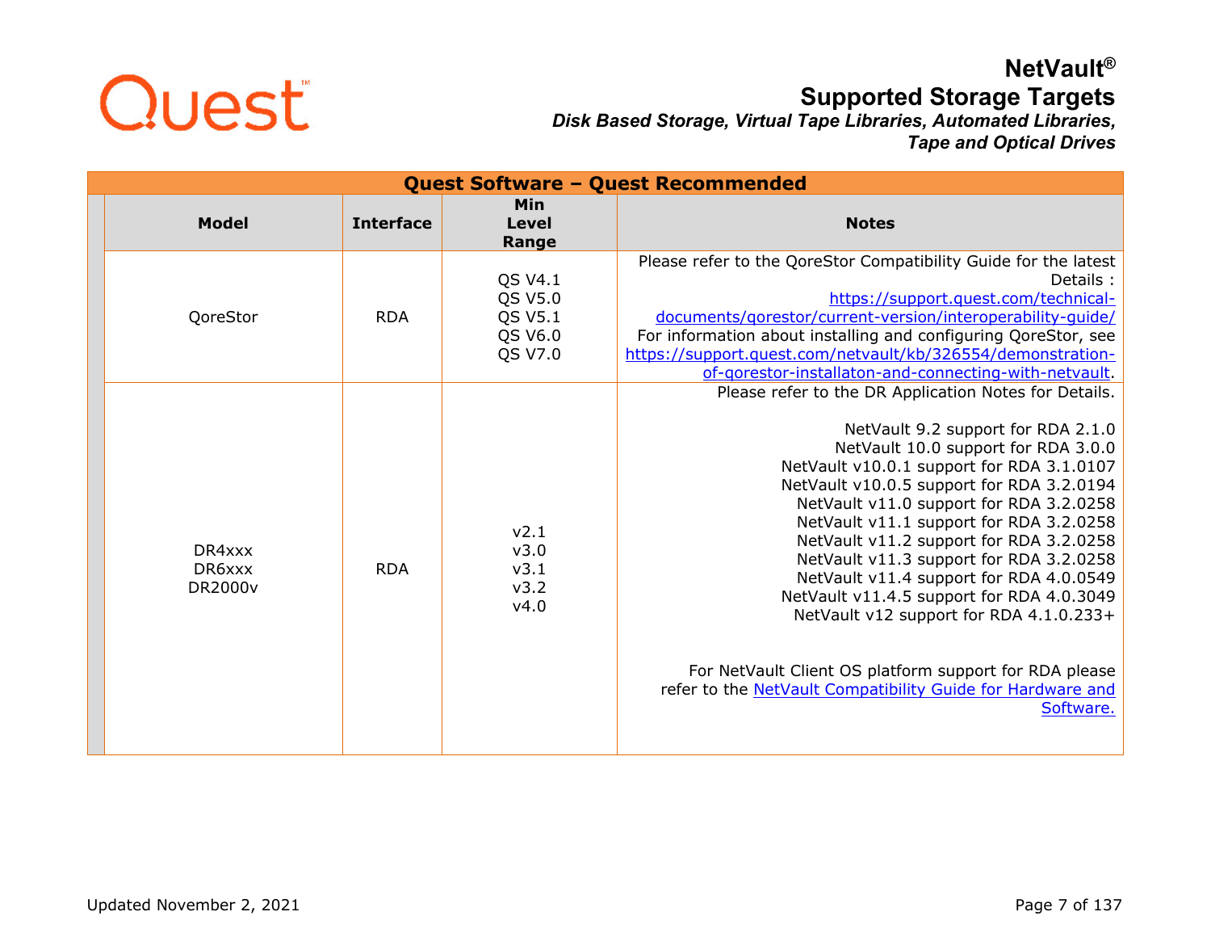# NetVault®

## Supported Storage Targets

***Disk Based Storage, Virtual Tape Libraries, Automated Libraries, Tape and Optical Drives***

| Quest Software – Quest Recommended | | | |
|---|---|---|---|
| **Model** | **Interface** | **Min Level Range** | **Notes** |
| QoreStor | RDA | QS V4.1<br>QS V5.0<br>QS V5.1<br>QS V6.0<br>QS V7.0 | Please refer to the QoreStor Compatibility Guide for the latest Details : [https://support.quest.com/technical-documents/qorestor/current-version/interoperability-guide/](https://support.quest.com/technical-documents/qorestor/current-version/interoperability-guide/)<br>For information about installing and configuring QoreStor, see [https://support.quest.com/netvault/kb/326554/demonstration-of-qorestor-installaton-and-connecting-with-netvault](https://support.quest.com/netvault/kb/326554/demonstration-of-qorestor-installaton-and-connecting-with-netvault). |
| DR4xxx<br>DR6xxx<br>DR2000v | RDA | v2.1<br>v3.0<br>v3.1<br>v3.2<br>v4.0 | Please refer to the DR Application Notes for Details.<br><br>NetVault 9.2 support for RDA 2.1.0<br>NetVault 10.0 support for RDA 3.0.0<br>NetVault v10.0.1 support for RDA 3.1.0107<br>NetVault v10.0.5 support for RDA 3.2.0194<br>NetVault v11.0 support for RDA 3.2.0258<br>NetVault v11.1 support for RDA 3.2.0258<br>NetVault v11.2 support for RDA 3.2.0258<br>NetVault v11.3 support for RDA 3.2.0258<br>NetVault v11.4 support for RDA 4.0.0549<br>NetVault v11.4.5 support for RDA 4.0.3049<br>NetVault v12 support for RDA 4.1.0.233+<br><br>For NetVault Client OS platform support for RDA please refer to the NetVault Compatibility Guide for Hardware and Software. |

Updated November 2, 2021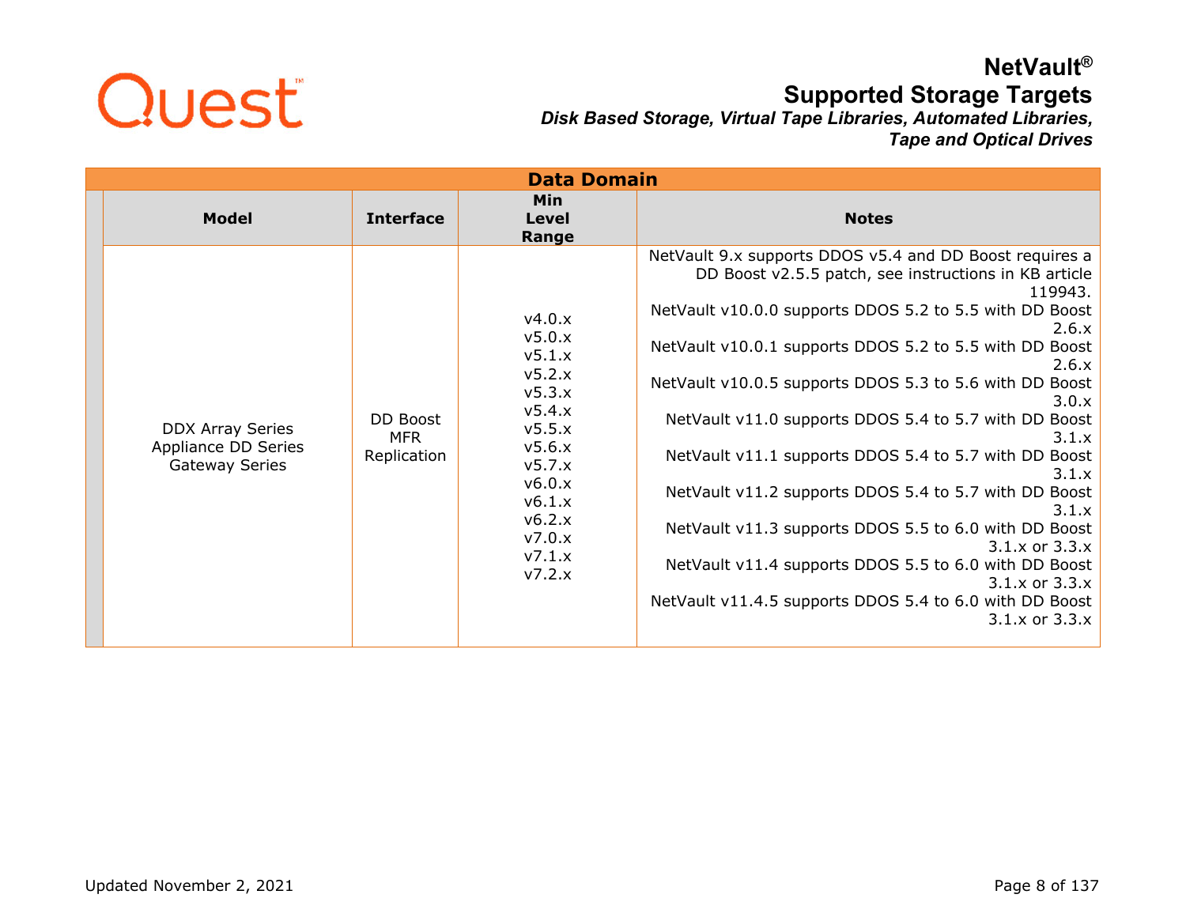## Data Domain

| Model | Interface | Min Level Range | Notes |
|---|---|---|---|
| DDX Array Series<br>Appliance DD Series<br>Gateway Series | DD Boost<br>MFR<br>Replication | v4.0.x<br>v5.0.x<br>v5.1.x<br>v5.2.x<br>v5.3.x<br>v5.4.x<br>v5.5.x<br>v5.6.x<br>v5.7.x<br>v6.0.x<br>v6.1.x<br>v6.2.x<br>v7.0.x<br>v7.1.x<br>v7.2.x | NetVault 9.x supports DDOS v5.4 and DD Boost requires a DD Boost v2.5.5 patch, see instructions in KB article 119943.<br>NetVault v10.0.0 supports DDOS 5.2 to 5.5 with DD Boost 2.6.x<br>NetVault v10.0.1 supports DDOS 5.2 to 5.5 with DD Boost 2.6.x<br>NetVault v10.0.5 supports DDOS 5.3 to 5.6 with DD Boost 3.0.x<br>NetVault v11.0 supports DDOS 5.4 to 5.7 with DD Boost 3.1.x<br>NetVault v11.1 supports DDOS 5.4 to 5.7 with DD Boost 3.1.x<br>NetVault v11.2 supports DDOS 5.4 to 5.7 with DD Boost 3.1.x<br>NetVault v11.3 supports DDOS 5.5 to 6.0 with DD Boost 3.1.x or 3.3.x<br>NetVault v11.4 supports DDOS 5.5 to 6.0 with DD Boost 3.1.x or 3.3.x<br>NetVault v11.4.5 supports DDOS 5.4 to 6.0 with DD Boost 3.1.x or 3.3.x |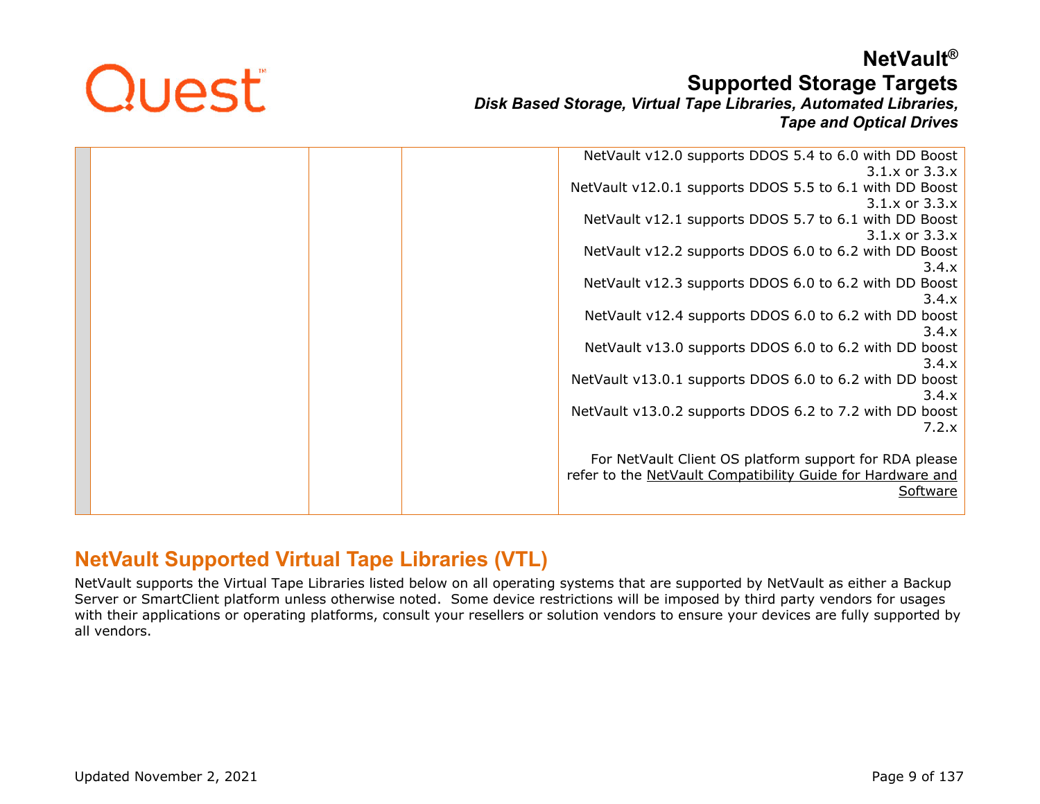| | | | | |
|---|---|---|---|---|
| | | | | NetVault v12.0 supports DDOS 5.4 to 6.0 with DD Boost 3.1.x or 3.3.x<br>NetVault v12.0.1 supports DDOS 5.5 to 6.1 with DD Boost 3.1.x or 3.3.x<br>NetVault v12.1 supports DDOS 5.7 to 6.1 with DD Boost 3.1.x or 3.3.x<br>NetVault v12.2 supports DDOS 6.0 to 6.2 with DD Boost 3.4.x<br>NetVault v12.3 supports DDOS 6.0 to 6.2 with DD Boost 3.4.x<br>NetVault v12.4 supports DDOS 6.0 to 6.2 with DD boost 3.4.x<br>NetVault v13.0 supports DDOS 6.0 to 6.2 with DD boost 3.4.x<br>NetVault v13.0.1 supports DDOS 6.0 to 6.2 with DD boost 3.4.x<br>NetVault v13.0.2 supports DDOS 6.2 to 7.2 with DD boost 7.2.x<br><br>For NetVault Client OS platform support for RDA please refer to the NetVault Compatibility Guide for Hardware and Software |

## NetVault Supported Virtual Tape Libraries (VTL)

NetVault supports the Virtual Tape Libraries listed below on all operating systems that are supported by NetVault as either a Backup Server or SmartClient platform unless otherwise noted. Some device restrictions will be imposed by third party vendors for usages with their applications or operating platforms, consult your resellers or solution vendors to ensure your devices are fully supported by all vendors.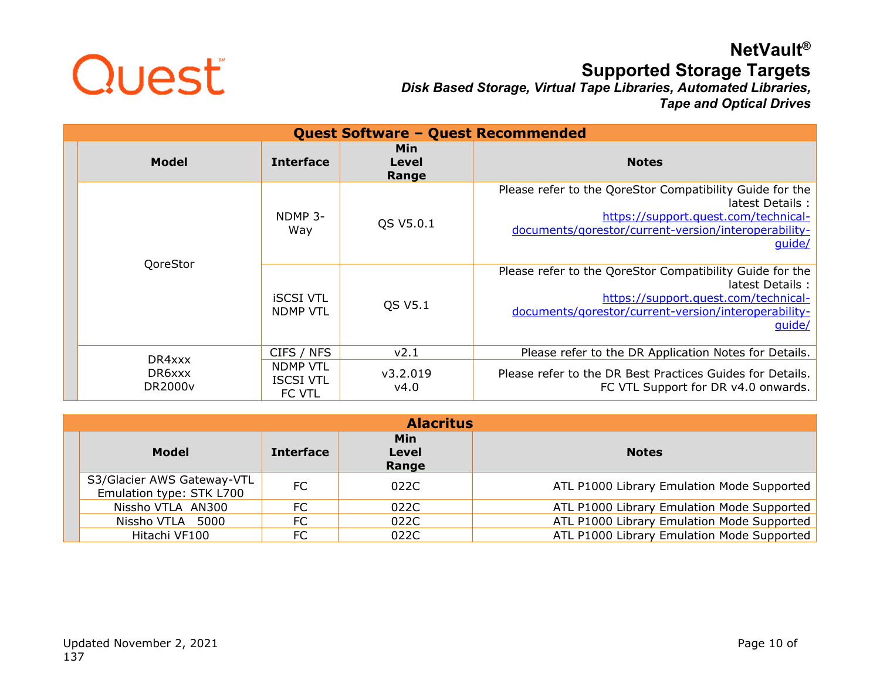# NetVault®

## Supported Storage Targets

***Disk Based Storage, Virtual Tape Libraries, Automated Libraries, Tape and Optical Drives***

| Quest Software – Quest Recommended | | | |
|---|---|---|---|
| **Model** | **Interface** | **Min Level Range** | **Notes** |
| QoreStor | NDMP 3-Way | QS V5.0.1 | Please refer to the QoreStor Compatibility Guide for the latest Details : https://support.quest.com/technical-documents/qorestor/current-version/interoperability-guide/ |
| | iSCSI VTL NDMP VTL | QS V5.1 | Please refer to the QoreStor Compatibility Guide for the latest Details : https://support.quest.com/technical-documents/qorestor/current-version/interoperability-guide/ |
| DR4xxx DR6xxx DR2000v | CIFS / NFS | v2.1 | Please refer to the DR Application Notes for Details. |
| | NDMP VTL ISCSI VTL FC VTL | v3.2.019 v4.0 | Please refer to the DR Best Practices Guides for Details. FC VTL Support for DR v4.0 onwards. |

| Alacritus | | | |
|---|---|---|---|
| **Model** | **Interface** | **Min Level Range** | **Notes** |
| S3/Glacier AWS Gateway-VTL Emulation type: STK L700 | FC | 022C | ATL P1000 Library Emulation Mode Supported |
| Nissho VTLA AN300 | FC | 022C | ATL P1000 Library Emulation Mode Supported |
| Nissho VTLA 5000 | FC | 022C | ATL P1000 Library Emulation Mode Supported |
| Hitachi VF100 | FC | 022C | ATL P1000 Library Emulation Mode Supported |

Updated November 2, 2021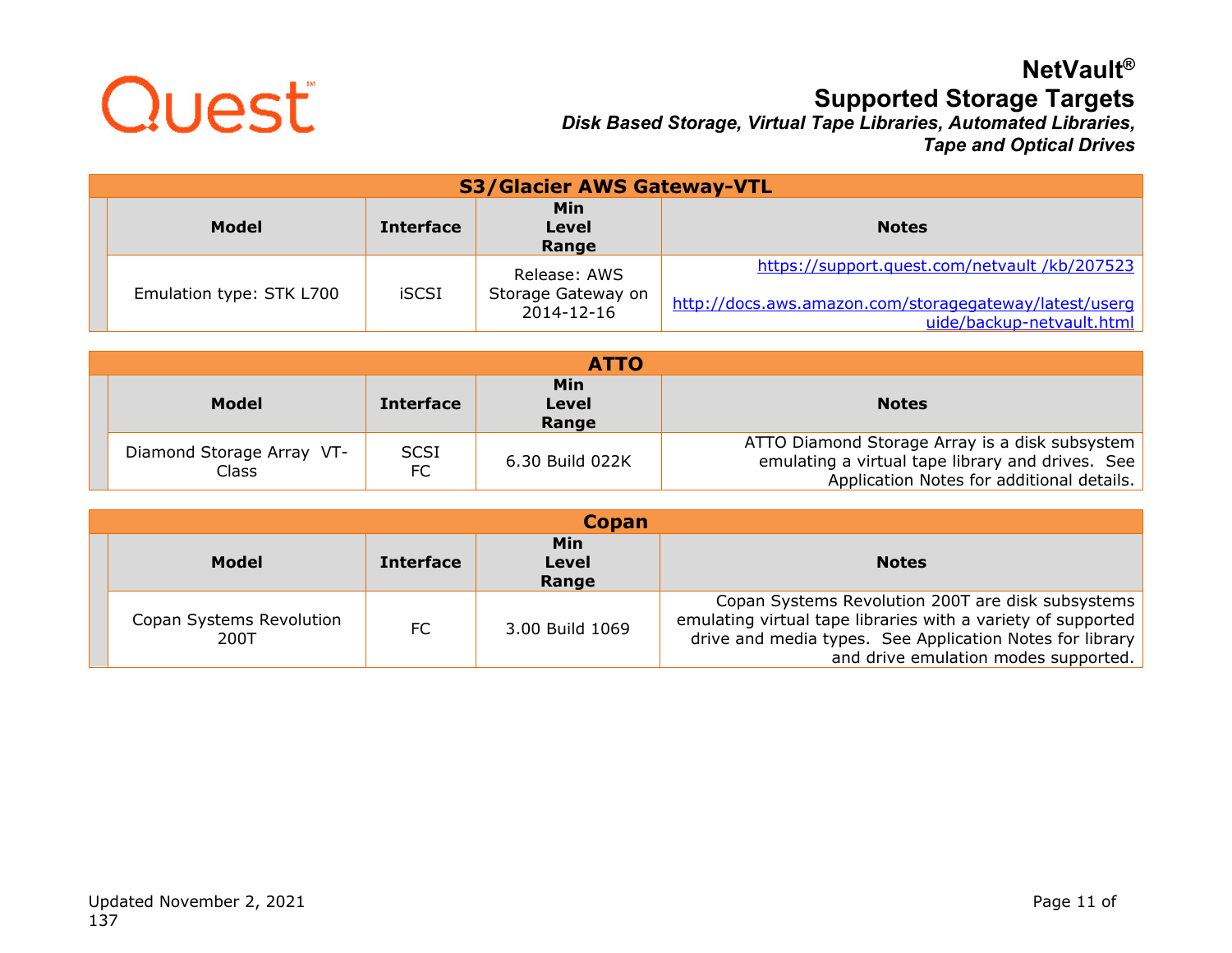## S3/Glacier AWS Gateway-VTL

| Model | Interface | Min Level Range | Notes |
|---|---|---|---|
| Emulation type: STK L700 | iSCSI | Release: AWS Storage Gateway on 2014-12-16 | https://support.quest.com/netvault /kb/207523<br><br>http://docs.aws.amazon.com/storagegateway/latest/userguide/backup-netvault.html |

## ATTO

| Model | Interface | Min Level Range | Notes |
|---|---|---|---|
| Diamond Storage Array VT-Class | SCSI<br>FC | 6.30 Build 022K | ATTO Diamond Storage Array is a disk subsystem emulating a virtual tape library and drives. See Application Notes for additional details. |

## Copan

| Model | Interface | Min Level Range | Notes |
|---|---|---|---|
| Copan Systems Revolution 200T | FC | 3.00 Build 1069 | Copan Systems Revolution 200T are disk subsystems emulating virtual tape libraries with a variety of supported drive and media types. See Application Notes for library and drive emulation modes supported. |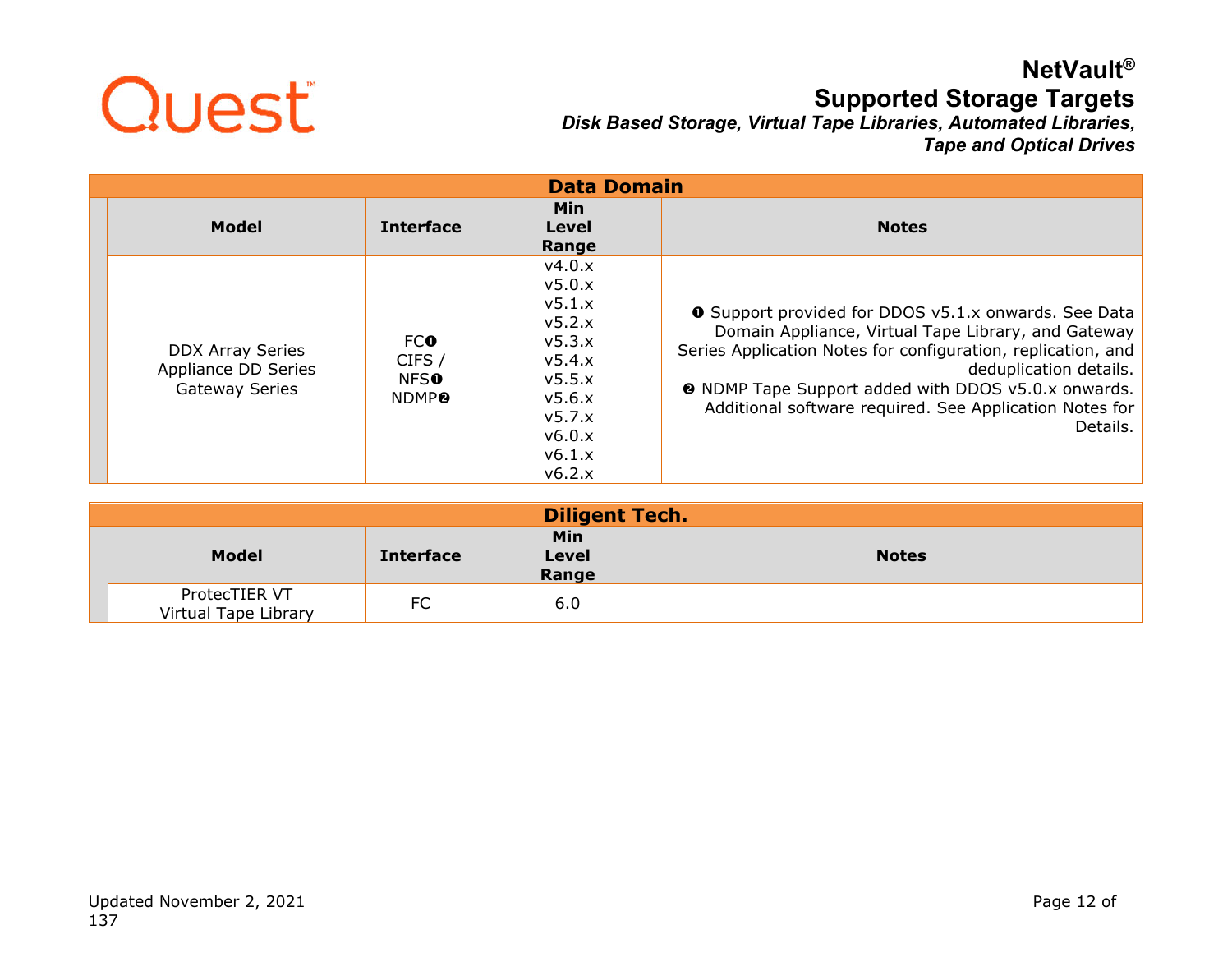## Data Domain

| Model | Interface | Min Level Range | Notes |
|---|---|---|---|
| DDX Array Series<br>Appliance DD Series<br>Gateway Series | FC❶<br>CIFS /<br>NFS❶<br>NDMP❷ | v4.0.x<br>v5.0.x<br>v5.1.x<br>v5.2.x<br>v5.3.x<br>v5.4.x<br>v5.5.x<br>v5.6.x<br>v5.7.x<br>v6.0.x<br>v6.1.x<br>v6.2.x | ❶ Support provided for DDOS v5.1.x onwards. See Data Domain Appliance, Virtual Tape Library, and Gateway Series Application Notes for configuration, replication, and deduplication details.<br>❷ NDMP Tape Support added with DDOS v5.0.x onwards. Additional software required. See Application Notes for Details. |

## Diligent Tech.

| Model | Interface | Min Level Range | Notes |
|---|---|---|---|
| ProtecTIER VT<br>Virtual Tape Library | FC | 6.0 | |

Updated November 2, 2021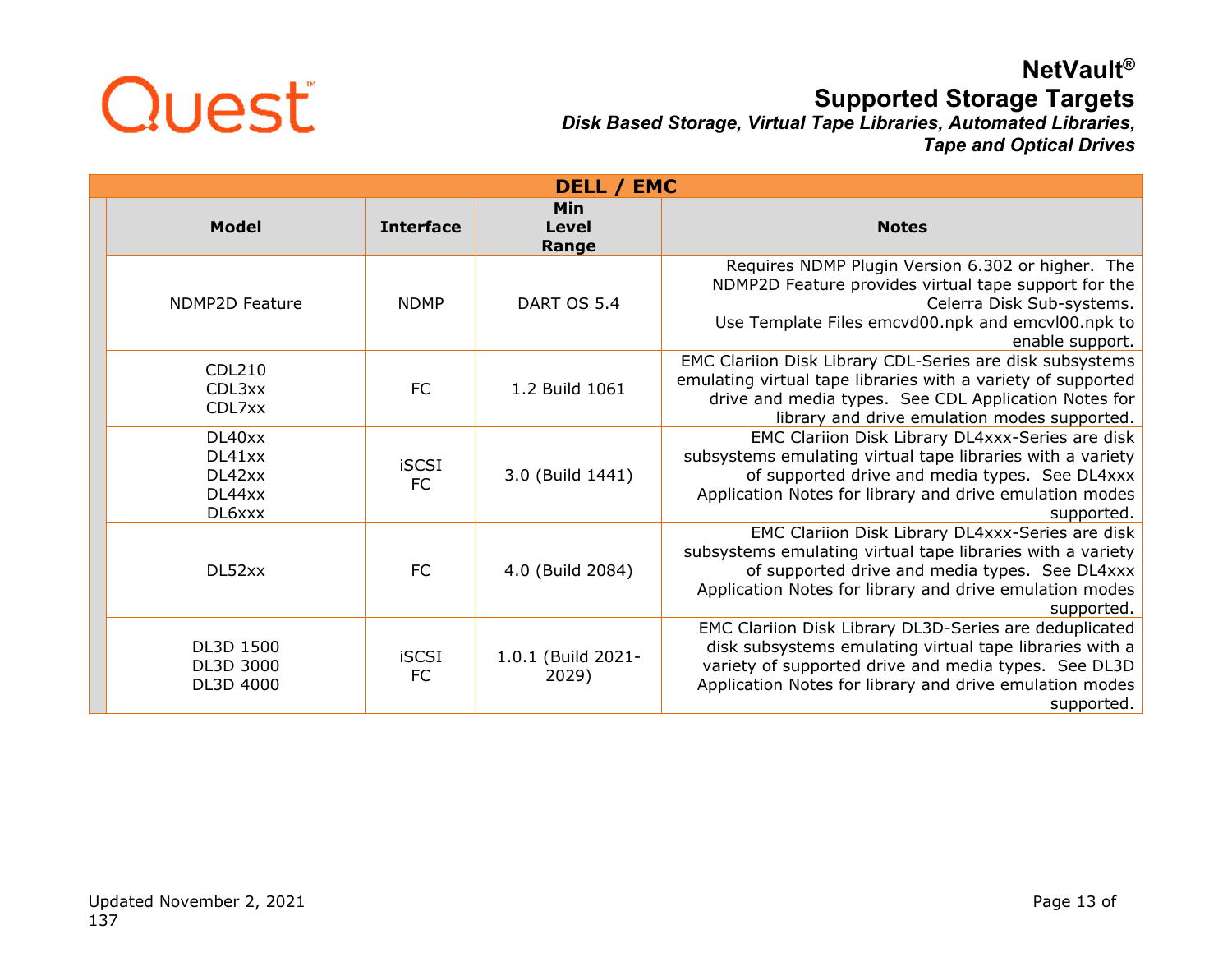# DELL / EMC

| Model | Interface | Min Level Range | Notes |
|---|---|---|---|
| NDMP2D Feature | NDMP | DART OS 5.4 | Requires NDMP Plugin Version 6.302 or higher. The NDMP2D Feature provides virtual tape support for the Celerra Disk Sub-systems. Use Template Files emcvd00.npk and emcvl00.npk to enable support. |
| CDL210<br>CDL3xx<br>CDL7xx | FC | 1.2 Build 1061 | EMC Clariion Disk Library CDL-Series are disk subsystems emulating virtual tape libraries with a variety of supported drive and media types. See CDL Application Notes for library and drive emulation modes supported. |
| DL40xx<br>DL41xx<br>DL42xx<br>DL44xx<br>DL6xxx | iSCSI<br>FC | 3.0 (Build 1441) | EMC Clariion Disk Library DL4xxx-Series are disk subsystems emulating virtual tape libraries with a variety of supported drive and media types. See DL4xxx Application Notes for library and drive emulation modes supported. |
| DL52xx | FC | 4.0 (Build 2084) | EMC Clariion Disk Library DL4xxx-Series are disk subsystems emulating virtual tape libraries with a variety of supported drive and media types. See DL4xxx Application Notes for library and drive emulation modes supported. |
| DL3D 1500<br>DL3D 3000<br>DL3D 4000 | iSCSI<br>FC | 1.0.1 (Build 2021-2029) | EMC Clariion Disk Library DL3D-Series are deduplicated disk subsystems emulating virtual tape libraries with a variety of supported drive and media types. See DL3D Application Notes for library and drive emulation modes supported. |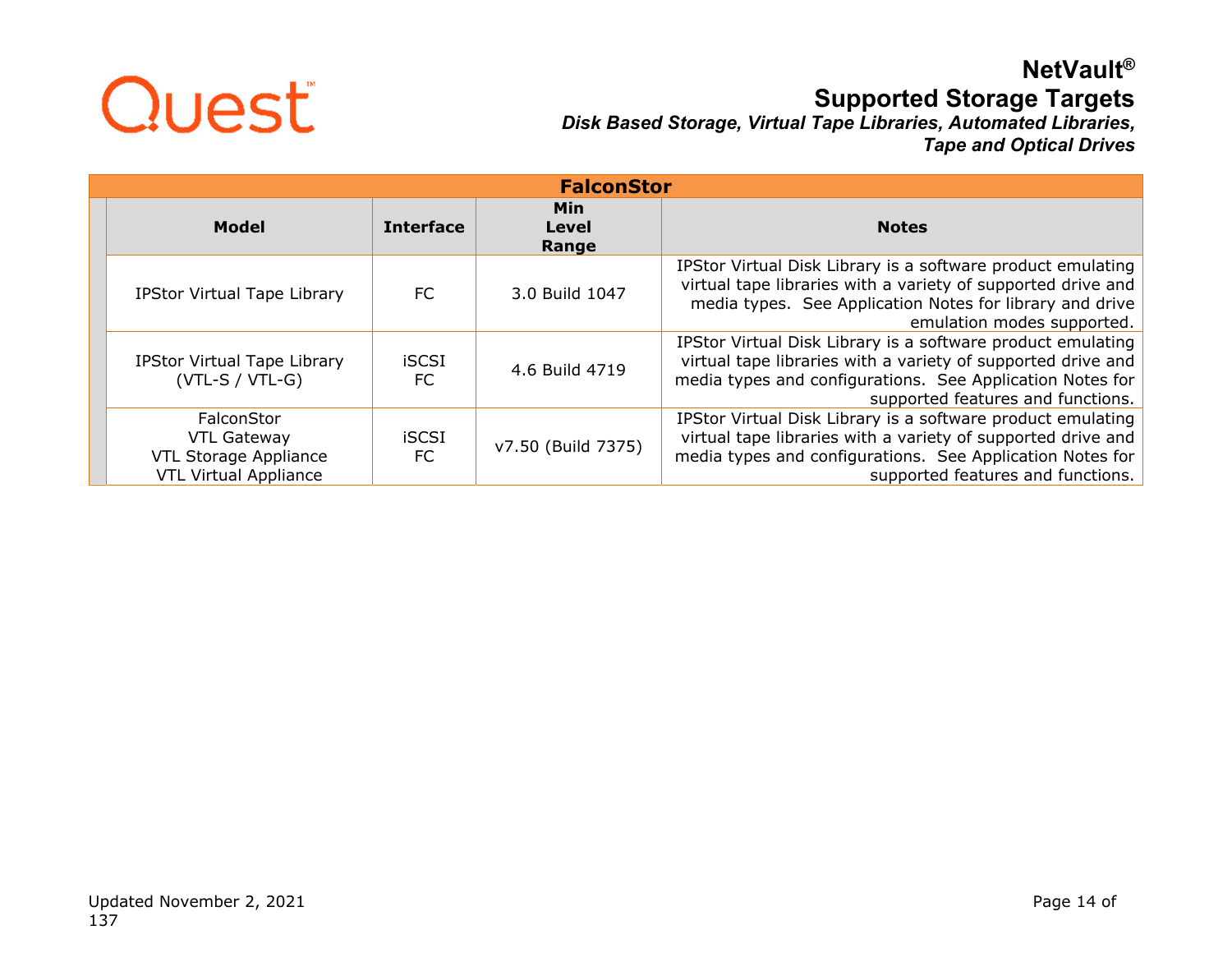| FalconStor | | | |
|---|---|---|---|
| **Model** | **Interface** | **Min Level Range** | **Notes** |
| IPStor Virtual Tape Library | FC | 3.0 Build 1047 | IPStor Virtual Disk Library is a software product emulating virtual tape libraries with a variety of supported drive and media types. See Application Notes for library and drive emulation modes supported. |
| IPStor Virtual Tape Library (VTL-S / VTL-G) | iSCSI FC | 4.6 Build 4719 | IPStor Virtual Disk Library is a software product emulating virtual tape libraries with a variety of supported drive and media types and configurations. See Application Notes for supported features and functions. |
| FalconStor VTL Gateway VTL Storage Appliance VTL Virtual Appliance | iSCSI FC | v7.50 (Build 7375) | IPStor Virtual Disk Library is a software product emulating virtual tape libraries with a variety of supported drive and media types and configurations. See Application Notes for supported features and functions. |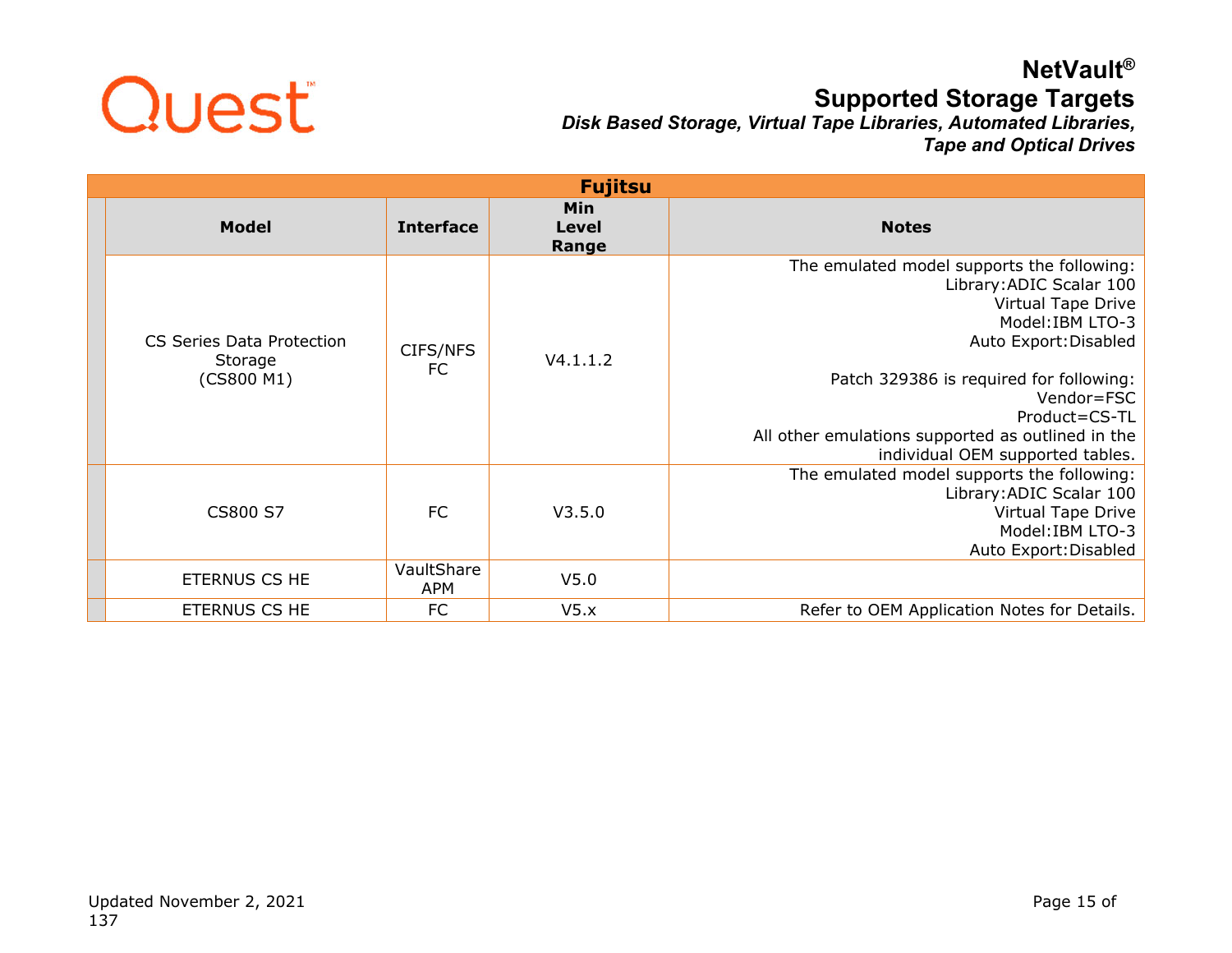| Fujitsu | | | |
|---|---|---|---|
| **Model** | **Interface** | **Min Level Range** | **Notes** |
| CS Series Data Protection Storage (CS800 M1) | CIFS/NFS FC | V4.1.1.2 | The emulated model supports the following: Library:ADIC Scalar 100 Virtual Tape Drive Model:IBM LTO-3 Auto Export:Disabled<br><br>Patch 329386 is required for following: Vendor=FSC Product=CS-TL All other emulations supported as outlined in the individual OEM supported tables. |
| CS800 S7 | FC | V3.5.0 | The emulated model supports the following: Library:ADIC Scalar 100 Virtual Tape Drive Model:IBM LTO-3 Auto Export:Disabled |
| ETERNUS CS HE | VaultShare APM | V5.0 | |
| ETERNUS CS HE | FC | V5.x | Refer to OEM Application Notes for Details. |

Updated November 2, 2021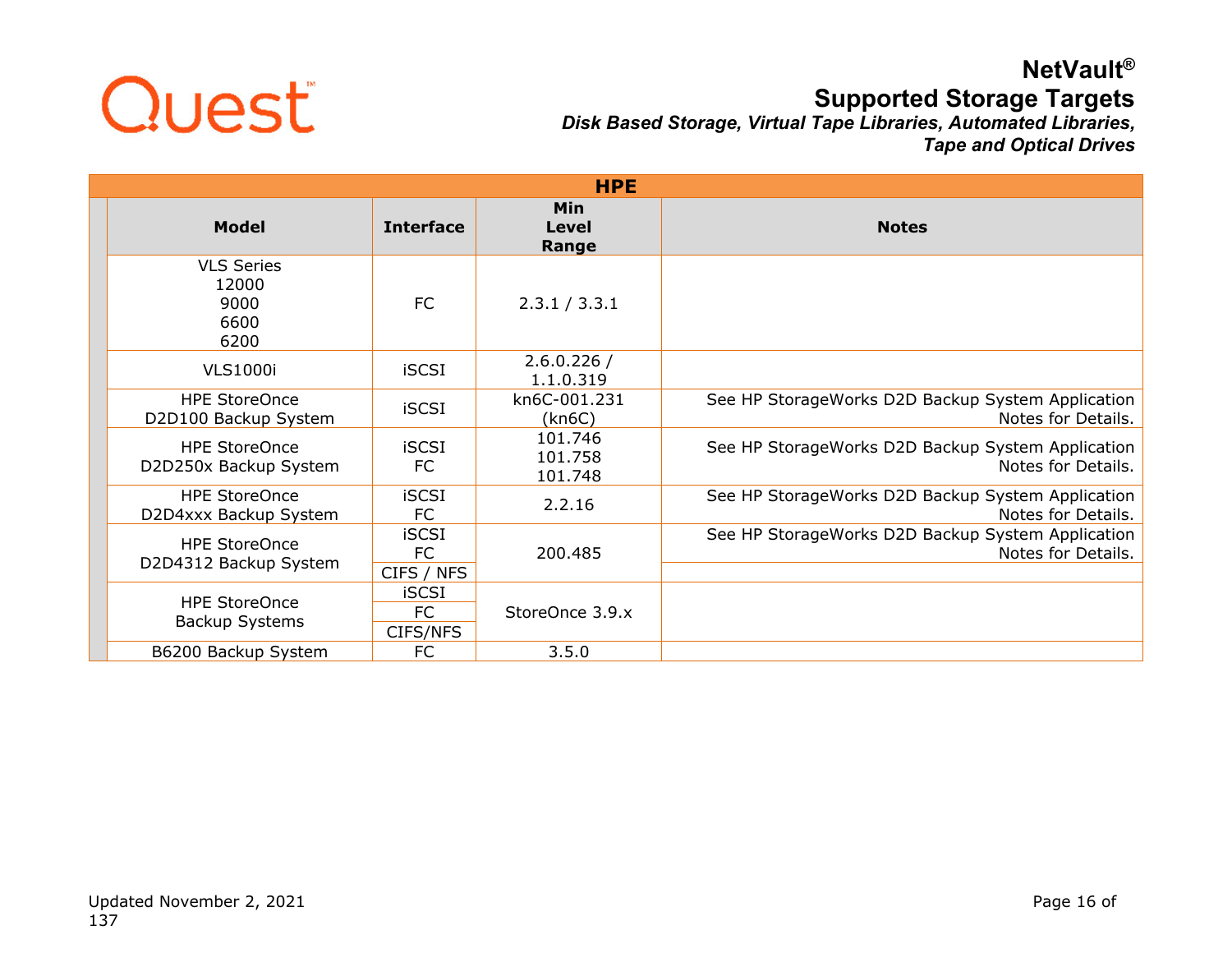| HPE | | | |
|---|---|---|---|
| **Model** | **Interface** | **Min Level Range** | **Notes** |
| VLS Series<br>12000<br>9000<br>6600<br>6200 | FC | 2.3.1 / 3.3.1 | |
| VLS1000i | iSCSI | 2.6.0.226 / 1.1.0.319 | |
| HPE StoreOnce D2D100 Backup System | iSCSI | kn6C-001.231 (kn6C) | See HP StorageWorks D2D Backup System Application Notes for Details. |
| HPE StoreOnce D2D250x Backup System | iSCSI<br>FC | 101.746<br>101.758<br>101.748 | See HP StorageWorks D2D Backup System Application Notes for Details. |
| HPE StoreOnce D2D4xxx Backup System | iSCSI<br>FC | 2.2.16 | See HP StorageWorks D2D Backup System Application Notes for Details. |
| HPE StoreOnce D2D4312 Backup System | iSCSI<br>FC | 200.485 | See HP StorageWorks D2D Backup System Application Notes for Details. |
| | CIFS / NFS | | |
| HPE StoreOnce Backup Systems | iSCSI | StoreOnce 3.9.x | |
| | FC | | |
| | CIFS/NFS | | |
| B6200 Backup System | FC | 3.5.0 | |

Updated November 2, 2021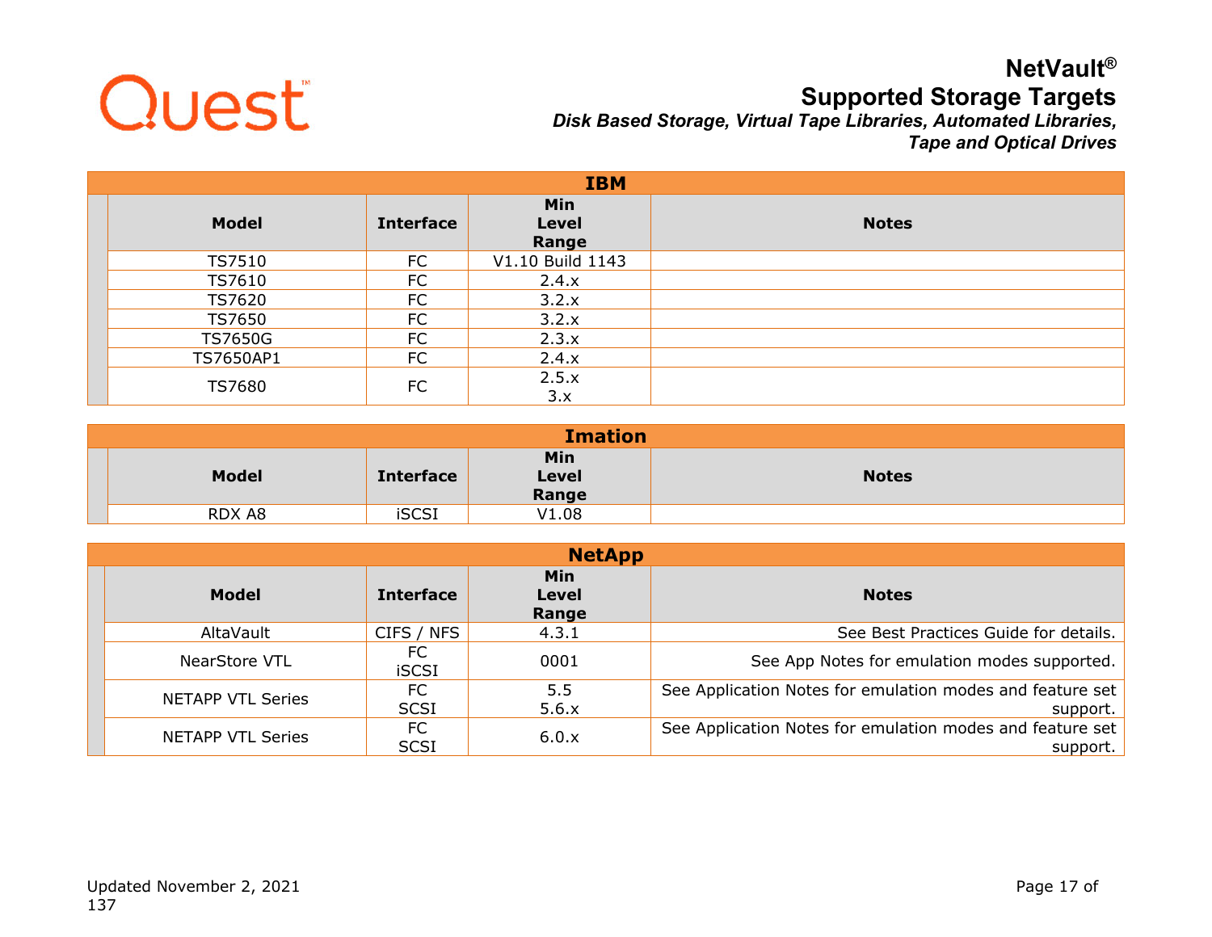## IBM

| Model | Interface | Min Level Range | Notes |
|---|---|---|---|
| TS7510 | FC | V1.10 Build 1143 | |
| TS7610 | FC | 2.4.x | |
| TS7620 | FC | 3.2.x | |
| TS7650 | FC | 3.2.x | |
| TS7650G | FC | 2.3.x | |
| TS7650AP1 | FC | 2.4.x | |
| TS7680 | FC | 2.5.x<br>3.x | |

## Imation

| Model | Interface | Min Level Range | Notes |
|---|---|---|---|
| RDX A8 | iSCSI | V1.08 | |

## NetApp

| Model | Interface | Min Level Range | Notes |
|---|---|---|---|
| AltaVault | CIFS / NFS | 4.3.1 | See Best Practices Guide for details. |
| NearStore VTL | FC<br>iSCSI | 0001 | See App Notes for emulation modes supported. |
| NETAPP VTL Series | FC<br>SCSI | 5.5<br>5.6.x | See Application Notes for emulation modes and feature set support. |
| NETAPP VTL Series | FC<br>SCSI | 6.0.x | See Application Notes for emulation modes and feature set support. |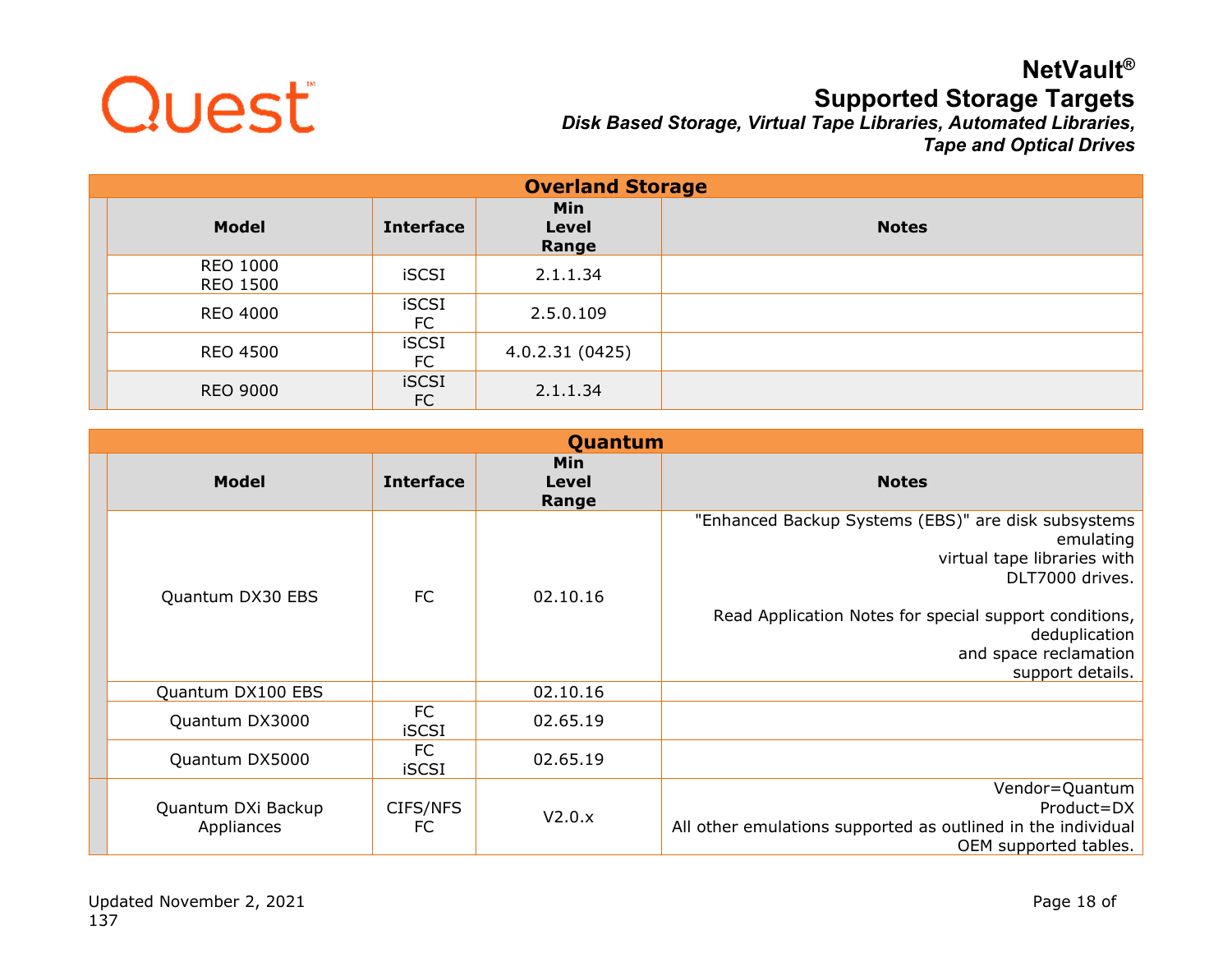## Overland Storage

| Model | Interface | Min Level Range | Notes |
|---|---|---|---|
| REO 1000<br>REO 1500 | iSCSI | 2.1.1.34 | |
| REO 4000 | iSCSI<br>FC | 2.5.0.109 | |
| REO 4500 | iSCSI<br>FC | 4.0.2.31 (0425) | |
| REO 9000 | iSCSI<br>FC | 2.1.1.34 | |

## Quantum

| Model | Interface | Min Level Range | Notes |
|---|---|---|---|
| Quantum DX30 EBS | FC | 02.10.16 | "Enhanced Backup Systems (EBS)" are disk subsystems emulating virtual tape libraries with DLT7000 drives.<br><br>Read Application Notes for special support conditions, deduplication and space reclamation support details. |
| Quantum DX100 EBS | | 02.10.16 | |
| Quantum DX3000 | FC<br>iSCSI | 02.65.19 | |
| Quantum DX5000 | FC<br>iSCSI | 02.65.19 | |
| Quantum DXi Backup Appliances | CIFS/NFS<br>FC | V2.0.x | Vendor=Quantum<br>Product=DX<br>All other emulations supported as outlined in the individual OEM supported tables. |

Updated November 2, 2021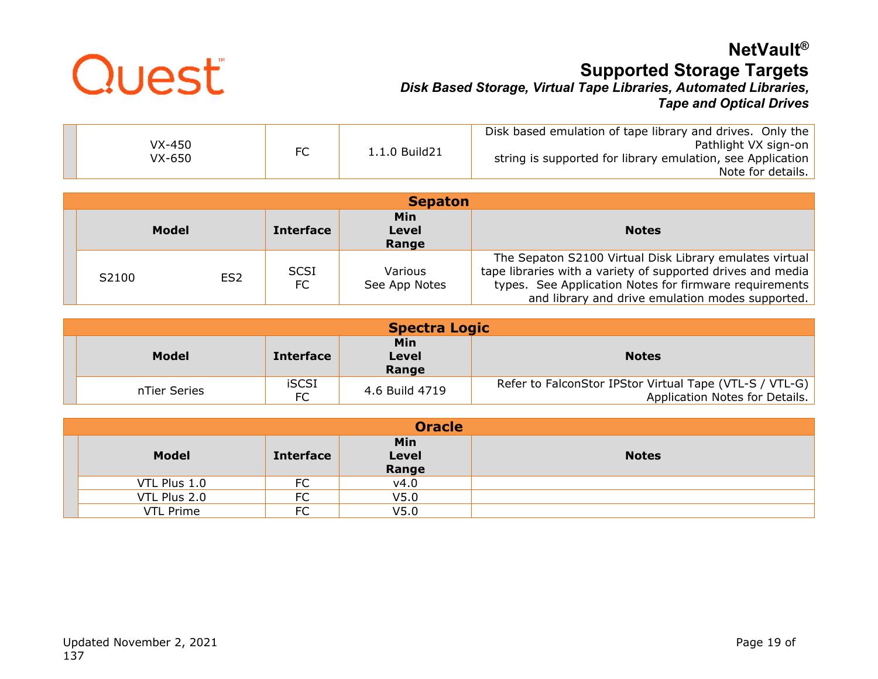| Model | Interface | Min Level Range | Notes |
|---|---|---|---|
| VX-450<br>VX-650 | FC | 1.1.0 Build21 | Disk based emulation of tape library and drives. Only the Pathlight VX sign-on string is supported for library emulation, see Application Note for details. |

## Sepaton

| Model | | Interface | Min Level Range | Notes |
|---|---|---|---|---|
| S2100 | ES2 | SCSI<br>FC | Various<br>See App Notes | The Sepaton S2100 Virtual Disk Library emulates virtual tape libraries with a variety of supported drives and media types. See Application Notes for firmware requirements and library and drive emulation modes supported. |

## Spectra Logic

| Model | Interface | Min Level Range | Notes |
|---|---|---|---|
| nTier Series | iSCSI<br>FC | 4.6 Build 4719 | Refer to FalconStor IPStor Virtual Tape (VTL-S / VTL-G) Application Notes for Details. |

## Oracle

| Model | Interface | Min Level Range | Notes |
|---|---|---|---|
| VTL Plus 1.0 | FC | v4.0 | |
| VTL Plus 2.0 | FC | V5.0 | |
| VTL Prime | FC | V5.0 | |

Updated November 2, 2021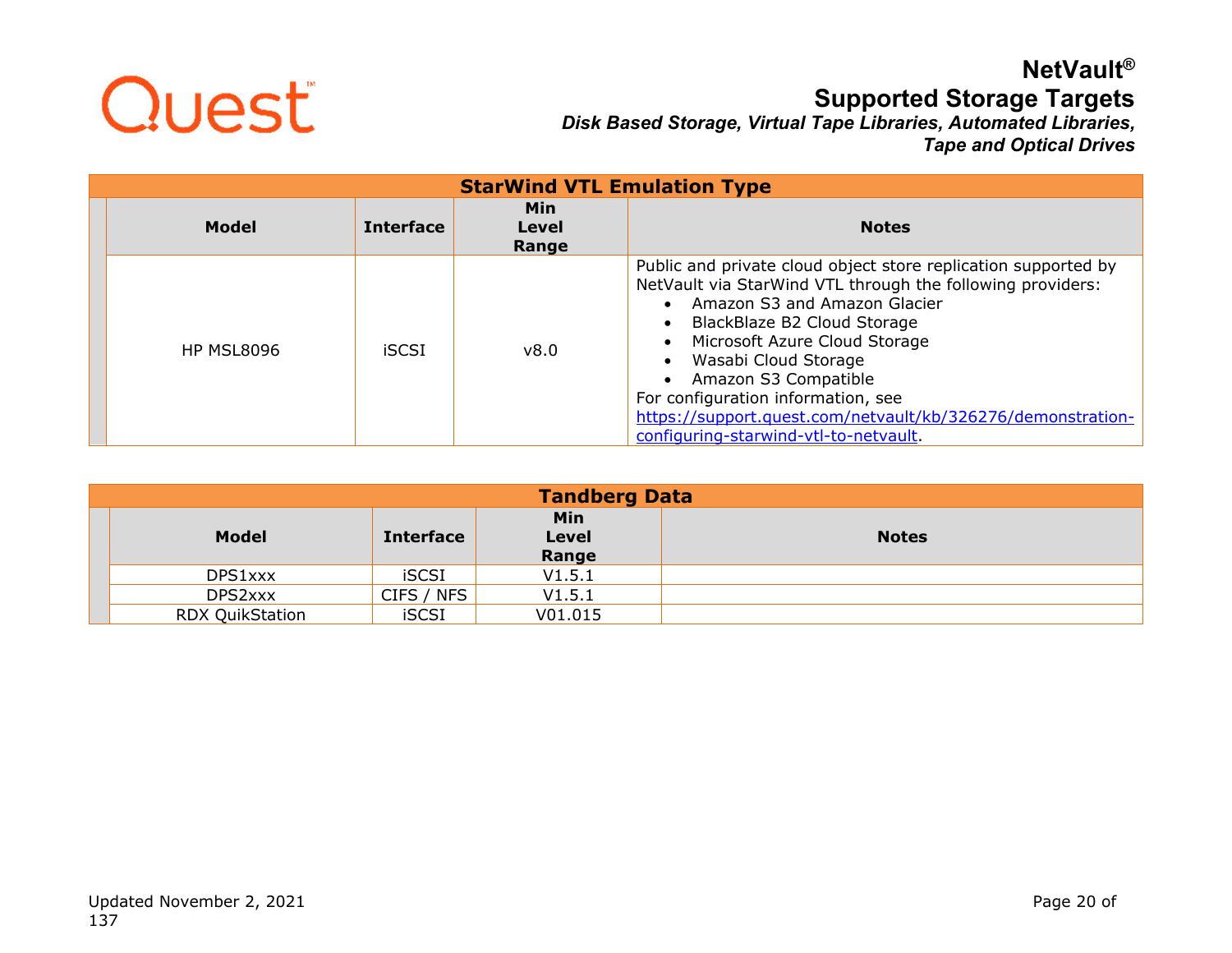## StarWind VTL Emulation Type

| Model | Interface | Min Level Range | Notes |
|---|---|---|---|
| HP MSL8096 | iSCSI | v8.0 | Public and private cloud object store replication supported by NetVault via StarWind VTL through the following providers:<br>• Amazon S3 and Amazon Glacier<br>• BlackBlaze B2 Cloud Storage<br>• Microsoft Azure Cloud Storage<br>• Wasabi Cloud Storage<br>• Amazon S3 Compatible<br>For configuration information, see [https://support.quest.com/netvault/kb/326276/demonstration-configuring-starwind-vtl-to-netvault](https://support.quest.com/netvault/kb/326276/demonstration-configuring-starwind-vtl-to-netvault). |

## Tandberg Data

| Model | Interface | Min Level Range | Notes |
|---|---|---|---|
| DPS1xxx | iSCSI | V1.5.1 | |
| DPS2xxx | CIFS / NFS | V1.5.1 | |
| RDX QuikStation | iSCSI | V01.015 | |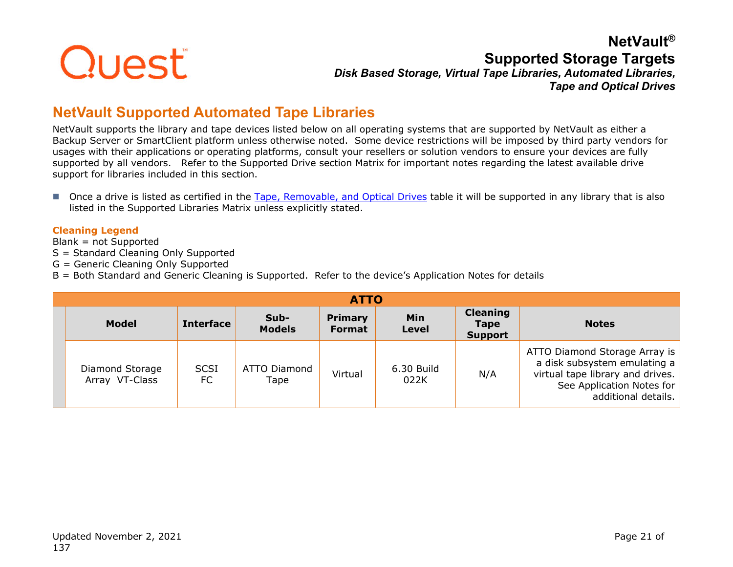## NetVault Supported Automated Tape Libraries

NetVault supports the library and tape devices listed below on all operating systems that are supported by NetVault as either a Backup Server or SmartClient platform unless otherwise noted. Some device restrictions will be imposed by third party vendors for usages with their applications or operating platforms, consult your resellers or solution vendors to ensure your devices are fully supported by all vendors. Refer to the Supported Drive section Matrix for important notes regarding the latest available drive support for libraries included in this section.

- Once a drive is listed as certified in the Tape, Removable, and Optical Drives table it will be supported in any library that is also listed in the Supported Libraries Matrix unless explicitly stated.

**Cleaning Legend**

Blank = not Supported
S = Standard Cleaning Only Supported
G = Generic Cleaning Only Supported
B = Both Standard and Generic Cleaning is Supported. Refer to the device's Application Notes for details

| ATTO | | | | | | |
|---|---|---|---|---|---|---|
| **Model** | **Interface** | **Sub-Models** | **Primary Format** | **Min Level** | **Cleaning Tape Support** | **Notes** |
| Diamond Storage Array VT-Class | SCSI FC | ATTO Diamond Tape | Virtual | 6.30 Build 022K | N/A | ATTO Diamond Storage Array is a disk subsystem emulating a virtual tape library and drives. See Application Notes for additional details. |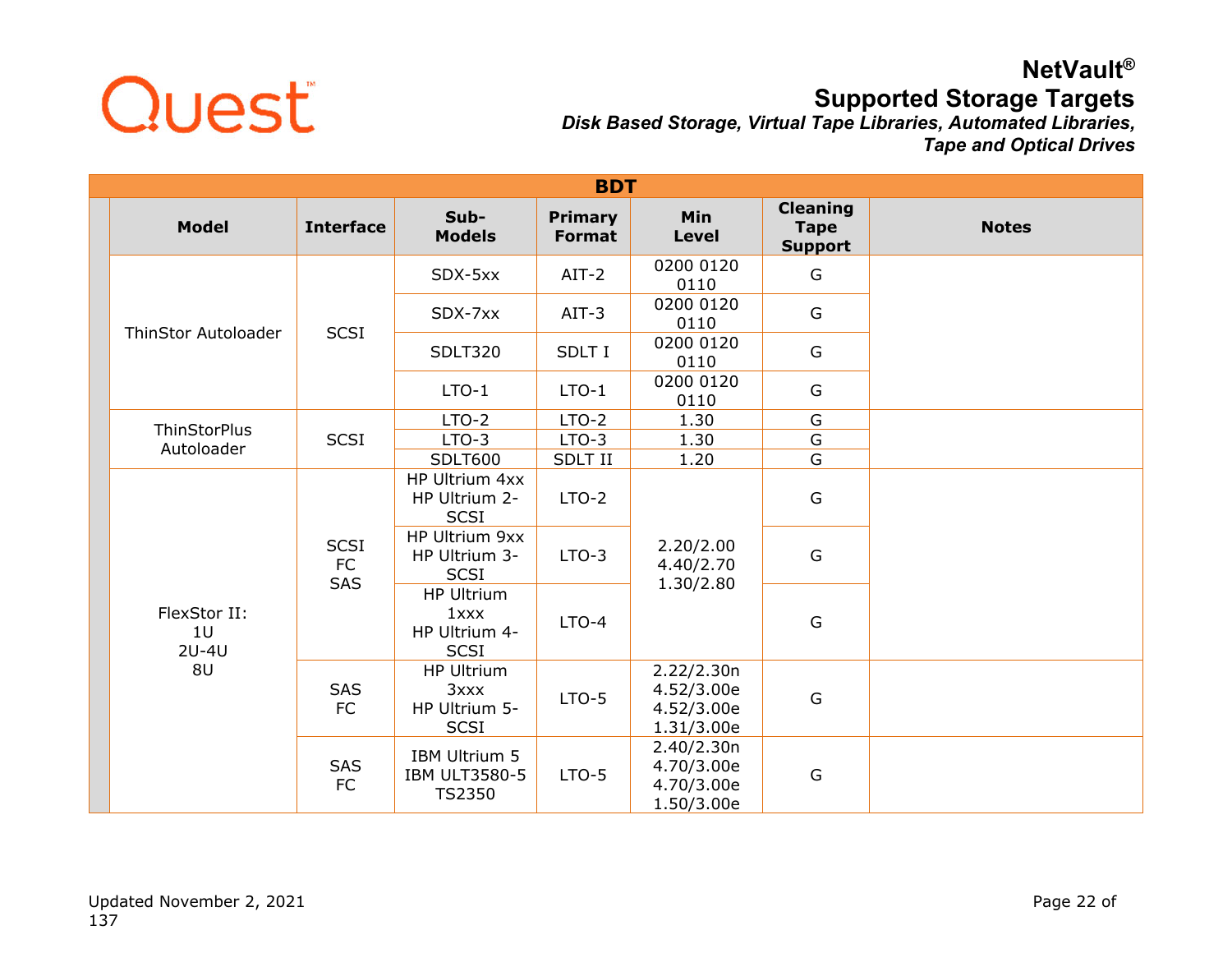# NetVault®

## Supported Storage Targets

***Disk Based Storage, Virtual Tape Libraries, Automated Libraries, Tape and Optical Drives***

| BDT | | | | | | |
|---|---|---|---|---|---|---|
| **Model** | **Interface** | **Sub-Models** | **Primary Format** | **Min Level** | **Cleaning Tape Support** | **Notes** |
| ThinStor Autoloader | SCSI | SDX-5xx | AIT-2 | 0200 0120 0110 | G | |
| | | SDX-7xx | AIT-3 | 0200 0120 0110 | G | |
| | | SDLT320 | SDLT I | 0200 0120 0110 | G | |
| | | LTO-1 | LTO-1 | 0200 0120 0110 | G | |
| ThinStorPlus Autoloader | SCSI | LTO-2 | LTO-2 | 1.30 | G | |
| | | LTO-3 | LTO-3 | 1.30 | G | |
| | | SDLT600 | SDLT II | 1.20 | G | |
| FlexStor II: 1U 2U-4U 8U | SCSI FC SAS | HP Ultrium 4xx HP Ultrium 2-SCSI | LTO-2 | 2.20/2.00 4.40/2.70 1.30/2.80 | G | |
| | | HP Ultrium 9xx HP Ultrium 3-SCSI | LTO-3 | | G | |
| | | HP Ultrium 1xxx HP Ultrium 4-SCSI | LTO-4 | | G | |
| | SAS FC | HP Ultrium 3xxx HP Ultrium 5-SCSI | LTO-5 | 2.22/2.30n 4.52/3.00e 4.52/3.00e 1.31/3.00e | G | |
| | SAS FC | IBM Ultrium 5 IBM ULT3580-5 TS2350 | LTO-5 | 2.40/2.30n 4.70/3.00e 4.70/3.00e 1.50/3.00e | G | |

Updated November 2, 2021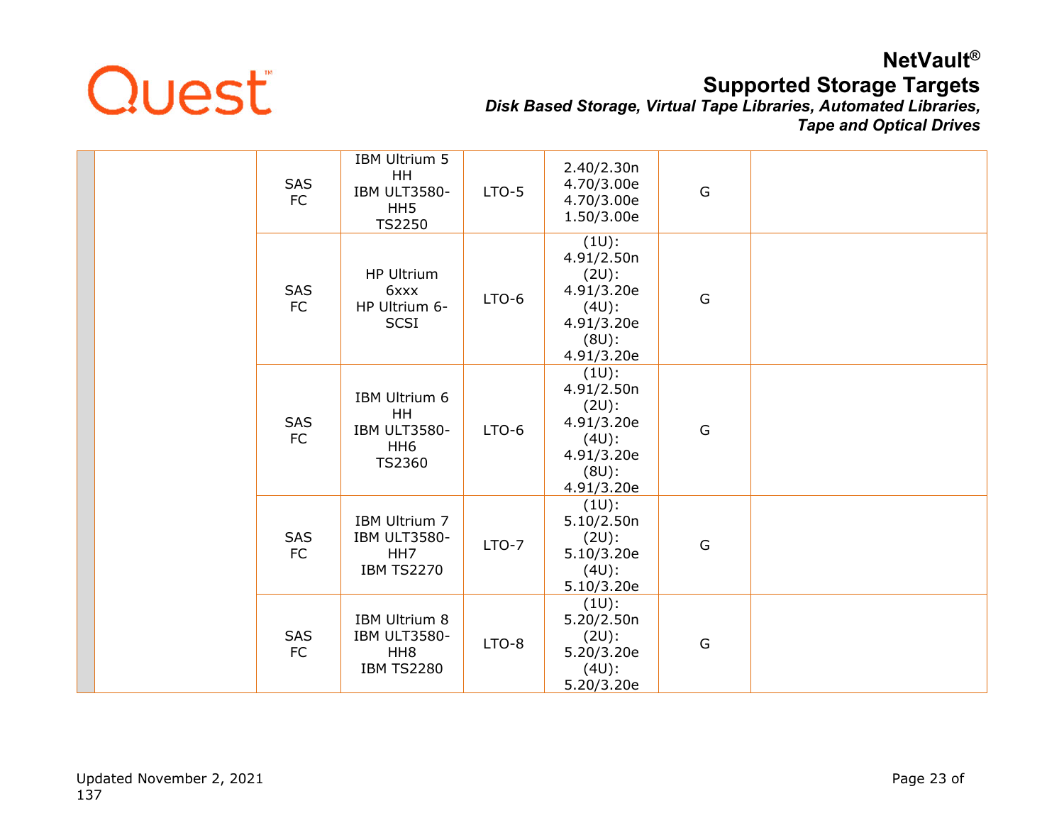| | | | | | | | |
|---|---|---|---|---|---|---|---|
| | | SAS<br>FC | IBM Ultrium 5 HH<br>IBM ULT3580-HH5<br>TS2250 | LTO-5 | 2.40/2.30n<br>4.70/3.00e<br>4.70/3.00e<br>1.50/3.00e | G | |
| | | SAS<br>FC | HP Ultrium 6xxx<br>HP Ultrium 6-SCSI | LTO-6 | (1U):<br>4.91/2.50n<br>(2U):<br>4.91/3.20e<br>(4U):<br>4.91/3.20e<br>(8U):<br>4.91/3.20e | G | |
| | | SAS<br>FC | IBM Ultrium 6 HH<br>IBM ULT3580-HH6<br>TS2360 | LTO-6 | (1U):<br>4.91/2.50n<br>(2U):<br>4.91/3.20e<br>(4U):<br>4.91/3.20e<br>(8U):<br>4.91/3.20e | G | |
| | | SAS<br>FC | IBM Ultrium 7<br>IBM ULT3580-HH7<br>IBM TS2270 | LTO-7 | (1U):<br>5.10/2.50n<br>(2U):<br>5.10/3.20e<br>(4U):<br>5.10/3.20e | G | |
| | | SAS<br>FC | IBM Ultrium 8<br>IBM ULT3580-HH8<br>IBM TS2280 | LTO-8 | (1U):<br>5.20/2.50n<br>(2U):<br>5.20/3.20e<br>(4U):<br>5.20/3.20e | G | |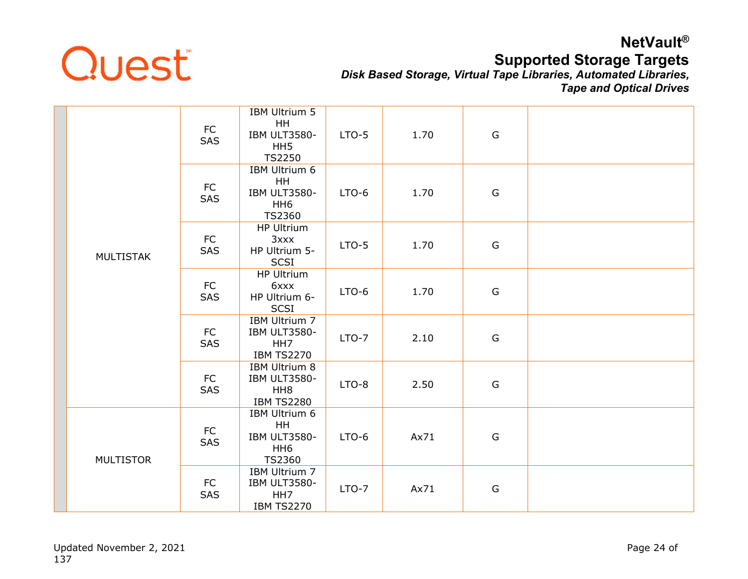| | | | | | | | |
|---|---|---|---|---|---|---|---|
| | MULTISTAK | FC SAS | IBM Ultrium 5 HH IBM ULT3580-HH5 TS2250 | LTO-5 | 1.70 | G | |
| | | FC SAS | IBM Ultrium 6 HH IBM ULT3580-HH6 TS2360 | LTO-6 | 1.70 | G | |
| | | FC SAS | HP Ultrium 3xxx HP Ultrium 5-SCSI | LTO-5 | 1.70 | G | |
| | | FC SAS | HP Ultrium 6xxx HP Ultrium 6-SCSI | LTO-6 | 1.70 | G | |
| | | FC SAS | IBM Ultrium 7 IBM ULT3580-HH7 IBM TS2270 | LTO-7 | 2.10 | G | |
| | | FC SAS | IBM Ultrium 8 IBM ULT3580-HH8 IBM TS2280 | LTO-8 | 2.50 | G | |
| | MULTISTOR | FC SAS | IBM Ultrium 6 HH IBM ULT3580-HH6 TS2360 | LTO-6 | Ax71 | G | |
| | | FC SAS | IBM Ultrium 7 IBM ULT3580-HH7 IBM TS2270 | LTO-7 | Ax71 | G | |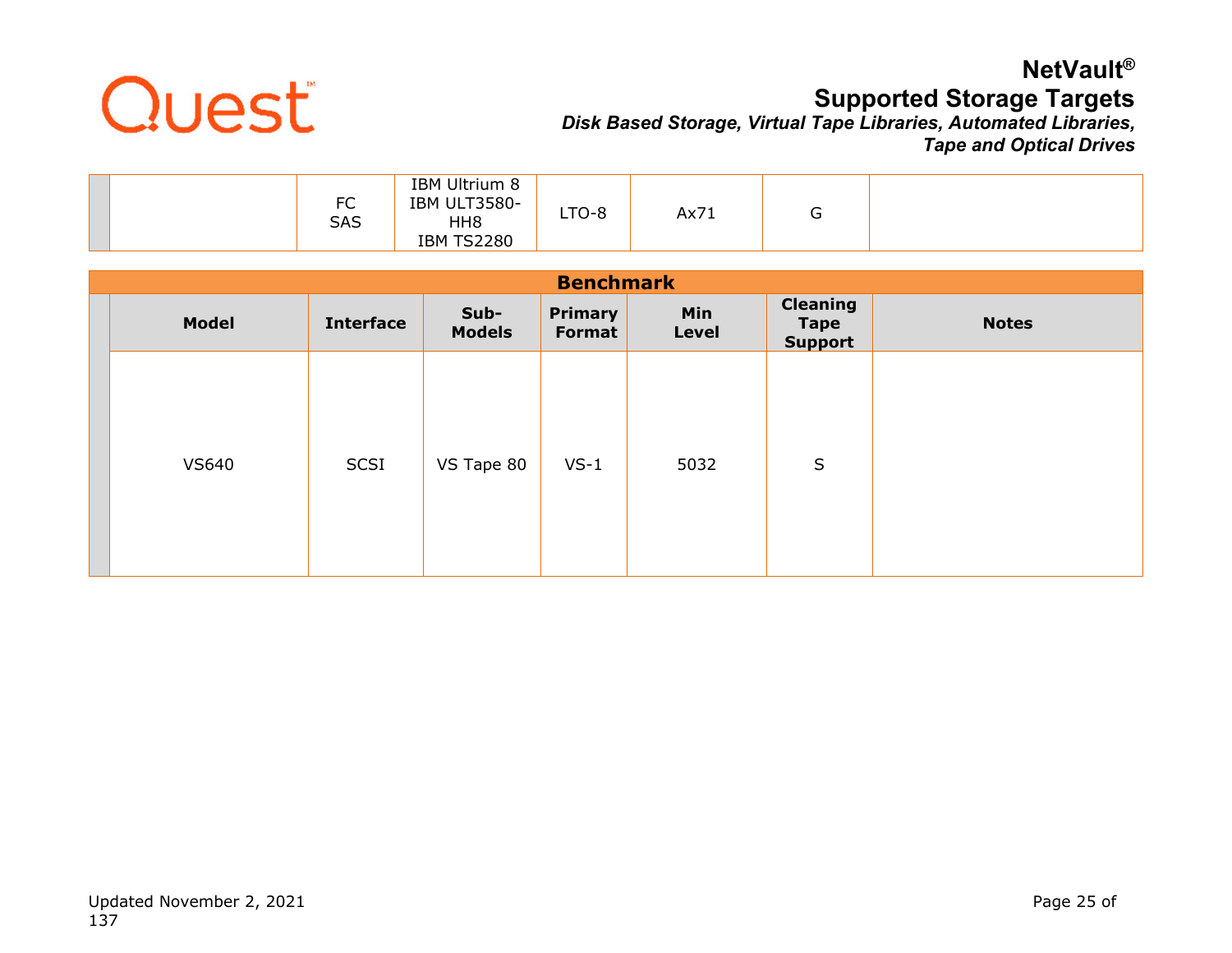| | | | | | | |
|---|---|---|---|---|---|---|
| | | FC<br>SAS | IBM Ultrium 8<br>IBM ULT3580-HH8<br>IBM TS2280 | LTO-8 | Ax71 | G | |

## Benchmark

| | Model | Interface | Sub-Models | Primary Format | Min Level | Cleaning Tape Support | Notes |
|---|---|---|---|---|---|---|---|
| | VS640 | SCSI | VS Tape 80 | VS-1 | 5032 | S | |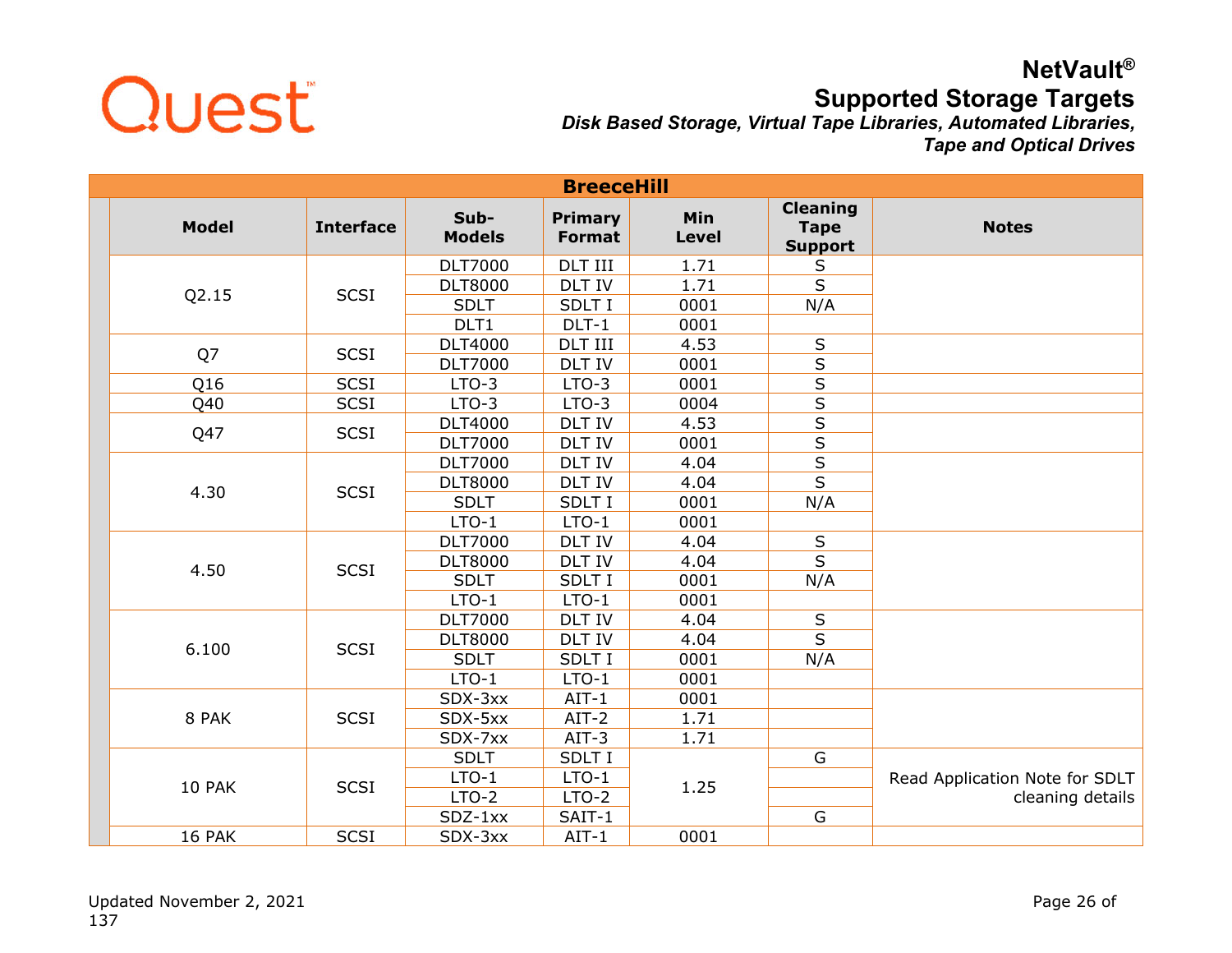## BreeceHill

| Model | Interface | Sub-Models | Primary Format | Min Level | Cleaning Tape Support | Notes |
|---|---|---|---|---|---|---|
| Q2.15 | SCSI | DLT7000 | DLT III | 1.71 | S | |
| | | DLT8000 | DLT IV | 1.71 | S | |
| | | SDLT | SDLT I | 0001 | N/A | |
| | | DLT1 | DLT-1 | 0001 | | |
| Q7 | SCSI | DLT4000 | DLT III | 4.53 | S | |
| | | DLT7000 | DLT IV | 0001 | S | |
| Q16 | SCSI | LTO-3 | LTO-3 | 0001 | S | |
| Q40 | SCSI | LTO-3 | LTO-3 | 0004 | S | |
| Q47 | SCSI | DLT4000 | DLT IV | 4.53 | S | |
| | | DLT7000 | DLT IV | 0001 | S | |
| 4.30 | SCSI | DLT7000 | DLT IV | 4.04 | S | |
| | | DLT8000 | DLT IV | 4.04 | S | |
| | | SDLT | SDLT I | 0001 | N/A | |
| | | LTO-1 | LTO-1 | 0001 | | |
| 4.50 | SCSI | DLT7000 | DLT IV | 4.04 | S | |
| | | DLT8000 | DLT IV | 4.04 | S | |
| | | SDLT | SDLT I | 0001 | N/A | |
| | | LTO-1 | LTO-1 | 0001 | | |
| 6.100 | SCSI | DLT7000 | DLT IV | 4.04 | S | |
| | | DLT8000 | DLT IV | 4.04 | S | |
| | | SDLT | SDLT I | 0001 | N/A | |
| | | LTO-1 | LTO-1 | 0001 | | |
| 8 PAK | SCSI | SDX-3xx | AIT-1 | 0001 | | |
| | | SDX-5xx | AIT-2 | 1.71 | | |
| | | SDX-7xx | AIT-3 | 1.71 | | |
| 10 PAK | SCSI | SDLT | SDLT I | 1.25 | G | Read Application Note for SDLT cleaning details |
| | | LTO-1 | LTO-1 | | | |
| | | LTO-2 | LTO-2 | | | |
| | | SDZ-1xx | SAIT-1 | | G | |
| 16 PAK | SCSI | SDX-3xx | AIT-1 | 0001 | | |

Updated November 2, 2021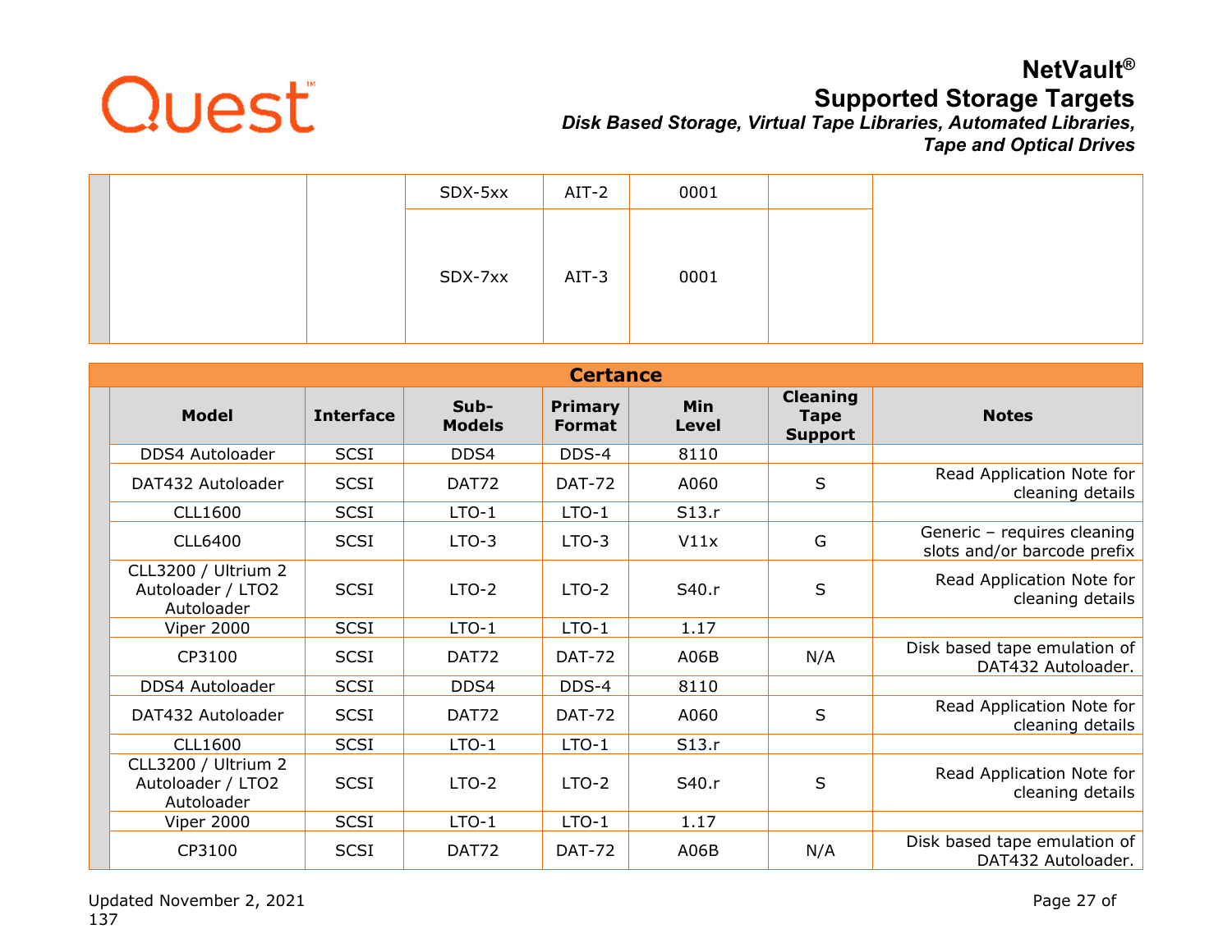| | Model | Interface | Sub-Models | Primary Format | Min Level | Cleaning Tape Support | Notes |
|---|---|---|---|---|---|---|---|
| | | | SDX-5xx | AIT-2 | 0001 | | |
| | | | SDX-7xx | AIT-3 | 0001 | | |

## Certance

| | Model | Interface | Sub-Models | Primary Format | Min Level | Cleaning Tape Support | Notes |
|---|---|---|---|---|---|---|---|
| | DDS4 Autoloader | SCSI | DDS4 | DDS-4 | 8110 | | |
| | DAT432 Autoloader | SCSI | DAT72 | DAT-72 | A060 | S | Read Application Note for cleaning details |
| | CLL1600 | SCSI | LTO-1 | LTO-1 | S13.r | | |
| | CLL6400 | SCSI | LTO-3 | LTO-3 | V11x | G | Generic – requires cleaning slots and/or barcode prefix |
| | CLL3200 / Ultrium 2 Autoloader / LTO2 Autoloader | SCSI | LTO-2 | LTO-2 | S40.r | S | Read Application Note for cleaning details |
| | Viper 2000 | SCSI | LTO-1 | LTO-1 | 1.17 | | |
| | CP3100 | SCSI | DAT72 | DAT-72 | A06B | N/A | Disk based tape emulation of DAT432 Autoloader. |
| | DDS4 Autoloader | SCSI | DDS4 | DDS-4 | 8110 | | |
| | DAT432 Autoloader | SCSI | DAT72 | DAT-72 | A060 | S | Read Application Note for cleaning details |
| | CLL1600 | SCSI | LTO-1 | LTO-1 | S13.r | | |
| | CLL3200 / Ultrium 2 Autoloader / LTO2 Autoloader | SCSI | LTO-2 | LTO-2 | S40.r | S | Read Application Note for cleaning details |
| | Viper 2000 | SCSI | LTO-1 | LTO-1 | 1.17 | | |
| | CP3100 | SCSI | DAT72 | DAT-72 | A06B | N/A | Disk based tape emulation of DAT432 Autoloader. |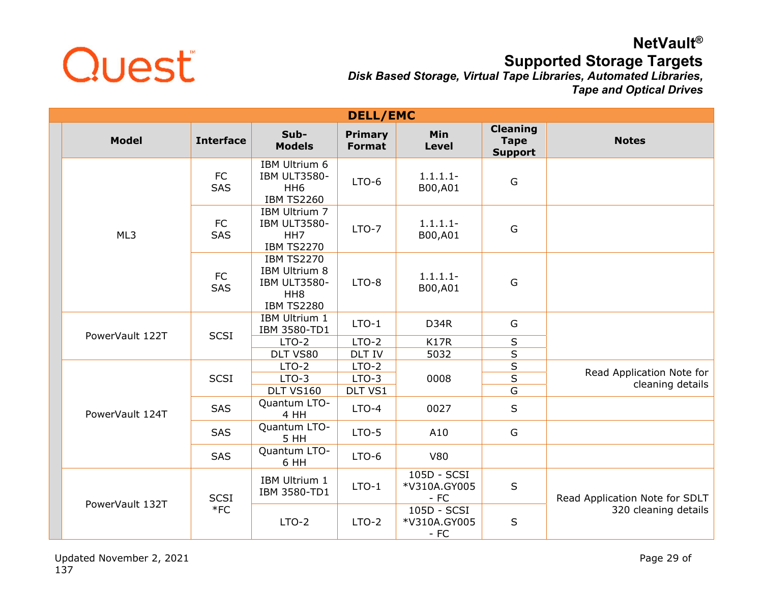# NetVault®

## Supported Storage Targets

*Disk Based Storage, Virtual Tape Libraries, Automated Libraries, Tape and Optical Drives*

| DELL/EMC | | | | | | |
|---|---|---|---|---|---|---|
| **Model** | **Interface** | **Sub-Models** | **Primary Format** | **Min Level** | **Cleaning Tape Support** | **Notes** |
| ML3 | FC SAS | IBM Ultrium 6 IBM ULT3580-HH6 IBM TS2260 | LTO-6 | 1.1.1.1-B00,A01 | G | |
| | FC SAS | IBM Ultrium 7 IBM ULT3580-HH7 IBM TS2270 | LTO-7 | 1.1.1.1-B00,A01 | G | |
| | FC SAS | IBM TS2270 IBM Ultrium 8 IBM ULT3580-HH8 IBM TS2280 | LTO-8 | 1.1.1.1-B00,A01 | G | |
| PowerVault 122T | SCSI | IBM Ultrium 1 IBM 3580-TD1 | LTO-1 | D34R | G | |
| | | LTO-2 | LTO-2 | K17R | S | |
| | | DLT VS80 | DLT IV | 5032 | S | |
| PowerVault 124T | SCSI | LTO-2 | LTO-2 | 0008 | S | Read Application Note for cleaning details |
| | | LTO-3 | LTO-3 | | S | |
| | | DLT VS160 | DLT VS1 | | G | |
| | SAS | Quantum LTO-4 HH | LTO-4 | 0027 | S | |
| | SAS | Quantum LTO-5 HH | LTO-5 | A10 | G | |
| | SAS | Quantum LTO-6 HH | LTO-6 | V80 | | |
| PowerVault 132T | SCSI *FC | IBM Ultrium 1 IBM 3580-TD1 | LTO-1 | 105D - SCSI *V310A.GY005 - FC | S | Read Application Note for SDLT 320 cleaning details |
| | | LTO-2 | LTO-2 | 105D - SCSI *V310A.GY005 - FC | S | |

Updated November 2, 2021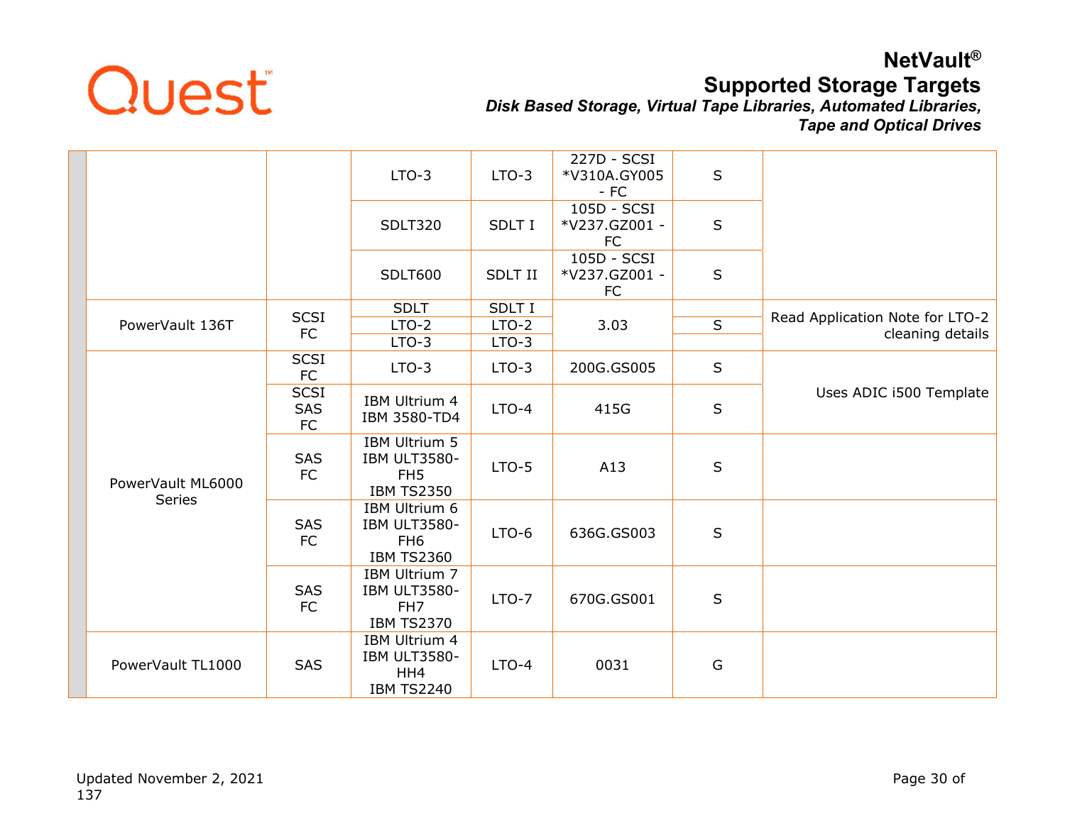|  |  |  |  |  |  |  |
|---|---|---|---|---|---|---|
|  |  |  | LTO-3 | LTO-3 | 227D - SCSI *V310A.GY005 - FC | S |  |
|  |  |  | SDLT320 | SDLT I | 105D - SCSI *V237.GZ001 - FC | S |  |
|  |  |  | SDLT600 | SDLT II | 105D - SCSI *V237.GZ001 - FC | S |  |
|  | PowerVault 136T | SCSI FC | SDLT | SDLT I | 3.03 |  | Read Application Note for LTO-2 cleaning details |
|  |  |  | LTO-2 | LTO-2 |  | S |  |
|  |  |  | LTO-3 | LTO-3 |  |  |  |
|  | PowerVault ML6000 Series | SCSI FC | LTO-3 | LTO-3 | 200G.GS005 | S | Uses ADIC i500 Template |
|  |  | SCSI SAS FC | IBM Ultrium 4 IBM 3580-TD4 | LTO-4 | 415G | S |  |
|  |  | SAS FC | IBM Ultrium 5 IBM ULT3580-FH5 IBM TS2350 | LTO-5 | A13 | S |  |
|  |  | SAS FC | IBM Ultrium 6 IBM ULT3580-FH6 IBM TS2360 | LTO-6 | 636G.GS003 | S |  |
|  |  | SAS FC | IBM Ultrium 7 IBM ULT3580-FH7 IBM TS2370 | LTO-7 | 670G.GS001 | S |  |
|  | PowerVault TL1000 | SAS | IBM Ultrium 4 IBM ULT3580-HH4 IBM TS2240 | LTO-4 | 0031 | G |  |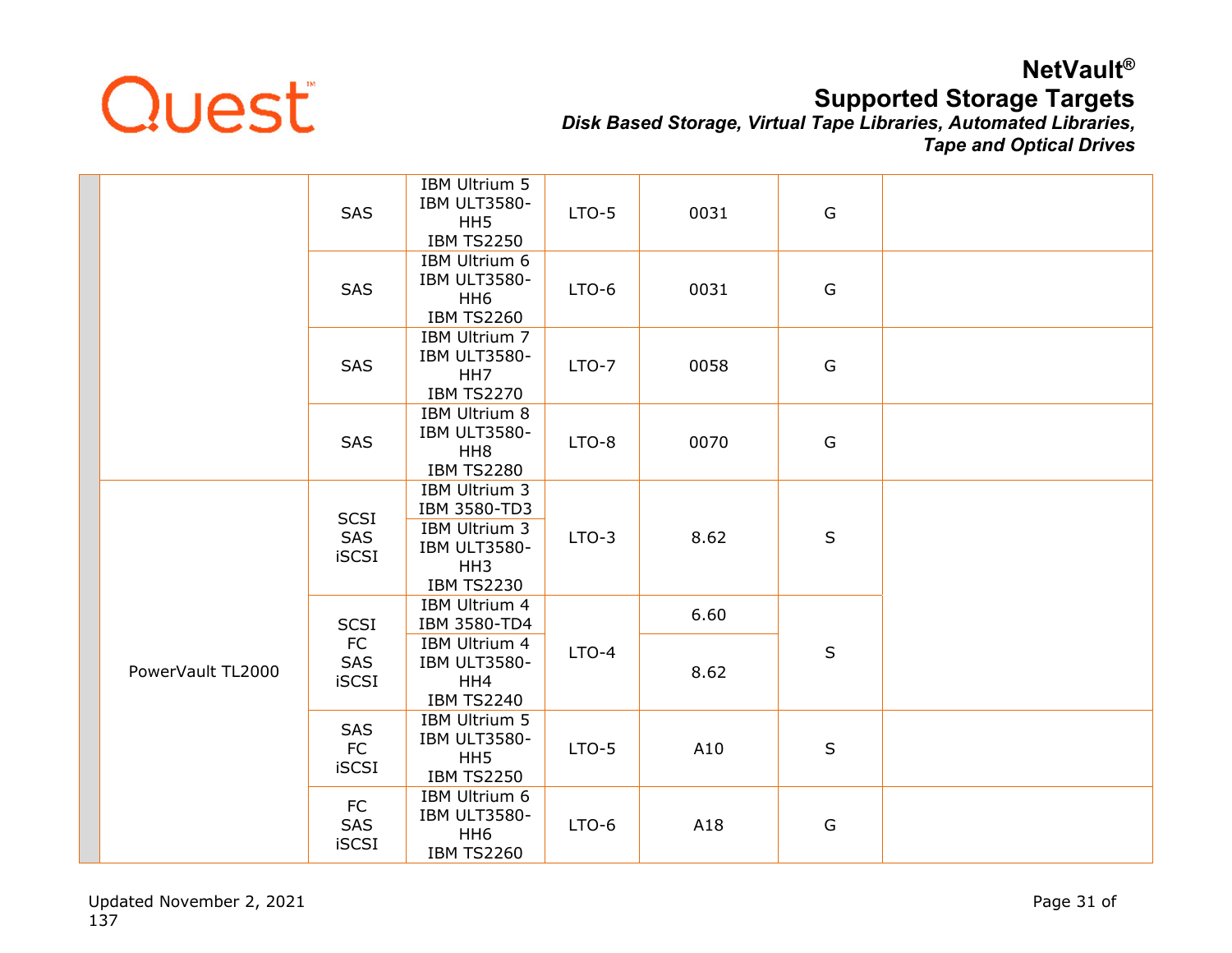| | | | | | | | |
|---|---|---|---|---|---|---|---|
| | | SAS | IBM Ultrium 5<br>IBM ULT3580-HH5<br>IBM TS2250 | LTO-5 | 0031 | G | |
| | | SAS | IBM Ultrium 6<br>IBM ULT3580-HH6<br>IBM TS2260 | LTO-6 | 0031 | G | |
| | | SAS | IBM Ultrium 7<br>IBM ULT3580-HH7<br>IBM TS2270 | LTO-7 | 0058 | G | |
| | | SAS | IBM Ultrium 8<br>IBM ULT3580-HH8<br>IBM TS2280 | LTO-8 | 0070 | G | |
| | PowerVault TL2000 | SCSI<br>SAS<br>iSCSI | IBM Ultrium 3<br>IBM 3580-TD3 | LTO-3 | 8.62 | S | |
| | | | IBM Ultrium 3<br>IBM ULT3580-HH3<br>IBM TS2230 | | | | |
| | | SCSI<br>FC<br>SAS<br>iSCSI | IBM Ultrium 4<br>IBM 3580-TD4 | LTO-4 | 6.60 | S | |
| | | | IBM Ultrium 4<br>IBM ULT3580-HH4<br>IBM TS2240 | | 8.62 | | |
| | | SAS<br>FC<br>iSCSI | IBM Ultrium 5<br>IBM ULT3580-HH5<br>IBM TS2250 | LTO-5 | A10 | S | |
| | | FC<br>SAS<br>iSCSI | IBM Ultrium 6<br>IBM ULT3580-HH6<br>IBM TS2260 | LTO-6 | A18 | G | |

Updated November 2, 2021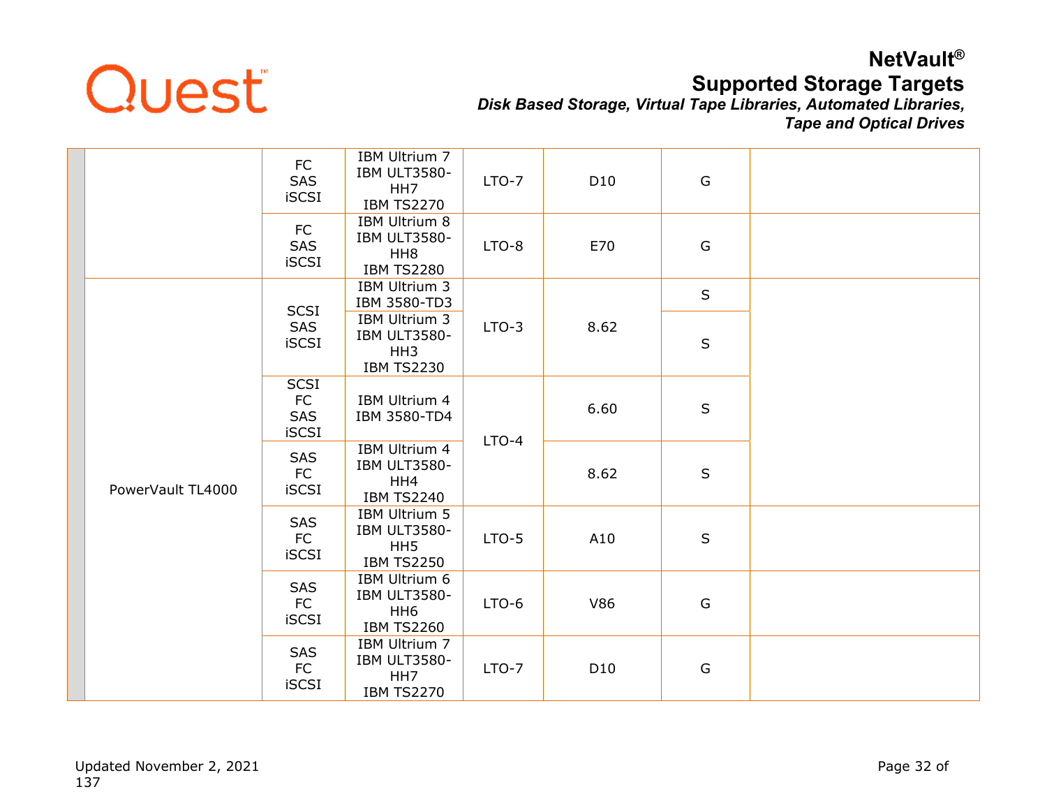| | | | | | | | |
|---|---|---|---|---|---|---|---|
| | | FC SAS iSCSI | IBM Ultrium 7 IBM ULT3580-HH7 IBM TS2270 | LTO-7 | D10 | G | |
| | | FC SAS iSCSI | IBM Ultrium 8 IBM ULT3580-HH8 IBM TS2280 | LTO-8 | E70 | G | |
| | PowerVault TL4000 | SCSI SAS iSCSI | IBM Ultrium 3 IBM 3580-TD3 | LTO-3 | 8.62 | S | |
| | | | IBM Ultrium 3 IBM ULT3580-HH3 IBM TS2230 | | | S | |
| | | SCSI FC SAS iSCSI | IBM Ultrium 4 IBM 3580-TD4 | LTO-4 | 6.60 | S | |
| | | SAS FC iSCSI | IBM Ultrium 4 IBM ULT3580-HH4 IBM TS2240 | | 8.62 | S | |
| | | SAS FC iSCSI | IBM Ultrium 5 IBM ULT3580-HH5 IBM TS2250 | LTO-5 | A10 | S | |
| | | SAS FC iSCSI | IBM Ultrium 6 IBM ULT3580-HH6 IBM TS2260 | LTO-6 | V86 | G | |
| | | SAS FC iSCSI | IBM Ultrium 7 IBM ULT3580-HH7 IBM TS2270 | LTO-7 | D10 | G | |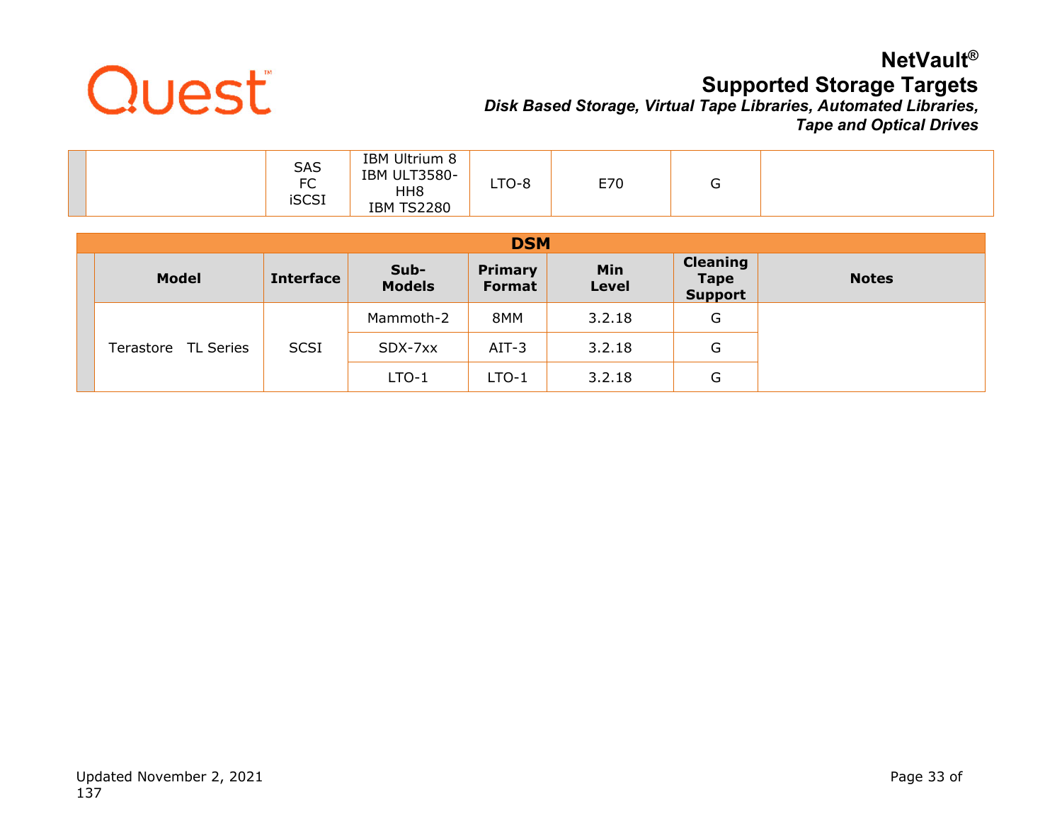| | Model | Interface | Sub-Models | Primary Format | Min Level | Cleaning Tape Support | Notes |
|---|---|---|---|---|---|---|---|
| | | SAS FC iSCSI | IBM Ultrium 8 IBM ULT3580-HH8 IBM TS2280 | LTO-8 | E70 | G | |

| DSM | | | | | | | |
|---|---|---|---|---|---|---|---|
| | **Model** | **Interface** | **Sub-Models** | **Primary Format** | **Min Level** | **Cleaning Tape Support** | **Notes** |
| | Terastore TL Series | SCSI | Mammoth-2 | 8MM | 3.2.18 | G | |
| | | | SDX-7xx | AIT-3 | 3.2.18 | G | |
| | | | LTO-1 | LTO-1 | 3.2.18 | G | |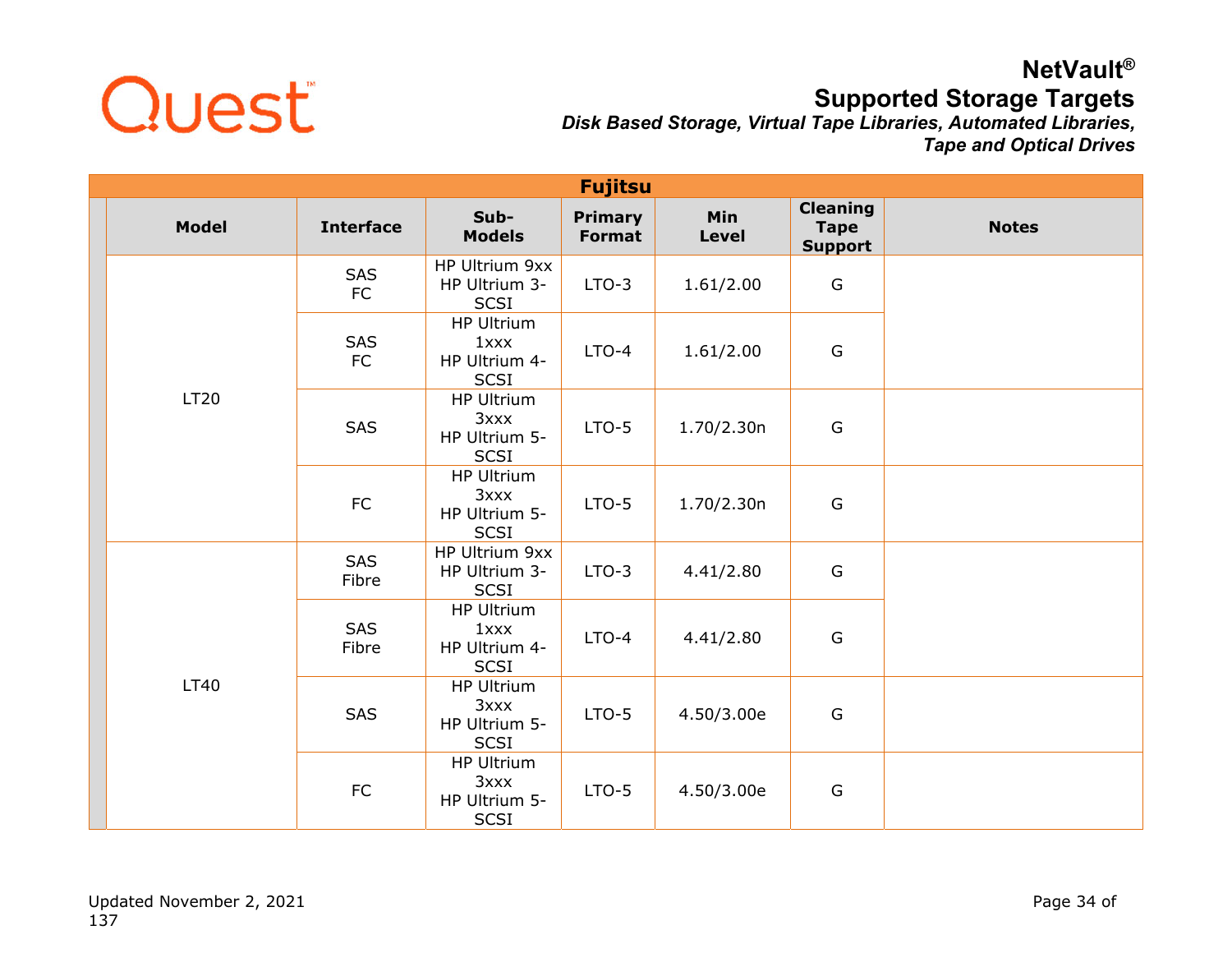| Fujitsu | | | | | | |
|---|---|---|---|---|---|---|
| **Model** | **Interface** | **Sub-Models** | **Primary Format** | **Min Level** | **Cleaning Tape Support** | **Notes** |
| LT20 | SAS FC | HP Ultrium 9xx HP Ultrium 3-SCSI | LTO-3 | 1.61/2.00 | G | |
| | SAS FC | HP Ultrium 1xxx HP Ultrium 4-SCSI | LTO-4 | 1.61/2.00 | G | |
| | SAS | HP Ultrium 3xxx HP Ultrium 5-SCSI | LTO-5 | 1.70/2.30n | G | |
| | FC | HP Ultrium 3xxx HP Ultrium 5-SCSI | LTO-5 | 1.70/2.30n | G | |
| LT40 | SAS Fibre | HP Ultrium 9xx HP Ultrium 3-SCSI | LTO-3 | 4.41/2.80 | G | |
| | SAS Fibre | HP Ultrium 1xxx HP Ultrium 4-SCSI | LTO-4 | 4.41/2.80 | G | |
| | SAS | HP Ultrium 3xxx HP Ultrium 5-SCSI | LTO-5 | 4.50/3.00e | G | |
| | FC | HP Ultrium 3xxx HP Ultrium 5-SCSI | LTO-5 | 4.50/3.00e | G | |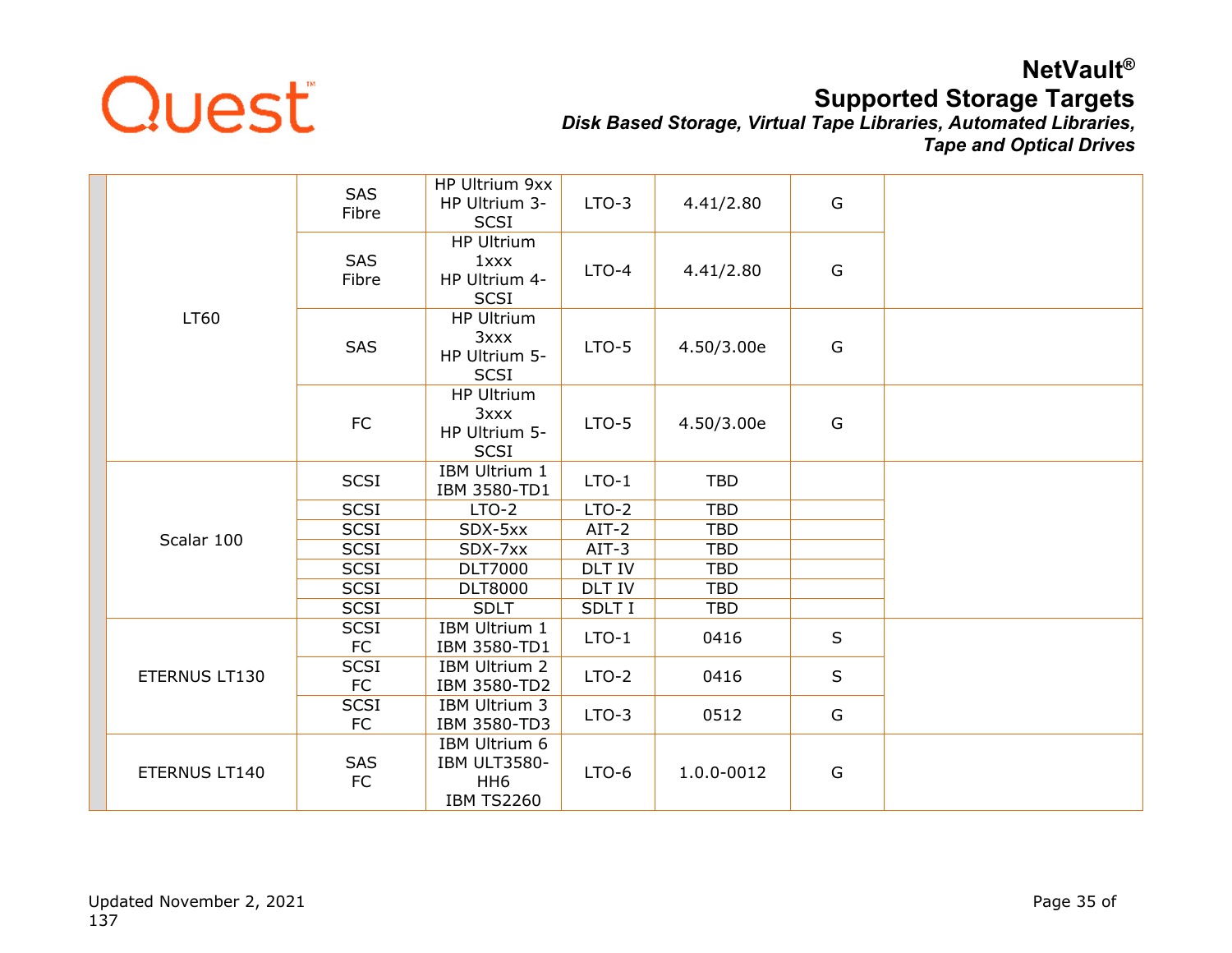| | Library | Interface | Drive | Drive Type | Firmware | Status | Notes |
|---|---|---|---|---|---|---|---|
| | LT60 | SAS Fibre | HP Ultrium 9xx HP Ultrium 3-SCSI | LTO-3 | 4.41/2.80 | G | |
| | | SAS Fibre | HP Ultrium 1xxx HP Ultrium 4-SCSI | LTO-4 | 4.41/2.80 | G | |
| | | SAS | HP Ultrium 3xxx HP Ultrium 5-SCSI | LTO-5 | 4.50/3.00e | G | |
| | | FC | HP Ultrium 3xxx HP Ultrium 5-SCSI | LTO-5 | 4.50/3.00e | G | |
| | Scalar 100 | SCSI | IBM Ultrium 1 IBM 3580-TD1 | LTO-1 | TBD | | |
| | | SCSI | LTO-2 | LTO-2 | TBD | | |
| | | SCSI | SDX-5xx | AIT-2 | TBD | | |
| | | SCSI | SDX-7xx | AIT-3 | TBD | | |
| | | SCSI | DLT7000 | DLT IV | TBD | | |
| | | SCSI | DLT8000 | DLT IV | TBD | | |
| | | SCSI | SDLT | SDLT I | TBD | | |
| | ETERNUS LT130 | SCSI FC | IBM Ultrium 1 IBM 3580-TD1 | LTO-1 | 0416 | S | |
| | | SCSI FC | IBM Ultrium 2 IBM 3580-TD2 | LTO-2 | 0416 | S | |
| | | SCSI FC | IBM Ultrium 3 IBM 3580-TD3 | LTO-3 | 0512 | G | |
| | ETERNUS LT140 | SAS FC | IBM Ultrium 6 IBM ULT3580-HH6 IBM TS2260 | LTO-6 | 1.0.0-0012 | G | |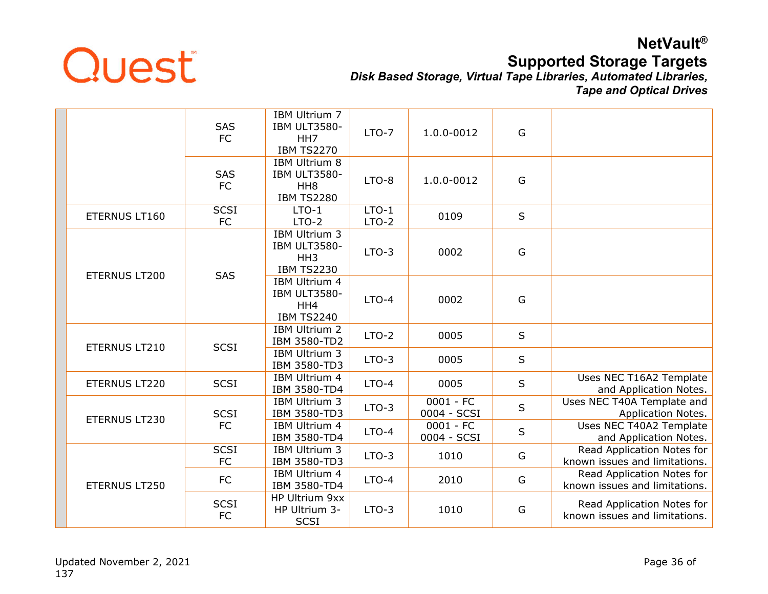| | | | | | | | |
|---|---|---|---|---|---|---|---|
| | | SAS FC | IBM Ultrium 7 IBM ULT3580-HH7 IBM TS2270 | LTO-7 | 1.0.0-0012 | G | |
| | | SAS FC | IBM Ultrium 8 IBM ULT3580-HH8 IBM TS2280 | LTO-8 | 1.0.0-0012 | G | |
| | ETERNUS LT160 | SCSI FC | LTO-1 LTO-2 | LTO-1 LTO-2 | 0109 | S | |
| | ETERNUS LT200 | SAS | IBM Ultrium 3 IBM ULT3580-HH3 IBM TS2230 | LTO-3 | 0002 | G | |
| | | | IBM Ultrium 4 IBM ULT3580-HH4 IBM TS2240 | LTO-4 | 0002 | G | |
| | ETERNUS LT210 | SCSI | IBM Ultrium 2 IBM 3580-TD2 | LTO-2 | 0005 | S | |
| | | | IBM Ultrium 3 IBM 3580-TD3 | LTO-3 | 0005 | S | |
| | ETERNUS LT220 | SCSI | IBM Ultrium 4 IBM 3580-TD4 | LTO-4 | 0005 | S | Uses NEC T16A2 Template and Application Notes. |
| | ETERNUS LT230 | SCSI FC | IBM Ultrium 3 IBM 3580-TD3 | LTO-3 | 0001 - FC 0004 - SCSI | S | Uses NEC T40A Template and Application Notes. |
| | | | IBM Ultrium 4 IBM 3580-TD4 | LTO-4 | 0001 - FC 0004 - SCSI | S | Uses NEC T40A2 Template and Application Notes. |
| | ETERNUS LT250 | SCSI FC | IBM Ultrium 3 IBM 3580-TD3 | LTO-3 | 1010 | G | Read Application Notes for known issues and limitations. |
| | | FC | IBM Ultrium 4 IBM 3580-TD4 | LTO-4 | 2010 | G | Read Application Notes for known issues and limitations. |
| | | SCSI FC | HP Ultrium 9xx HP Ultrium 3-SCSI | LTO-3 | 1010 | G | Read Application Notes for known issues and limitations. |

Updated November 2, 2021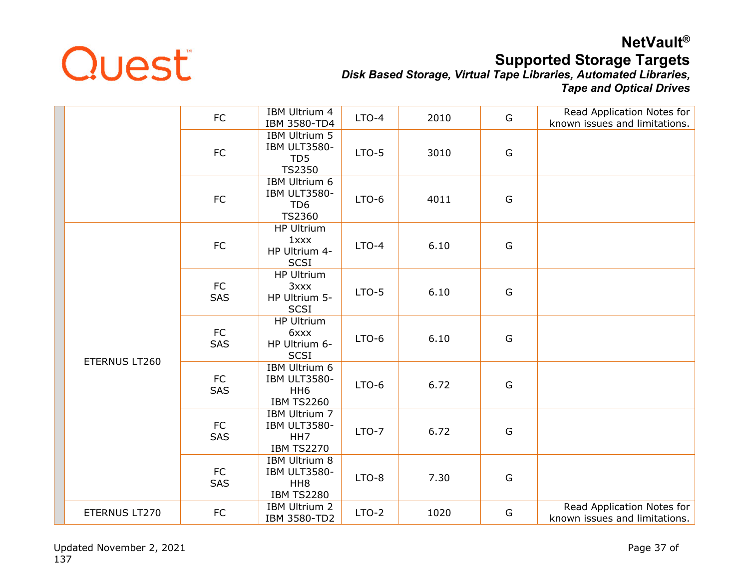| | | | | | | |
|---|---|---|---|---|---|---|
| | | FC | IBM Ultrium 4<br>IBM 3580-TD4 | LTO-4 | 2010 | G | Read Application Notes for known issues and limitations. |
| | | FC | IBM Ultrium 5<br>IBM ULT3580-TD5<br>TS2350 | LTO-5 | 3010 | G | |
| | | FC | IBM Ultrium 6<br>IBM ULT3580-TD6<br>TS2360 | LTO-6 | 4011 | G | |
| | ETERNUS LT260 | FC | HP Ultrium 1xxx<br>HP Ultrium 4-SCSI | LTO-4 | 6.10 | G | |
| | | FC<br>SAS | HP Ultrium 3xxx<br>HP Ultrium 5-SCSI | LTO-5 | 6.10 | G | |
| | | FC<br>SAS | HP Ultrium 6xxx<br>HP Ultrium 6-SCSI | LTO-6 | 6.10 | G | |
| | | FC<br>SAS | IBM Ultrium 6<br>IBM ULT3580-HH6<br>IBM TS2260 | LTO-6 | 6.72 | G | |
| | | FC<br>SAS | IBM Ultrium 7<br>IBM ULT3580-HH7<br>IBM TS2270 | LTO-7 | 6.72 | G | |
| | | FC<br>SAS | IBM Ultrium 8<br>IBM ULT3580-HH8<br>IBM TS2280 | LTO-8 | 7.30 | G | |
| | ETERNUS LT270 | FC | IBM Ultrium 2<br>IBM 3580-TD2 | LTO-2 | 1020 | G | Read Application Notes for known issues and limitations. |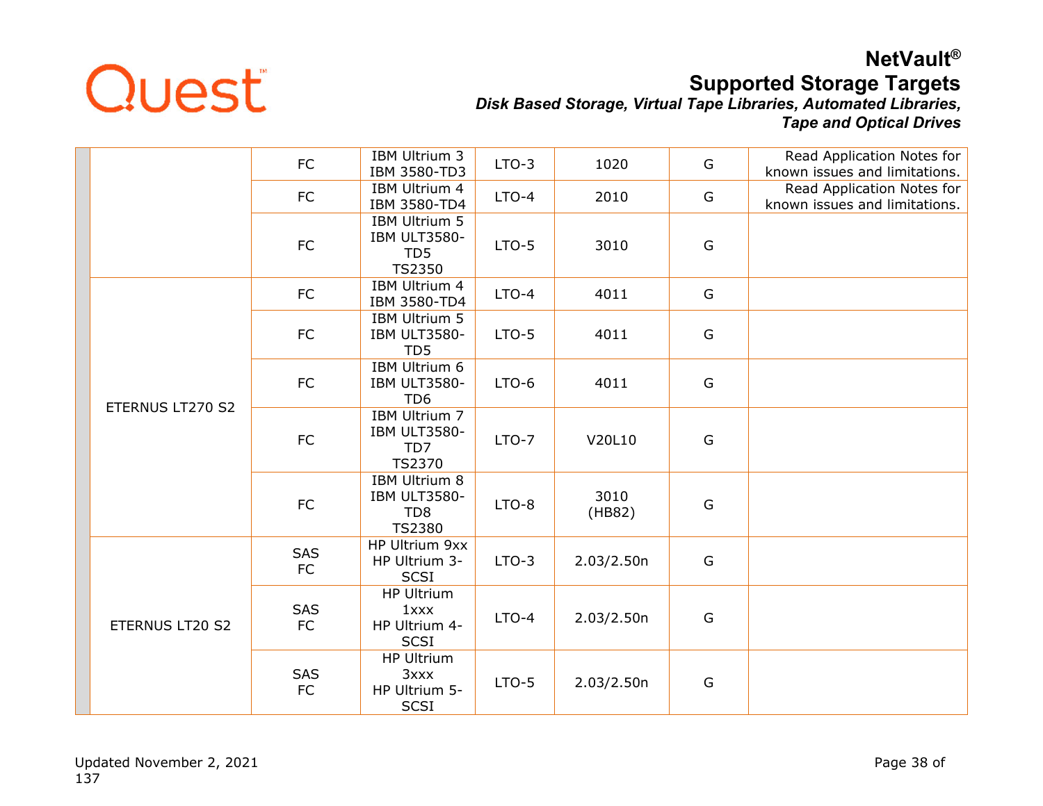| | | | | | | | |
|---|---|---|---|---|---|---|---|
| | | FC | IBM Ultrium 3 IBM 3580-TD3 | LTO-3 | 1020 | G | Read Application Notes for known issues and limitations. |
| | | FC | IBM Ultrium 4 IBM 3580-TD4 | LTO-4 | 2010 | G | Read Application Notes for known issues and limitations. |
| | | FC | IBM Ultrium 5 IBM ULT3580-TD5 TS2350 | LTO-5 | 3010 | G | |
| | ETERNUS LT270 S2 | FC | IBM Ultrium 4 IBM 3580-TD4 | LTO-4 | 4011 | G | |
| | | FC | IBM Ultrium 5 IBM ULT3580-TD5 | LTO-5 | 4011 | G | |
| | | FC | IBM Ultrium 6 IBM ULT3580-TD6 | LTO-6 | 4011 | G | |
| | | FC | IBM Ultrium 7 IBM ULT3580-TD7 TS2370 | LTO-7 | V20L10 | G | |
| | | FC | IBM Ultrium 8 IBM ULT3580-TD8 TS2380 | LTO-8 | 3010 (HB82) | G | |
| | ETERNUS LT20 S2 | SAS FC | HP Ultrium 9xx HP Ultrium 3-SCSI | LTO-3 | 2.03/2.50n | G | |
| | | SAS FC | HP Ultrium 1xxx HP Ultrium 4-SCSI | LTO-4 | 2.03/2.50n | G | |
| | | SAS FC | HP Ultrium 3xxx HP Ultrium 5-SCSI | LTO-5 | 2.03/2.50n | G | |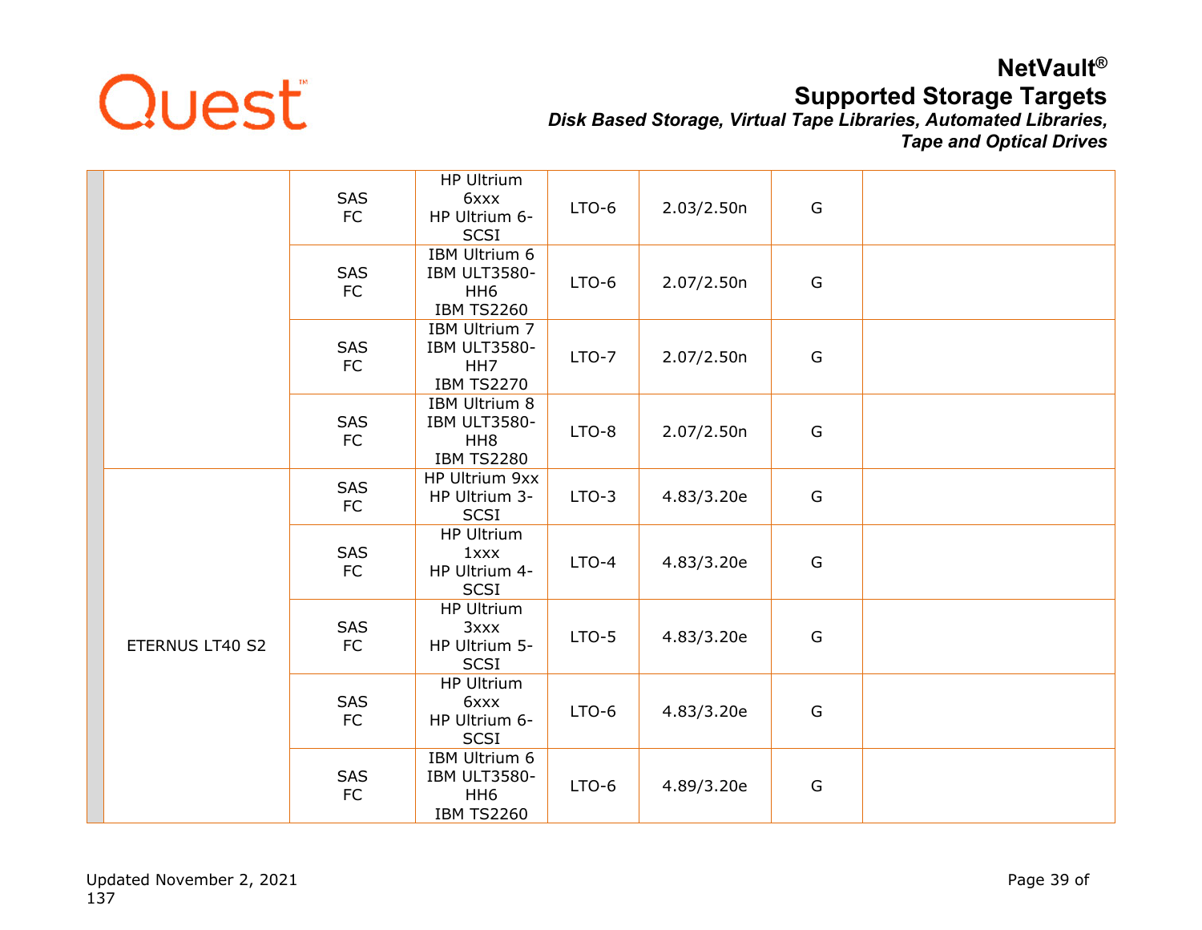| | | | | | | | |
|---|---|---|---|---|---|---|---|
| | | SAS FC | HP Ultrium 6xxx HP Ultrium 6-SCSI | LTO-6 | 2.03/2.50n | G | |
| | | SAS FC | IBM Ultrium 6 IBM ULT3580-HH6 IBM TS2260 | LTO-6 | 2.07/2.50n | G | |
| | | SAS FC | IBM Ultrium 7 IBM ULT3580-HH7 IBM TS2270 | LTO-7 | 2.07/2.50n | G | |
| | | SAS FC | IBM Ultrium 8 IBM ULT3580-HH8 IBM TS2280 | LTO-8 | 2.07/2.50n | G | |
| | ETERNUS LT40 S2 | SAS FC | HP Ultrium 9xx HP Ultrium 3-SCSI | LTO-3 | 4.83/3.20e | G | |
| | | SAS FC | HP Ultrium 1xxx HP Ultrium 4-SCSI | LTO-4 | 4.83/3.20e | G | |
| | | SAS FC | HP Ultrium 3xxx HP Ultrium 5-SCSI | LTO-5 | 4.83/3.20e | G | |
| | | SAS FC | HP Ultrium 6xxx HP Ultrium 6-SCSI | LTO-6 | 4.83/3.20e | G | |
| | | SAS FC | IBM Ultrium 6 IBM ULT3580-HH6 IBM TS2260 | LTO-6 | 4.89/3.20e | G | |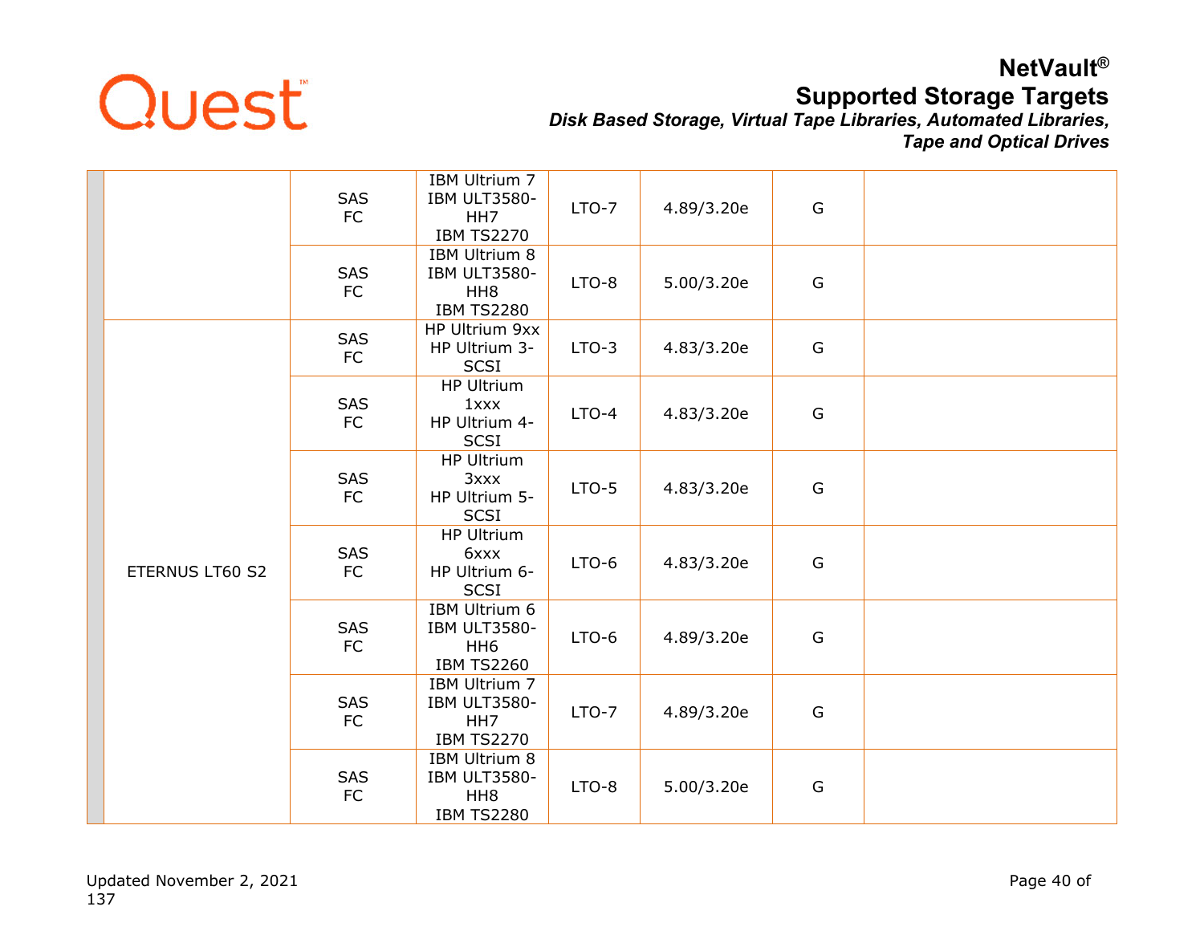| | | | | | | | |
|---|---|---|---|---|---|---|---|
| | | SAS<br>FC | IBM Ultrium 7<br>IBM ULT3580-HH7<br>IBM TS2270 | LTO-7 | 4.89/3.20e | G | |
| | | SAS<br>FC | IBM Ultrium 8<br>IBM ULT3580-HH8<br>IBM TS2280 | LTO-8 | 5.00/3.20e | G | |
| | ETERNUS LT60 S2 | SAS<br>FC | HP Ultrium 9xx<br>HP Ultrium 3-SCSI | LTO-3 | 4.83/3.20e | G | |
| | | SAS<br>FC | HP Ultrium 1xxx<br>HP Ultrium 4-SCSI | LTO-4 | 4.83/3.20e | G | |
| | | SAS<br>FC | HP Ultrium 3xxx<br>HP Ultrium 5-SCSI | LTO-5 | 4.83/3.20e | G | |
| | | SAS<br>FC | HP Ultrium 6xxx<br>HP Ultrium 6-SCSI | LTO-6 | 4.83/3.20e | G | |
| | | SAS<br>FC | IBM Ultrium 6<br>IBM ULT3580-HH6<br>IBM TS2260 | LTO-6 | 4.89/3.20e | G | |
| | | SAS<br>FC | IBM Ultrium 7<br>IBM ULT3580-HH7<br>IBM TS2270 | LTO-7 | 4.89/3.20e | G | |
| | | SAS<br>FC | IBM Ultrium 8<br>IBM ULT3580-HH8<br>IBM TS2280 | LTO-8 | 5.00/3.20e | G | |

Updated November 2, 2021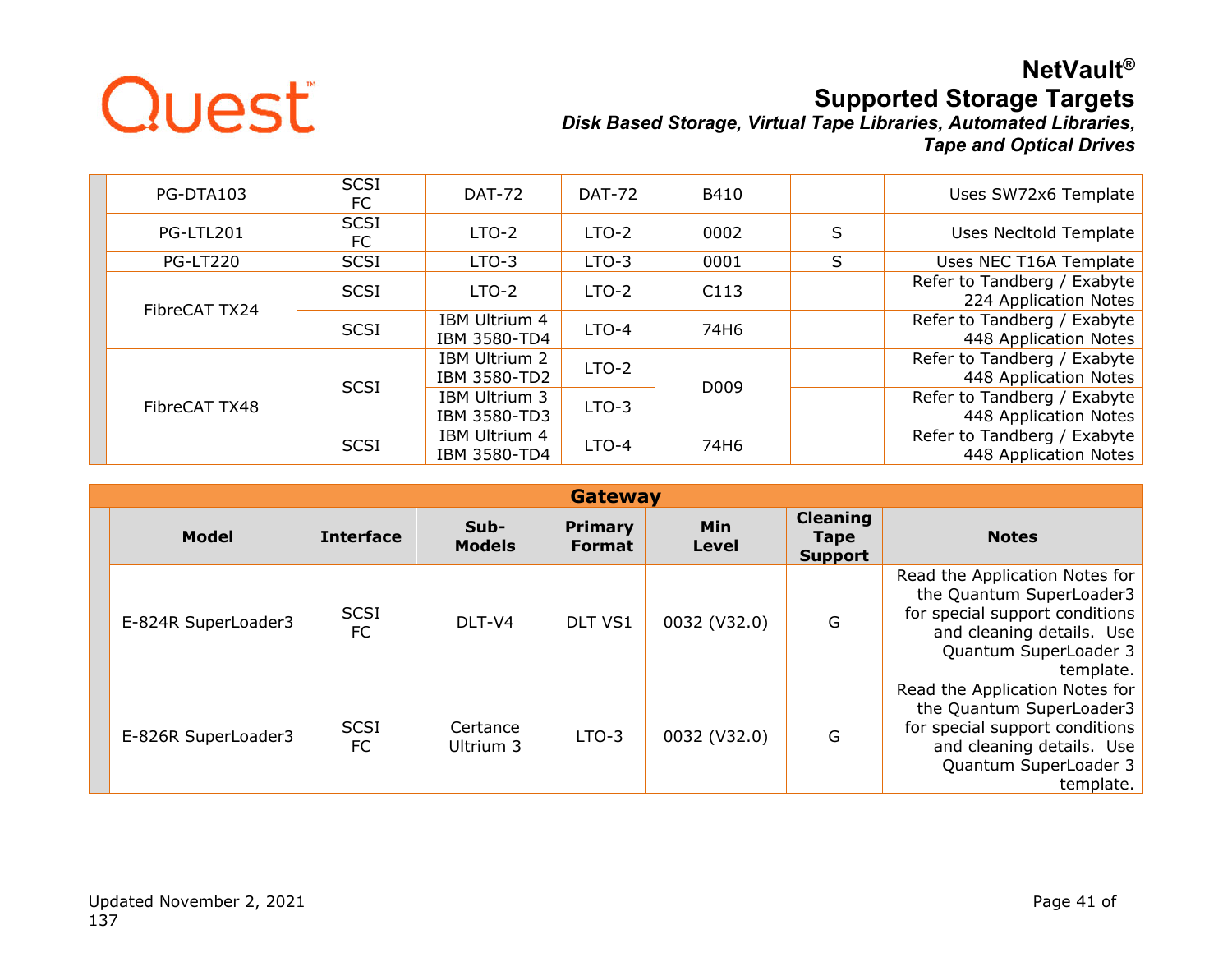| Model | Interface | Sub-Models | Primary Format | Min Level | Cleaning Tape Support | Notes |
|---|---|---|---|---|---|---|
| PG-DTA103 | SCSI FC | DAT-72 | DAT-72 | B410 | | Uses SW72x6 Template |
| PG-LTL201 | SCSI FC | LTO-2 | LTO-2 | 0002 | S | Uses Necltold Template |
| PG-LT220 | SCSI | LTO-3 | LTO-3 | 0001 | S | Uses NEC T16A Template |
| FibreCAT TX24 | SCSI | LTO-2 | LTO-2 | C113 | | Refer to Tandberg / Exabyte 224 Application Notes |
| | SCSI | IBM Ultrium 4 IBM 3580-TD4 | LTO-4 | 74H6 | | Refer to Tandberg / Exabyte 448 Application Notes |
| FibreCAT TX48 | SCSI | IBM Ultrium 2 IBM 3580-TD2 | LTO-2 | D009 | | Refer to Tandberg / Exabyte 448 Application Notes |
| | | IBM Ultrium 3 IBM 3580-TD3 | LTO-3 | | | Refer to Tandberg / Exabyte 448 Application Notes |
| | SCSI | IBM Ultrium 4 IBM 3580-TD4 | LTO-4 | 74H6 | | Refer to Tandberg / Exabyte 448 Application Notes |

## Gateway

| Model | Interface | Sub-Models | Primary Format | Min Level | Cleaning Tape Support | Notes |
|---|---|---|---|---|---|---|
| E-824R SuperLoader3 | SCSI FC | DLT-V4 | DLT VS1 | 0032 (V32.0) | G | Read the Application Notes for the Quantum SuperLoader3 for special support conditions and cleaning details. Use Quantum SuperLoader 3 template. |
| E-826R SuperLoader3 | SCSI FC | Certance Ultrium 3 | LTO-3 | 0032 (V32.0) | G | Read the Application Notes for the Quantum SuperLoader3 for special support conditions and cleaning details. Use Quantum SuperLoader 3 template. |

Updated November 2, 2021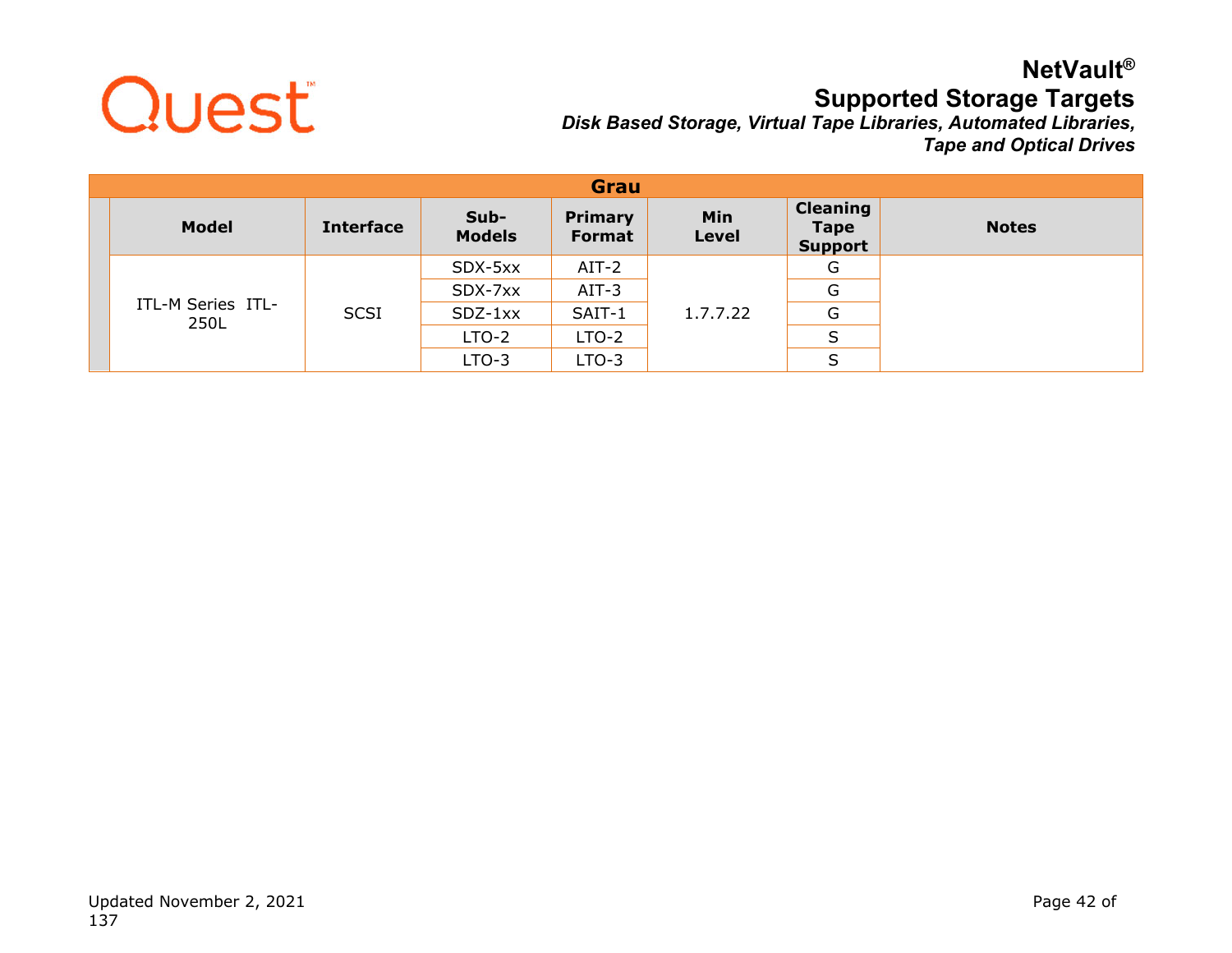## Grau

| Model | Interface | Sub-Models | Primary Format | Min Level | Cleaning Tape Support | Notes |
|---|---|---|---|---|---|---|
| ITL-M Series ITL-250L | SCSI | SDX-5xx | AIT-2 | 1.7.7.22 | G | |
| | | SDX-7xx | AIT-3 | | G | |
| | | SDZ-1xx | SAIT-1 | | G | |
| | | LTO-2 | LTO-2 | | S | |
| | | LTO-3 | LTO-3 | | S | |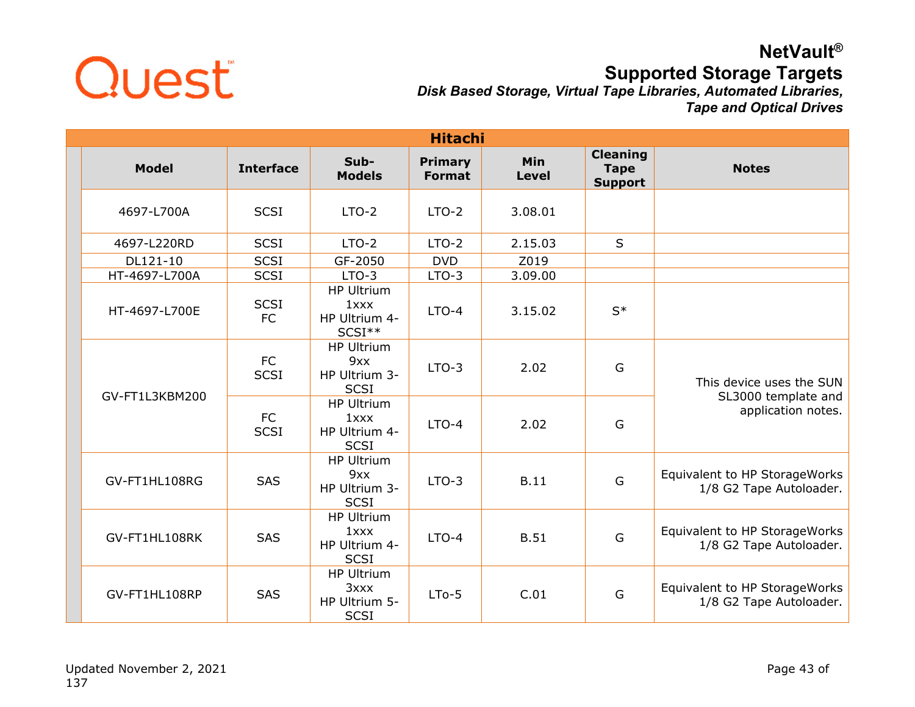## Hitachi

| Model | Interface | Sub-Models | Primary Format | Min Level | Cleaning Tape Support | Notes |
|---|---|---|---|---|---|---|
| 4697-L700A | SCSI | LTO-2 | LTO-2 | 3.08.01 | | |
| 4697-L220RD | SCSI | LTO-2 | LTO-2 | 2.15.03 | S | |
| DL121-10 | SCSI | GF-2050 | DVD | Z019 | | |
| HT-4697-L700A | SCSI | LTO-3 | LTO-3 | 3.09.00 | | |
| HT-4697-L700E | SCSI FC | HP Ultrium 1xxx HP Ultrium 4-SCSI** | LTO-4 | 3.15.02 | S* | |
| GV-FT1L3KBM200 | FC SCSI | HP Ultrium 9xx HP Ultrium 3-SCSI | LTO-3 | 2.02 | G | This device uses the SUN SL3000 template and application notes. |
| | FC SCSI | HP Ultrium 1xxx HP Ultrium 4-SCSI | LTO-4 | 2.02 | G | |
| GV-FT1HL108RG | SAS | HP Ultrium 9xx HP Ultrium 3-SCSI | LTO-3 | B.11 | G | Equivalent to HP StorageWorks 1/8 G2 Tape Autoloader. |
| GV-FT1HL108RK | SAS | HP Ultrium 1xxx HP Ultrium 4-SCSI | LTO-4 | B.51 | G | Equivalent to HP StorageWorks 1/8 G2 Tape Autoloader. |
| GV-FT1HL108RP | SAS | HP Ultrium 3xxx HP Ultrium 5-SCSI | LTo-5 | C.01 | G | Equivalent to HP StorageWorks 1/8 G2 Tape Autoloader. |

Updated November 2, 2021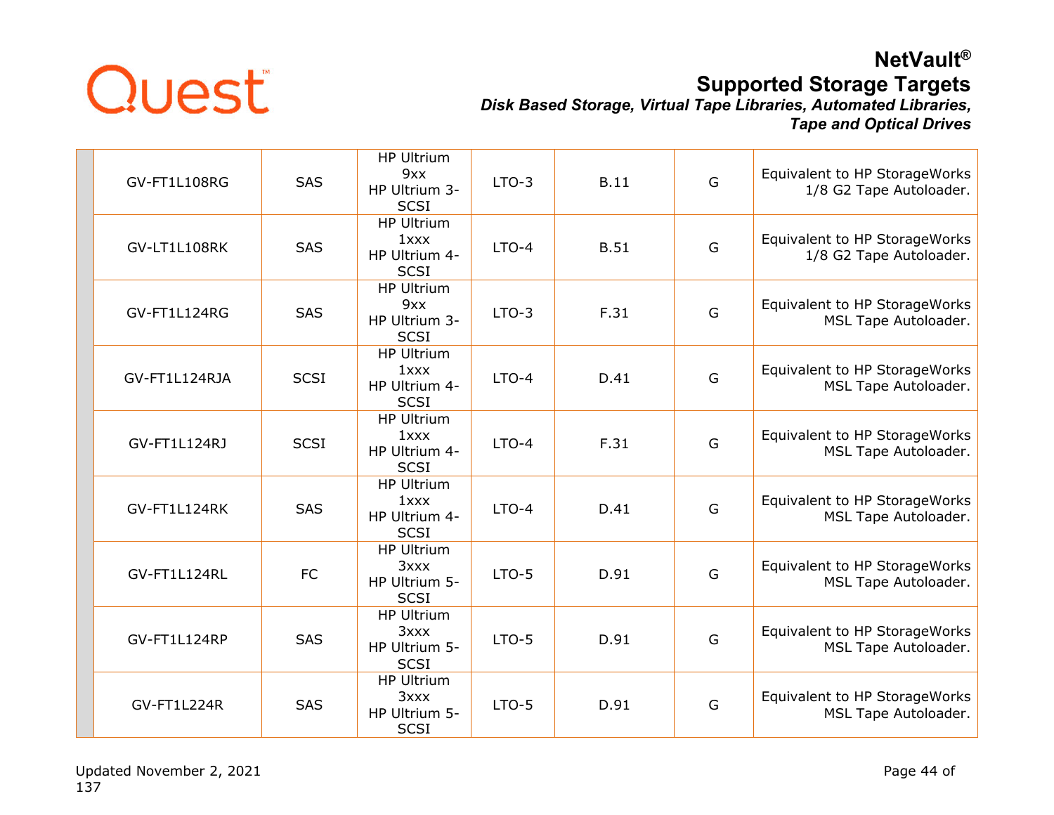| | | | | | | | |
|---|---|---|---|---|---|---|---|
| | GV-FT1L108RG | SAS | HP Ultrium 9xx HP Ultrium 3-SCSI | LTO-3 | B.11 | G | Equivalent to HP StorageWorks 1/8 G2 Tape Autoloader. |
| | GV-LT1L108RK | SAS | HP Ultrium 1xxx HP Ultrium 4-SCSI | LTO-4 | B.51 | G | Equivalent to HP StorageWorks 1/8 G2 Tape Autoloader. |
| | GV-FT1L124RG | SAS | HP Ultrium 9xx HP Ultrium 3-SCSI | LTO-3 | F.31 | G | Equivalent to HP StorageWorks MSL Tape Autoloader. |
| | GV-FT1L124RJA | SCSI | HP Ultrium 1xxx HP Ultrium 4-SCSI | LTO-4 | D.41 | G | Equivalent to HP StorageWorks MSL Tape Autoloader. |
| | GV-FT1L124RJ | SCSI | HP Ultrium 1xxx HP Ultrium 4-SCSI | LTO-4 | F.31 | G | Equivalent to HP StorageWorks MSL Tape Autoloader. |
| | GV-FT1L124RK | SAS | HP Ultrium 1xxx HP Ultrium 4-SCSI | LTO-4 | D.41 | G | Equivalent to HP StorageWorks MSL Tape Autoloader. |
| | GV-FT1L124RL | FC | HP Ultrium 3xxx HP Ultrium 5-SCSI | LTO-5 | D.91 | G | Equivalent to HP StorageWorks MSL Tape Autoloader. |
| | GV-FT1L124RP | SAS | HP Ultrium 3xxx HP Ultrium 5-SCSI | LTO-5 | D.91 | G | Equivalent to HP StorageWorks MSL Tape Autoloader. |
| | GV-FT1L224R | SAS | HP Ultrium 3xxx HP Ultrium 5-SCSI | LTO-5 | D.91 | G | Equivalent to HP StorageWorks MSL Tape Autoloader. |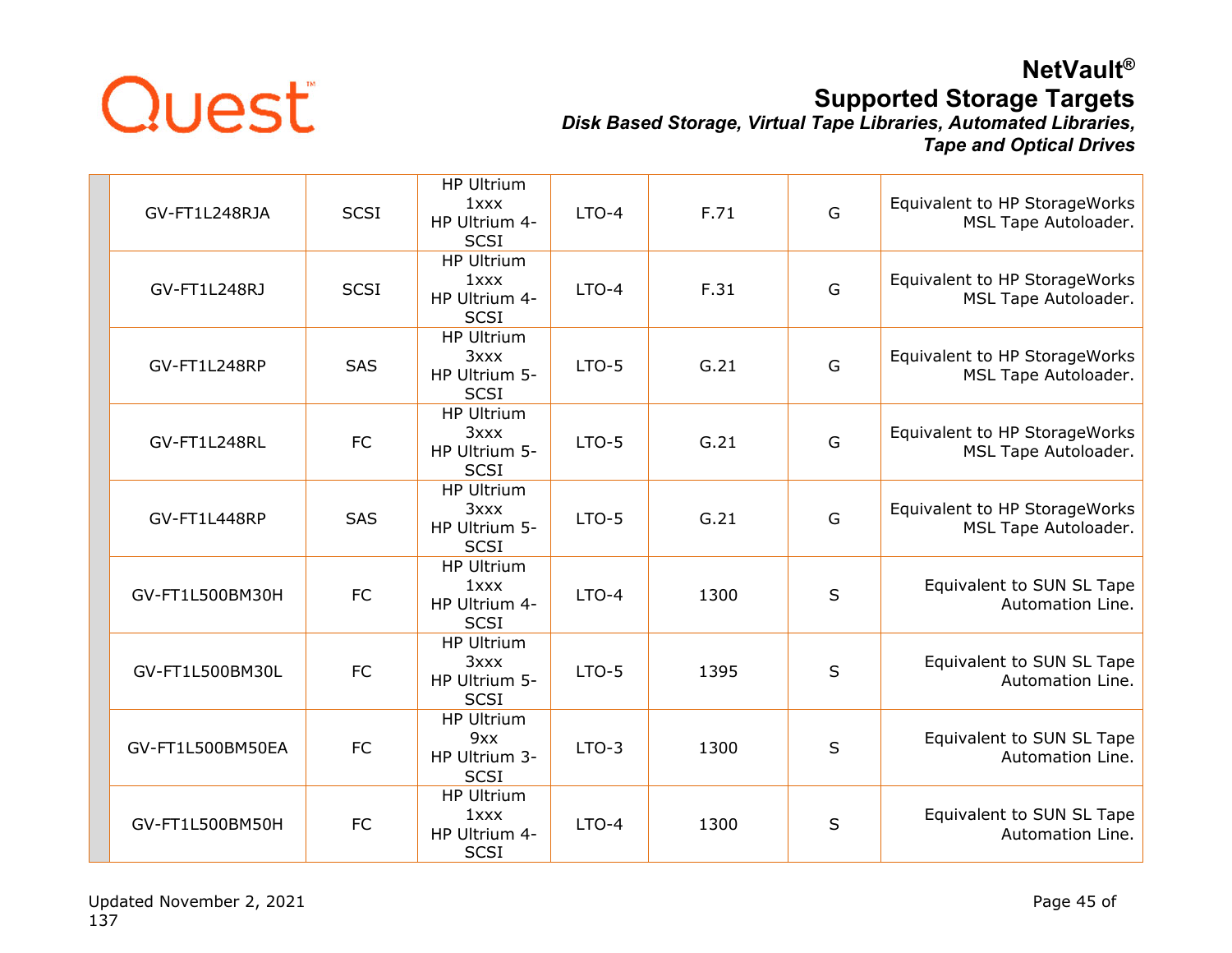| | | | | | | |
|---|---|---|---|---|---|---|
| GV-FT1L248RJA | SCSI | HP Ultrium 1xxx HP Ultrium 4-SCSI | LTO-4 | F.71 | G | Equivalent to HP StorageWorks MSL Tape Autoloader. |
| GV-FT1L248RJ | SCSI | HP Ultrium 1xxx HP Ultrium 4-SCSI | LTO-4 | F.31 | G | Equivalent to HP StorageWorks MSL Tape Autoloader. |
| GV-FT1L248RP | SAS | HP Ultrium 3xxx HP Ultrium 5-SCSI | LTO-5 | G.21 | G | Equivalent to HP StorageWorks MSL Tape Autoloader. |
| GV-FT1L248RL | FC | HP Ultrium 3xxx HP Ultrium 5-SCSI | LTO-5 | G.21 | G | Equivalent to HP StorageWorks MSL Tape Autoloader. |
| GV-FT1L448RP | SAS | HP Ultrium 3xxx HP Ultrium 5-SCSI | LTO-5 | G.21 | G | Equivalent to HP StorageWorks MSL Tape Autoloader. |
| GV-FT1L500BM30H | FC | HP Ultrium 1xxx HP Ultrium 4-SCSI | LTO-4 | 1300 | S | Equivalent to SUN SL Tape Automation Line. |
| GV-FT1L500BM30L | FC | HP Ultrium 3xxx HP Ultrium 5-SCSI | LTO-5 | 1395 | S | Equivalent to SUN SL Tape Automation Line. |
| GV-FT1L500BM50EA | FC | HP Ultrium 9xx HP Ultrium 3-SCSI | LTO-3 | 1300 | S | Equivalent to SUN SL Tape Automation Line. |
| GV-FT1L500BM50H | FC | HP Ultrium 1xxx HP Ultrium 4-SCSI | LTO-4 | 1300 | S | Equivalent to SUN SL Tape Automation Line. |

Updated November 2, 2021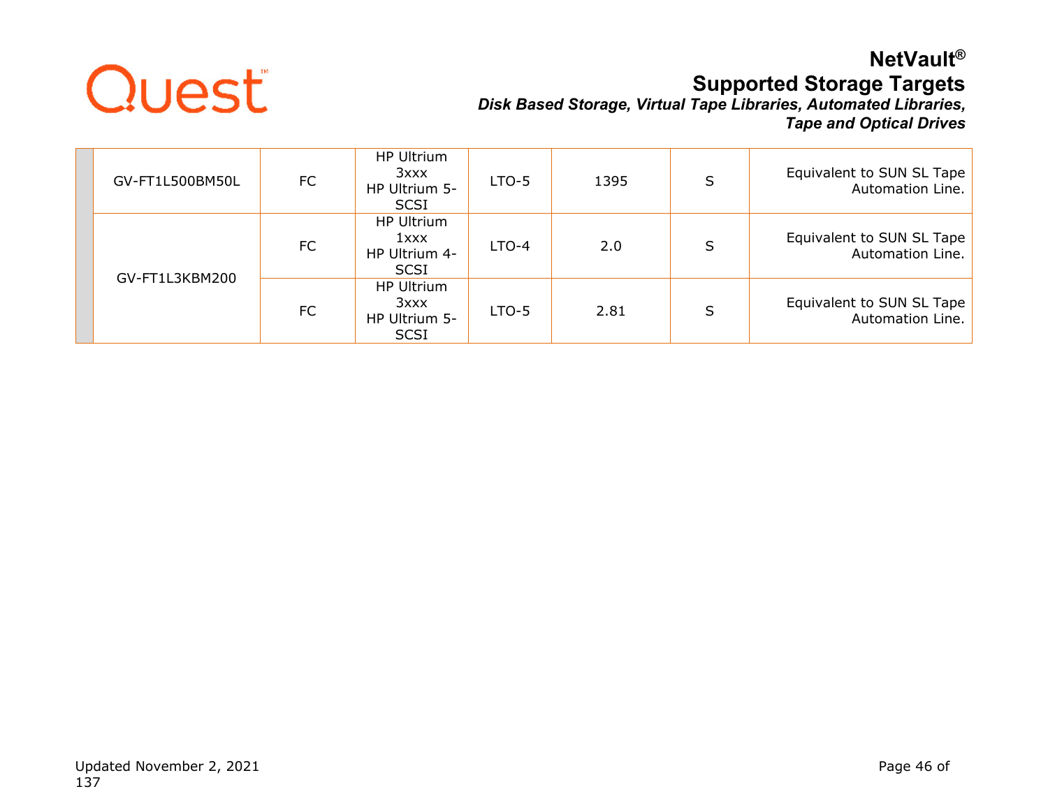|  | GV-FT1L500BM50L | FC | HP Ultrium 3xxx HP Ultrium 5-SCSI | LTO-5 | 1395 | S | Equivalent to SUN SL Tape Automation Line. |
|---|---|---|---|---|---|---|---|
|  | GV-FT1L3KBM200 | FC | HP Ultrium 1xxx HP Ultrium 4-SCSI | LTO-4 | 2.0 | S | Equivalent to SUN SL Tape Automation Line. |
|  |  | FC | HP Ultrium 3xxx HP Ultrium 5-SCSI | LTO-5 | 2.81 | S | Equivalent to SUN SL Tape Automation Line. |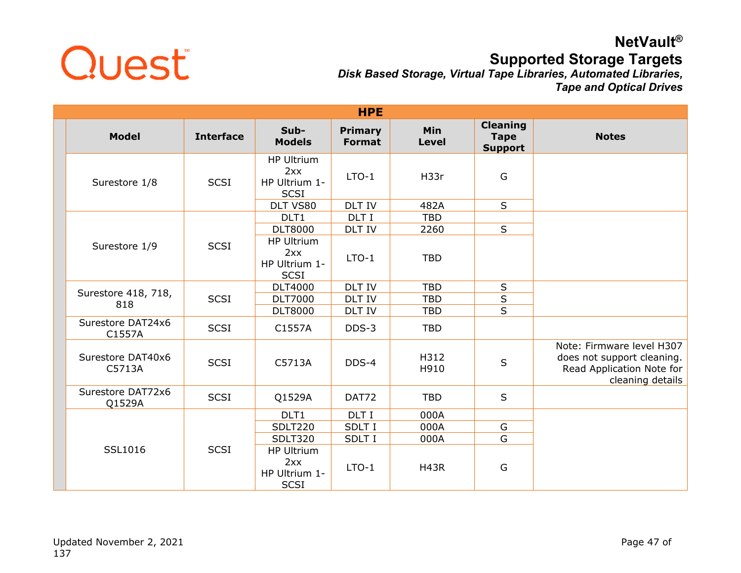# NetVault®
## Supported Storage Targets
### *Disk Based Storage, Virtual Tape Libraries, Automated Libraries, Tape and Optical Drives*

| HPE | | | | | | |
|---|---|---|---|---|---|---|
| **Model** | **Interface** | **Sub-Models** | **Primary Format** | **Min Level** | **Cleaning Tape Support** | **Notes** |
| Surestore 1/8 | SCSI | HP Ultrium 2xx HP Ultrium 1-SCSI | LTO-1 | H33r | G | |
| | | DLT VS80 | DLT IV | 482A | S | |
| Surestore 1/9 | SCSI | DLT1 | DLT I | TBD | | |
| | | DLT8000 | DLT IV | 2260 | S | |
| | | HP Ultrium 2xx HP Ultrium 1-SCSI | LTO-1 | TBD | | |
| Surestore 418, 718, 818 | SCSI | DLT4000 | DLT IV | TBD | S | |
| | | DLT7000 | DLT IV | TBD | S | |
| | | DLT8000 | DLT IV | TBD | S | |
| Surestore DAT24x6 C1557A | SCSI | C1557A | DDS-3 | TBD | | |
| Surestore DAT40x6 C5713A | SCSI | C5713A | DDS-4 | H312 H910 | S | Note: Firmware level H307 does not support cleaning. Read Application Note for cleaning details |
| Surestore DAT72x6 Q1529A | SCSI | Q1529A | DAT72 | TBD | S | |
| SSL1016 | SCSI | DLT1 | DLT I | 000A | | |
| | | SDLT220 | SDLT I | 000A | G | |
| | | SDLT320 | SDLT I | 000A | G | |
| | | HP Ultrium 2xx HP Ultrium 1-SCSI | LTO-1 | H43R | G | |

Updated November 2, 2021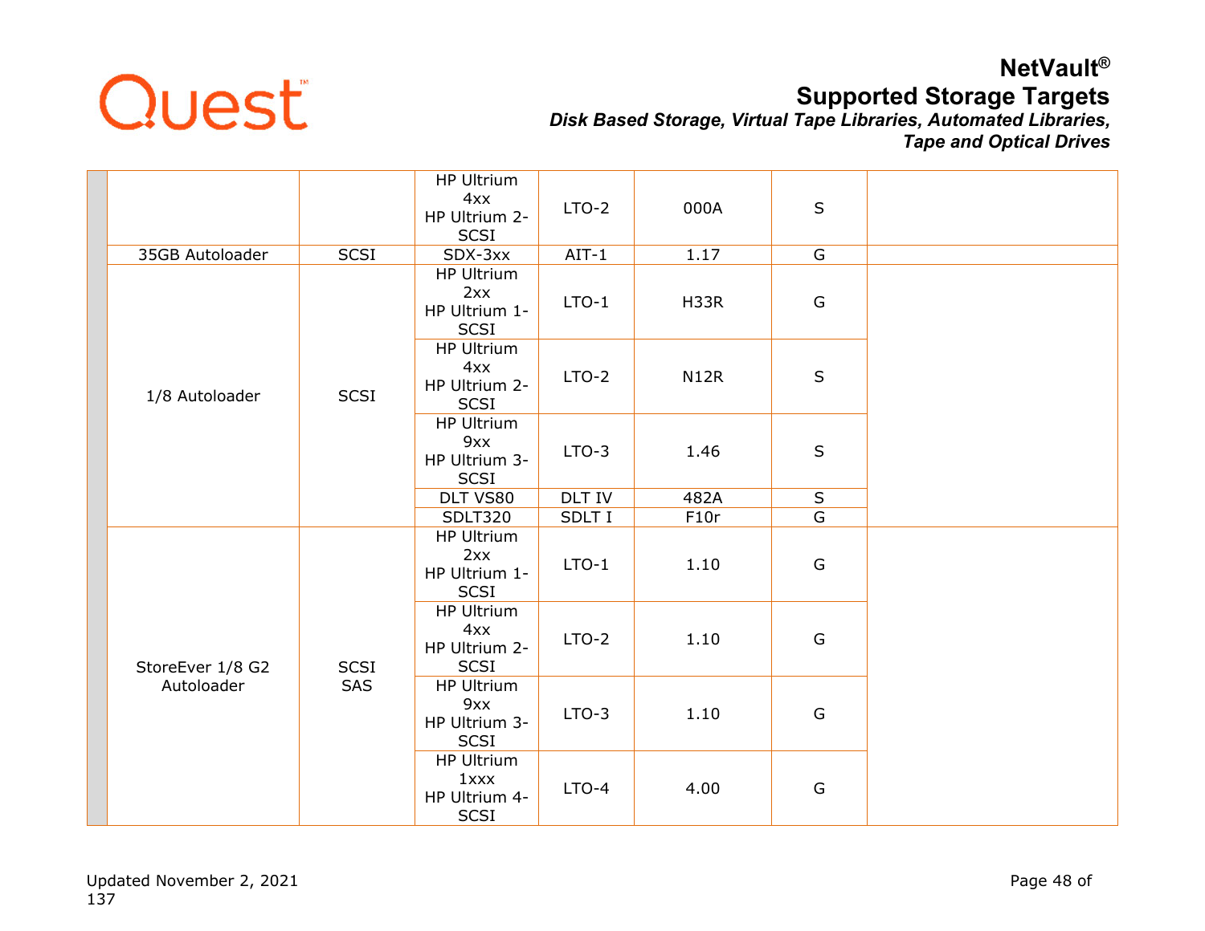| | | | | | | |
|---|---|---|---|---|---|---|
| | | HP Ultrium 4xx HP Ultrium 2-SCSI | LTO-2 | 000A | S | |
| | 35GB Autoloader | SCSI | SDX-3xx | AIT-1 | 1.17 | G |
| | 1/8 Autoloader | SCSI | HP Ultrium 2xx HP Ultrium 1-SCSI | LTO-1 | H33R | G |
| | | | HP Ultrium 4xx HP Ultrium 2-SCSI | LTO-2 | N12R | S |
| | | | HP Ultrium 9xx HP Ultrium 3-SCSI | LTO-3 | 1.46 | S |
| | | | DLT VS80 | DLT IV | 482A | S |
| | | | SDLT320 | SDLT I | F10r | G |
| | StoreEver 1/8 G2 Autoloader | SCSI SAS | HP Ultrium 2xx HP Ultrium 1-SCSI | LTO-1 | 1.10 | G |
| | | | HP Ultrium 4xx HP Ultrium 2-SCSI | LTO-2 | 1.10 | G |
| | | | HP Ultrium 9xx HP Ultrium 3-SCSI | LTO-3 | 1.10 | G |
| | | | HP Ultrium 1xxx HP Ultrium 4-SCSI | LTO-4 | 4.00 | G |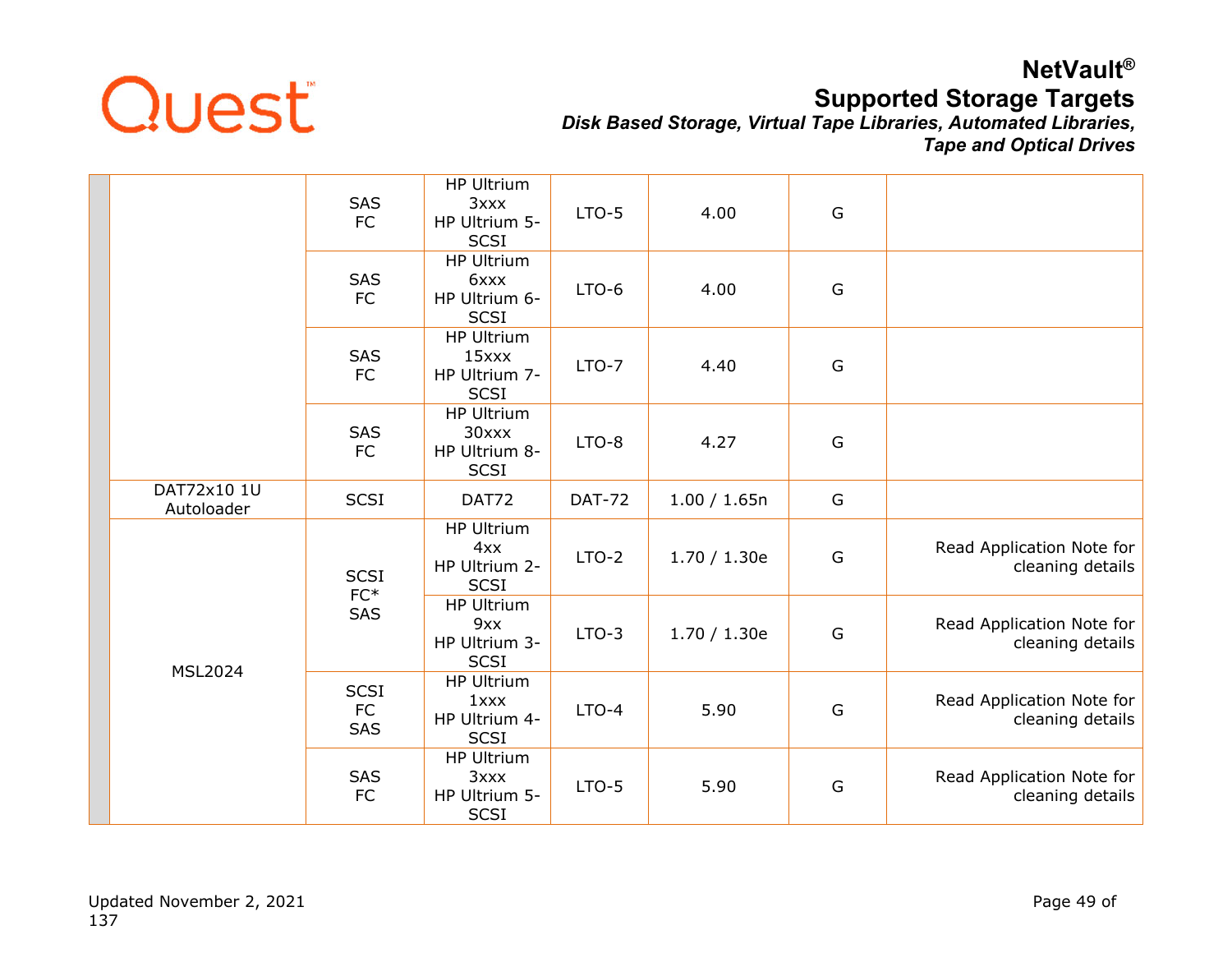| | | | | | | | |
|---|---|---|---|---|---|---|---|
| | | SAS FC | HP Ultrium 3xxx HP Ultrium 5-SCSI | LTO-5 | 4.00 | G | |
| | | SAS FC | HP Ultrium 6xxx HP Ultrium 6-SCSI | LTO-6 | 4.00 | G | |
| | | SAS FC | HP Ultrium 15xxx HP Ultrium 7-SCSI | LTO-7 | 4.40 | G | |
| | | SAS FC | HP Ultrium 30xxx HP Ultrium 8-SCSI | LTO-8 | 4.27 | G | |
| | DAT72x10 1U Autoloader | SCSI | DAT72 | DAT-72 | 1.00 / 1.65n | G | |
| | MSL2024 | SCSI FC* SAS | HP Ultrium 4xx HP Ultrium 2-SCSI | LTO-2 | 1.70 / 1.30e | G | Read Application Note for cleaning details |
| | | | HP Ultrium 9xx HP Ultrium 3-SCSI | LTO-3 | 1.70 / 1.30e | G | Read Application Note for cleaning details |
| | | SCSI FC SAS | HP Ultrium 1xxx HP Ultrium 4-SCSI | LTO-4 | 5.90 | G | Read Application Note for cleaning details |
| | | SAS FC | HP Ultrium 3xxx HP Ultrium 5-SCSI | LTO-5 | 5.90 | G | Read Application Note for cleaning details |

Updated November 2, 2021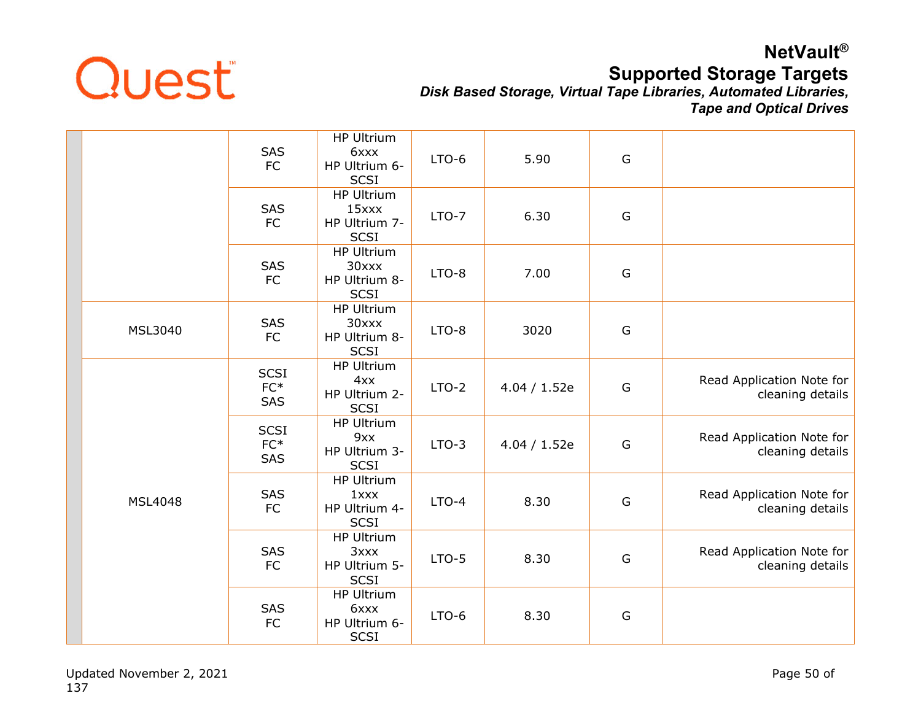| | | | | | | | |
|---|---|---|---|---|---|---|---|
| | | SAS<br>FC | HP Ultrium 6xxx<br>HP Ultrium 6-SCSI | LTO-6 | 5.90 | G | |
| | | SAS<br>FC | HP Ultrium 15xxx<br>HP Ultrium 7-SCSI | LTO-7 | 6.30 | G | |
| | | SAS<br>FC | HP Ultrium 30xxx<br>HP Ultrium 8-SCSI | LTO-8 | 7.00 | G | |
| | MSL3040 | SAS<br>FC | HP Ultrium 30xxx<br>HP Ultrium 8-SCSI | LTO-8 | 3020 | G | |
| | MSL4048 | SCSI<br>FC*<br>SAS | HP Ultrium 4xx<br>HP Ultrium 2-SCSI | LTO-2 | 4.04 / 1.52e | G | Read Application Note for cleaning details |
| | | SCSI<br>FC*<br>SAS | HP Ultrium 9xx<br>HP Ultrium 3-SCSI | LTO-3 | 4.04 / 1.52e | G | Read Application Note for cleaning details |
| | | SAS<br>FC | HP Ultrium 1xxx<br>HP Ultrium 4-SCSI | LTO-4 | 8.30 | G | Read Application Note for cleaning details |
| | | SAS<br>FC | HP Ultrium 3xxx<br>HP Ultrium 5-SCSI | LTO-5 | 8.30 | G | Read Application Note for cleaning details |
| | | SAS<br>FC | HP Ultrium 6xxx<br>HP Ultrium 6-SCSI | LTO-6 | 8.30 | G | |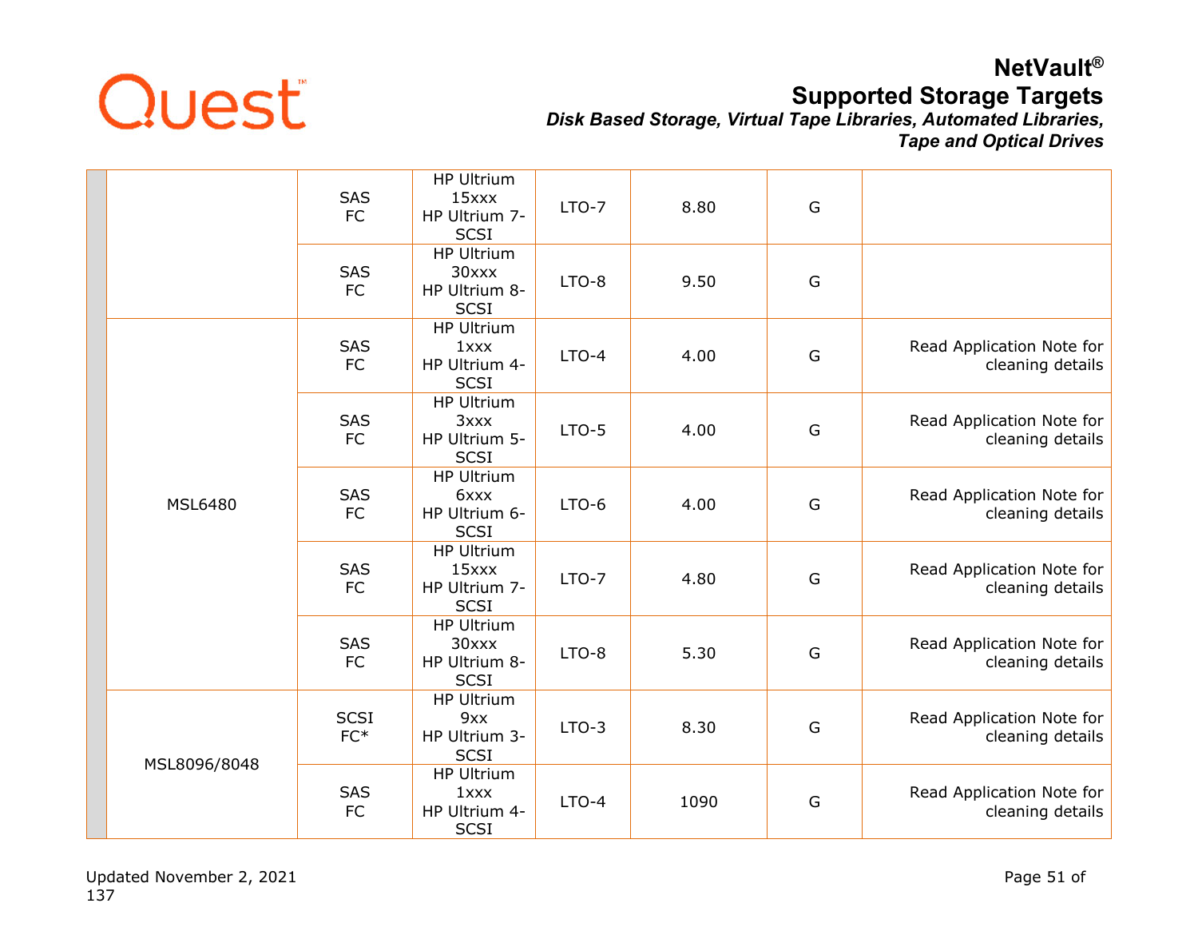| | | | | | | | |
|---|---|---|---|---|---|---|---|
| | | SAS<br>FC | HP Ultrium 15xxx<br>HP Ultrium 7-SCSI | LTO-7 | 8.80 | G | |
| | | SAS<br>FC | HP Ultrium 30xxx<br>HP Ultrium 8-SCSI | LTO-8 | 9.50 | G | |
| | MSL6480 | SAS<br>FC | HP Ultrium 1xxx<br>HP Ultrium 4-SCSI | LTO-4 | 4.00 | G | Read Application Note for cleaning details |
| | | SAS<br>FC | HP Ultrium 3xxx<br>HP Ultrium 5-SCSI | LTO-5 | 4.00 | G | Read Application Note for cleaning details |
| | | SAS<br>FC | HP Ultrium 6xxx<br>HP Ultrium 6-SCSI | LTO-6 | 4.00 | G | Read Application Note for cleaning details |
| | | SAS<br>FC | HP Ultrium 15xxx<br>HP Ultrium 7-SCSI | LTO-7 | 4.80 | G | Read Application Note for cleaning details |
| | | SAS<br>FC | HP Ultrium 30xxx<br>HP Ultrium 8-SCSI | LTO-8 | 5.30 | G | Read Application Note for cleaning details |
| | MSL8096/8048 | SCSI<br>FC* | HP Ultrium 9xx<br>HP Ultrium 3-SCSI | LTO-3 | 8.30 | G | Read Application Note for cleaning details |
| | | SAS<br>FC | HP Ultrium 1xxx<br>HP Ultrium 4-SCSI | LTO-4 | 1090 | G | Read Application Note for cleaning details |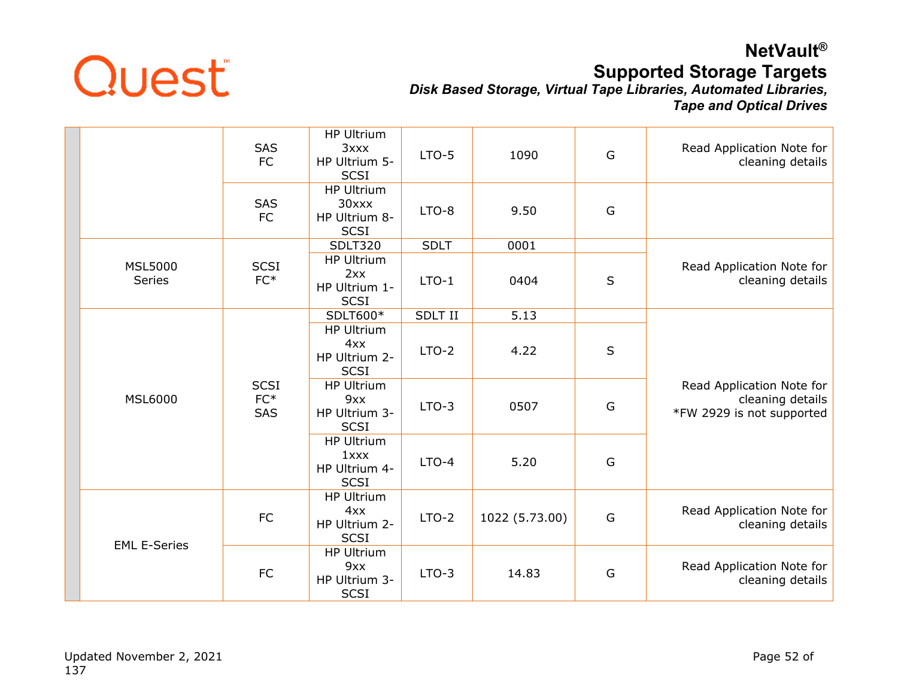| | | | | | | | |
|---|---|---|---|---|---|---|---|
| | | SAS FC | HP Ultrium 3xxx HP Ultrium 5-SCSI | LTO-5 | 1090 | G | Read Application Note for cleaning details |
| | | SAS FC | HP Ultrium 30xxx HP Ultrium 8-SCSI | LTO-8 | 9.50 | G | |
| | MSL5000 Series | SCSI FC* | SDLT320 | SDLT | 0001 | | Read Application Note for cleaning details |
| | | | HP Ultrium 2xx HP Ultrium 1-SCSI | LTO-1 | 0404 | S | |
| | MSL6000 | SCSI FC* SAS | SDLT600* | SDLT II | 5.13 | | Read Application Note for cleaning details *FW 2929 is not supported |
| | | | HP Ultrium 4xx HP Ultrium 2-SCSI | LTO-2 | 4.22 | S | |
| | | | HP Ultrium 9xx HP Ultrium 3-SCSI | LTO-3 | 0507 | G | |
| | | | HP Ultrium 1xxx HP Ultrium 4-SCSI | LTO-4 | 5.20 | G | |
| | EML E-Series | FC | HP Ultrium 4xx HP Ultrium 2-SCSI | LTO-2 | 1022 (5.73.00) | G | Read Application Note for cleaning details |
| | | FC | HP Ultrium 9xx HP Ultrium 3-SCSI | LTO-3 | 14.83 | G | Read Application Note for cleaning details |

Updated November 2, 2021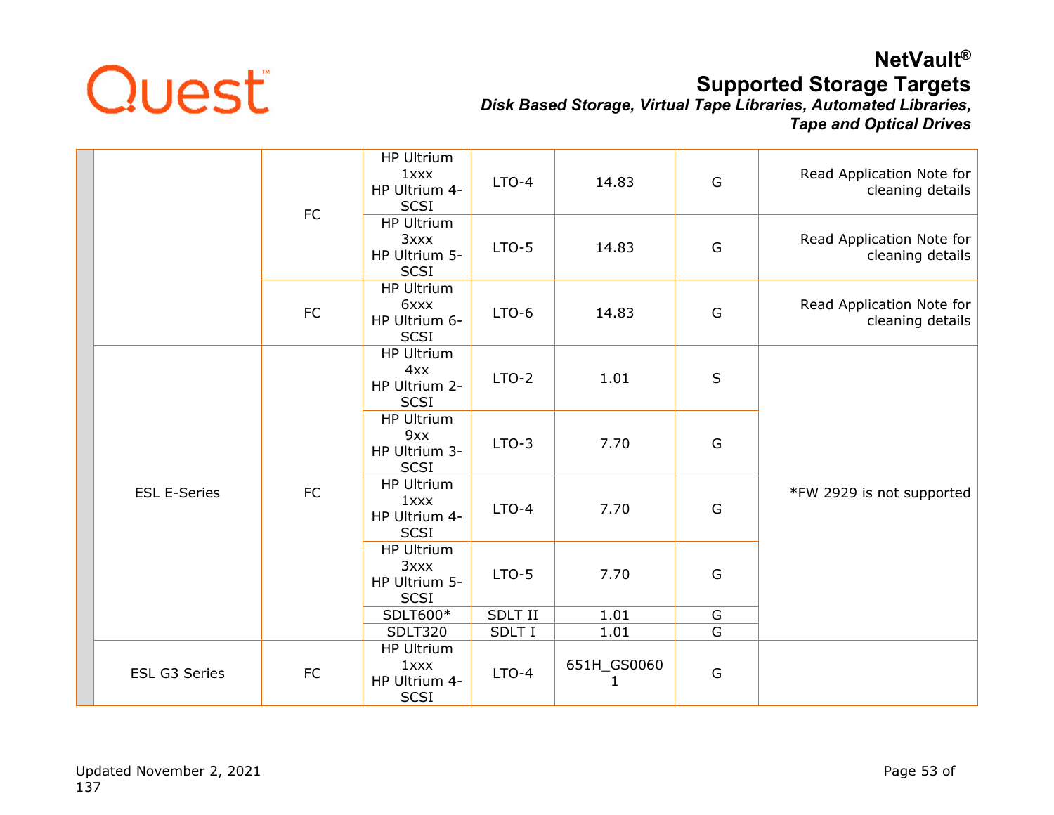| | | | | | | | |
|---|---|---|---|---|---|---|---|
| | | FC | HP Ultrium 1xxx HP Ultrium 4-SCSI | LTO-4 | 14.83 | G | Read Application Note for cleaning details |
| | | | HP Ultrium 3xxx HP Ultrium 5-SCSI | LTO-5 | 14.83 | G | Read Application Note for cleaning details |
| | | FC | HP Ultrium 6xxx HP Ultrium 6-SCSI | LTO-6 | 14.83 | G | Read Application Note for cleaning details |
| | ESL E-Series | FC | HP Ultrium 4xx HP Ultrium 2-SCSI | LTO-2 | 1.01 | S | *FW 2929 is not supported |
| | | | HP Ultrium 9xx HP Ultrium 3-SCSI | LTO-3 | 7.70 | G | |
| | | | HP Ultrium 1xxx HP Ultrium 4-SCSI | LTO-4 | 7.70 | G | |
| | | | HP Ultrium 3xxx HP Ultrium 5-SCSI | LTO-5 | 7.70 | G | |
| | | | SDLT600* | SDLT II | 1.01 | G | |
| | | | SDLT320 | SDLT I | 1.01 | G | |
| | ESL G3 Series | FC | HP Ultrium 1xxx HP Ultrium 4-SCSI | LTO-4 | 651H_GS00601 | G | |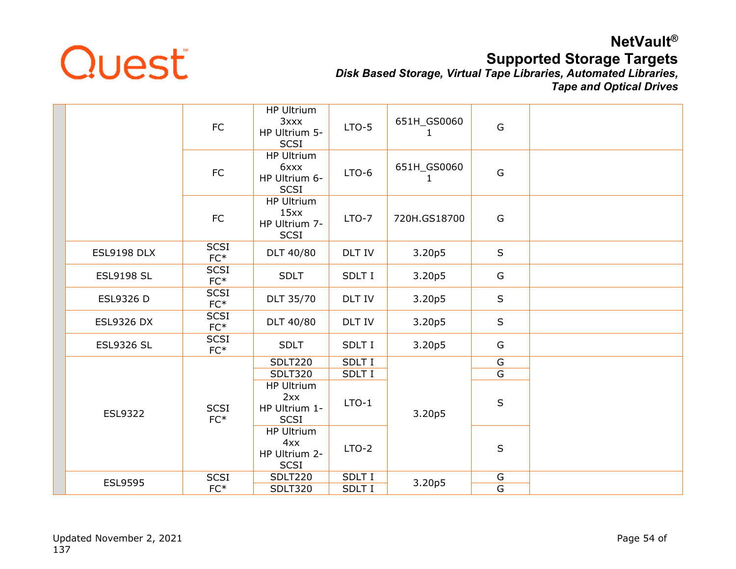| | | | | | | | |
|---|---|---|---|---|---|---|---|
| | | FC | HP Ultrium 3xxx HP Ultrium 5-SCSI | LTO-5 | 651H_GS00601 | G | |
| | | FC | HP Ultrium 6xxx HP Ultrium 6-SCSI | LTO-6 | 651H_GS00601 | G | |
| | | FC | HP Ultrium 15xx HP Ultrium 7-SCSI | LTO-7 | 720H.GS18700 | G | |
| | ESL9198 DLX | SCSI FC* | DLT 40/80 | DLT IV | 3.20p5 | S | |
| | ESL9198 SL | SCSI FC* | SDLT | SDLT I | 3.20p5 | G | |
| | ESL9326 D | SCSI FC* | DLT 35/70 | DLT IV | 3.20p5 | S | |
| | ESL9326 DX | SCSI FC* | DLT 40/80 | DLT IV | 3.20p5 | S | |
| | ESL9326 SL | SCSI FC* | SDLT | SDLT I | 3.20p5 | G | |
| | ESL9322 | SCSI FC* | SDLT220 | SDLT I | 3.20p5 | G | |
| | | | SDLT320 | SDLT I | | G | |
| | | | HP Ultrium 2xx HP Ultrium 1-SCSI | LTO-1 | | S | |
| | | | HP Ultrium 4xx HP Ultrium 2-SCSI | LTO-2 | | S | |
| | ESL9595 | SCSI FC* | SDLT220 | SDLT I | 3.20p5 | G | |
| | | | SDLT320 | SDLT I | | G | |

Updated November 2, 2021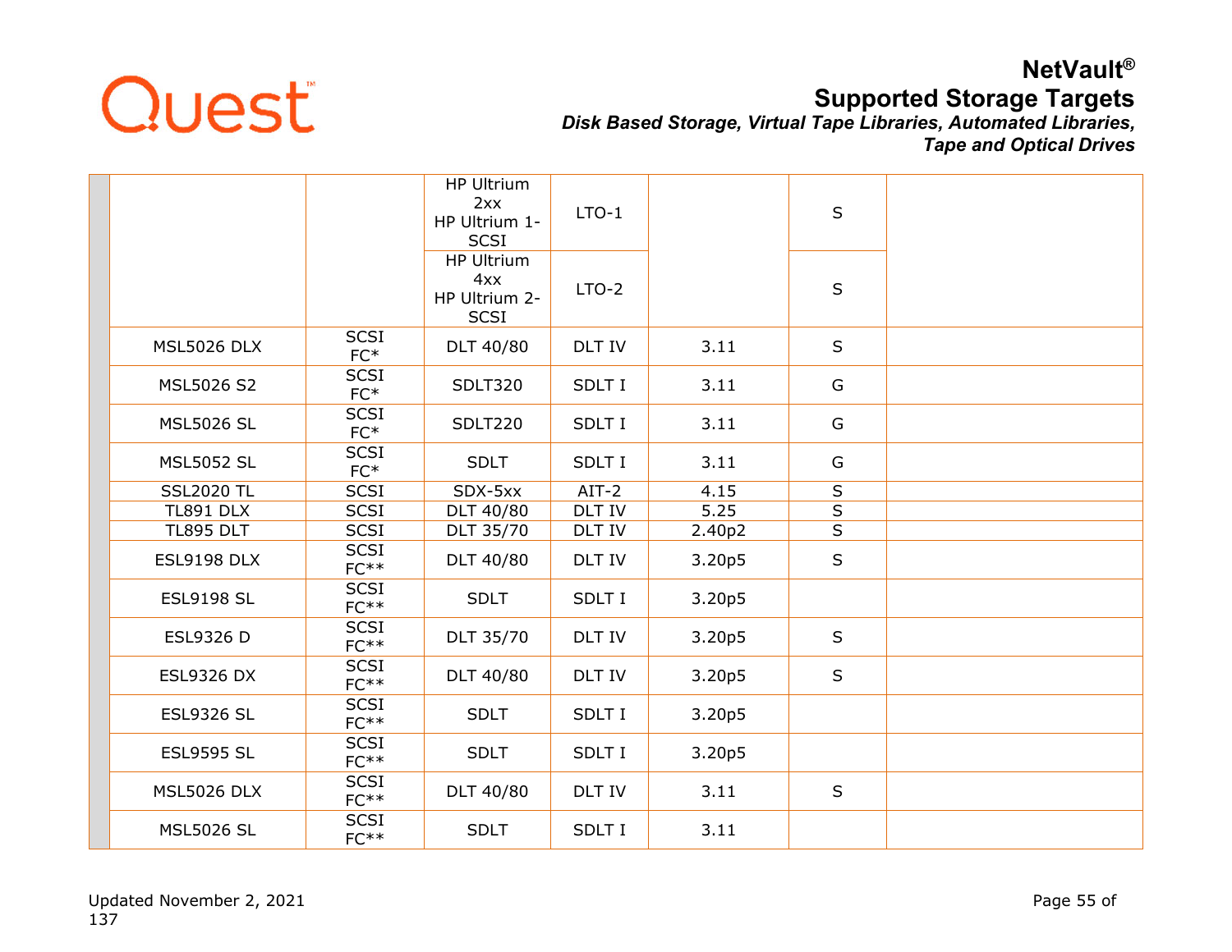| | | | | | | | |
|---|---|---|---|---|---|---|---|
| | | | HP Ultrium 2xx<br>HP Ultrium 1-SCSI | LTO-1 | | S | |
| | | | HP Ultrium 4xx<br>HP Ultrium 2-SCSI | LTO-2 | | S | |
| | MSL5026 DLX | SCSI<br>FC* | DLT 40/80 | DLT IV | 3.11 | S | |
| | MSL5026 S2 | SCSI<br>FC* | SDLT320 | SDLT I | 3.11 | G | |
| | MSL5026 SL | SCSI<br>FC* | SDLT220 | SDLT I | 3.11 | G | |
| | MSL5052 SL | SCSI<br>FC* | SDLT | SDLT I | 3.11 | G | |
| | SSL2020 TL | SCSI | SDX-5xx | AIT-2 | 4.15 | S | |
| | TL891 DLX | SCSI | DLT 40/80 | DLT IV | 5.25 | S | |
| | TL895 DLT | SCSI | DLT 35/70 | DLT IV | 2.40p2 | S | |
| | ESL9198 DLX | SCSI<br>FC** | DLT 40/80 | DLT IV | 3.20p5 | S | |
| | ESL9198 SL | SCSI<br>FC** | SDLT | SDLT I | 3.20p5 | | |
| | ESL9326 D | SCSI<br>FC** | DLT 35/70 | DLT IV | 3.20p5 | S | |
| | ESL9326 DX | SCSI<br>FC** | DLT 40/80 | DLT IV | 3.20p5 | S | |
| | ESL9326 SL | SCSI<br>FC** | SDLT | SDLT I | 3.20p5 | | |
| | ESL9595 SL | SCSI<br>FC** | SDLT | SDLT I | 3.20p5 | | |
| | MSL5026 DLX | SCSI<br>FC** | DLT 40/80 | DLT IV | 3.11 | S | |
| | MSL5026 SL | SCSI<br>FC** | SDLT | SDLT I | 3.11 | | |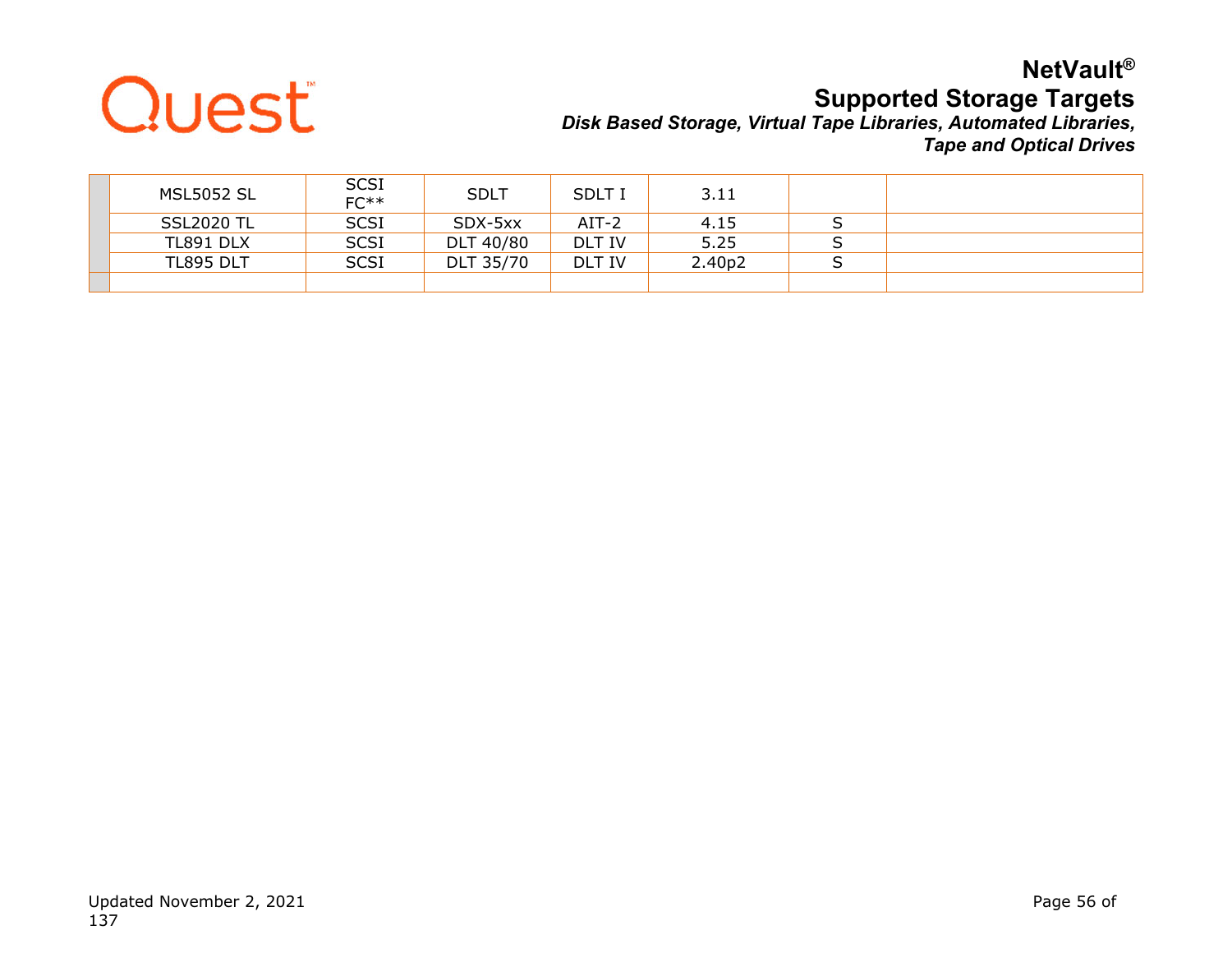|  |  |  |  |  |  |  |  |
|---|---|---|---|---|---|---|---|
|  | MSL5052 SL | SCSI FC** | SDLT | SDLT I | 3.11 |  |  |
|  | SSL2020 TL | SCSI | SDX-5xx | AIT-2 | 4.15 | S |  |
|  | TL891 DLX | SCSI | DLT 40/80 | DLT IV | 5.25 | S |  |
|  | TL895 DLT | SCSI | DLT 35/70 | DLT IV | 2.40p2 | S |  |
|  |  |  |  |  |  |  |  |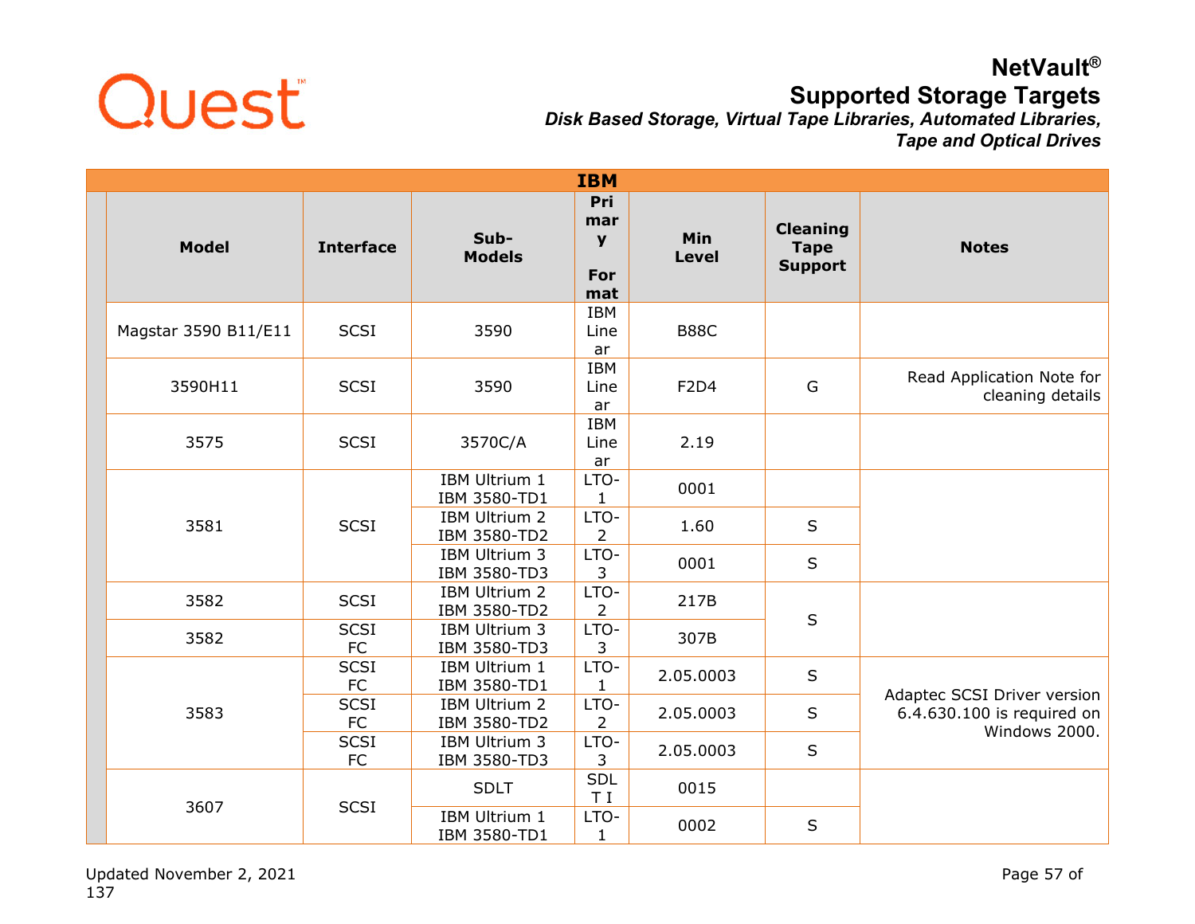## IBM

| Model | Interface | Sub-Models | Primary Format | Min Level | Cleaning Tape Support | Notes |
|---|---|---|---|---|---|---|
| Magstar 3590 B11/E11 | SCSI | 3590 | IBM Linear | B88C | | |
| 3590H11 | SCSI | 3590 | IBM Linear | F2D4 | G | Read Application Note for cleaning details |
| 3575 | SCSI | 3570C/A | IBM Linear | 2.19 | | |
| 3581 | SCSI | IBM Ultrium 1 IBM 3580-TD1 | LTO-1 | 0001 | | |
| | | IBM Ultrium 2 IBM 3580-TD2 | LTO-2 | 1.60 | S | |
| | | IBM Ultrium 3 IBM 3580-TD3 | LTO-3 | 0001 | S | |
| 3582 | SCSI | IBM Ultrium 2 IBM 3580-TD2 | LTO-2 | 217B | S | |
| 3582 | SCSI FC | IBM Ultrium 3 IBM 3580-TD3 | LTO-3 | 307B | | |
| 3583 | SCSI FC | IBM Ultrium 1 IBM 3580-TD1 | LTO-1 | 2.05.0003 | S | Adaptec SCSI Driver version 6.4.630.100 is required on Windows 2000. |
| | SCSI FC | IBM Ultrium 2 IBM 3580-TD2 | LTO-2 | 2.05.0003 | S | |
| | SCSI FC | IBM Ultrium 3 IBM 3580-TD3 | LTO-3 | 2.05.0003 | S | |
| 3607 | SCSI | SDLT | SDLT I | 0015 | | |
| | | IBM Ultrium 1 IBM 3580-TD1 | LTO-1 | 0002 | S | |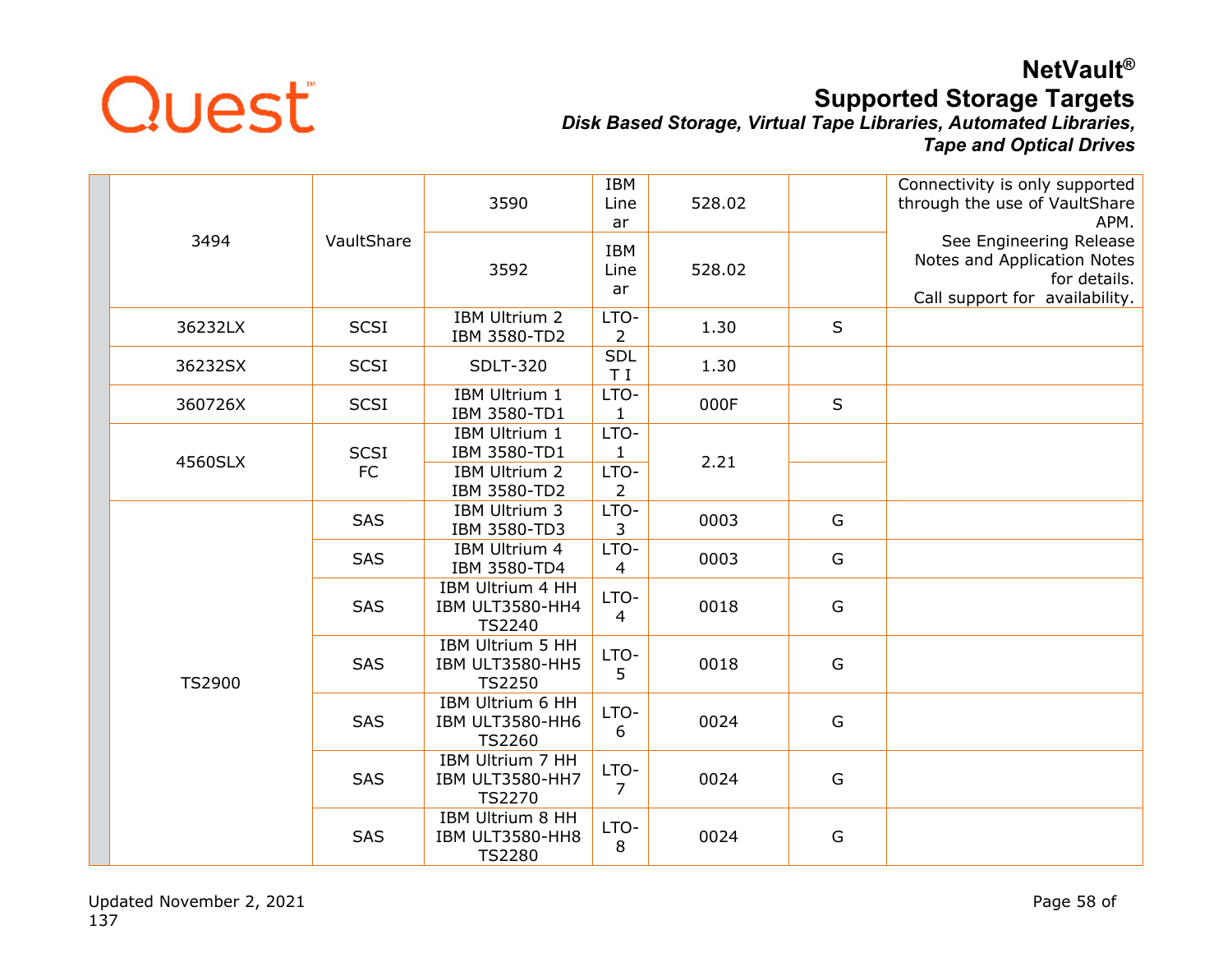| | Library Model | Interface | Drive | Type | Firmware | Support | Notes |
|---|---|---|---|---|---|---|---|
| | 3494 | VaultShare | 3590 | IBM Linear | 528.02 | | Connectivity is only supported through the use of VaultShare APM. See Engineering Release Notes and Application Notes for details. Call support for availability. |
| | | | 3592 | IBM Linear | 528.02 | | |
| | 36232LX | SCSI | IBM Ultrium 2 IBM 3580-TD2 | LTO-2 | 1.30 | S | |
| | 36232SX | SCSI | SDLT-320 | SDLT I | 1.30 | | |
| | 360726X | SCSI | IBM Ultrium 1 IBM 3580-TD1 | LTO-1 | 000F | S | |
| | 4560SLX | SCSI FC | IBM Ultrium 1 IBM 3580-TD1 | LTO-1 | 2.21 | | |
| | | | IBM Ultrium 2 IBM 3580-TD2 | LTO-2 | | | |
| | TS2900 | SAS | IBM Ultrium 3 IBM 3580-TD3 | LTO-3 | 0003 | G | |
| | | SAS | IBM Ultrium 4 IBM 3580-TD4 | LTO-4 | 0003 | G | |
| | | SAS | IBM Ultrium 4 HH IBM ULT3580-HH4 TS2240 | LTO-4 | 0018 | G | |
| | | SAS | IBM Ultrium 5 HH IBM ULT3580-HH5 TS2250 | LTO-5 | 0018 | G | |
| | | SAS | IBM Ultrium 6 HH IBM ULT3580-HH6 TS2260 | LTO-6 | 0024 | G | |
| | | SAS | IBM Ultrium 7 HH IBM ULT3580-HH7 TS2270 | LTO-7 | 0024 | G | |
| | | SAS | IBM Ultrium 8 HH IBM ULT3580-HH8 TS2280 | LTO-8 | 0024 | G | |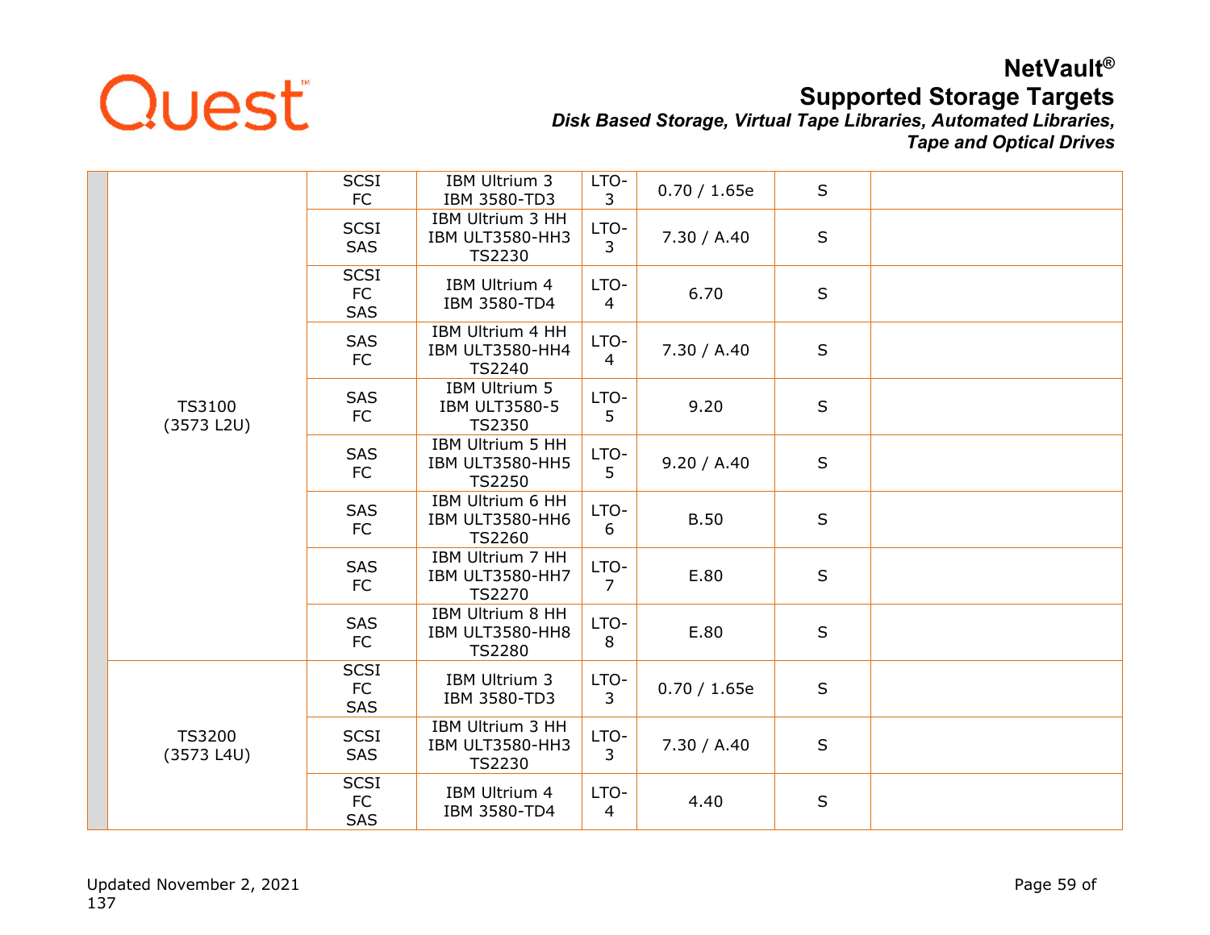| | | | | | | | |
|---|---|---|---|---|---|---|---|
| | TS3100 (3573 L2U) | SCSI FC | IBM Ultrium 3 IBM 3580-TD3 | LTO-3 | 0.70 / 1.65e | S | |
| | | SCSI SAS | IBM Ultrium 3 HH IBM ULT3580-HH3 TS2230 | LTO-3 | 7.30 / A.40 | S | |
| | | SCSI FC SAS | IBM Ultrium 4 IBM 3580-TD4 | LTO-4 | 6.70 | S | |
| | | SAS FC | IBM Ultrium 4 HH IBM ULT3580-HH4 TS2240 | LTO-4 | 7.30 / A.40 | S | |
| | | SAS FC | IBM Ultrium 5 IBM ULT3580-5 TS2350 | LTO-5 | 9.20 | S | |
| | | SAS FC | IBM Ultrium 5 HH IBM ULT3580-HH5 TS2250 | LTO-5 | 9.20 / A.40 | S | |
| | | SAS FC | IBM Ultrium 6 HH IBM ULT3580-HH6 TS2260 | LTO-6 | B.50 | S | |
| | | SAS FC | IBM Ultrium 7 HH IBM ULT3580-HH7 TS2270 | LTO-7 | E.80 | S | |
| | | SAS FC | IBM Ultrium 8 HH IBM ULT3580-HH8 TS2280 | LTO-8 | E.80 | S | |
| | TS3200 (3573 L4U) | SCSI FC SAS | IBM Ultrium 3 IBM 3580-TD3 | LTO-3 | 0.70 / 1.65e | S | |
| | | SCSI SAS | IBM Ultrium 3 HH IBM ULT3580-HH3 TS2230 | LTO-3 | 7.30 / A.40 | S | |
| | | SCSI FC SAS | IBM Ultrium 4 IBM 3580-TD4 | LTO-4 | 4.40 | S | |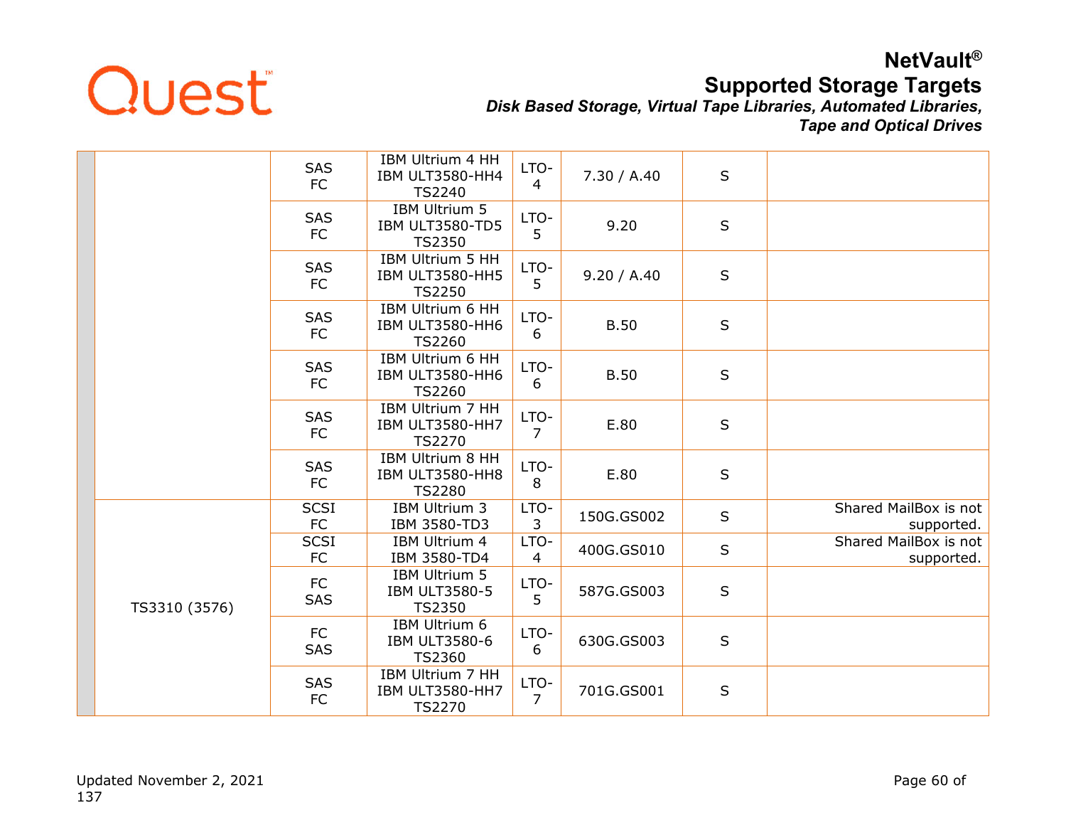| | | | | | | | |
|---|---|---|---|---|---|---|---|
| | | SAS FC | IBM Ultrium 4 HH IBM ULT3580-HH4 TS2240 | LTO-4 | 7.30 / A.40 | S | |
| | | SAS FC | IBM Ultrium 5 IBM ULT3580-TD5 TS2350 | LTO-5 | 9.20 | S | |
| | | SAS FC | IBM Ultrium 5 HH IBM ULT3580-HH5 TS2250 | LTO-5 | 9.20 / A.40 | S | |
| | | SAS FC | IBM Ultrium 6 HH IBM ULT3580-HH6 TS2260 | LTO-6 | B.50 | S | |
| | | SAS FC | IBM Ultrium 6 HH IBM ULT3580-HH6 TS2260 | LTO-6 | B.50 | S | |
| | | SAS FC | IBM Ultrium 7 HH IBM ULT3580-HH7 TS2270 | LTO-7 | E.80 | S | |
| | | SAS FC | IBM Ultrium 8 HH IBM ULT3580-HH8 TS2280 | LTO-8 | E.80 | S | |
| | TS3310 (3576) | SCSI FC | IBM Ultrium 3 IBM 3580-TD3 | LTO-3 | 150G.GS002 | S | Shared MailBox is not supported. |
| | | SCSI FC | IBM Ultrium 4 IBM 3580-TD4 | LTO-4 | 400G.GS010 | S | Shared MailBox is not supported. |
| | | FC SAS | IBM Ultrium 5 IBM ULT3580-5 TS2350 | LTO-5 | 587G.GS003 | S | |
| | | FC SAS | IBM Ultrium 6 IBM ULT3580-6 TS2360 | LTO-6 | 630G.GS003 | S | |
| | | SAS FC | IBM Ultrium 7 HH IBM ULT3580-HH7 TS2270 | LTO-7 | 701G.GS001 | S | |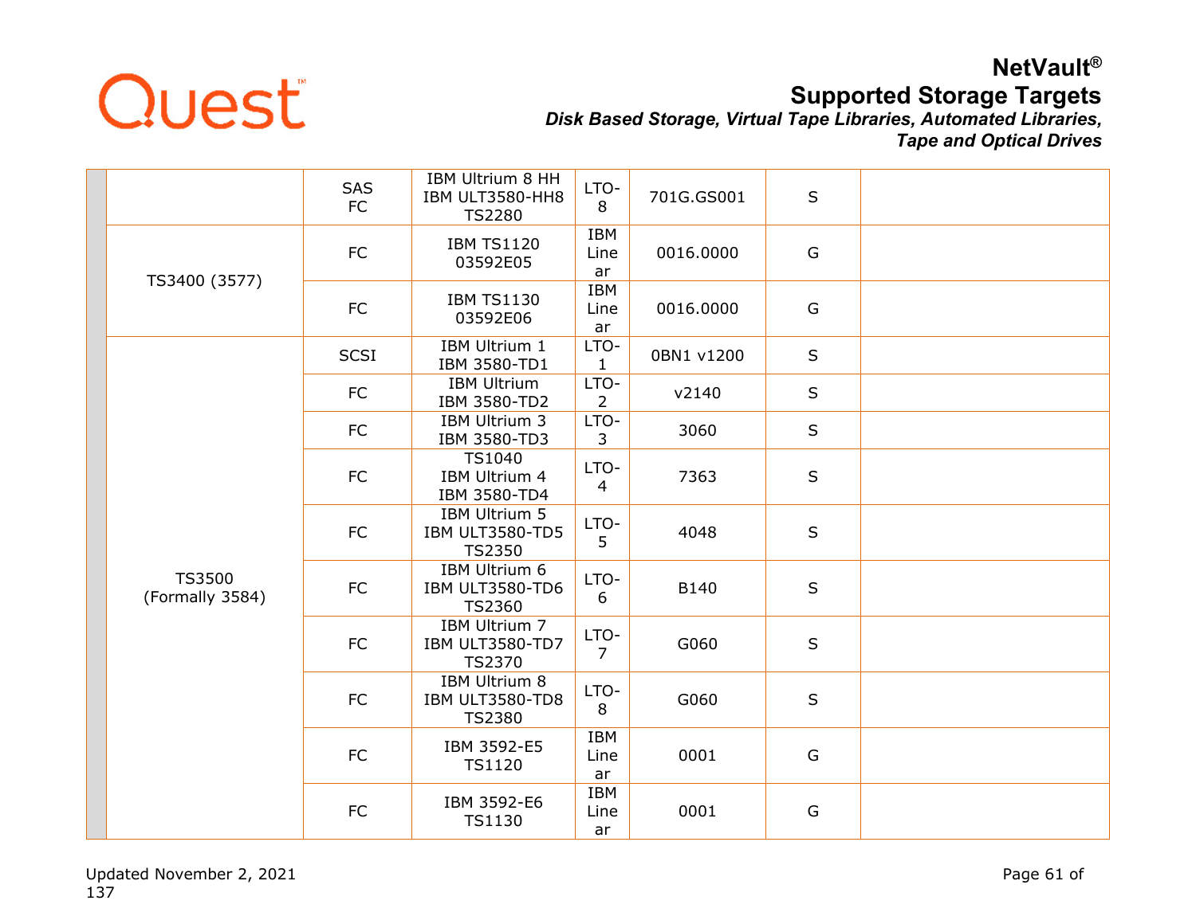| | | | | | | | |
|---|---|---|---|---|---|---|---|
| | | SAS FC | IBM Ultrium 8 HH IBM ULT3580-HH8 TS2280 | LTO-8 | 701G.GS001 | S | |
| | TS3400 (3577) | FC | IBM TS1120 03592E05 | IBM Linear | 0016.0000 | G | |
| | | FC | IBM TS1130 03592E06 | IBM Linear | 0016.0000 | G | |
| | TS3500 (Formally 3584) | SCSI | IBM Ultrium 1 IBM 3580-TD1 | LTO-1 | 0BN1 v1200 | S | |
| | | FC | IBM Ultrium IBM 3580-TD2 | LTO-2 | v2140 | S | |
| | | FC | IBM Ultrium 3 IBM 3580-TD3 | LTO-3 | 3060 | S | |
| | | FC | TS1040 IBM Ultrium 4 IBM 3580-TD4 | LTO-4 | 7363 | S | |
| | | FC | IBM Ultrium 5 IBM ULT3580-TD5 TS2350 | LTO-5 | 4048 | S | |
| | | FC | IBM Ultrium 6 IBM ULT3580-TD6 TS2360 | LTO-6 | B140 | S | |
| | | FC | IBM Ultrium 7 IBM ULT3580-TD7 TS2370 | LTO-7 | G060 | S | |
| | | FC | IBM Ultrium 8 IBM ULT3580-TD8 TS2380 | LTO-8 | G060 | S | |
| | | FC | IBM 3592-E5 TS1120 | IBM Linear | 0001 | G | |
| | | FC | IBM 3592-E6 TS1130 | IBM Linear | 0001 | G | |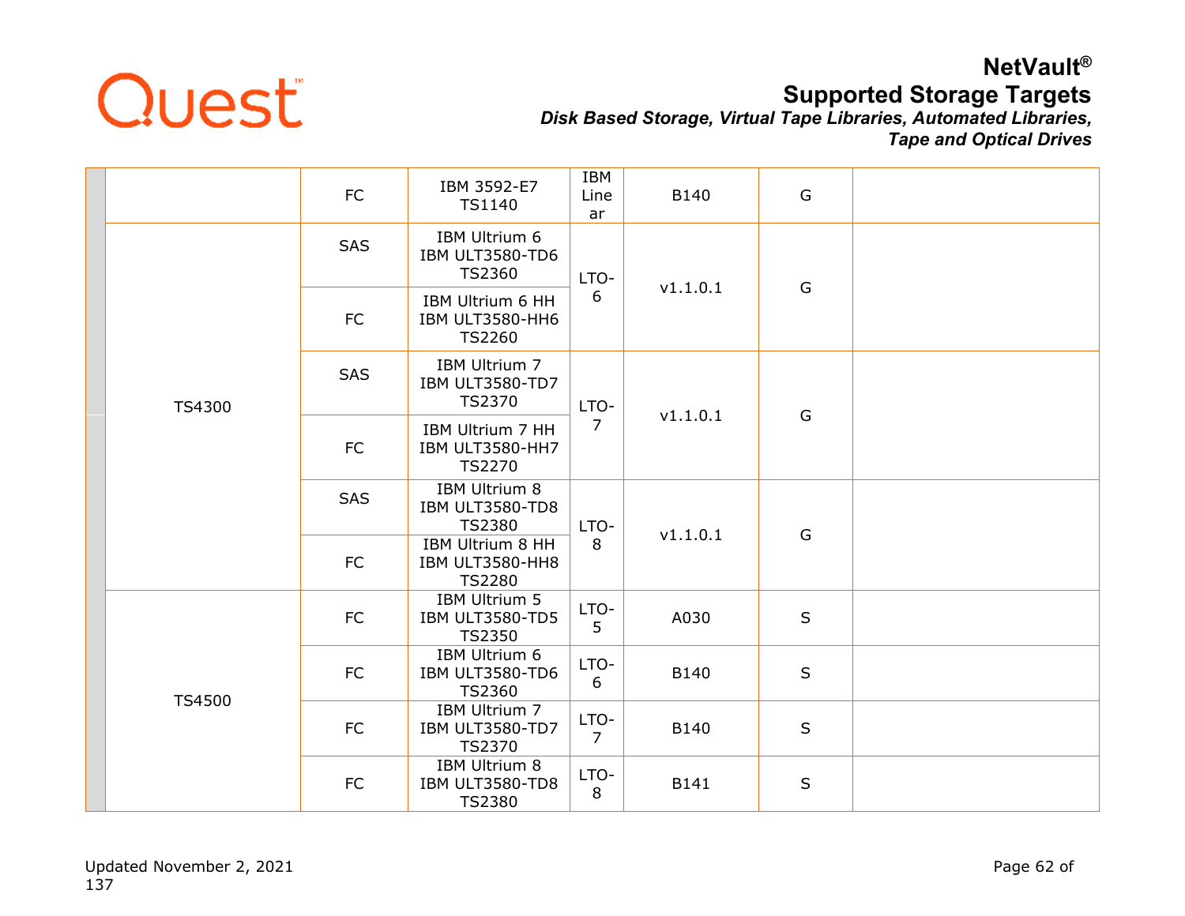| | | | | | | | |
|---|---|---|---|---|---|---|---|
| | | FC | IBM 3592-E7 TS1140 | IBM Linear | B140 | G | |
| | TS4300 | SAS | IBM Ultrium 6 IBM ULT3580-TD6 TS2360 | LTO-6 | v1.1.0.1 | G | |
| | | FC | IBM Ultrium 6 HH IBM ULT3580-HH6 TS2260 | | | | |
| | | SAS | IBM Ultrium 7 IBM ULT3580-TD7 TS2370 | LTO-7 | v1.1.0.1 | G | |
| | | FC | IBM Ultrium 7 HH IBM ULT3580-HH7 TS2270 | | | | |
| | | SAS | IBM Ultrium 8 IBM ULT3580-TD8 TS2380 | LTO-8 | v1.1.0.1 | G | |
| | | FC | IBM Ultrium 8 HH IBM ULT3580-HH8 TS2280 | | | | |
| | TS4500 | FC | IBM Ultrium 5 IBM ULT3580-TD5 TS2350 | LTO-5 | A030 | S | |
| | | FC | IBM Ultrium 6 IBM ULT3580-TD6 TS2360 | LTO-6 | B140 | S | |
| | | FC | IBM Ultrium 7 IBM ULT3580-TD7 TS2370 | LTO-7 | B140 | S | |
| | | FC | IBM Ultrium 8 IBM ULT3580-TD8 TS2380 | LTO-8 | B141 | S | |

Updated November 2, 2021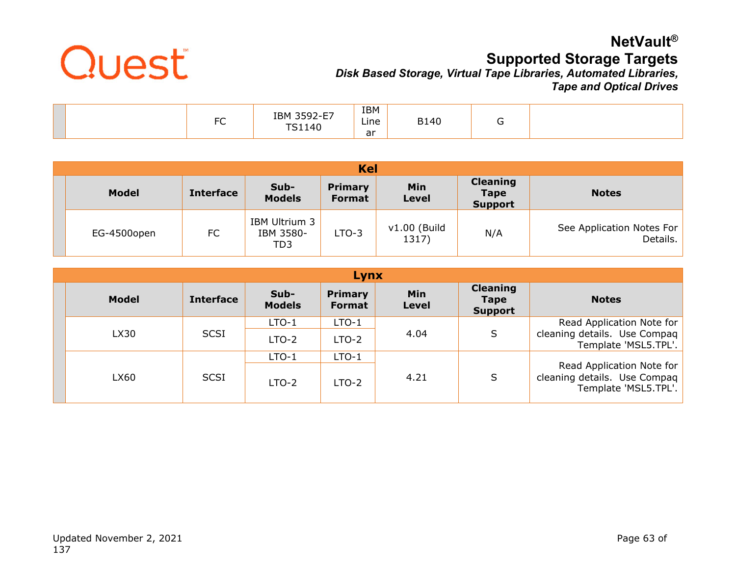| | | | | | | |
|---|---|---|---|---|---|---|
| | FC | IBM 3592-E7 TS1140 | IBM Linear | B140 | G | |

## Kel

| | Model | Interface | Sub-Models | Primary Format | Min Level | Cleaning Tape Support | Notes |
|---|---|---|---|---|---|---|---|
| | EG-4500open | FC | IBM Ultrium 3 IBM 3580-TD3 | LTO-3 | v1.00 (Build 1317) | N/A | See Application Notes For Details. |

## Lynx

| | Model | Interface | Sub-Models | Primary Format | Min Level | Cleaning Tape Support | Notes |
|---|---|---|---|---|---|---|---|
| | LX30 | SCSI | LTO-1 | LTO-1 | 4.04 | S | Read Application Note for cleaning details. Use Compaq Template 'MSL5.TPL'. |
| | | | LTO-2 | LTO-2 | | | |
| | LX60 | SCSI | LTO-1 | LTO-1 | 4.21 | S | Read Application Note for cleaning details. Use Compaq Template 'MSL5.TPL'. |
| | | | LTO-2 | LTO-2 | | | |

Updated November 2, 2021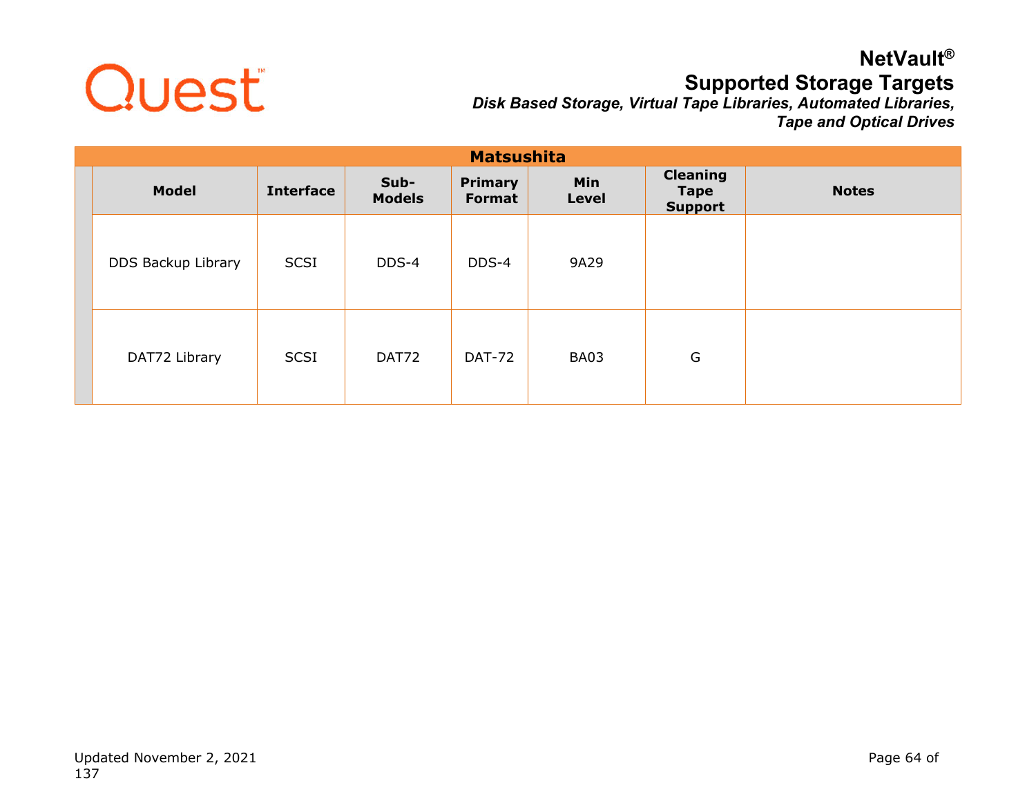| Matsushita | | | | | | | |
|---|---|---|---|---|---|---|---|
| | **Model** | **Interface** | **Sub-Models** | **Primary Format** | **Min Level** | **Cleaning Tape Support** | **Notes** |
| | DDS Backup Library | SCSI | DDS-4 | DDS-4 | 9A29 | | |
| | DAT72 Library | SCSI | DAT72 | DAT-72 | BA03 | G | |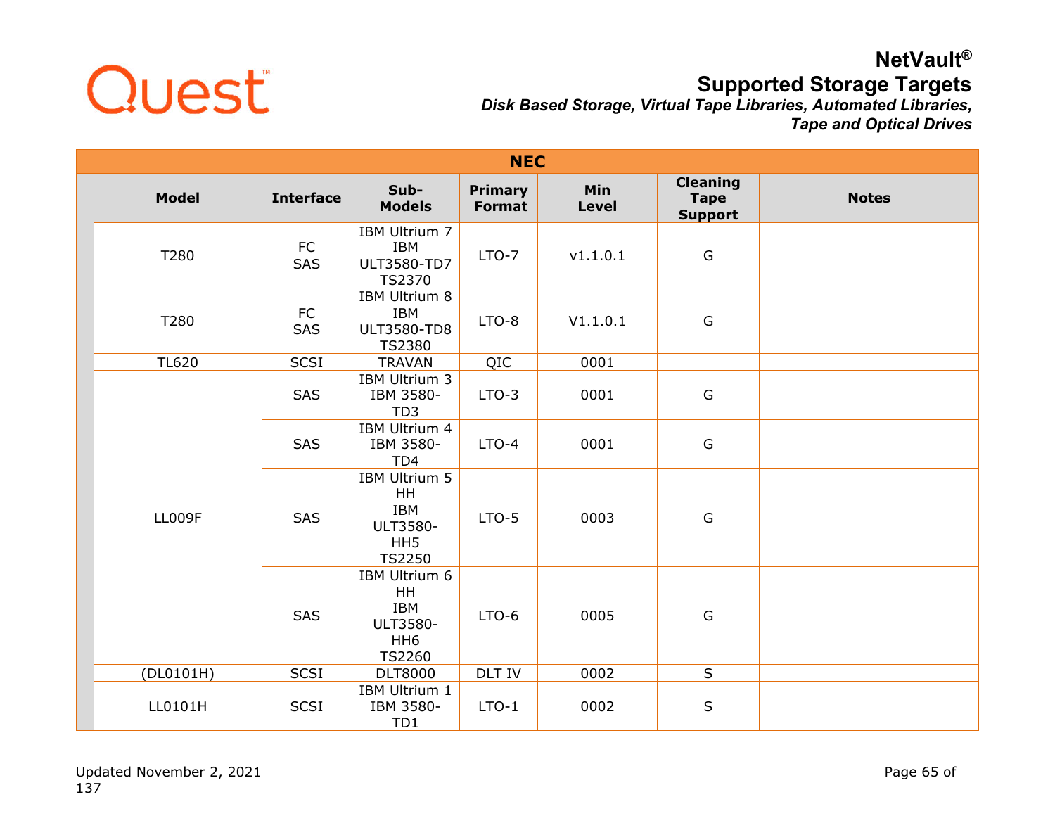## NEC

| Model | Interface | Sub-Models | Primary Format | Min Level | Cleaning Tape Support | Notes |
|---|---|---|---|---|---|---|
| T280 | FC SAS | IBM Ultrium 7 IBM ULT3580-TD7 TS2370 | LTO-7 | v1.1.0.1 | G | |
| T280 | FC SAS | IBM Ultrium 8 IBM ULT3580-TD8 TS2380 | LTO-8 | V1.1.0.1 | G | |
| TL620 | SCSI | TRAVAN | QIC | 0001 | | |
| LL009F | SAS | IBM Ultrium 3 IBM 3580-TD3 | LTO-3 | 0001 | G | |
| | SAS | IBM Ultrium 4 IBM 3580-TD4 | LTO-4 | 0001 | G | |
| | SAS | IBM Ultrium 5 HH IBM ULT3580-HH5 TS2250 | LTO-5 | 0003 | G | |
| | SAS | IBM Ultrium 6 HH IBM ULT3580-HH6 TS2260 | LTO-6 | 0005 | G | |
| (DL0101H) | SCSI | DLT8000 | DLT IV | 0002 | S | |
| LL0101H | SCSI | IBM Ultrium 1 IBM 3580-TD1 | LTO-1 | 0002 | S | |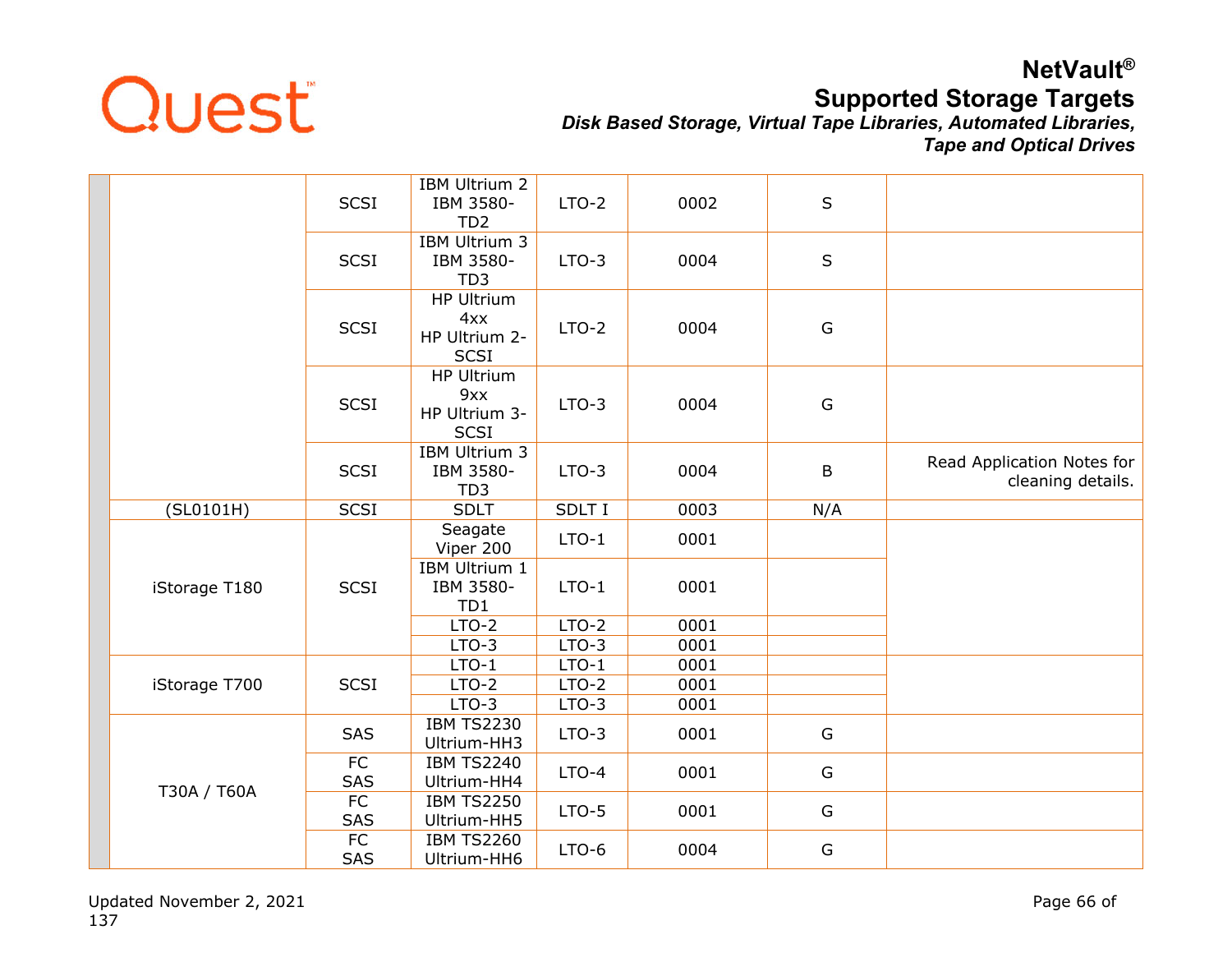| | | | | | | | |
|---|---|---|---|---|---|---|---|
| | | SCSI | IBM Ultrium 2 IBM 3580-TD2 | LTO-2 | 0002 | S | |
| | | SCSI | IBM Ultrium 3 IBM 3580-TD3 | LTO-3 | 0004 | S | |
| | | SCSI | HP Ultrium 4xx HP Ultrium 2-SCSI | LTO-2 | 0004 | G | |
| | | SCSI | HP Ultrium 9xx HP Ultrium 3-SCSI | LTO-3 | 0004 | G | |
| | | SCSI | IBM Ultrium 3 IBM 3580-TD3 | LTO-3 | 0004 | B | Read Application Notes for cleaning details. |
| | (SL0101H) | SCSI | SDLT | SDLT I | 0003 | N/A | |
| | iStorage T180 | SCSI | Seagate Viper 200 | LTO-1 | 0001 | | |
| | | | IBM Ultrium 1 IBM 3580-TD1 | LTO-1 | 0001 | | |
| | | | LTO-2 | LTO-2 | 0001 | | |
| | | | LTO-3 | LTO-3 | 0001 | | |
| | iStorage T700 | SCSI | LTO-1 | LTO-1 | 0001 | | |
| | | | LTO-2 | LTO-2 | 0001 | | |
| | | | LTO-3 | LTO-3 | 0001 | | |
| | T30A / T60A | SAS | IBM TS2230 Ultrium-HH3 | LTO-3 | 0001 | G | |
| | | FC SAS | IBM TS2240 Ultrium-HH4 | LTO-4 | 0001 | G | |
| | | FC SAS | IBM TS2250 Ultrium-HH5 | LTO-5 | 0001 | G | |
| | | FC SAS | IBM TS2260 Ultrium-HH6 | LTO-6 | 0004 | G | |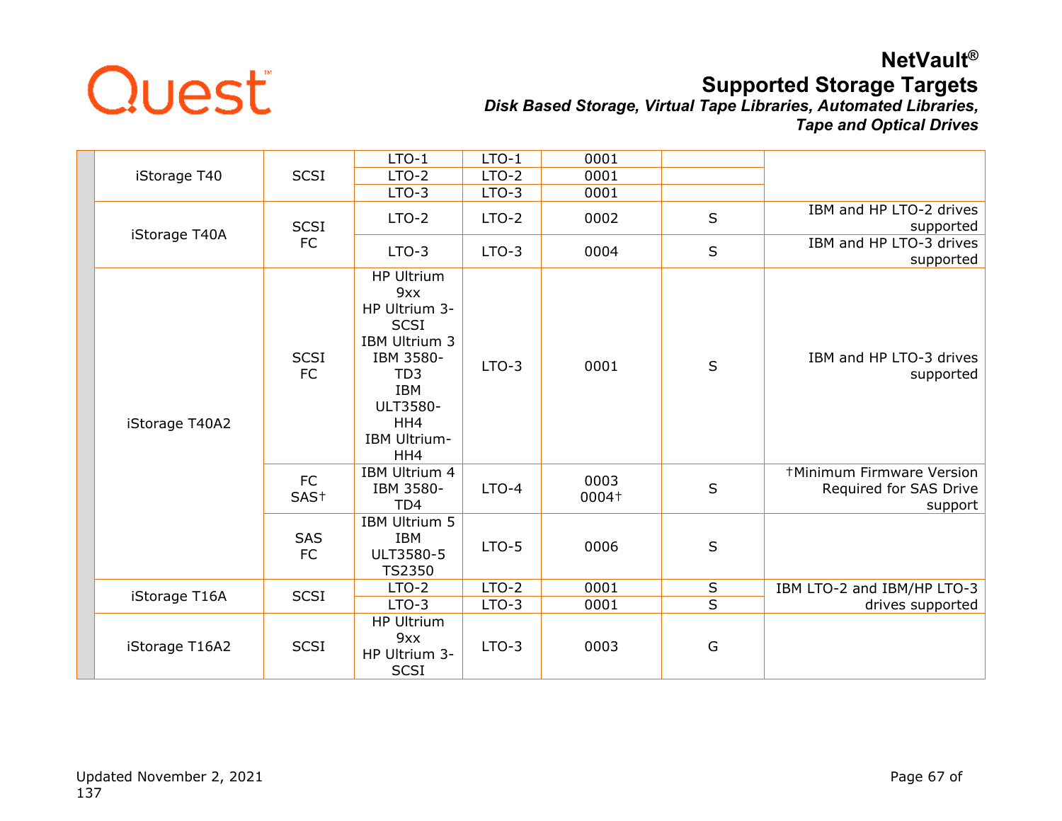| | Library | Interface | Drive Type | Drive | Firmware | Support | Notes |
|---|---|---|---|---|---|---|---|
| | iStorage T40 | SCSI | LTO-1 | LTO-1 | 0001 | | |
| | | | LTO-2 | LTO-2 | 0001 | | |
| | | | LTO-3 | LTO-3 | 0001 | | |
| | iStorage T40A | SCSI FC | LTO-2 | LTO-2 | 0002 | S | IBM and HP LTO-2 drives supported |
| | | | LTO-3 | LTO-3 | 0004 | S | IBM and HP LTO-3 drives supported |
| | iStorage T40A2 | SCSI FC | HP Ultrium 9xx HP Ultrium 3-SCSI IBM Ultrium 3 IBM 3580-TD3 IBM ULT3580-HH4 IBM Ultrium-HH4 | LTO-3 | 0001 | S | IBM and HP LTO-3 drives supported |
| | | FC SAS† | IBM Ultrium 4 IBM 3580-TD4 | LTO-4 | 0003 0004† | S | †Minimum Firmware Version Required for SAS Drive support |
| | | SAS FC | IBM Ultrium 5 IBM ULT3580-5 TS2350 | LTO-5 | 0006 | S | |
| | iStorage T16A | SCSI | LTO-2 | LTO-2 | 0001 | S | IBM LTO-2 and IBM/HP LTO-3 drives supported |
| | | | LTO-3 | LTO-3 | 0001 | S | |
| | iStorage T16A2 | SCSI | HP Ultrium 9xx HP Ultrium 3-SCSI | LTO-3 | 0003 | G | |

Updated November 2, 2021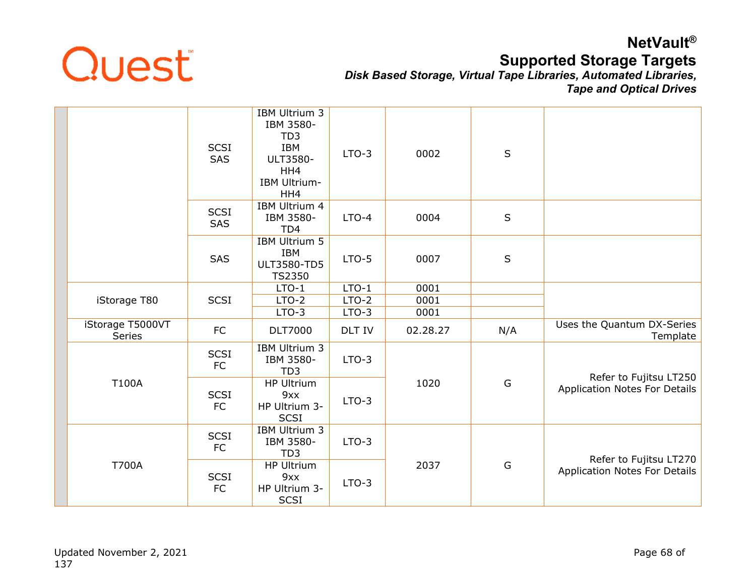| | | | | | | | |
|---|---|---|---|---|---|---|---|
| | | SCSI SAS | IBM Ultrium 3 IBM 3580-TD3 IBM ULT3580-HH4 IBM Ultrium-HH4 | LTO-3 | 0002 | S | |
| | | SCSI SAS | IBM Ultrium 4 IBM 3580-TD4 | LTO-4 | 0004 | S | |
| | | SAS | IBM Ultrium 5 IBM ULT3580-TD5 TS2350 | LTO-5 | 0007 | S | |
| | iStorage T80 | SCSI | LTO-1 | LTO-1 | 0001 | | |
| | | | LTO-2 | LTO-2 | 0001 | | |
| | | | LTO-3 | LTO-3 | 0001 | | |
| | iStorage T5000VT Series | FC | DLT7000 | DLT IV | 02.28.27 | N/A | Uses the Quantum DX-Series Template |
| | T100A | SCSI FC | IBM Ultrium 3 IBM 3580-TD3 | LTO-3 | 1020 | G | Refer to Fujitsu LT250 Application Notes For Details |
| | | SCSI FC | HP Ultrium 9xx HP Ultrium 3-SCSI | LTO-3 | | | |
| | T700A | SCSI FC | IBM Ultrium 3 IBM 3580-TD3 | LTO-3 | 2037 | G | Refer to Fujitsu LT270 Application Notes For Details |
| | | SCSI FC | HP Ultrium 9xx HP Ultrium 3-SCSI | LTO-3 | | | |

Updated November 2, 2021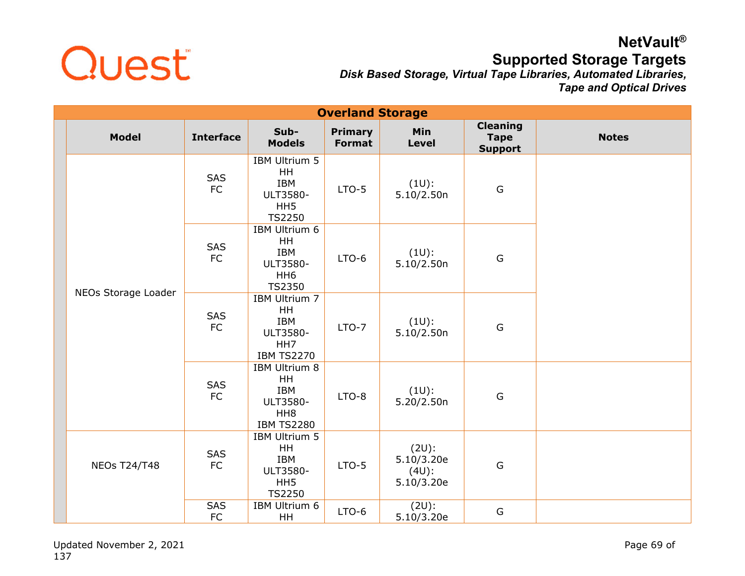| Overland Storage | | | | | | |
|---|---|---|---|---|---|---|
| **Model** | **Interface** | **Sub-Models** | **Primary Format** | **Min Level** | **Cleaning Tape Support** | **Notes** |
| NEOs Storage Loader | SAS<br>FC | IBM Ultrium 5 HH<br>IBM ULT3580-HH5<br>TS2250 | LTO-5 | (1U):<br>5.10/2.50n | G | |
| | SAS<br>FC | IBM Ultrium 6 HH<br>IBM ULT3580-HH6<br>TS2350 | LTO-6 | (1U):<br>5.10/2.50n | G | |
| | SAS<br>FC | IBM Ultrium 7 HH<br>IBM ULT3580-HH7<br>IBM TS2270 | LTO-7 | (1U):<br>5.10/2.50n | G | |
| | SAS<br>FC | IBM Ultrium 8 HH<br>IBM ULT3580-HH8<br>IBM TS2280 | LTO-8 | (1U):<br>5.20/2.50n | G | |
| NEOs T24/T48 | SAS<br>FC | IBM Ultrium 5 HH<br>IBM ULT3580-HH5<br>TS2250 | LTO-5 | (2U):<br>5.10/3.20e<br>(4U):<br>5.10/3.20e | G | |
| | SAS<br>FC | IBM Ultrium 6 HH | LTO-6 | (2U):<br>5.10/3.20e | G | |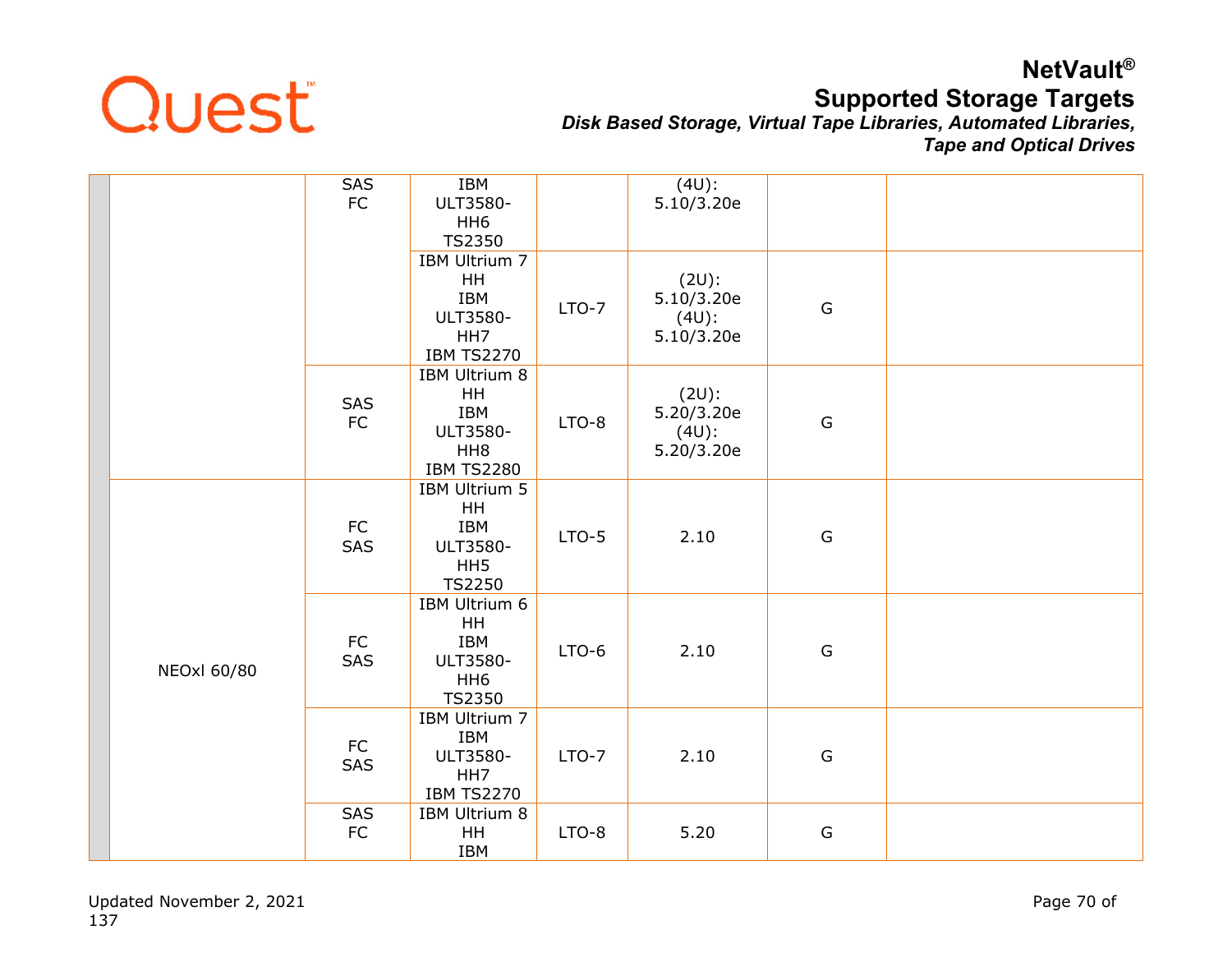| | | | | | | | |
|---|---|---|---|---|---|---|---|
| | | SAS<br>FC | IBM<br>ULT3580-<br>HH6<br>TS2350 | | (4U):<br>5.10/3.20e | | |
| | | | IBM Ultrium 7<br>HH<br>IBM<br>ULT3580-<br>HH7<br>IBM TS2270 | LTO-7 | (2U):<br>5.10/3.20e<br>(4U):<br>5.10/3.20e | G | |
| | | SAS<br>FC | IBM Ultrium 8<br>HH<br>IBM<br>ULT3580-<br>HH8<br>IBM TS2280 | LTO-8 | (2U):<br>5.20/3.20e<br>(4U):<br>5.20/3.20e | G | |
| | NEOxl 60/80 | FC<br>SAS | IBM Ultrium 5<br>HH<br>IBM<br>ULT3580-<br>HH5<br>TS2250 | LTO-5 | 2.10 | G | |
| | | FC<br>SAS | IBM Ultrium 6<br>HH<br>IBM<br>ULT3580-<br>HH6<br>TS2350 | LTO-6 | 2.10 | G | |
| | | FC<br>SAS | IBM Ultrium 7<br>IBM<br>ULT3580-<br>HH7<br>IBM TS2270 | LTO-7 | 2.10 | G | |
| | | SAS<br>FC | IBM Ultrium 8<br>HH<br>IBM | LTO-8 | 5.20 | G | |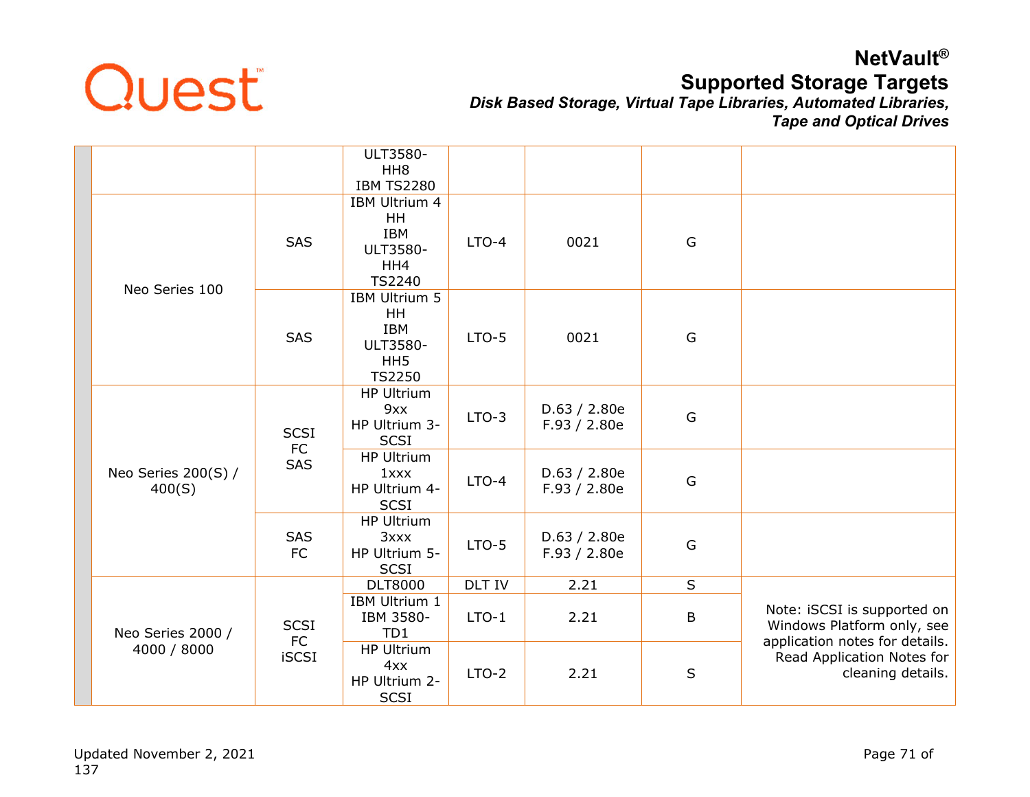| | | | | | | |
|---|---|---|---|---|---|---|
| | | | ULT3580-HH8 IBM TS2280 | | | | |
| | Neo Series 100 | SAS | IBM Ultrium 4 HH IBM ULT3580-HH4 TS2240 | LTO-4 | 0021 | G | |
| | | SAS | IBM Ultrium 5 HH IBM ULT3580-HH5 TS2250 | LTO-5 | 0021 | G | |
| | Neo Series 200(S) / 400(S) | SCSI FC SAS | HP Ultrium 9xx HP Ultrium 3-SCSI | LTO-3 | D.63 / 2.80e F.93 / 2.80e | G | |
| | | | HP Ultrium 1xxx HP Ultrium 4-SCSI | LTO-4 | D.63 / 2.80e F.93 / 2.80e | G | |
| | | SAS FC | HP Ultrium 3xxx HP Ultrium 5-SCSI | LTO-5 | D.63 / 2.80e F.93 / 2.80e | G | |
| | Neo Series 2000 / 4000 / 8000 | SCSI FC iSCSI | DLT8000 | DLT IV | 2.21 | S | Note: iSCSI is supported on Windows Platform only, see application notes for details. Read Application Notes for cleaning details. |
| | | | IBM Ultrium 1 IBM 3580-TD1 | LTO-1 | 2.21 | B | |
| | | | HP Ultrium 4xx HP Ultrium 2-SCSI | LTO-2 | 2.21 | S | |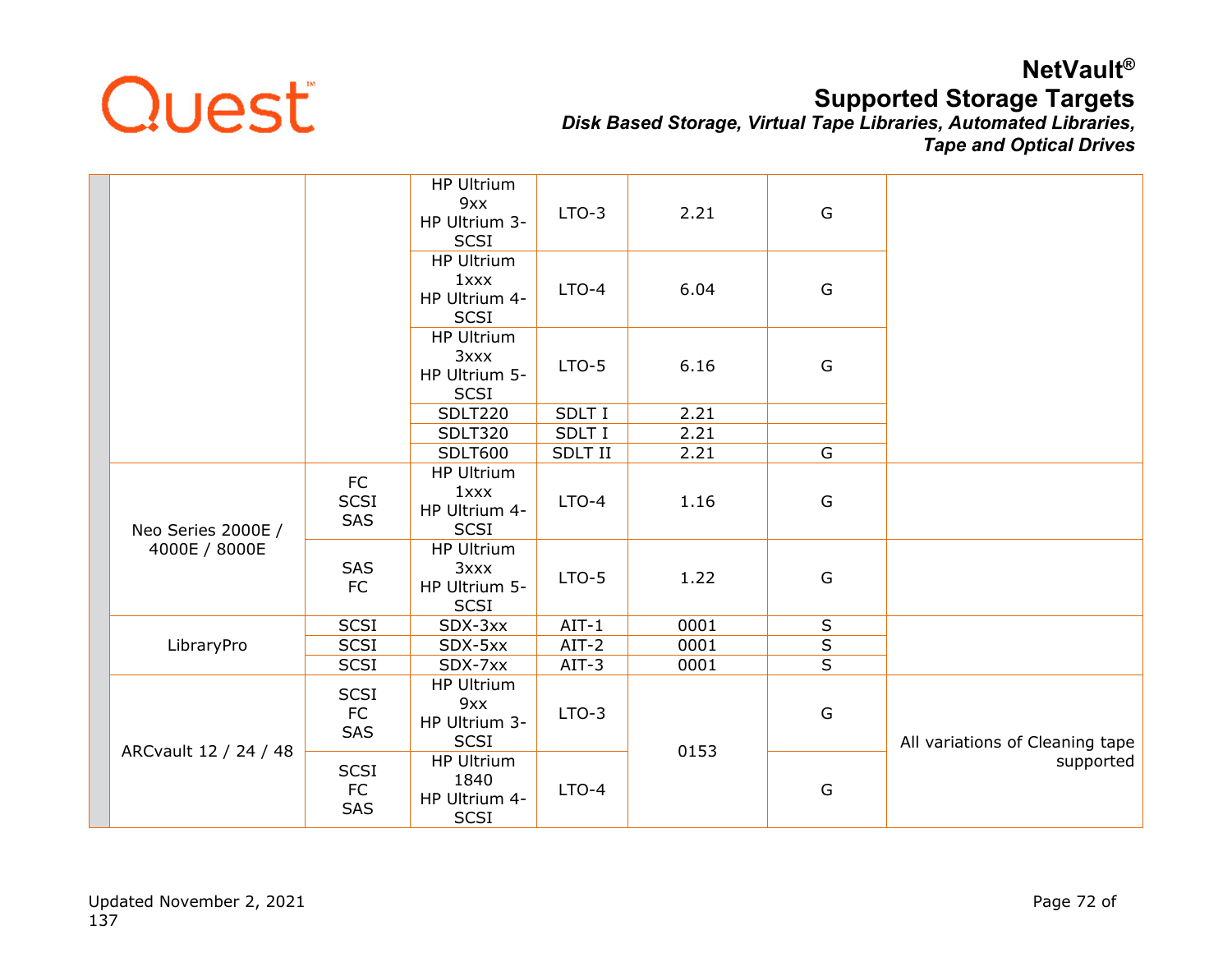| | | | | | | | |
|---|---|---|---|---|---|---|---|
| | | | HP Ultrium 9xx<br>HP Ultrium 3-SCSI | LTO-3 | 2.21 | G | |
| | | | HP Ultrium 1xxx<br>HP Ultrium 4-SCSI | LTO-4 | 6.04 | G | |
| | | | HP Ultrium 3xxx<br>HP Ultrium 5-SCSI | LTO-5 | 6.16 | G | |
| | | | SDLT220 | SDLT I | 2.21 | | |
| | | | SDLT320 | SDLT I | 2.21 | | |
| | | | SDLT600 | SDLT II | 2.21 | G | |
| | Neo Series 2000E / 4000E / 8000E | FC<br>SCSI<br>SAS | HP Ultrium 1xxx<br>HP Ultrium 4-SCSI | LTO-4 | 1.16 | G | |
| | | SAS<br>FC | HP Ultrium 3xxx<br>HP Ultrium 5-SCSI | LTO-5 | 1.22 | G | |
| | LibraryPro | SCSI | SDX-3xx | AIT-1 | 0001 | S | |
| | | SCSI | SDX-5xx | AIT-2 | 0001 | S | |
| | | SCSI | SDX-7xx | AIT-3 | 0001 | S | |
| | ARCvault 12 / 24 / 48 | SCSI<br>FC<br>SAS | HP Ultrium 9xx<br>HP Ultrium 3-SCSI | LTO-3 | 0153 | G | All variations of Cleaning tape supported |
| | | SCSI<br>FC<br>SAS | HP Ultrium 1840<br>HP Ultrium 4-SCSI | LTO-4 | | G | |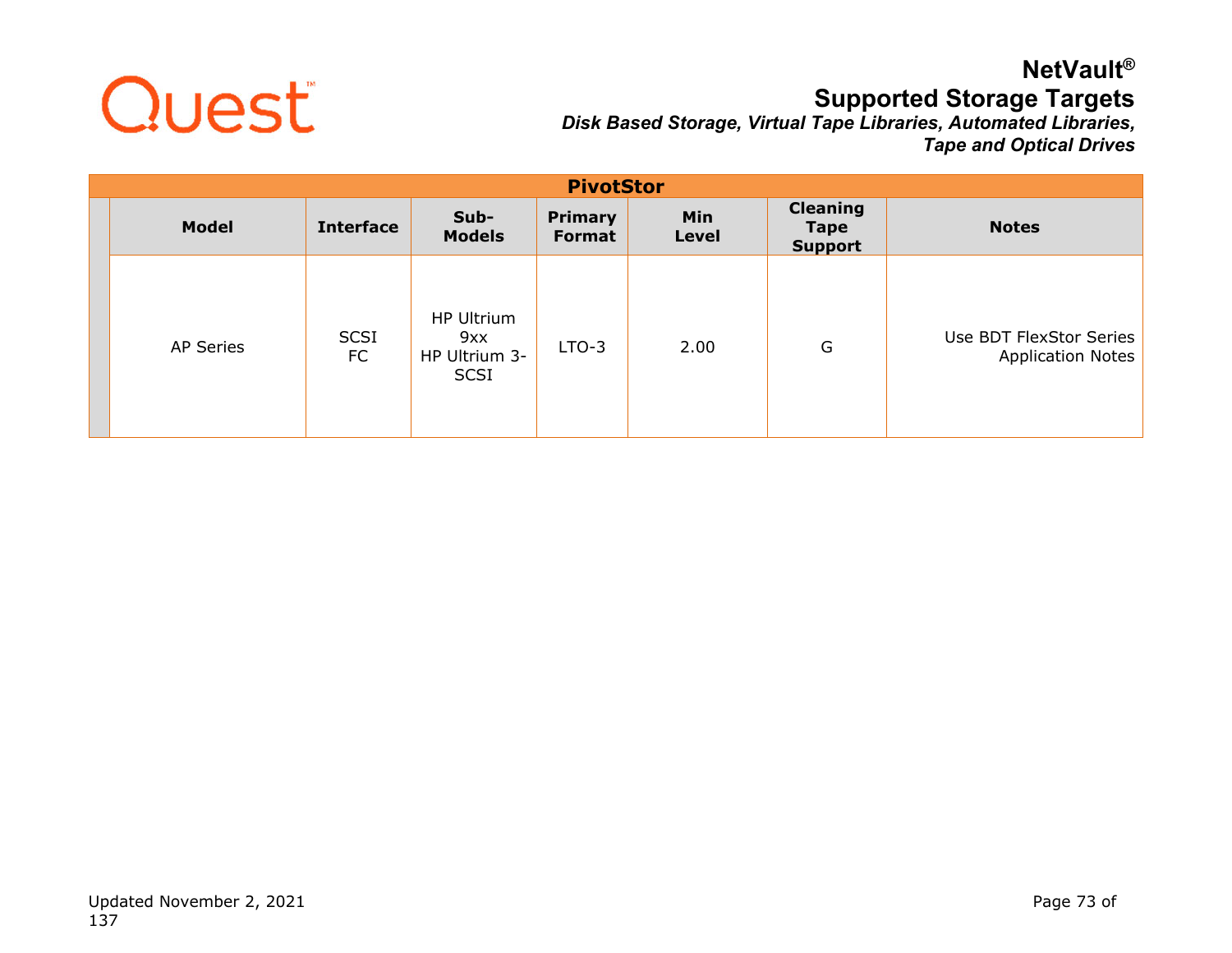| PivotStor | | | | | | |
|---|---|---|---|---|---|---|
| **Model** | **Interface** | **Sub-Models** | **Primary Format** | **Min Level** | **Cleaning Tape Support** | **Notes** |
| AP Series | SCSI FC | HP Ultrium 9xx HP Ultrium 3-SCSI | LTO-3 | 2.00 | G | Use BDT FlexStor Series Application Notes |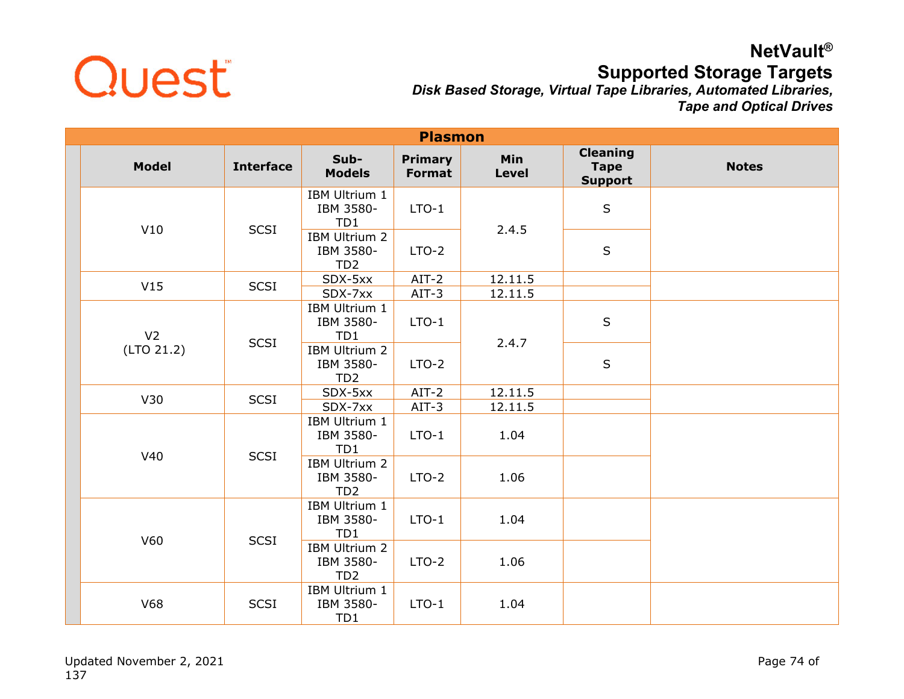# NetVault®

## Supported Storage Targets

*Disk Based Storage, Virtual Tape Libraries, Automated Libraries, Tape and Optical Drives*

| Plasmon | | | | | | |
|---|---|---|---|---|---|---|
| **Model** | **Interface** | **Sub-Models** | **Primary Format** | **Min Level** | **Cleaning Tape Support** | **Notes** |
| V10 | SCSI | IBM Ultrium 1 IBM 3580-TD1 | LTO-1 | 2.4.5 | S | |
| | | IBM Ultrium 2 IBM 3580-TD2 | LTO-2 | | S | |
| V15 | SCSI | SDX-5xx | AIT-2 | 12.11.5 | | |
| | | SDX-7xx | AIT-3 | 12.11.5 | | |
| V2 (LTO 21.2) | SCSI | IBM Ultrium 1 IBM 3580-TD1 | LTO-1 | 2.4.7 | S | |
| | | IBM Ultrium 2 IBM 3580-TD2 | LTO-2 | | S | |
| V30 | SCSI | SDX-5xx | AIT-2 | 12.11.5 | | |
| | | SDX-7xx | AIT-3 | 12.11.5 | | |
| V40 | SCSI | IBM Ultrium 1 IBM 3580-TD1 | LTO-1 | 1.04 | | |
| | | IBM Ultrium 2 IBM 3580-TD2 | LTO-2 | 1.06 | | |
| V60 | SCSI | IBM Ultrium 1 IBM 3580-TD1 | LTO-1 | 1.04 | | |
| | | IBM Ultrium 2 IBM 3580-TD2 | LTO-2 | 1.06 | | |
| V68 | SCSI | IBM Ultrium 1 IBM 3580-TD1 | LTO-1 | 1.04 | | |

Updated November 2, 2021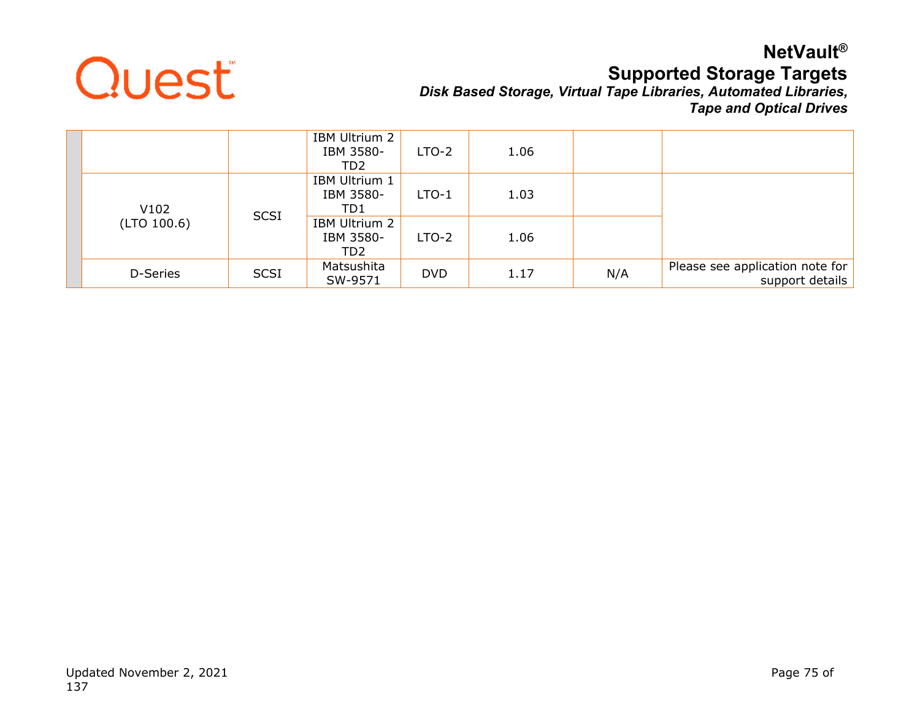| | | | | | | | |
|---|---|---|---|---|---|---|---|
| | | | IBM Ultrium 2 IBM 3580-TD2 | LTO-2 | 1.06 | | |
| | V102 (LTO 100.6) | SCSI | IBM Ultrium 1 IBM 3580-TD1 | LTO-1 | 1.03 | | |
| | | | IBM Ultrium 2 IBM 3580-TD2 | LTO-2 | 1.06 | | |
| | D-Series | SCSI | Matsushita SW-9571 | DVD | 1.17 | N/A | Please see application note for support details |

Updated November 2, 2021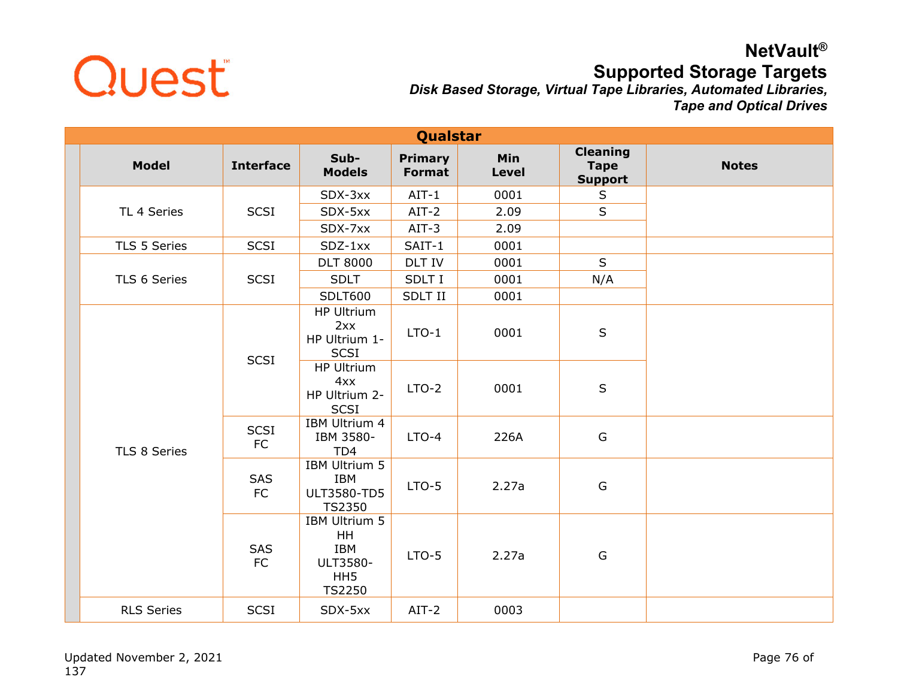## Qualstar

| Model | Interface | Sub-Models | Primary Format | Min Level | Cleaning Tape Support | Notes |
|---|---|---|---|---|---|---|
| TL 4 Series | SCSI | SDX-3xx | AIT-1 | 0001 | S | |
| | | SDX-5xx | AIT-2 | 2.09 | S | |
| | | SDX-7xx | AIT-3 | 2.09 | | |
| TLS 5 Series | SCSI | SDZ-1xx | SAIT-1 | 0001 | | |
| TLS 6 Series | SCSI | DLT 8000 | DLT IV | 0001 | S | |
| | | SDLT | SDLT I | 0001 | N/A | |
| | | SDLT600 | SDLT II | 0001 | | |
| TLS 8 Series | SCSI | HP Ultrium 2xx<br>HP Ultrium 1-SCSI | LTO-1 | 0001 | S | |
| | | HP Ultrium 4xx<br>HP Ultrium 2-SCSI | LTO-2 | 0001 | S | |
| | SCSI<br>FC | IBM Ultrium 4<br>IBM 3580-TD4 | LTO-4 | 226A | G | |
| | SAS<br>FC | IBM Ultrium 5<br>IBM ULT3580-TD5<br>TS2350 | LTO-5 | 2.27a | G | |
| | SAS<br>FC | IBM Ultrium 5 HH<br>IBM ULT3580-HH5<br>TS2250 | LTO-5 | 2.27a | G | |
| RLS Series | SCSI | SDX-5xx | AIT-2 | 0003 | | |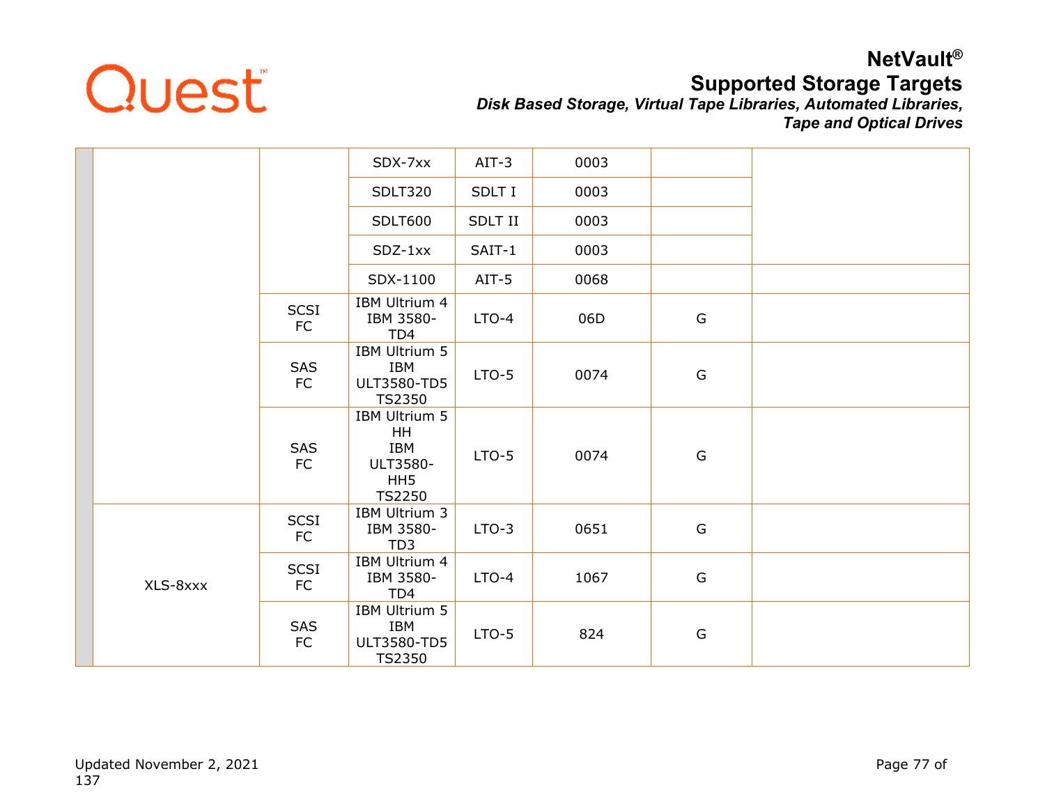| | | | | | | | |
|---|---|---|---|---|---|---|---|
| | | | SDX-7xx | AIT-3 | 0003 | | |
| | | | SDLT320 | SDLT I | 0003 | | |
| | | | SDLT600 | SDLT II | 0003 | | |
| | | | SDZ-1xx | SAIT-1 | 0003 | | |
| | | | SDX-1100 | AIT-5 | 0068 | | |
| | | SCSI FC | IBM Ultrium 4 IBM 3580-TD4 | LTO-4 | 06D | G | |
| | | SAS FC | IBM Ultrium 5 IBM ULT3580-TD5 TS2350 | LTO-5 | 0074 | G | |
| | | SAS FC | IBM Ultrium 5 HH IBM ULT3580-HH5 TS2250 | LTO-5 | 0074 | G | |
| | XLS-8xxx | SCSI FC | IBM Ultrium 3 IBM 3580-TD3 | LTO-3 | 0651 | G | |
| | | SCSI FC | IBM Ultrium 4 IBM 3580-TD4 | LTO-4 | 1067 | G | |
| | | SAS FC | IBM Ultrium 5 IBM ULT3580-TD5 TS2350 | LTO-5 | 824 | G | |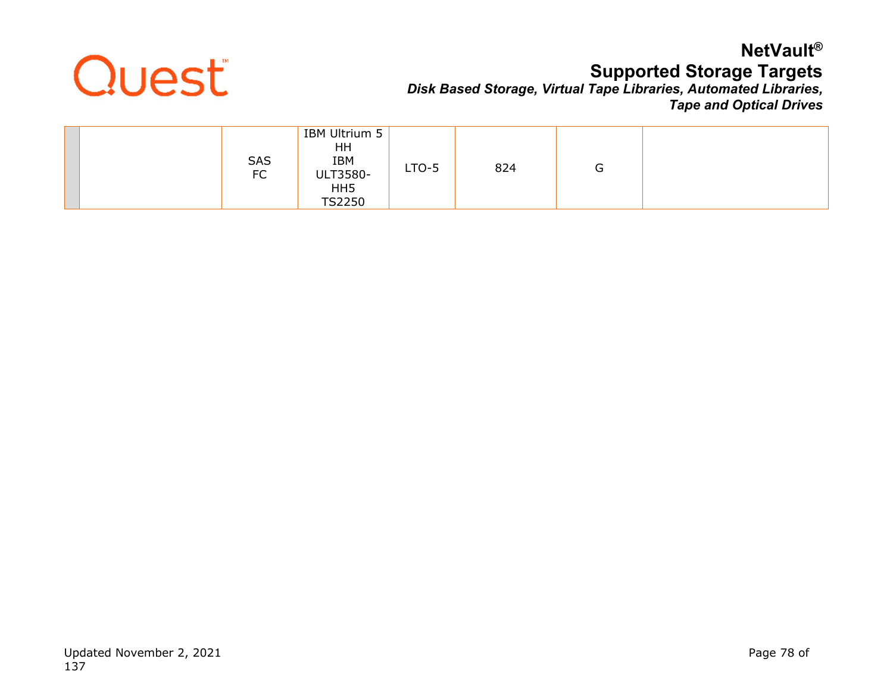| | | | | | | | |
|---|---|---|---|---|---|---|---|
| | | SAS<br>FC | IBM Ultrium 5 HH<br>IBM ULT3580-HH5<br>TS2250 | LTO-5 | 824 | G | |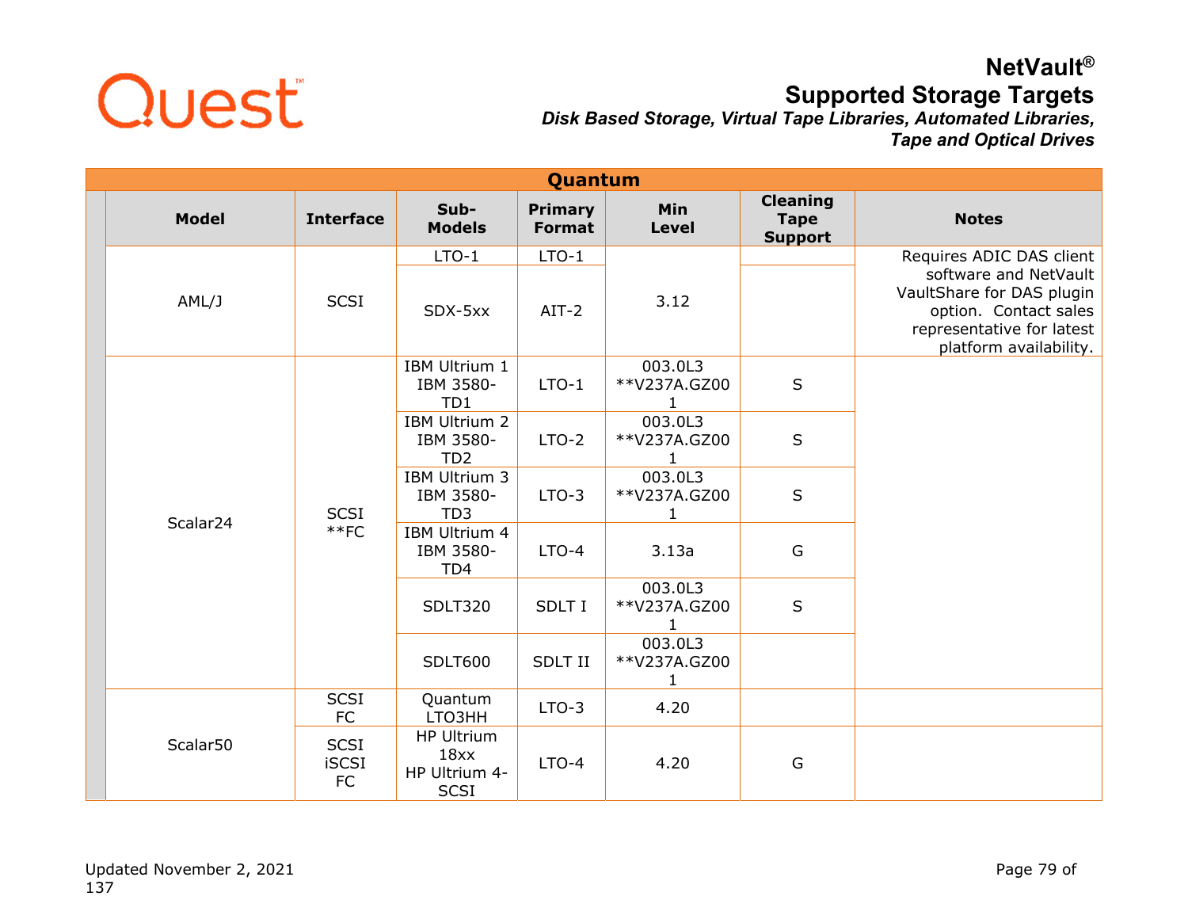| Quantum | | | | | | |
|---|---|---|---|---|---|---|
| **Model** | **Interface** | **Sub-Models** | **Primary Format** | **Min Level** | **Cleaning Tape Support** | **Notes** |
| AML/J | SCSI | LTO-1 | LTO-1 | 3.12 | | Requires ADIC DAS client software and NetVault VaultShare for DAS plugin option. Contact sales representative for latest platform availability. |
| | | SDX-5xx | AIT-2 | | | |
| Scalar24 | SCSI **FC | IBM Ultrium 1 IBM 3580-TD1 | LTO-1 | 003.0L3 **V237A.GZ001 | S | |
| | | IBM Ultrium 2 IBM 3580-TD2 | LTO-2 | 003.0L3 **V237A.GZ001 | S | |
| | | IBM Ultrium 3 IBM 3580-TD3 | LTO-3 | 003.0L3 **V237A.GZ001 | S | |
| | | IBM Ultrium 4 IBM 3580-TD4 | LTO-4 | 3.13a | G | |
| | | SDLT320 | SDLT I | 003.0L3 **V237A.GZ001 | S | |
| | | SDLT600 | SDLT II | 003.0L3 **V237A.GZ001 | | |
| Scalar50 | SCSI FC | Quantum LTO3HH | LTO-3 | 4.20 | | |
| | SCSI iSCSI FC | HP Ultrium 18xx HP Ultrium 4-SCSI | LTO-4 | 4.20 | G | |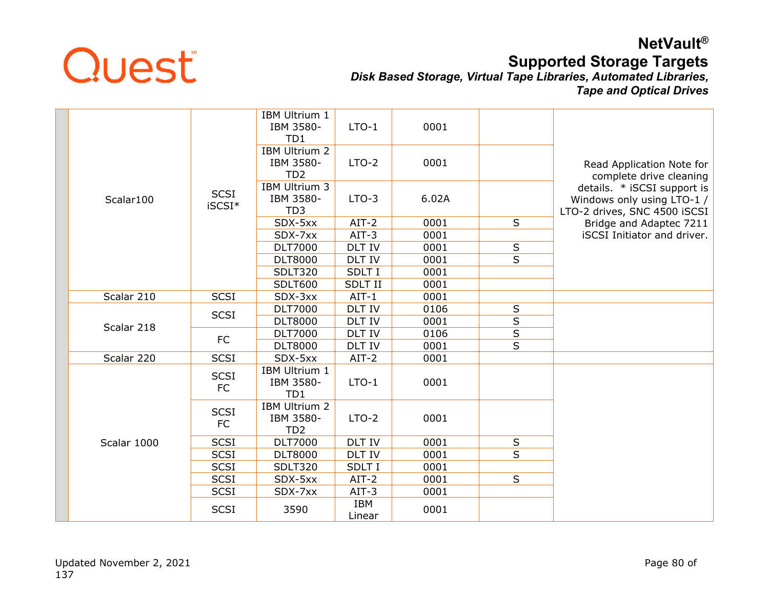| | Library | Interface | Drive | Drive Type | Firmware | Notes | Comments |
|---|---|---|---|---|---|---|---|
| | Scalar100 | SCSI iSCSI* | IBM Ultrium 1 IBM 3580-TD1 | LTO-1 | 0001 | | Read Application Note for complete drive cleaning details. * iSCSI support is Windows only using LTO-1 / LTO-2 drives, SNC 4500 iSCSI Bridge and Adaptec 7211 iSCSI Initiator and driver. |
| | | | IBM Ultrium 2 IBM 3580-TD2 | LTO-2 | 0001 | | |
| | | | IBM Ultrium 3 IBM 3580-TD3 | LTO-3 | 6.02A | | |
| | | | SDX-5xx | AIT-2 | 0001 | S | |
| | | | SDX-7xx | AIT-3 | 0001 | | |
| | | | DLT7000 | DLT IV | 0001 | S | |
| | | | DLT8000 | DLT IV | 0001 | S | |
| | | | SDLT320 | SDLT I | 0001 | | |
| | | | SDLT600 | SDLT II | 0001 | | |
| | Scalar 210 | SCSI | SDX-3xx | AIT-1 | 0001 | | |
| | Scalar 218 | SCSI | DLT7000 | DLT IV | 0106 | S | |
| | | | DLT8000 | DLT IV | 0001 | S | |
| | | FC | DLT7000 | DLT IV | 0106 | S | |
| | | | DLT8000 | DLT IV | 0001 | S | |
| | Scalar 220 | SCSI | SDX-5xx | AIT-2 | 0001 | | |
| | Scalar 1000 | SCSI FC | IBM Ultrium 1 IBM 3580-TD1 | LTO-1 | 0001 | | |
| | | SCSI FC | IBM Ultrium 2 IBM 3580-TD2 | LTO-2 | 0001 | | |
| | | SCSI | DLT7000 | DLT IV | 0001 | S | |
| | | SCSI | DLT8000 | DLT IV | 0001 | S | |
| | | SCSI | SDLT320 | SDLT I | 0001 | | |
| | | SCSI | SDX-5xx | AIT-2 | 0001 | S | |
| | | SCSI | SDX-7xx | AIT-3 | 0001 | | |
| | | SCSI | 3590 | IBM Linear | 0001 | | |

Updated November 2, 2021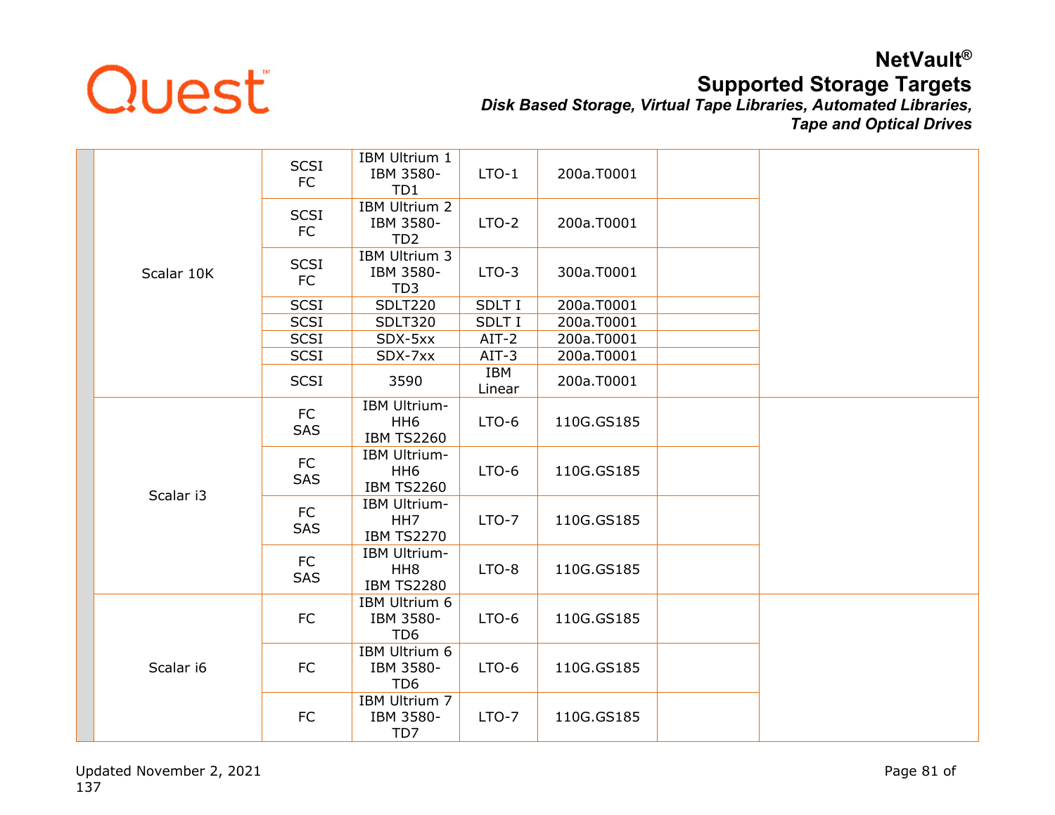| | Library | Interface | Drive | Drive Type | Firmware | | |
|---|---|---|---|---|---|---|---|
| | Scalar 10K | SCSI FC | IBM Ultrium 1 IBM 3580-TD1 | LTO-1 | 200a.T0001 | | |
| | | SCSI FC | IBM Ultrium 2 IBM 3580-TD2 | LTO-2 | 200a.T0001 | | |
| | | SCSI FC | IBM Ultrium 3 IBM 3580-TD3 | LTO-3 | 300a.T0001 | | |
| | | SCSI | SDLT220 | SDLT I | 200a.T0001 | | |
| | | SCSI | SDLT320 | SDLT I | 200a.T0001 | | |
| | | SCSI | SDX-5xx | AIT-2 | 200a.T0001 | | |
| | | SCSI | SDX-7xx | AIT-3 | 200a.T0001 | | |
| | | SCSI | 3590 | IBM Linear | 200a.T0001 | | |
| | Scalar i3 | FC SAS | IBM Ultrium-HH6 IBM TS2260 | LTO-6 | 110G.GS185 | | |
| | | FC SAS | IBM Ultrium-HH6 IBM TS2260 | LTO-6 | 110G.GS185 | | |
| | | FC SAS | IBM Ultrium-HH7 IBM TS2270 | LTO-7 | 110G.GS185 | | |
| | | FC SAS | IBM Ultrium-HH8 IBM TS2280 | LTO-8 | 110G.GS185 | | |
| | Scalar i6 | FC | IBM Ultrium 6 IBM 3580-TD6 | LTO-6 | 110G.GS185 | | |
| | | FC | IBM Ultrium 6 IBM 3580-TD6 | LTO-6 | 110G.GS185 | | |
| | | FC | IBM Ultrium 7 IBM 3580-TD7 | LTO-7 | 110G.GS185 | | |

Updated November 2, 2021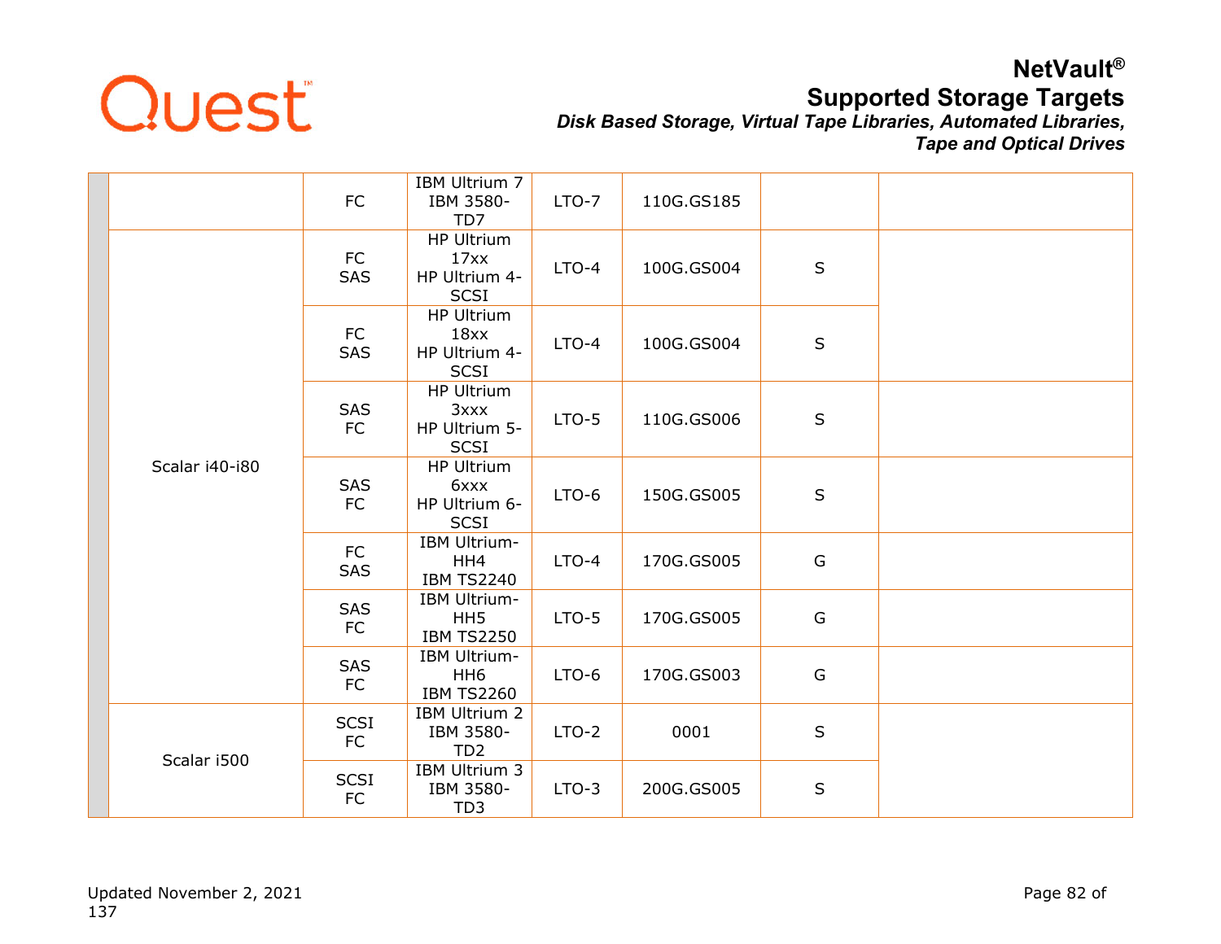| | | | | | | |
|---|---|---|---|---|---|---|
| | | FC | IBM Ultrium 7 IBM 3580-TD7 | LTO-7 | 110G.GS185 | | |
| | Scalar i40-i80 | FC SAS | HP Ultrium 17xx HP Ultrium 4-SCSI | LTO-4 | 100G.GS004 | S | |
| | | FC SAS | HP Ultrium 18xx HP Ultrium 4-SCSI | LTO-4 | 100G.GS004 | S | |
| | | SAS FC | HP Ultrium 3xxx HP Ultrium 5-SCSI | LTO-5 | 110G.GS006 | S | |
| | | SAS FC | HP Ultrium 6xxx HP Ultrium 6-SCSI | LTO-6 | 150G.GS005 | S | |
| | | FC SAS | IBM Ultrium-HH4 IBM TS2240 | LTO-4 | 170G.GS005 | G | |
| | | SAS FC | IBM Ultrium-HH5 IBM TS2250 | LTO-5 | 170G.GS005 | G | |
| | | SAS FC | IBM Ultrium-HH6 IBM TS2260 | LTO-6 | 170G.GS003 | G | |
| | Scalar i500 | SCSI FC | IBM Ultrium 2 IBM 3580-TD2 | LTO-2 | 0001 | S | |
| | | SCSI FC | IBM Ultrium 3 IBM 3580-TD3 | LTO-3 | 200G.GS005 | S | |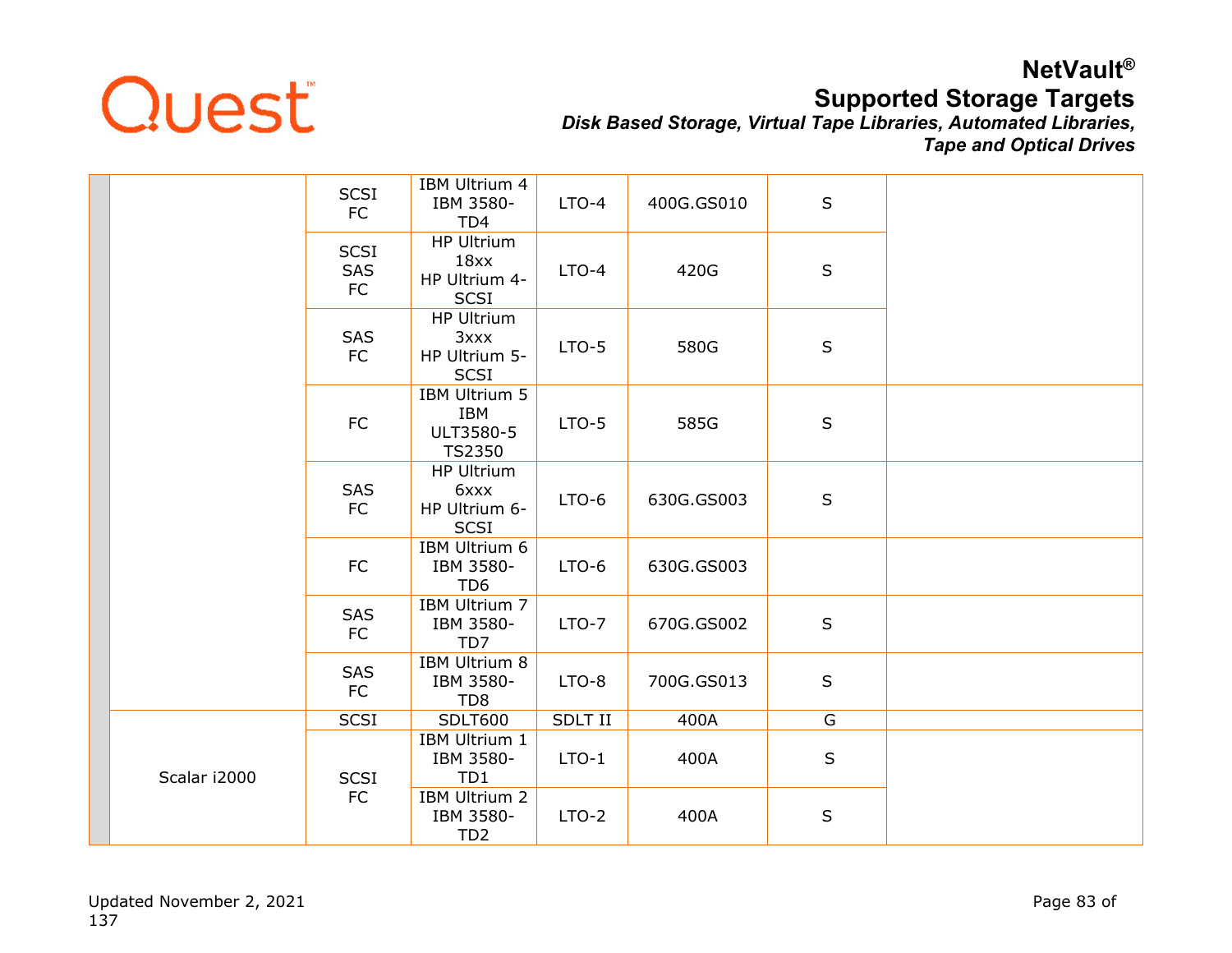| | | | | | | | |
|---|---|---|---|---|---|---|---|
| | | SCSI<br>FC | IBM Ultrium 4<br>IBM 3580-TD4 | LTO-4 | 400G.GS010 | S | |
| | | SCSI<br>SAS<br>FC | HP Ultrium 18xx<br>HP Ultrium 4-SCSI | LTO-4 | 420G | S | |
| | | SAS<br>FC | HP Ultrium 3xxx<br>HP Ultrium 5-SCSI | LTO-5 | 580G | S | |
| | | FC | IBM Ultrium 5<br>IBM ULT3580-5<br>TS2350 | LTO-5 | 585G | S | |
| | | SAS<br>FC | HP Ultrium 6xxx<br>HP Ultrium 6-SCSI | LTO-6 | 630G.GS003 | S | |
| | | FC | IBM Ultrium 6<br>IBM 3580-TD6 | LTO-6 | 630G.GS003 | | |
| | | SAS<br>FC | IBM Ultrium 7<br>IBM 3580-TD7 | LTO-7 | 670G.GS002 | S | |
| | | SAS<br>FC | IBM Ultrium 8<br>IBM 3580-TD8 | LTO-8 | 700G.GS013 | S | |
| | Scalar i2000 | SCSI | SDLT600 | SDLT II | 400A | G | |
| | | SCSI<br>FC | IBM Ultrium 1<br>IBM 3580-TD1 | LTO-1 | 400A | S | |
| | | | IBM Ultrium 2<br>IBM 3580-TD2 | LTO-2 | 400A | S | |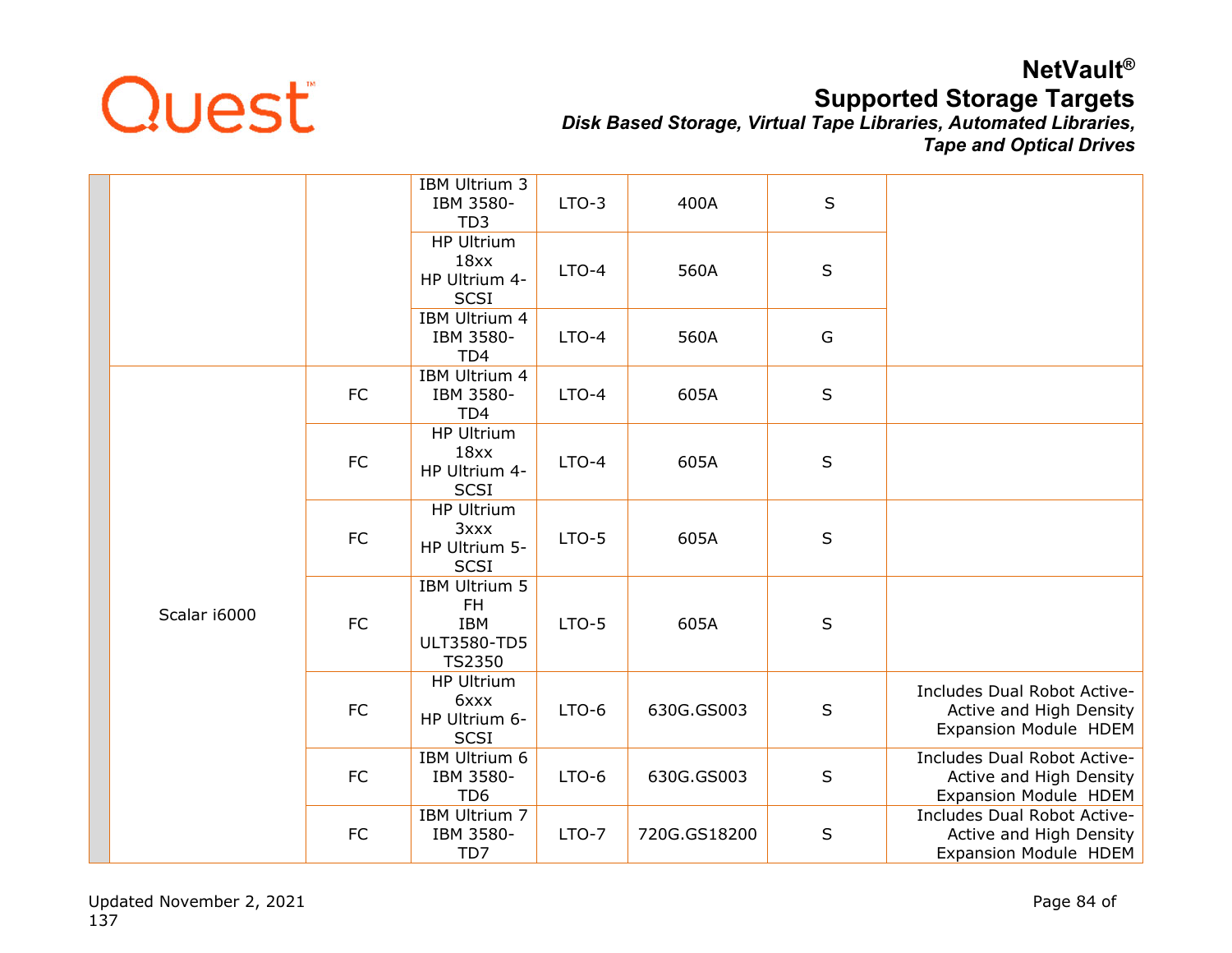| | | | | | | | |
|---|---|---|---|---|---|---|---|
| | | | IBM Ultrium 3 IBM 3580-TD3 | LTO-3 | 400A | S | |
| | | | HP Ultrium 18xx HP Ultrium 4-SCSI | LTO-4 | 560A | S | |
| | | | IBM Ultrium 4 IBM 3580-TD4 | LTO-4 | 560A | G | |
| | Scalar i6000 | FC | IBM Ultrium 4 IBM 3580-TD4 | LTO-4 | 605A | S | |
| | | FC | HP Ultrium 18xx HP Ultrium 4-SCSI | LTO-4 | 605A | S | |
| | | FC | HP Ultrium 3xxx HP Ultrium 5-SCSI | LTO-5 | 605A | S | |
| | | FC | IBM Ultrium 5 FH IBM ULT3580-TD5 TS2350 | LTO-5 | 605A | S | |
| | | FC | HP Ultrium 6xxx HP Ultrium 6-SCSI | LTO-6 | 630G.GS003 | S | Includes Dual Robot Active-Active and High Density Expansion Module HDEM |
| | | FC | IBM Ultrium 6 IBM 3580-TD6 | LTO-6 | 630G.GS003 | S | Includes Dual Robot Active-Active and High Density Expansion Module HDEM |
| | | FC | IBM Ultrium 7 IBM 3580-TD7 | LTO-7 | 720G.GS18200 | S | Includes Dual Robot Active-Active and High Density Expansion Module HDEM |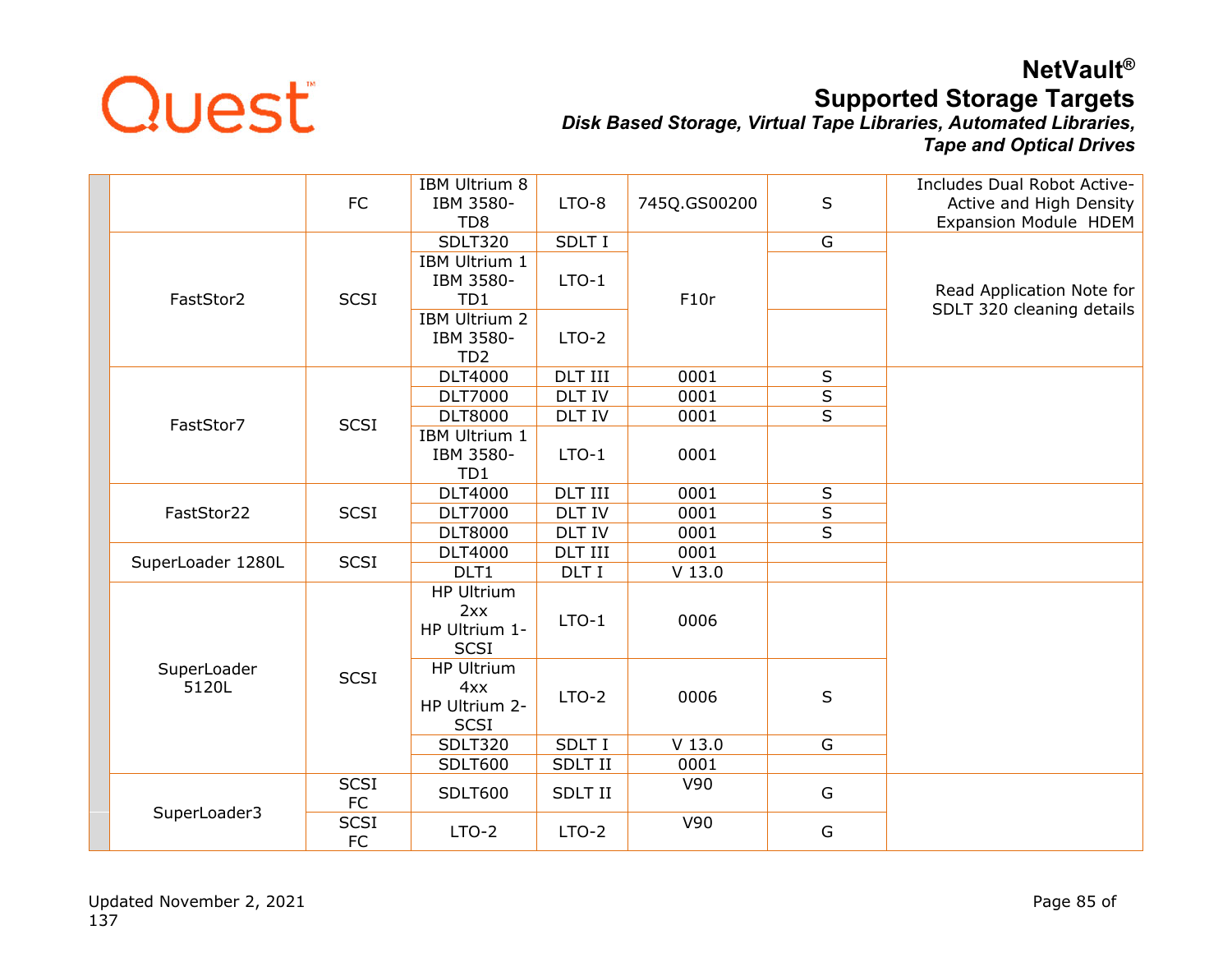| | | | | | | | |
|---|---|---|---|---|---|---|---|
| | | FC | IBM Ultrium 8 IBM 3580-TD8 | LTO-8 | 745Q.GS00200 | S | Includes Dual Robot Active-Active and High Density Expansion Module HDEM |
| | FastStor2 | SCSI | SDLT320 | SDLT I | F10r | G | Read Application Note for SDLT 320 cleaning details |
| | | | IBM Ultrium 1 IBM 3580-TD1 | LTO-1 | | | |
| | | | IBM Ultrium 2 IBM 3580-TD2 | LTO-2 | | | |
| | FastStor7 | SCSI | DLT4000 | DLT III | 0001 | S | |
| | | | DLT7000 | DLT IV | 0001 | S | |
| | | | DLT8000 | DLT IV | 0001 | S | |
| | | | IBM Ultrium 1 IBM 3580-TD1 | LTO-1 | 0001 | | |
| | FastStor22 | SCSI | DLT4000 | DLT III | 0001 | S | |
| | | | DLT7000 | DLT IV | 0001 | S | |
| | | | DLT8000 | DLT IV | 0001 | S | |
| | SuperLoader 1280L | SCSI | DLT4000 | DLT III | 0001 | | |
| | | | DLT1 | DLT I | V 13.0 | | |
| | SuperLoader 5120L | SCSI | HP Ultrium 2xx HP Ultrium 1-SCSI | LTO-1 | 0006 | | |
| | | | HP Ultrium 4xx HP Ultrium 2-SCSI | LTO-2 | 0006 | S | |
| | | | SDLT320 | SDLT I | V 13.0 | G | |
| | | | SDLT600 | SDLT II | 0001 | | |
| | SuperLoader3 | SCSI FC | SDLT600 | SDLT II | V90 | G | |
| | | SCSI FC | LTO-2 | LTO-2 | V90 | G | |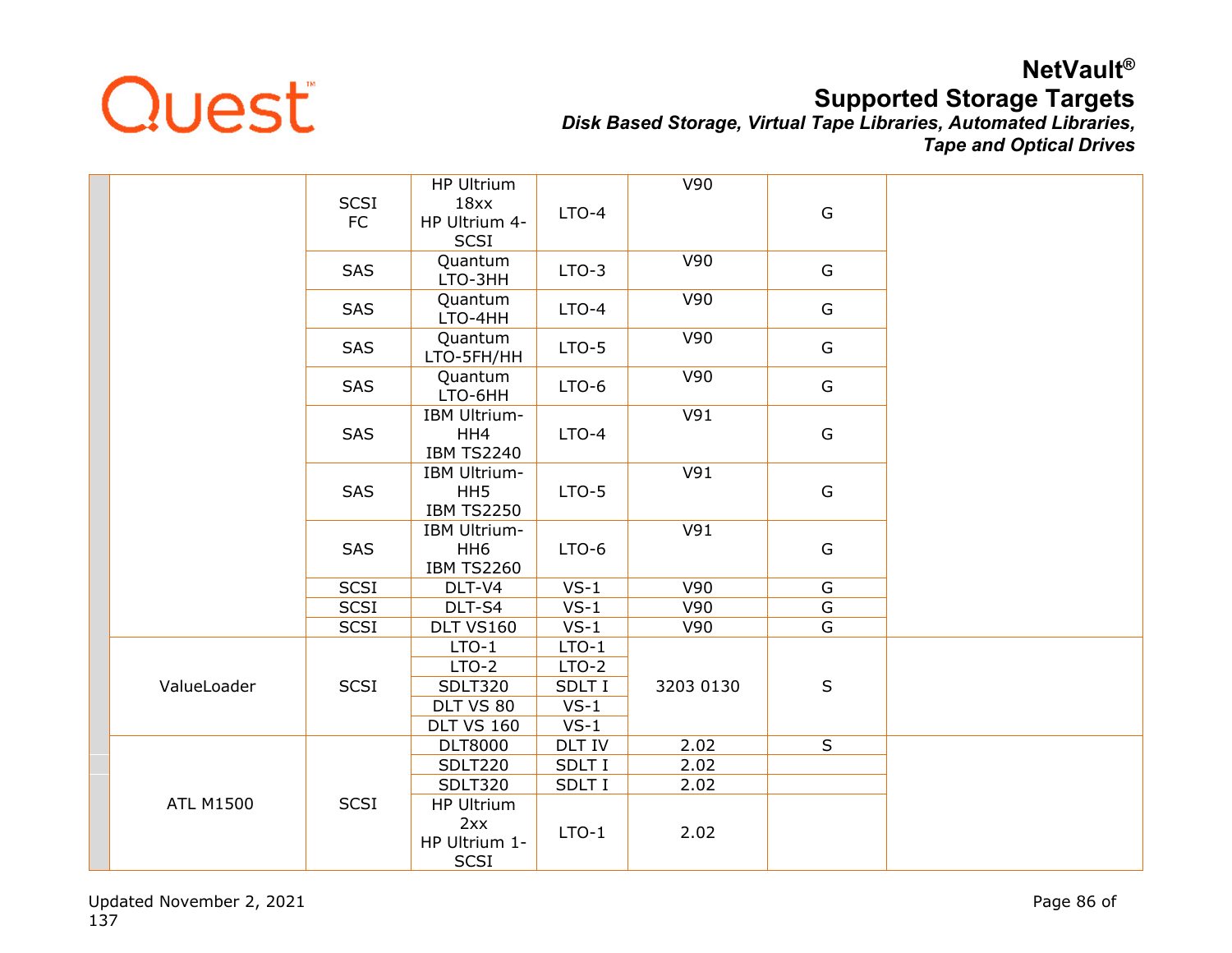| | | | | | | | |
|---|---|---|---|---|---|---|---|
| | | SCSI<br>FC | HP Ultrium 18xx<br>HP Ultrium 4-SCSI | LTO-4 | V90 | G | |
| | | SAS | Quantum LTO-3HH | LTO-3 | V90 | G | |
| | | SAS | Quantum LTO-4HH | LTO-4 | V90 | G | |
| | | SAS | Quantum LTO-5FH/HH | LTO-5 | V90 | G | |
| | | SAS | Quantum LTO-6HH | LTO-6 | V90 | G | |
| | | SAS | IBM Ultrium-HH4<br>IBM TS2240 | LTO-4 | V91 | G | |
| | | SAS | IBM Ultrium-HH5<br>IBM TS2250 | LTO-5 | V91 | G | |
| | | SAS | IBM Ultrium-HH6<br>IBM TS2260 | LTO-6 | V91 | G | |
| | | SCSI | DLT-V4 | VS-1 | V90 | G | |
| | | SCSI | DLT-S4 | VS-1 | V90 | G | |
| | | SCSI | DLT VS160 | VS-1 | V90 | G | |
| | ValueLoader | SCSI | LTO-1 | LTO-1 | 3203 0130 | S | |
| | | | LTO-2 | LTO-2 | | | |
| | | | SDLT320 | SDLT I | | | |
| | | | DLT VS 80 | VS-1 | | | |
| | | | DLT VS 160 | VS-1 | | | |
| | ATL M1500 | SCSI | DLT8000 | DLT IV | 2.02 | S | |
| | | | SDLT220 | SDLT I | 2.02 | | |
| | | | SDLT320 | SDLT I | 2.02 | | |
| | | | HP Ultrium 2xx<br>HP Ultrium 1-SCSI | LTO-1 | 2.02 | | |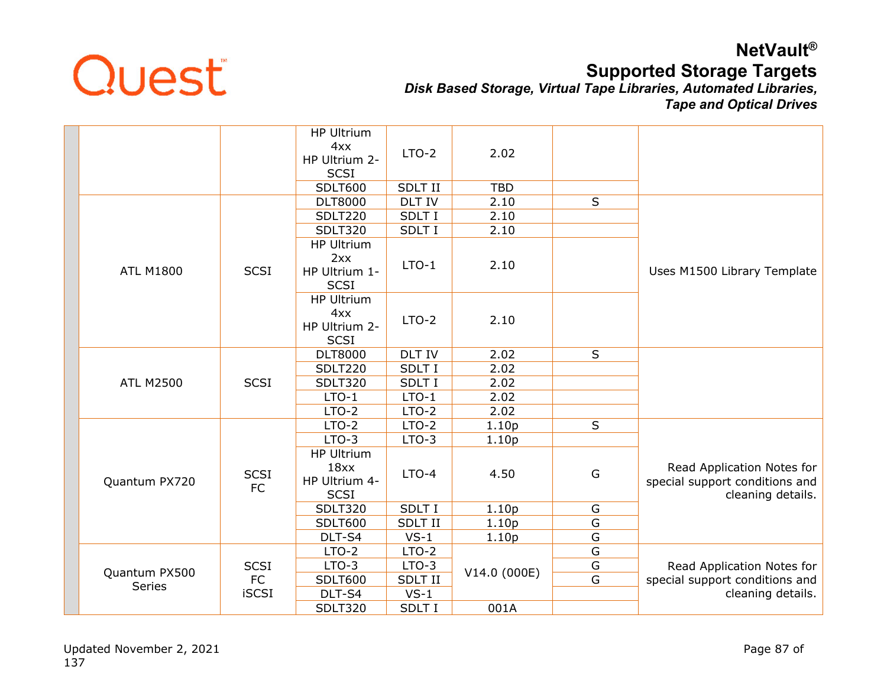| | | | | | | |
|---|---|---|---|---|---|---|
| | | | HP Ultrium 4xx HP Ultrium 2-SCSI | LTO-2 | 2.02 | | |
| | | | SDLT600 | SDLT II | TBD | | |
| | ATL M1800 | SCSI | DLT8000 | DLT IV | 2.10 | S | Uses M1500 Library Template |
| | | | SDLT220 | SDLT I | 2.10 | | |
| | | | SDLT320 | SDLT I | 2.10 | | |
| | | | HP Ultrium 2xx HP Ultrium 1-SCSI | LTO-1 | 2.10 | | |
| | | | HP Ultrium 4xx HP Ultrium 2-SCSI | LTO-2 | 2.10 | | |
| | ATL M2500 | SCSI | DLT8000 | DLT IV | 2.02 | S | |
| | | | SDLT220 | SDLT I | 2.02 | | |
| | | | SDLT320 | SDLT I | 2.02 | | |
| | | | LTO-1 | LTO-1 | 2.02 | | |
| | | | LTO-2 | LTO-2 | 2.02 | | |
| | Quantum PX720 | SCSI FC | LTO-2 | LTO-2 | 1.10p | S | Read Application Notes for special support conditions and cleaning details. |
| | | | LTO-3 | LTO-3 | 1.10p | | |
| | | | HP Ultrium 18xx HP Ultrium 4-SCSI | LTO-4 | 4.50 | G | |
| | | | SDLT320 | SDLT I | 1.10p | G | |
| | | | SDLT600 | SDLT II | 1.10p | G | |
| | | | DLT-S4 | VS-1 | 1.10p | G | |
| | Quantum PX500 Series | SCSI FC iSCSI | LTO-2 | LTO-2 | V14.0 (000E) | G | Read Application Notes for special support conditions and cleaning details. |
| | | | LTO-3 | LTO-3 | | G | |
| | | | SDLT600 | SDLT II | | G | |
| | | | DLT-S4 | VS-1 | | | |
| | | | SDLT320 | SDLT I | 001A | | |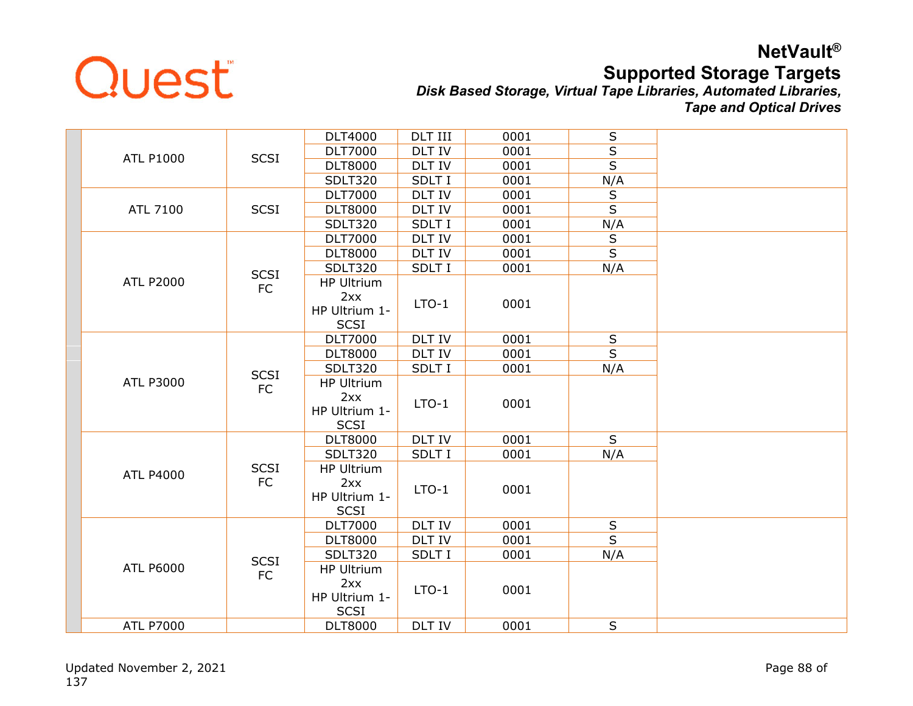| | Library | Interface | Drive | Drive Type | Version | Status | Notes |
|---|---|---|---|---|---|---|---|
| | ATL P1000 | SCSI | DLT4000 | DLT III | 0001 | S | |
| | | | DLT7000 | DLT IV | 0001 | S | |
| | | | DLT8000 | DLT IV | 0001 | S | |
| | | | SDLT320 | SDLT I | 0001 | N/A | |
| | ATL 7100 | SCSI | DLT7000 | DLT IV | 0001 | S | |
| | | | DLT8000 | DLT IV | 0001 | S | |
| | | | SDLT320 | SDLT I | 0001 | N/A | |
| | ATL P2000 | SCSI FC | DLT7000 | DLT IV | 0001 | S | |
| | | | DLT8000 | DLT IV | 0001 | S | |
| | | | SDLT320 | SDLT I | 0001 | N/A | |
| | | | HP Ultrium 2xx HP Ultrium 1-SCSI | LTO-1 | 0001 | | |
| | ATL P3000 | SCSI FC | DLT7000 | DLT IV | 0001 | S | |
| | | | DLT8000 | DLT IV | 0001 | S | |
| | | | SDLT320 | SDLT I | 0001 | N/A | |
| | | | HP Ultrium 2xx HP Ultrium 1-SCSI | LTO-1 | 0001 | | |
| | ATL P4000 | SCSI FC | DLT8000 | DLT IV | 0001 | S | |
| | | | SDLT320 | SDLT I | 0001 | N/A | |
| | | | HP Ultrium 2xx HP Ultrium 1-SCSI | LTO-1 | 0001 | | |
| | ATL P6000 | SCSI FC | DLT7000 | DLT IV | 0001 | S | |
| | | | DLT8000 | DLT IV | 0001 | S | |
| | | | SDLT320 | SDLT I | 0001 | N/A | |
| | | | HP Ultrium 2xx HP Ultrium 1-SCSI | LTO-1 | 0001 | | |
| | ATL P7000 | | DLT8000 | DLT IV | 0001 | S | |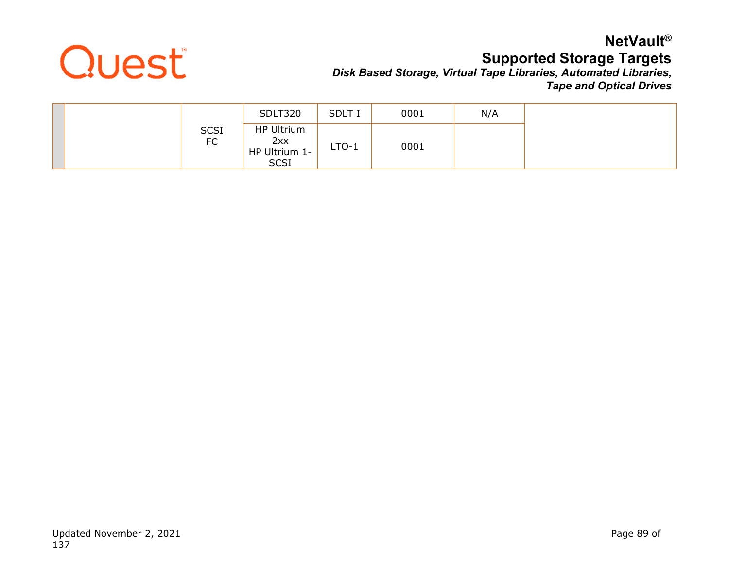| | | | | | | |
|---|---|---|---|---|---|---|
| | | SCSI<br>FC | SDLT320 | SDLT I | 0001 | N/A | |
| | | | HP Ultrium 2xx<br>HP Ultrium 1-SCSI | LTO-1 | 0001 | | |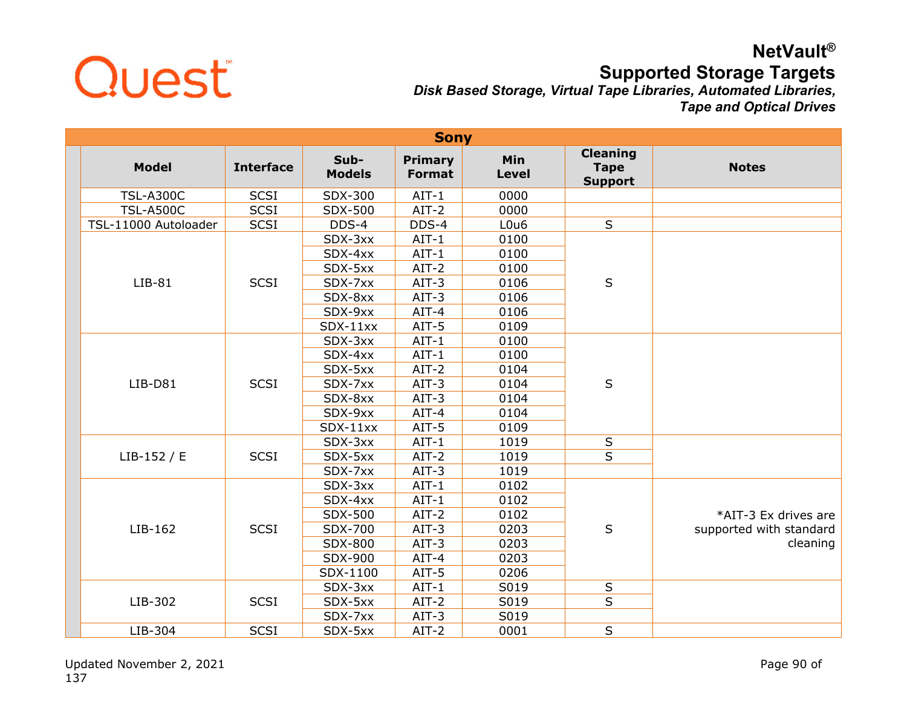# NetVault®

## Supported Storage Targets

***Disk Based Storage, Virtual Tape Libraries, Automated Libraries, Tape and Optical Drives***

| Sony | | | | | | |
|---|---|---|---|---|---|---|
| **Model** | **Interface** | **Sub-Models** | **Primary Format** | **Min Level** | **Cleaning Tape Support** | **Notes** |
| TSL-A300C | SCSI | SDX-300 | AIT-1 | 0000 | | |
| TSL-A500C | SCSI | SDX-500 | AIT-2 | 0000 | | |
| TSL-11000 Autoloader | SCSI | DDS-4 | DDS-4 | L0u6 | S | |
| LIB-81 | SCSI | SDX-3xx | AIT-1 | 0100 | S | |
| | | SDX-4xx | AIT-1 | 0100 | | |
| | | SDX-5xx | AIT-2 | 0100 | | |
| | | SDX-7xx | AIT-3 | 0106 | | |
| | | SDX-8xx | AIT-3 | 0106 | | |
| | | SDX-9xx | AIT-4 | 0106 | | |
| | | SDX-11xx | AIT-5 | 0109 | | |
| LIB-D81 | SCSI | SDX-3xx | AIT-1 | 0100 | S | |
| | | SDX-4xx | AIT-1 | 0100 | | |
| | | SDX-5xx | AIT-2 | 0104 | | |
| | | SDX-7xx | AIT-3 | 0104 | | |
| | | SDX-8xx | AIT-3 | 0104 | | |
| | | SDX-9xx | AIT-4 | 0104 | | |
| | | SDX-11xx | AIT-5 | 0109 | | |
| LIB-152 / E | SCSI | SDX-3xx | AIT-1 | 1019 | S | |
| | | SDX-5xx | AIT-2 | 1019 | S | |
| | | SDX-7xx | AIT-3 | 1019 | | |
| LIB-162 | SCSI | SDX-3xx | AIT-1 | 0102 | S | *AIT-3 Ex drives are supported with standard cleaning |
| | | SDX-4xx | AIT-1 | 0102 | | |
| | | SDX-500 | AIT-2 | 0102 | | |
| | | SDX-700 | AIT-3 | 0203 | | |
| | | SDX-800 | AIT-3 | 0203 | | |
| | | SDX-900 | AIT-4 | 0203 | | |
| | | SDX-1100 | AIT-5 | 0206 | | |
| LIB-302 | SCSI | SDX-3xx | AIT-1 | S019 | S | |
| | | SDX-5xx | AIT-2 | S019 | S | |
| | | SDX-7xx | AIT-3 | S019 | | |
| LIB-304 | SCSI | SDX-5xx | AIT-2 | 0001 | S | |

Updated November 2, 2021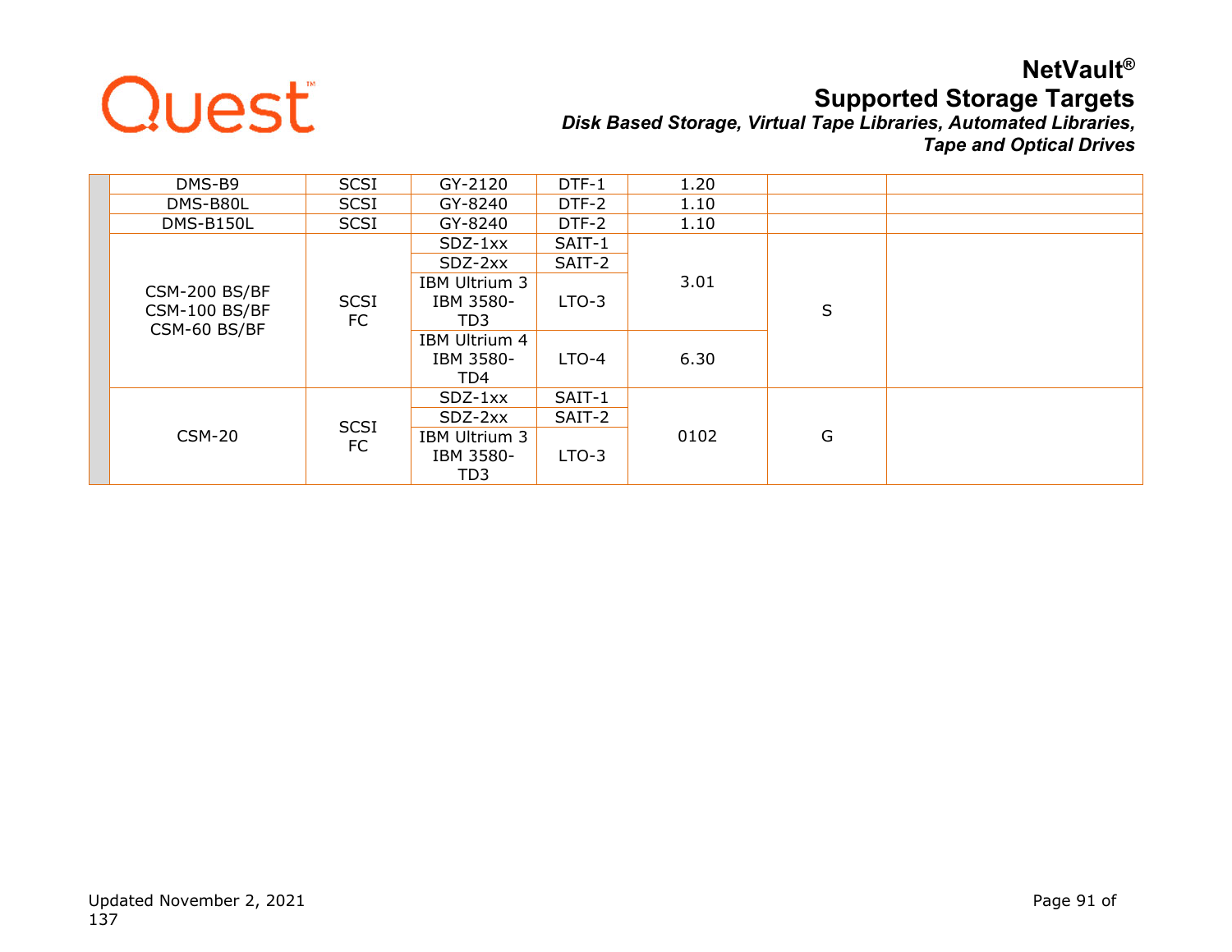| | | | | | | | |
|---|---|---|---|---|---|---|---|
| | DMS-B9 | SCSI | GY-2120 | DTF-1 | 1.20 | | |
| | DMS-B80L | SCSI | GY-8240 | DTF-2 | 1.10 | | |
| | DMS-B150L | SCSI | GY-8240 | DTF-2 | 1.10 | | |
| | CSM-200 BS/BF<br>CSM-100 BS/BF<br>CSM-60 BS/BF | SCSI<br>FC | SDZ-1xx | SAIT-1 | 3.01 | S | |
| | | | SDZ-2xx | SAIT-2 | | | |
| | | | IBM Ultrium 3<br>IBM 3580-TD3 | LTO-3 | | | |
| | | | IBM Ultrium 4<br>IBM 3580-TD4 | LTO-4 | 6.30 | | |
| | CSM-20 | SCSI<br>FC | SDZ-1xx | SAIT-1 | 0102 | G | |
| | | | SDZ-2xx | SAIT-2 | | | |
| | | | IBM Ultrium 3<br>IBM 3580-TD3 | LTO-3 | | | |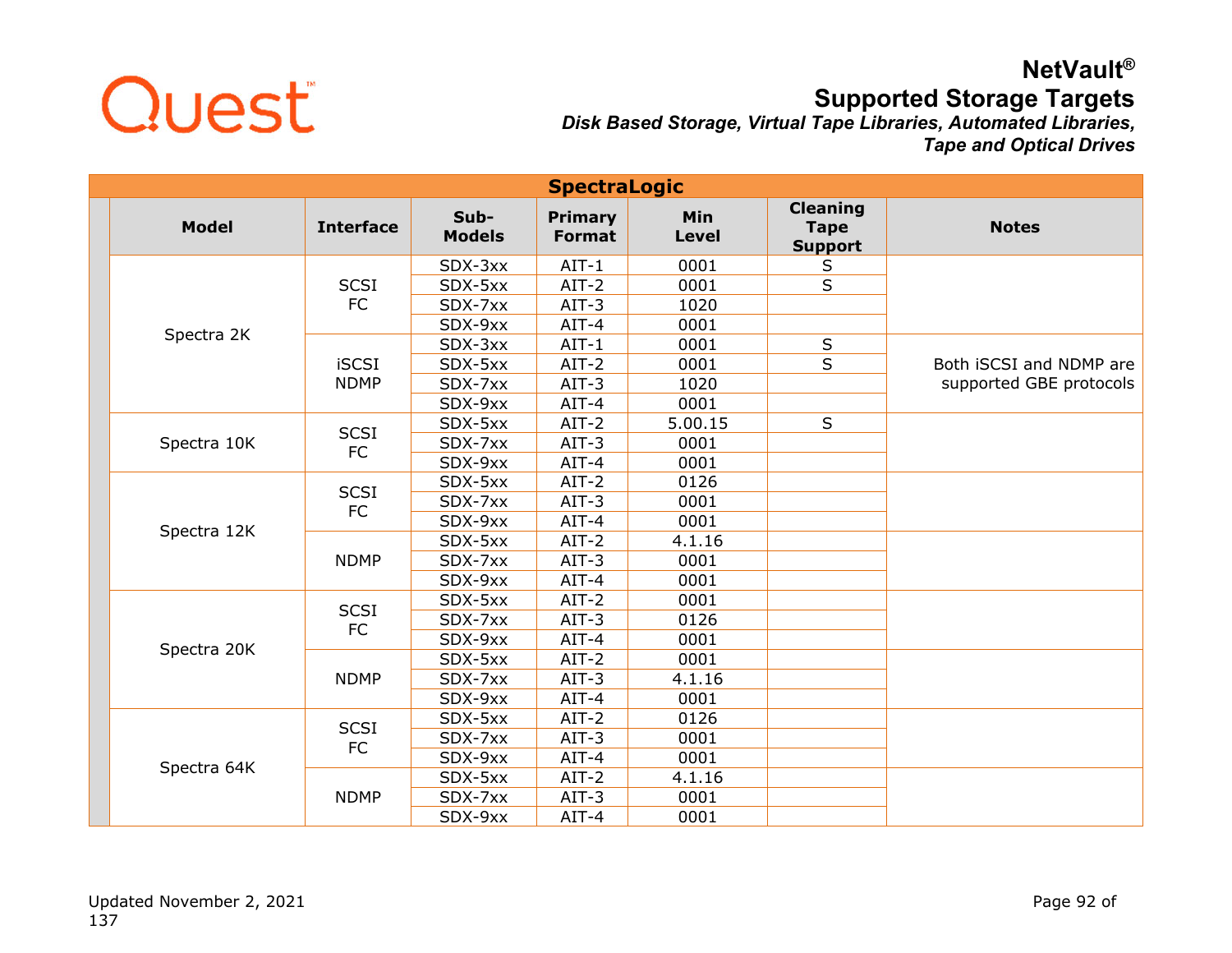# NetVault®

## Supported Storage Targets

*Disk Based Storage, Virtual Tape Libraries, Automated Libraries, Tape and Optical Drives*

| SpectraLogic | | | | | | |
|---|---|---|---|---|---|---|
| **Model** | **Interface** | **Sub-Models** | **Primary Format** | **Min Level** | **Cleaning Tape Support** | **Notes** |
| Spectra 2K | SCSI FC | SDX-3xx | AIT-1 | 0001 | S | |
| | | SDX-5xx | AIT-2 | 0001 | S | |
| | | SDX-7xx | AIT-3 | 1020 | | |
| | | SDX-9xx | AIT-4 | 0001 | | |
| | iSCSI NDMP | SDX-3xx | AIT-1 | 0001 | S | Both iSCSI and NDMP are supported GBE protocols |
| | | SDX-5xx | AIT-2 | 0001 | S | |
| | | SDX-7xx | AIT-3 | 1020 | | |
| | | SDX-9xx | AIT-4 | 0001 | | |
| Spectra 10K | SCSI FC | SDX-5xx | AIT-2 | 5.00.15 | S | |
| | | SDX-7xx | AIT-3 | 0001 | | |
| | | SDX-9xx | AIT-4 | 0001 | | |
| Spectra 12K | SCSI FC | SDX-5xx | AIT-2 | 0126 | | |
| | | SDX-7xx | AIT-3 | 0001 | | |
| | | SDX-9xx | AIT-4 | 0001 | | |
| | NDMP | SDX-5xx | AIT-2 | 4.1.16 | | |
| | | SDX-7xx | AIT-3 | 0001 | | |
| | | SDX-9xx | AIT-4 | 0001 | | |
| Spectra 20K | SCSI FC | SDX-5xx | AIT-2 | 0001 | | |
| | | SDX-7xx | AIT-3 | 0126 | | |
| | | SDX-9xx | AIT-4 | 0001 | | |
| | NDMP | SDX-5xx | AIT-2 | 0001 | | |
| | | SDX-7xx | AIT-3 | 4.1.16 | | |
| | | SDX-9xx | AIT-4 | 0001 | | |
| Spectra 64K | SCSI FC | SDX-5xx | AIT-2 | 0126 | | |
| | | SDX-7xx | AIT-3 | 0001 | | |
| | | SDX-9xx | AIT-4 | 0001 | | |
| | NDMP | SDX-5xx | AIT-2 | 4.1.16 | | |
| | | SDX-7xx | AIT-3 | 0001 | | |
| | | SDX-9xx | AIT-4 | 0001 | | |

Updated November 2, 2021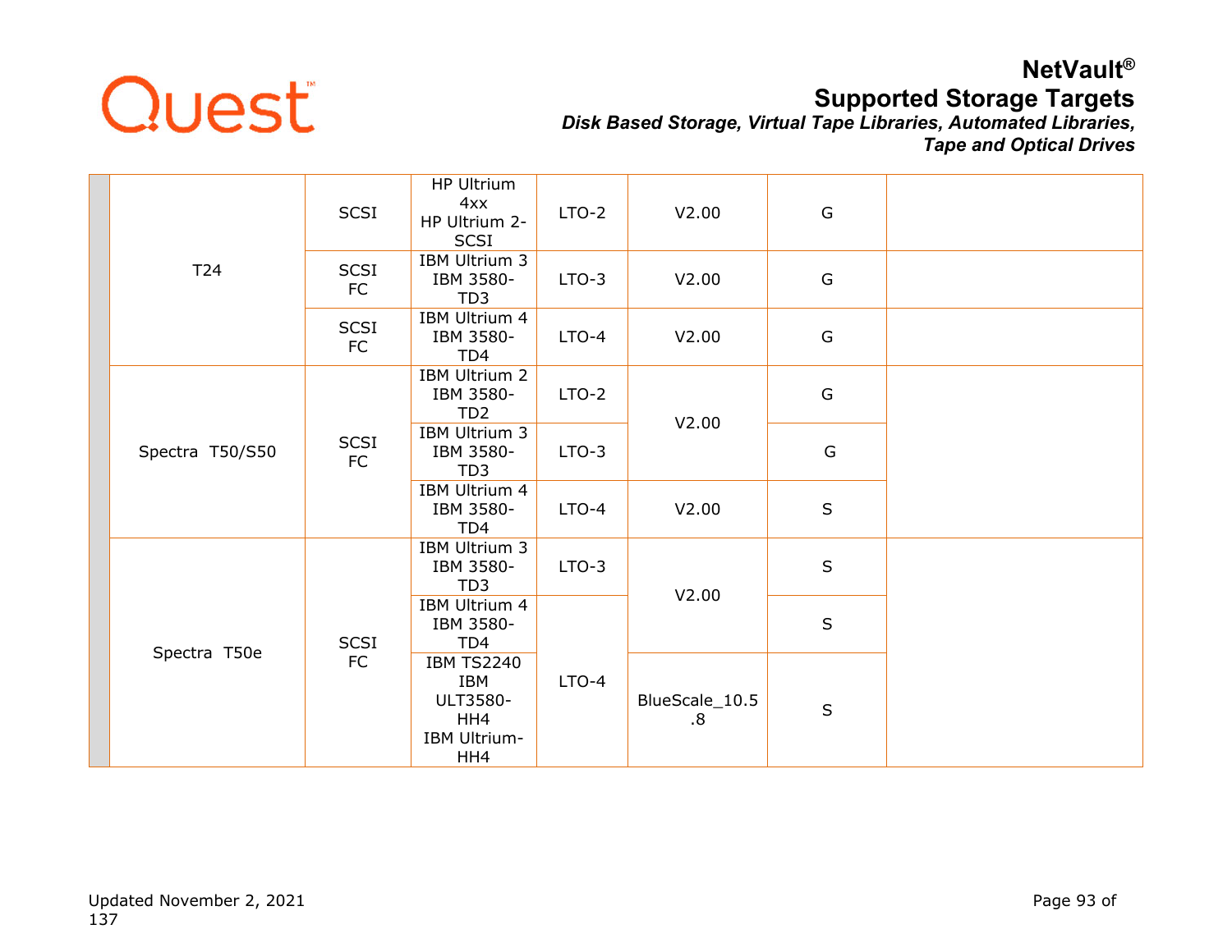| | | | | | | |
|---|---|---|---|---|---|---|
| T24 | SCSI | HP Ultrium 4xx<br>HP Ultrium 2-SCSI | LTO-2 | V2.00 | G | |
| | SCSI<br>FC | IBM Ultrium 3<br>IBM 3580-TD3 | LTO-3 | V2.00 | G | |
| | SCSI<br>FC | IBM Ultrium 4<br>IBM 3580-TD4 | LTO-4 | V2.00 | G | |
| Spectra T50/S50 | SCSI<br>FC | IBM Ultrium 2<br>IBM 3580-TD2 | LTO-2 | V2.00 | G | |
| | | IBM Ultrium 3<br>IBM 3580-TD3 | LTO-3 | | G | |
| | | IBM Ultrium 4<br>IBM 3580-TD4 | LTO-4 | V2.00 | S | |
| Spectra T50e | SCSI<br>FC | IBM Ultrium 3<br>IBM 3580-TD3 | LTO-3 | V2.00 | S | |
| | | IBM Ultrium 4<br>IBM 3580-TD4 | LTO-4 | | S | |
| | | IBM TS2240<br>IBM ULT3580-HH4<br>IBM Ultrium-HH4 | | BlueScale_10.5.8 | S | |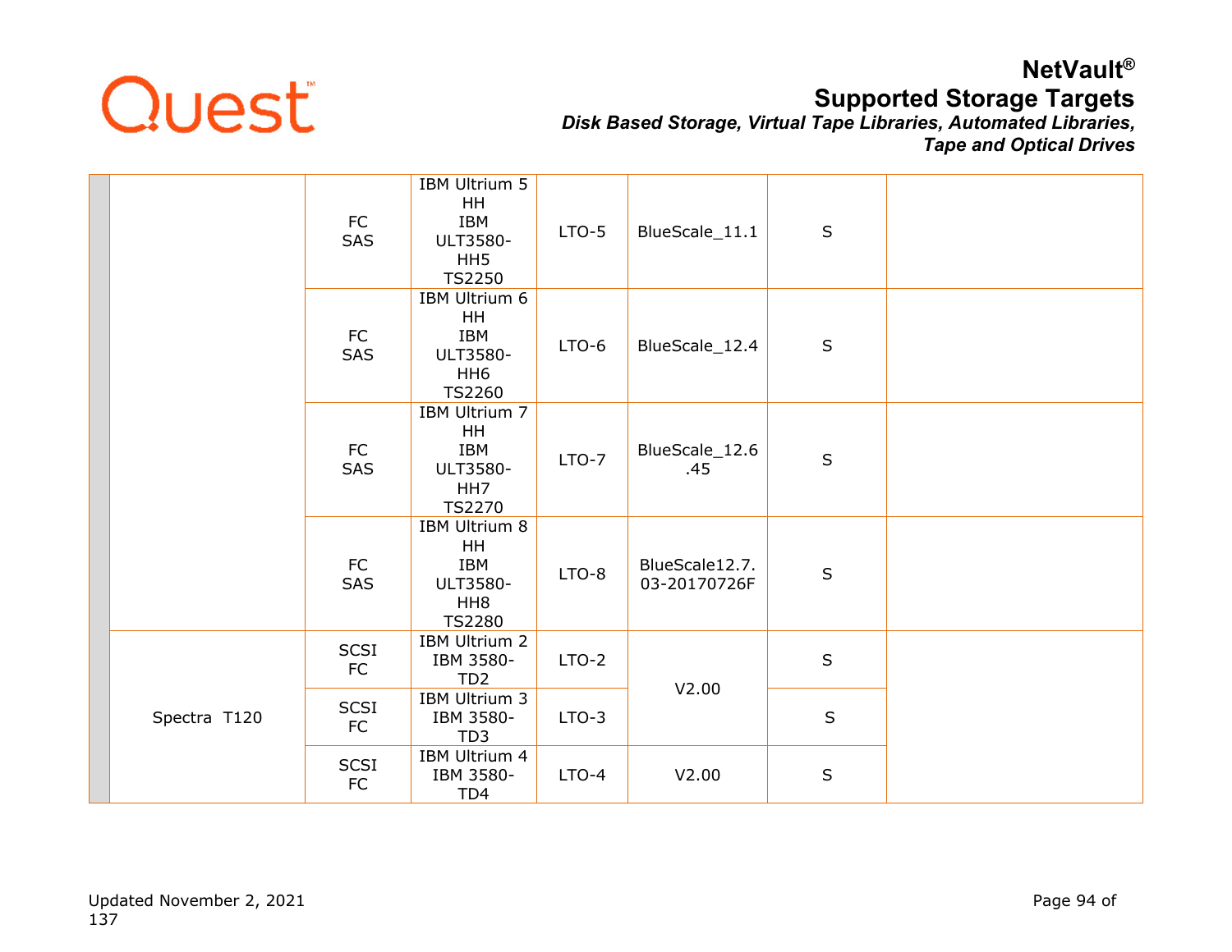| | | | | | | | |
|---|---|---|---|---|---|---|---|
| | | FC SAS | IBM Ultrium 5 HH IBM ULT3580-HH5 TS2250 | LTO-5 | BlueScale_11.1 | S | |
| | | FC SAS | IBM Ultrium 6 HH IBM ULT3580-HH6 TS2260 | LTO-6 | BlueScale_12.4 | S | |
| | | FC SAS | IBM Ultrium 7 HH IBM ULT3580-HH7 TS2270 | LTO-7 | BlueScale_12.6.45 | S | |
| | | FC SAS | IBM Ultrium 8 HH IBM ULT3580-HH8 TS2280 | LTO-8 | BlueScale12.7.03-20170726F | S | |
| | Spectra T120 | SCSI FC | IBM Ultrium 2 IBM 3580-TD2 | LTO-2 | V2.00 | S | |
| | | SCSI FC | IBM Ultrium 3 IBM 3580-TD3 | LTO-3 | | S | |
| | | SCSI FC | IBM Ultrium 4 IBM 3580-TD4 | LTO-4 | V2.00 | S | |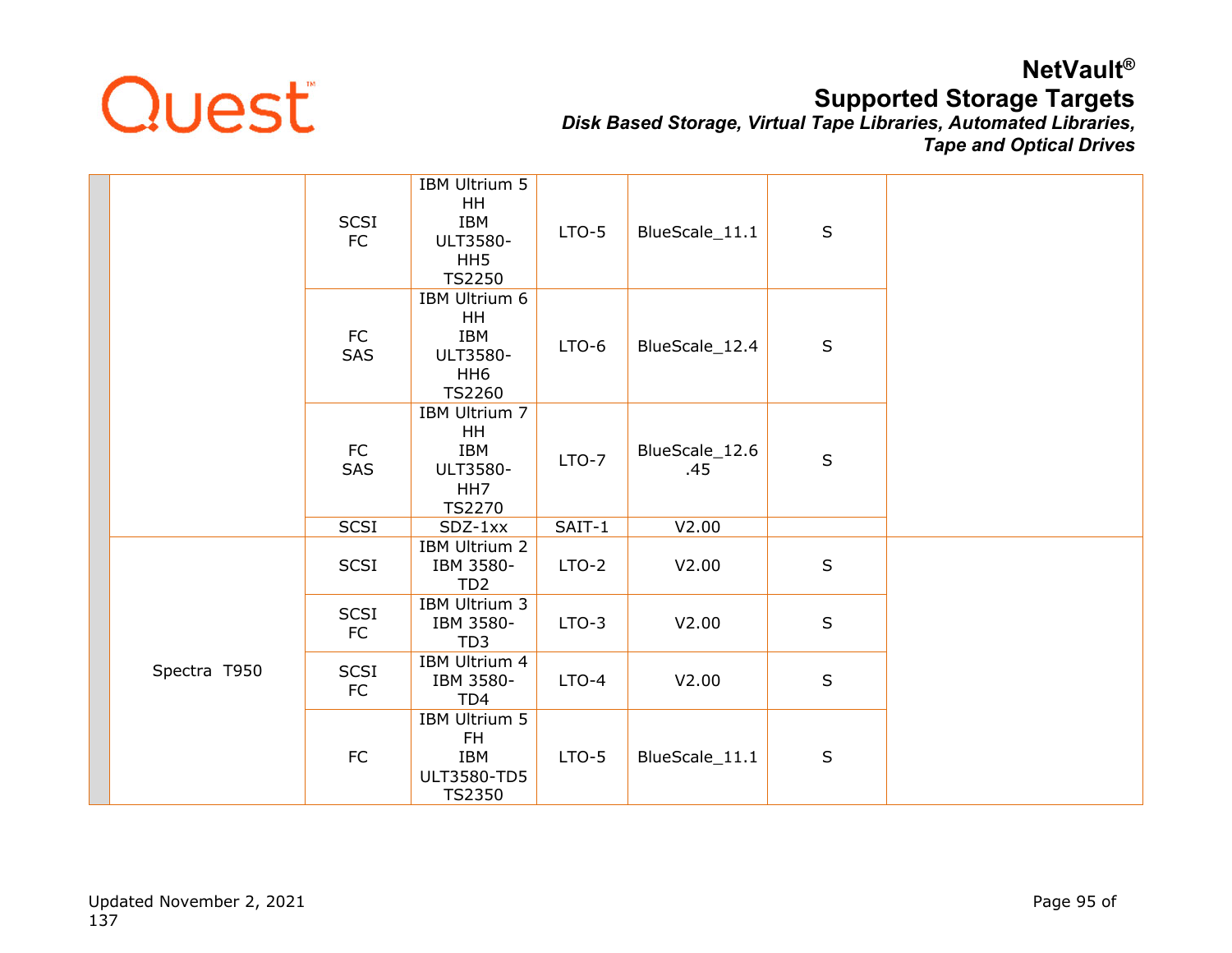| | | | | | | | |
|---|---|---|---|---|---|---|---|
| | | SCSI FC | IBM Ultrium 5 HH IBM ULT3580-HH5 TS2250 | LTO-5 | BlueScale_11.1 | S | |
| | | FC SAS | IBM Ultrium 6 HH IBM ULT3580-HH6 TS2260 | LTO-6 | BlueScale_12.4 | S | |
| | | FC SAS | IBM Ultrium 7 HH IBM ULT3580-HH7 TS2270 | LTO-7 | BlueScale_12.6.45 | S | |
| | | SCSI | SDZ-1xx | SAIT-1 | V2.00 | | |
| | Spectra T950 | SCSI | IBM Ultrium 2 IBM 3580-TD2 | LTO-2 | V2.00 | S | |
| | | SCSI FC | IBM Ultrium 3 IBM 3580-TD3 | LTO-3 | V2.00 | S | |
| | | SCSI FC | IBM Ultrium 4 IBM 3580-TD4 | LTO-4 | V2.00 | S | |
| | | FC | IBM Ultrium 5 FH IBM ULT3580-TD5 TS2350 | LTO-5 | BlueScale_11.1 | S | |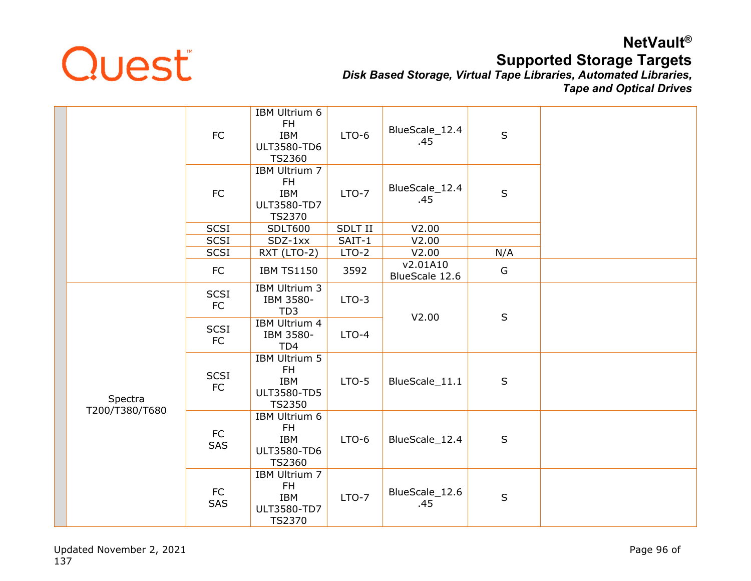| | | | | | | |
|---|---|---|---|---|---|---|
| | | FC | IBM Ultrium 6 FH IBM ULT3580-TD6 TS2360 | LTO-6 | BlueScale_12.4.45 | S | |
| | | FC | IBM Ultrium 7 FH IBM ULT3580-TD7 TS2370 | LTO-7 | BlueScale_12.4.45 | S | |
| | | SCSI | SDLT600 | SDLT II | V2.00 | | |
| | | SCSI | SDZ-1xx | SAIT-1 | V2.00 | | |
| | | SCSI | RXT (LTO-2) | LTO-2 | V2.00 | N/A | |
| | | FC | IBM TS1150 | 3592 | v2.01A10 BlueScale 12.6 | G | |
| | Spectra T200/T380/T680 | SCSI FC | IBM Ultrium 3 IBM 3580-TD3 | LTO-3 | V2.00 | S | |
| | | SCSI FC | IBM Ultrium 4 IBM 3580-TD4 | LTO-4 | | | |
| | | SCSI FC | IBM Ultrium 5 FH IBM ULT3580-TD5 TS2350 | LTO-5 | BlueScale_11.1 | S | |
| | | FC SAS | IBM Ultrium 6 FH IBM ULT3580-TD6 TS2360 | LTO-6 | BlueScale_12.4 | S | |
| | | FC SAS | IBM Ultrium 7 FH IBM ULT3580-TD7 TS2370 | LTO-7 | BlueScale_12.6.45 | S | |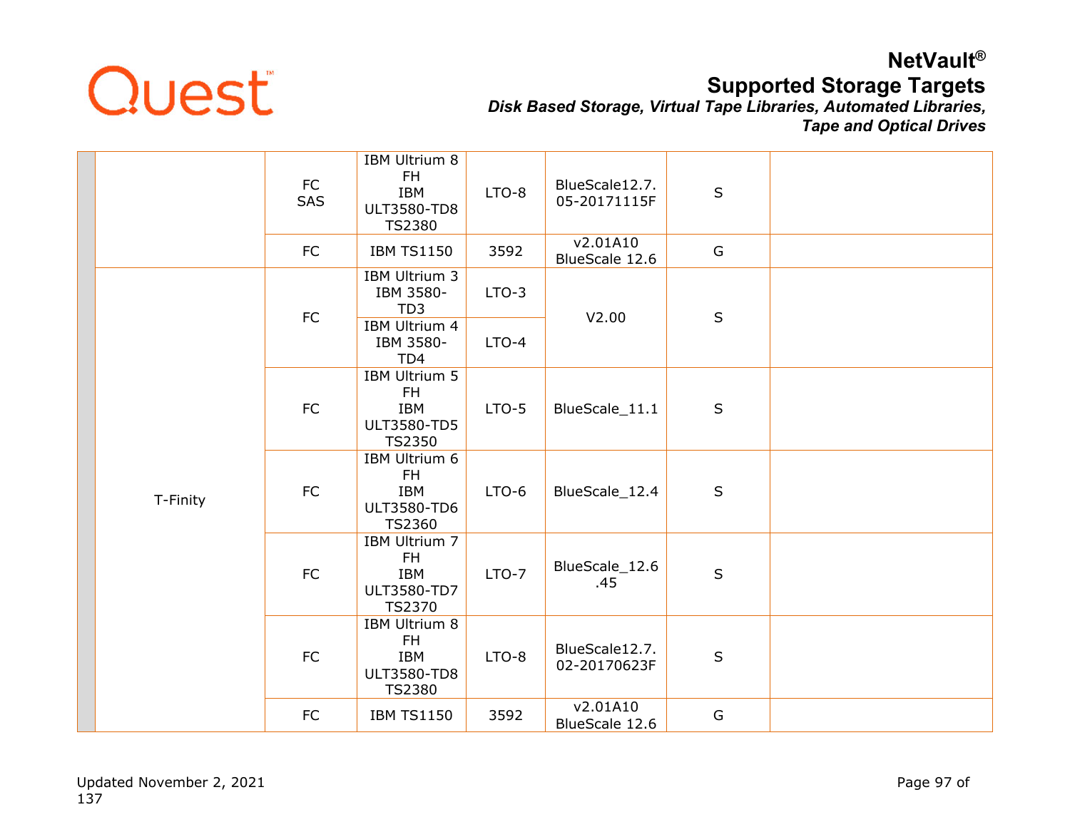| | | | | | | | |
|---|---|---|---|---|---|---|---|
| | | FC<br>SAS | IBM Ultrium 8 FH<br>IBM ULT3580-TD8<br>TS2380 | LTO-8 | BlueScale12.7.05-20171115F | S | |
| | | FC | IBM TS1150 | 3592 | v2.01A10<br>BlueScale 12.6 | G | |
| | T-Finity | FC | IBM Ultrium 3<br>IBM 3580-TD3 | LTO-3 | V2.00 | S | |
| | | FC | IBM Ultrium 4<br>IBM 3580-TD4 | LTO-4 | V2.00 | S | |
| | | FC | IBM Ultrium 5 FH<br>IBM ULT3580-TD5<br>TS2350 | LTO-5 | BlueScale_11.1 | S | |
| | | FC | IBM Ultrium 6 FH<br>IBM ULT3580-TD6<br>TS2360 | LTO-6 | BlueScale_12.4 | S | |
| | | FC | IBM Ultrium 7 FH<br>IBM ULT3580-TD7<br>TS2370 | LTO-7 | BlueScale_12.6.45 | S | |
| | | FC | IBM Ultrium 8 FH<br>IBM ULT3580-TD8<br>TS2380 | LTO-8 | BlueScale12.7.02-20170623F | S | |
| | | FC | IBM TS1150 | 3592 | v2.01A10<br>BlueScale 12.6 | G | |

Updated November 2, 2021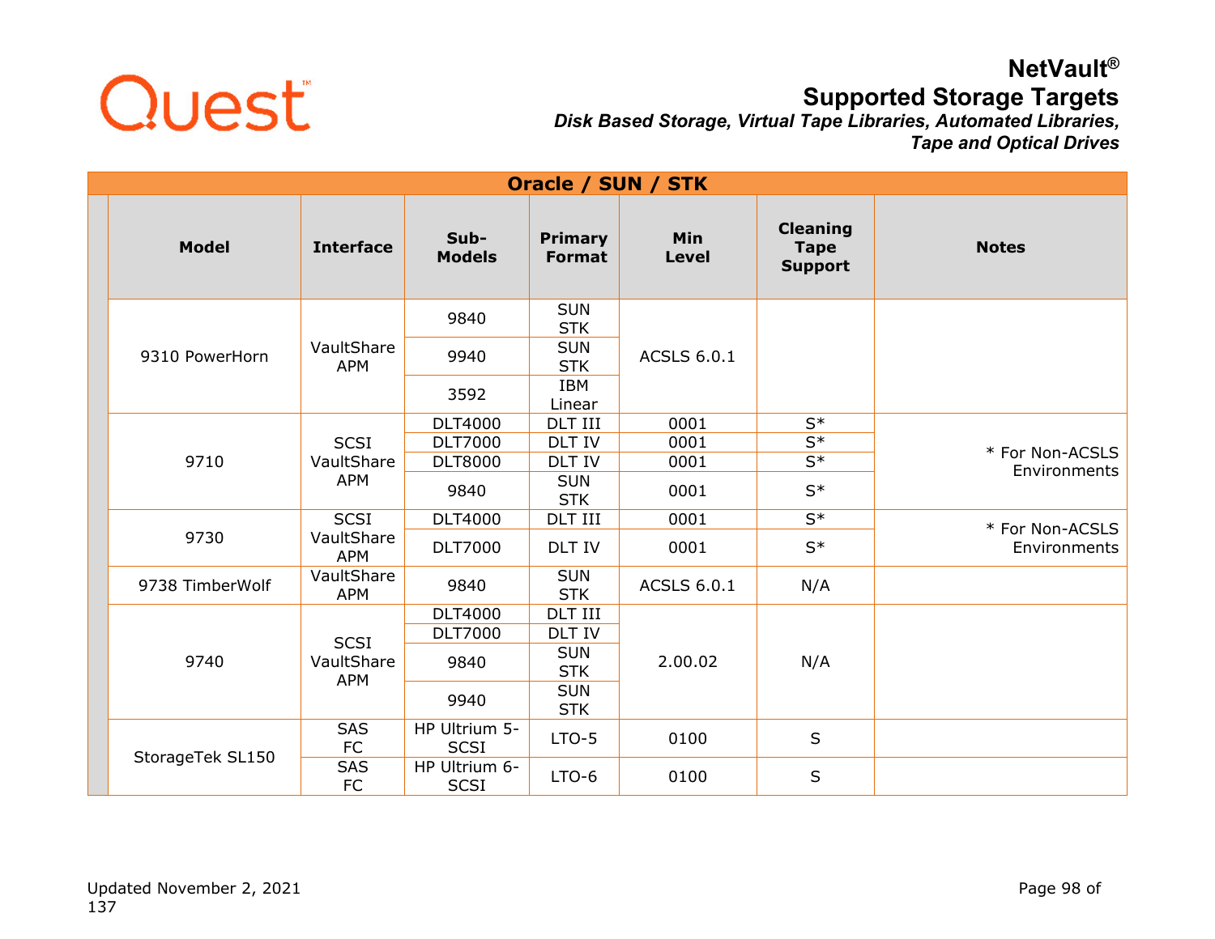# Oracle / SUN / STK

| Model | Interface | Sub-Models | Primary Format | Min Level | Cleaning Tape Support | Notes |
|---|---|---|---|---|---|---|
| 9310 PowerHorn | VaultShare APM | 9840 | SUN STK | ACSLS 6.0.1 | | |
| | | 9940 | SUN STK | | | |
| | | 3592 | IBM Linear | | | |
| 9710 | SCSI VaultShare APM | DLT4000 | DLT III | 0001 | S* | * For Non-ACSLS Environments |
| | | DLT7000 | DLT IV | 0001 | S* | |
| | | DLT8000 | DLT IV | 0001 | S* | |
| | | 9840 | SUN STK | 0001 | S* | |
| 9730 | SCSI VaultShare APM | DLT4000 | DLT III | 0001 | S* | * For Non-ACSLS Environments |
| | | DLT7000 | DLT IV | 0001 | S* | |
| 9738 TimberWolf | VaultShare APM | 9840 | SUN STK | ACSLS 6.0.1 | N/A | |
| 9740 | SCSI VaultShare APM | DLT4000 | DLT III | 2.00.02 | N/A | |
| | | DLT7000 | DLT IV | | | |
| | | 9840 | SUN STK | | | |
| | | 9940 | SUN STK | | | |
| StorageTek SL150 | SAS FC | HP Ultrium 5-SCSI | LTO-5 | 0100 | S | |
| | SAS FC | HP Ultrium 6-SCSI | LTO-6 | 0100 | S | |

Updated November 2, 2021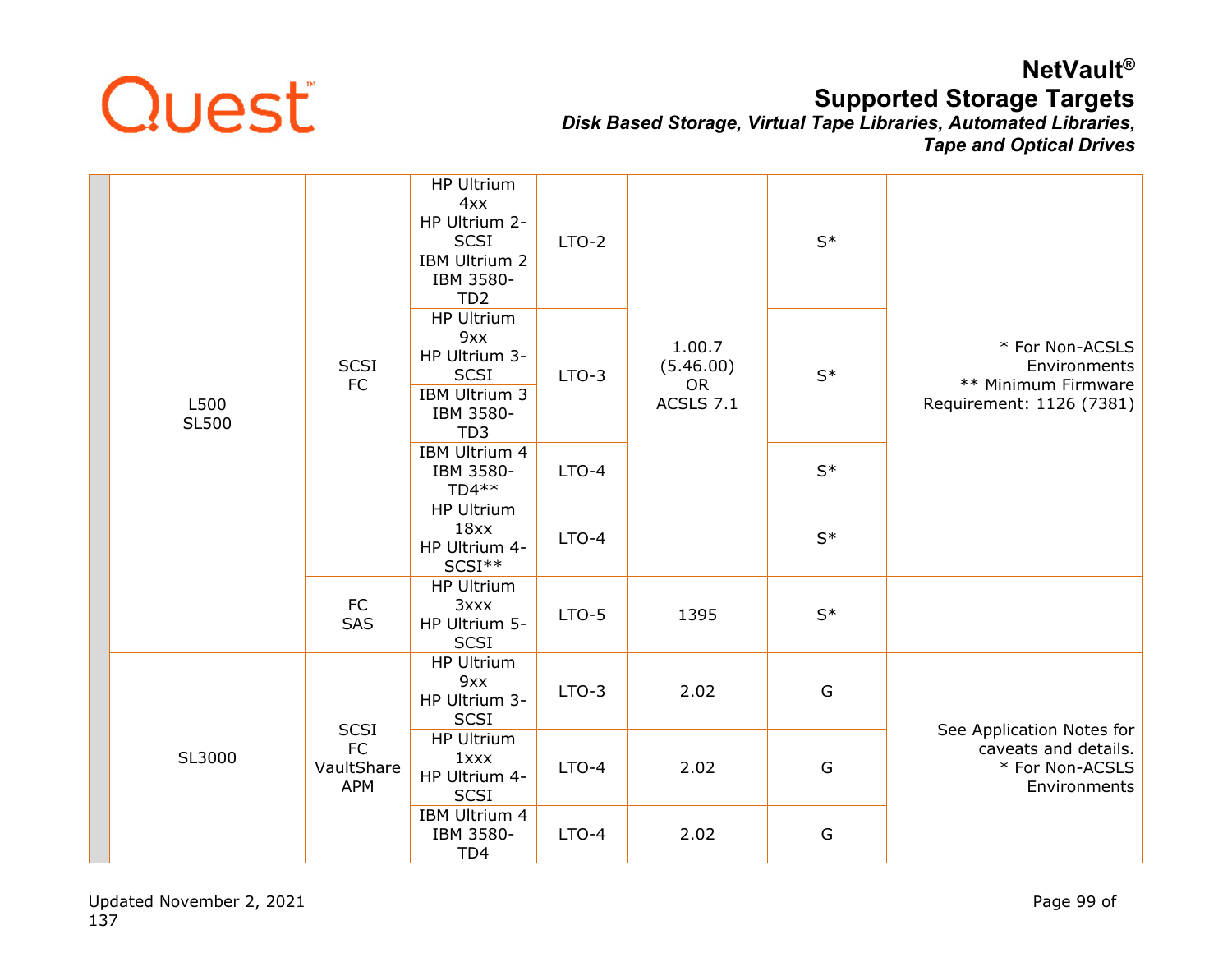| | | | | | | | |
|---|---|---|---|---|---|---|---|
| | L500<br>SL500 | SCSI<br>FC | HP Ultrium 4xx<br>HP Ultrium 2-SCSI | LTO-2 | 1.00.7<br>(5.46.00)<br>OR<br>ACSLS 7.1 | S* | * For Non-ACSLS Environments<br>** Minimum Firmware Requirement: 1126 (7381) |
| | | | IBM Ultrium 2<br>IBM 3580-TD2 | | | | |
| | | | HP Ultrium 9xx<br>HP Ultrium 3-SCSI | LTO-3 | | S* | |
| | | | IBM Ultrium 3<br>IBM 3580-TD3 | | | | |
| | | | IBM Ultrium 4<br>IBM 3580-TD4** | LTO-4 | | S* | |
| | | | HP Ultrium 18xx<br>HP Ultrium 4-SCSI** | LTO-4 | | S* | |
| | | FC<br>SAS | HP Ultrium 3xxx<br>HP Ultrium 5-SCSI | LTO-5 | 1395 | S* | |
| | SL3000 | SCSI<br>FC<br>VaultShare<br>APM | HP Ultrium 9xx<br>HP Ultrium 3-SCSI | LTO-3 | 2.02 | G | See Application Notes for caveats and details.<br>* For Non-ACSLS Environments |
| | | | HP Ultrium 1xxx<br>HP Ultrium 4-SCSI | LTO-4 | 2.02 | G | |
| | | | IBM Ultrium 4<br>IBM 3580-TD4 | LTO-4 | 2.02 | G | |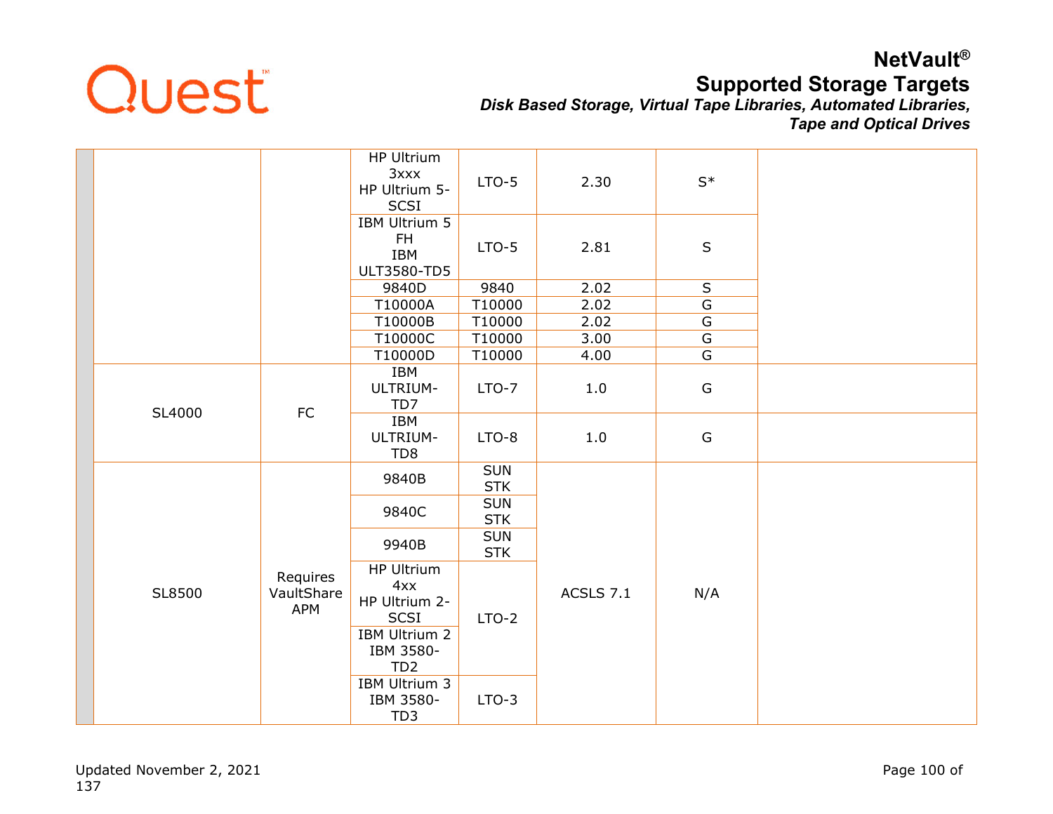| | | | | | | | |
|---|---|---|---|---|---|---|---|
| | | | HP Ultrium 3xxx HP Ultrium 5-SCSI | LTO-5 | 2.30 | S* | |
| | | | IBM Ultrium 5 FH IBM ULT3580-TD5 | LTO-5 | 2.81 | S | |
| | | | 9840D | 9840 | 2.02 | S | |
| | | | T10000A | T10000 | 2.02 | G | |
| | | | T10000B | T10000 | 2.02 | G | |
| | | | T10000C | T10000 | 3.00 | G | |
| | | | T10000D | T10000 | 4.00 | G | |
| | SL4000 | FC | IBM ULTRIUM-TD7 | LTO-7 | 1.0 | G | |
| | | | IBM ULTRIUM-TD8 | LTO-8 | 1.0 | G | |
| | SL8500 | Requires VaultShare APM | 9840B | SUN STK | ACSLS 7.1 | N/A | |
| | | | 9840C | SUN STK | | | |
| | | | 9940B | SUN STK | | | |
| | | | HP Ultrium 4xx HP Ultrium 2-SCSI | LTO-2 | | | |
| | | | IBM Ultrium 2 IBM 3580-TD2 | | | | |
| | | | IBM Ultrium 3 IBM 3580-TD3 | LTO-3 | | | |

Updated November 2, 2021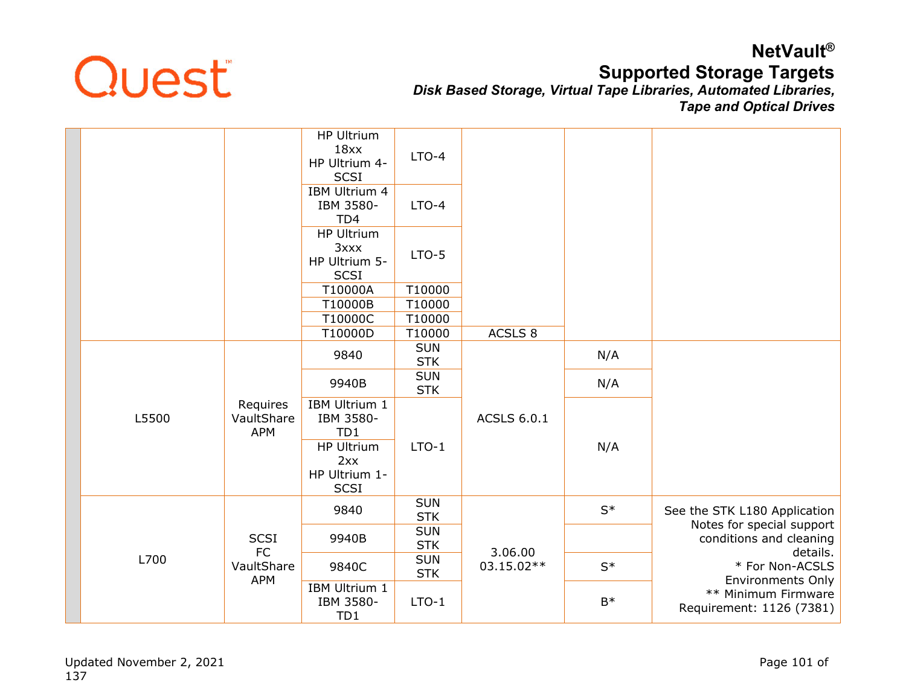| | | | | | | | |
|---|---|---|---|---|---|---|---|
| | | | HP Ultrium 18xx HP Ultrium 4-SCSI | LTO-4 | | | |
| | | | IBM Ultrium 4 IBM 3580-TD4 | LTO-4 | | | |
| | | | HP Ultrium 3xxx HP Ultrium 5-SCSI | LTO-5 | | | |
| | | | T10000A | T10000 | | | |
| | | | T10000B | T10000 | | | |
| | | | T10000C | T10000 | | | |
| | | | T10000D | T10000 | ACSLS 8 | | |
| | L5500 | Requires VaultShare APM | 9840 | SUN STK | ACSLS 6.0.1 | N/A | |
| | | | 9940B | SUN STK | | N/A | |
| | | | IBM Ultrium 1 IBM 3580-TD1 | LTO-1 | | N/A | |
| | | | HP Ultrium 2xx HP Ultrium 1-SCSI | | | | |
| | L700 | SCSI FC VaultShare APM | 9840 | SUN STK | 3.06.00 03.15.02** | S* | See the STK L180 Application Notes for special support conditions and cleaning details. * For Non-ACSLS Environments Only ** Minimum Firmware Requirement: 1126 (7381) |
| | | | 9940B | SUN STK | | | |
| | | | 9840C | SUN STK | | S* | |
| | | | IBM Ultrium 1 IBM 3580-TD1 | LTO-1 | | B* | |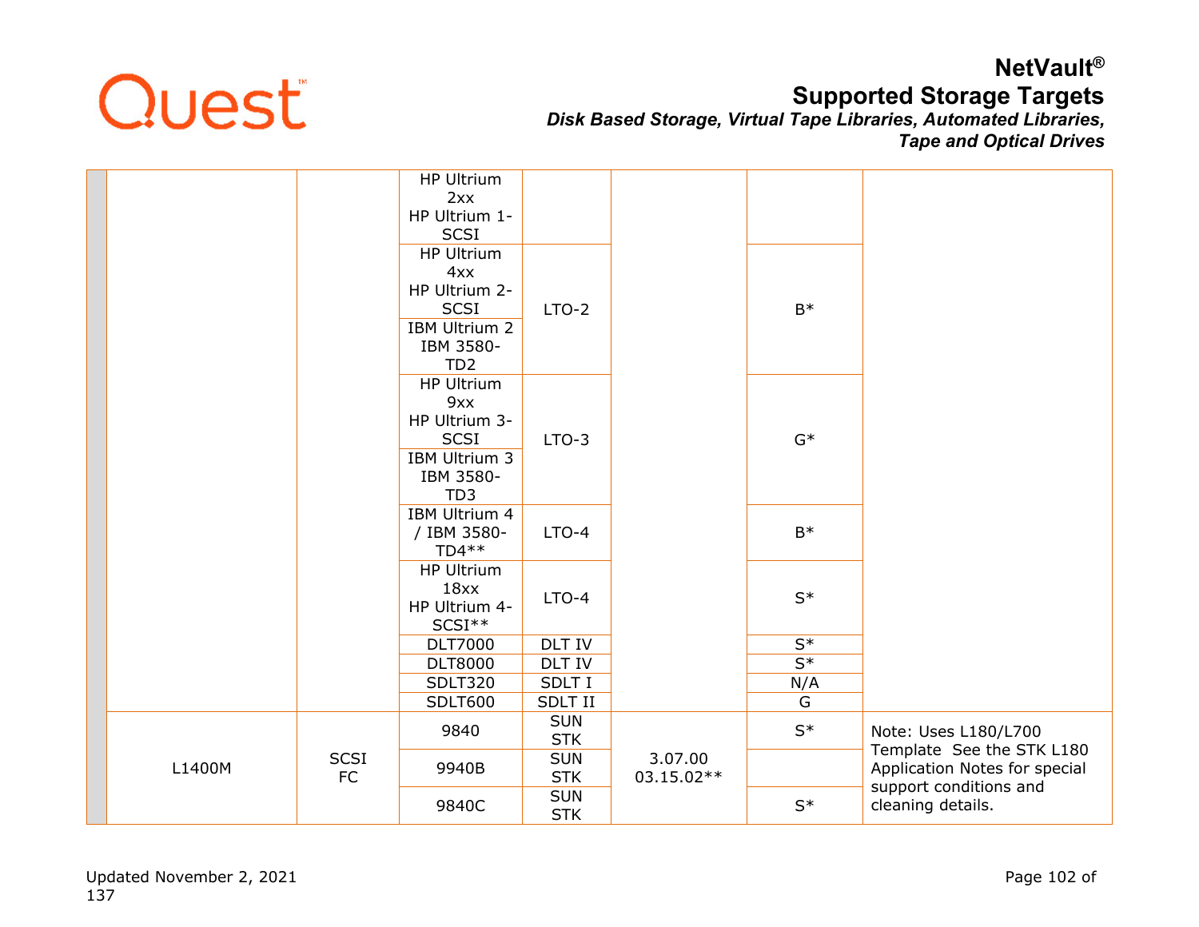| | | | | | | | |
|---|---|---|---|---|---|---|---|
| | | | HP Ultrium 2xx<br>HP Ultrium 1-SCSI | | | | |
| | | | HP Ultrium 4xx<br>HP Ultrium 2-SCSI | LTO-2 | | B* | |
| | | | IBM Ultrium 2<br>IBM 3580-TD2 | | | | |
| | | | HP Ultrium 9xx<br>HP Ultrium 3-SCSI | LTO-3 | | G* | |
| | | | IBM Ultrium 3<br>IBM 3580-TD3 | | | | |
| | | | IBM Ultrium 4 / IBM 3580-TD4** | LTO-4 | | B* | |
| | | | HP Ultrium 18xx<br>HP Ultrium 4-SCSI** | LTO-4 | | S* | |
| | | | DLT7000 | DLT IV | | S* | |
| | | | DLT8000 | DLT IV | | S* | |
| | | | SDLT320 | SDLT I | | N/A | |
| | | | SDLT600 | SDLT II | | G | |
| | L1400M | SCSI<br>FC | 9840 | SUN<br>STK | 3.07.00<br>03.15.02** | S* | Note: Uses L180/L700 Template See the STK L180 Application Notes for special support conditions and cleaning details. |
| | | | 9940B | SUN<br>STK | | | |
| | | | 9840C | SUN<br>STK | | S* | |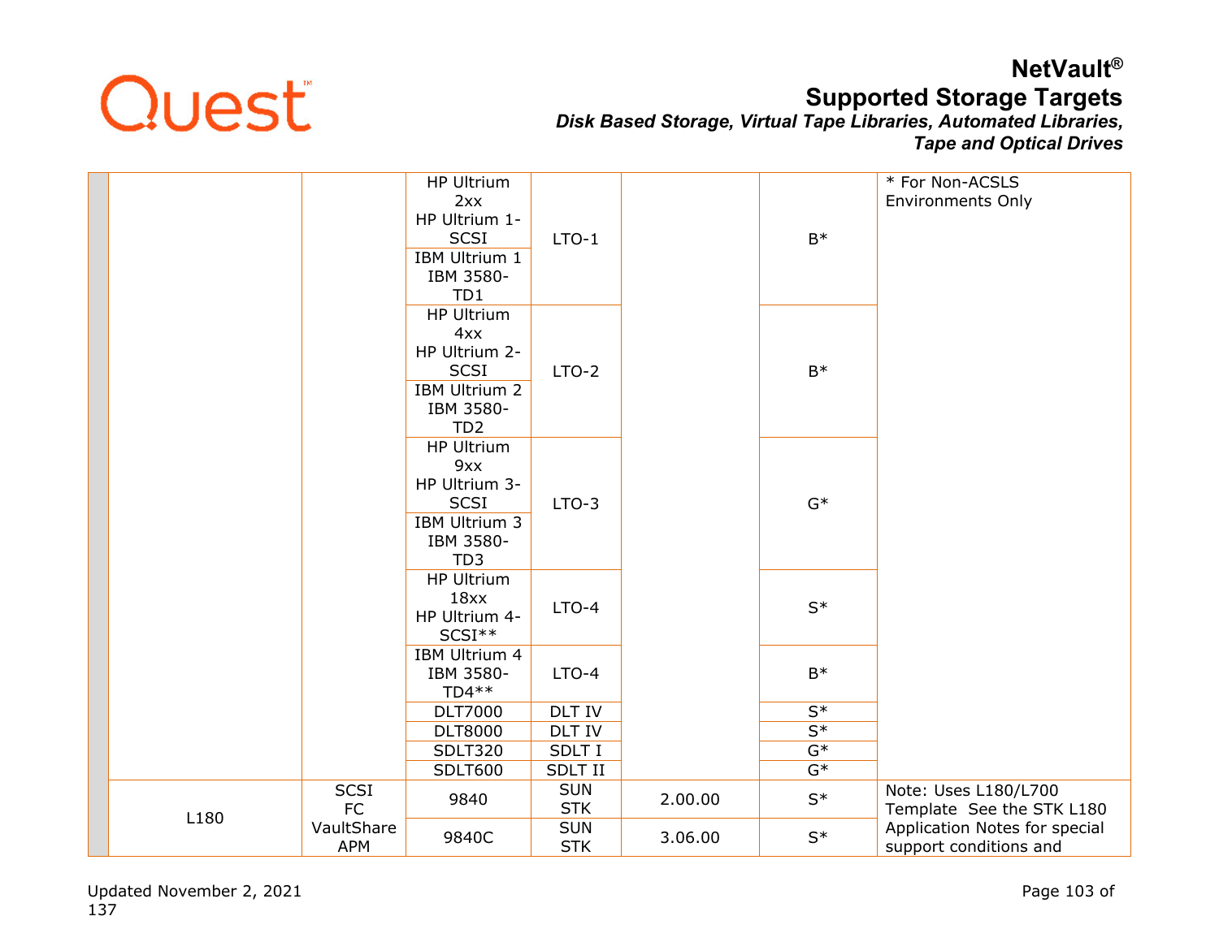| | | | | | | | |
|---|---|---|---|---|---|---|---|
| | | | HP Ultrium 2xx HP Ultrium 1-SCSI | LTO-1 | | B* | * For Non-ACSLS Environments Only |
| | | | IBM Ultrium 1 IBM 3580-TD1 | LTO-1 | | B* | |
| | | | HP Ultrium 4xx HP Ultrium 2-SCSI | LTO-2 | | B* | |
| | | | IBM Ultrium 2 IBM 3580-TD2 | LTO-2 | | B* | |
| | | | HP Ultrium 9xx HP Ultrium 3-SCSI | LTO-3 | | G* | |
| | | | IBM Ultrium 3 IBM 3580-TD3 | LTO-3 | | G* | |
| | | | HP Ultrium 18xx HP Ultrium 4-SCSI** | LTO-4 | | S* | |
| | | | IBM Ultrium 4 IBM 3580-TD4** | LTO-4 | | B* | |
| | | | DLT7000 | DLT IV | | S* | |
| | | | DLT8000 | DLT IV | | S* | |
| | | | SDLT320 | SDLT I | | G* | |
| | | | SDLT600 | SDLT II | | G* | |
| | L180 | SCSI FC VaultShare APM | 9840 | SUN STK | 2.00.00 | S* | Note: Uses L180/L700 Template See the STK L180 Application Notes for special support conditions and |
| | | | 9840C | SUN STK | 3.06.00 | S* | |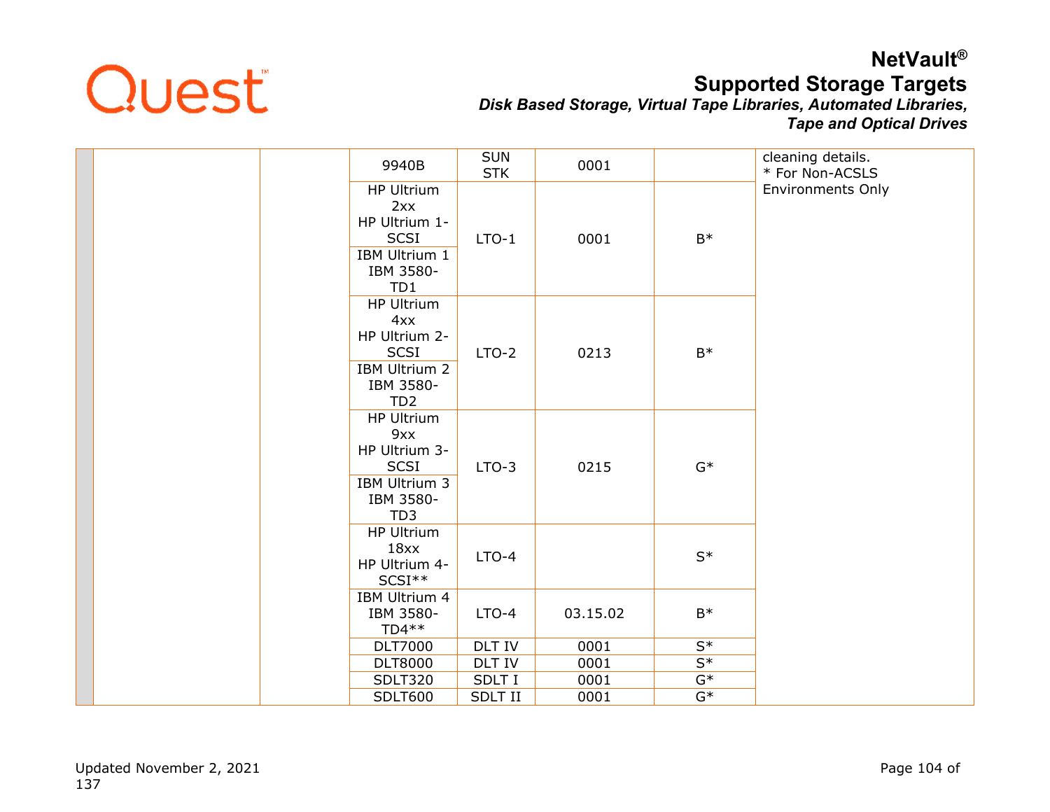| | | | | | | | |
|---|---|---|---|---|---|---|---|
| | | | 9940B | SUN STK | 0001 | | cleaning details. * For Non-ACSLS Environments Only |
| | | | HP Ultrium 2xx HP Ultrium 1-SCSI / IBM Ultrium 1 IBM 3580-TD1 | LTO-1 | 0001 | B* | |
| | | | HP Ultrium 4xx HP Ultrium 2-SCSI / IBM Ultrium 2 IBM 3580-TD2 | LTO-2 | 0213 | B* | |
| | | | HP Ultrium 9xx HP Ultrium 3-SCSI / IBM Ultrium 3 IBM 3580-TD3 | LTO-3 | 0215 | G* | |
| | | | HP Ultrium 18xx HP Ultrium 4-SCSI** | LTO-4 | | S* | |
| | | | IBM Ultrium 4 IBM 3580-TD4** | LTO-4 | 03.15.02 | B* | |
| | | | DLT7000 | DLT IV | 0001 | S* | |
| | | | DLT8000 | DLT IV | 0001 | S* | |
| | | | SDLT320 | SDLT I | 0001 | G* | |
| | | | SDLT600 | SDLT II | 0001 | G* | |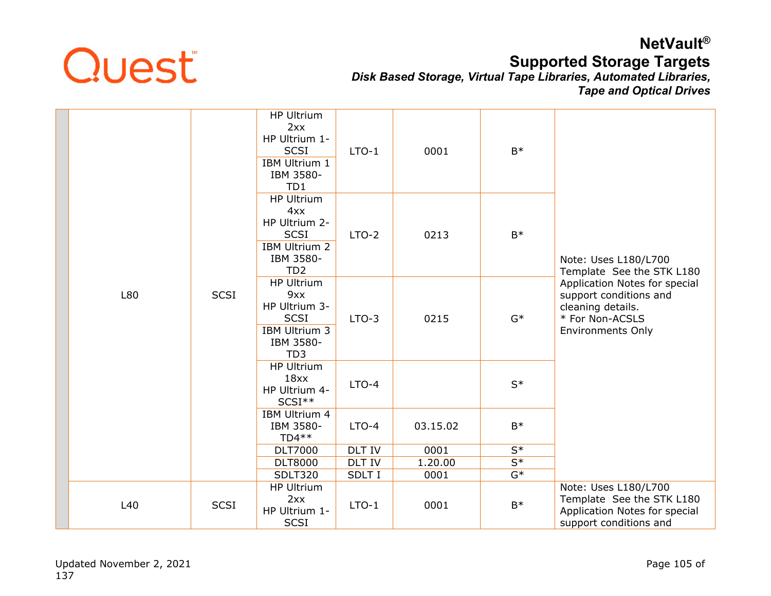|  | L80 | SCSI | HP Ultrium 2xx HP Ultrium 1-SCSI | LTO-1 | 0001 | B* | Note: Uses L180/L700 Template See the STK L180 Application Notes for special support conditions and cleaning details. * For Non-ACSLS Environments Only |
|---|---|---|---|---|---|---|---|
|  |  |  | IBM Ultrium 1 IBM 3580-TD1 |  |  |  |  |
|  |  |  | HP Ultrium 4xx HP Ultrium 2-SCSI | LTO-2 | 0213 | B* |  |
|  |  |  | IBM Ultrium 2 IBM 3580-TD2 |  |  |  |  |
|  |  |  | HP Ultrium 9xx HP Ultrium 3-SCSI | LTO-3 | 0215 | G* |  |
|  |  |  | IBM Ultrium 3 IBM 3580-TD3 |  |  |  |  |
|  |  |  | HP Ultrium 18xx HP Ultrium 4-SCSI** | LTO-4 |  | S* |  |
|  |  |  | IBM Ultrium 4 IBM 3580-TD4** | LTO-4 | 03.15.02 | B* |  |
|  |  |  | DLT7000 | DLT IV | 0001 | S* |  |
|  |  |  | DLT8000 | DLT IV | 1.20.00 | S* |  |
|  |  |  | SDLT320 | SDLT I | 0001 | G* |  |
|  | L40 | SCSI | HP Ultrium 2xx HP Ultrium 1-SCSI | LTO-1 | 0001 | B* | Note: Uses L180/L700 Template See the STK L180 Application Notes for special support conditions and |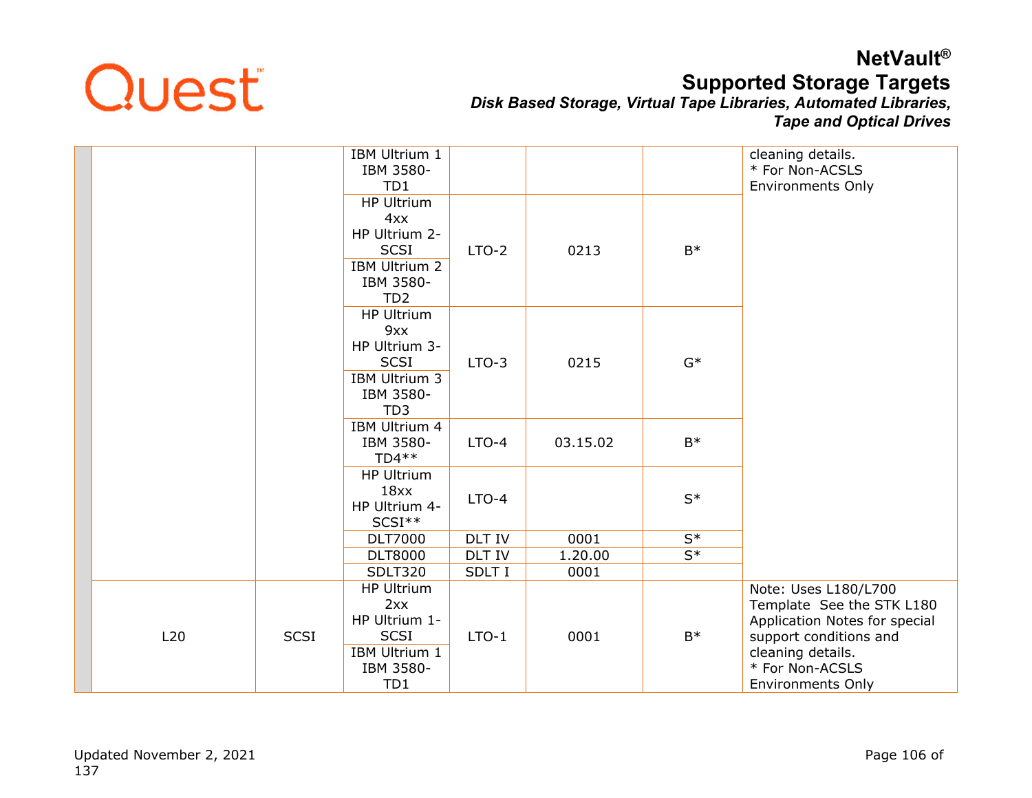| | | | | | | | |
|---|---|---|---|---|---|---|---|
| | | | IBM Ultrium 1 IBM 3580-TD1 | | | | cleaning details. * For Non-ACSLS Environments Only |
| | | | HP Ultrium 4xx HP Ultrium 2-SCSI | LTO-2 | 0213 | B* | |
| | | | IBM Ultrium 2 IBM 3580-TD2 | | | | |
| | | | HP Ultrium 9xx HP Ultrium 3-SCSI | LTO-3 | 0215 | G* | |
| | | | IBM Ultrium 3 IBM 3580-TD3 | | | | |
| | | | IBM Ultrium 4 IBM 3580-TD4** | LTO-4 | 03.15.02 | B* | |
| | | | HP Ultrium 18xx HP Ultrium 4-SCSI** | LTO-4 | | S* | |
| | | | DLT7000 | DLT IV | 0001 | S* | |
| | | | DLT8000 | DLT IV | 1.20.00 | S* | |
| | | | SDLT320 | SDLT I | 0001 | | |
| | L20 | SCSI | HP Ultrium 2xx HP Ultrium 1-SCSI | LTO-1 | 0001 | B* | Note: Uses L180/L700 Template See the STK L180 Application Notes for special support conditions and cleaning details. * For Non-ACSLS Environments Only |
| | | | IBM Ultrium 1 IBM 3580-TD1 | | | | |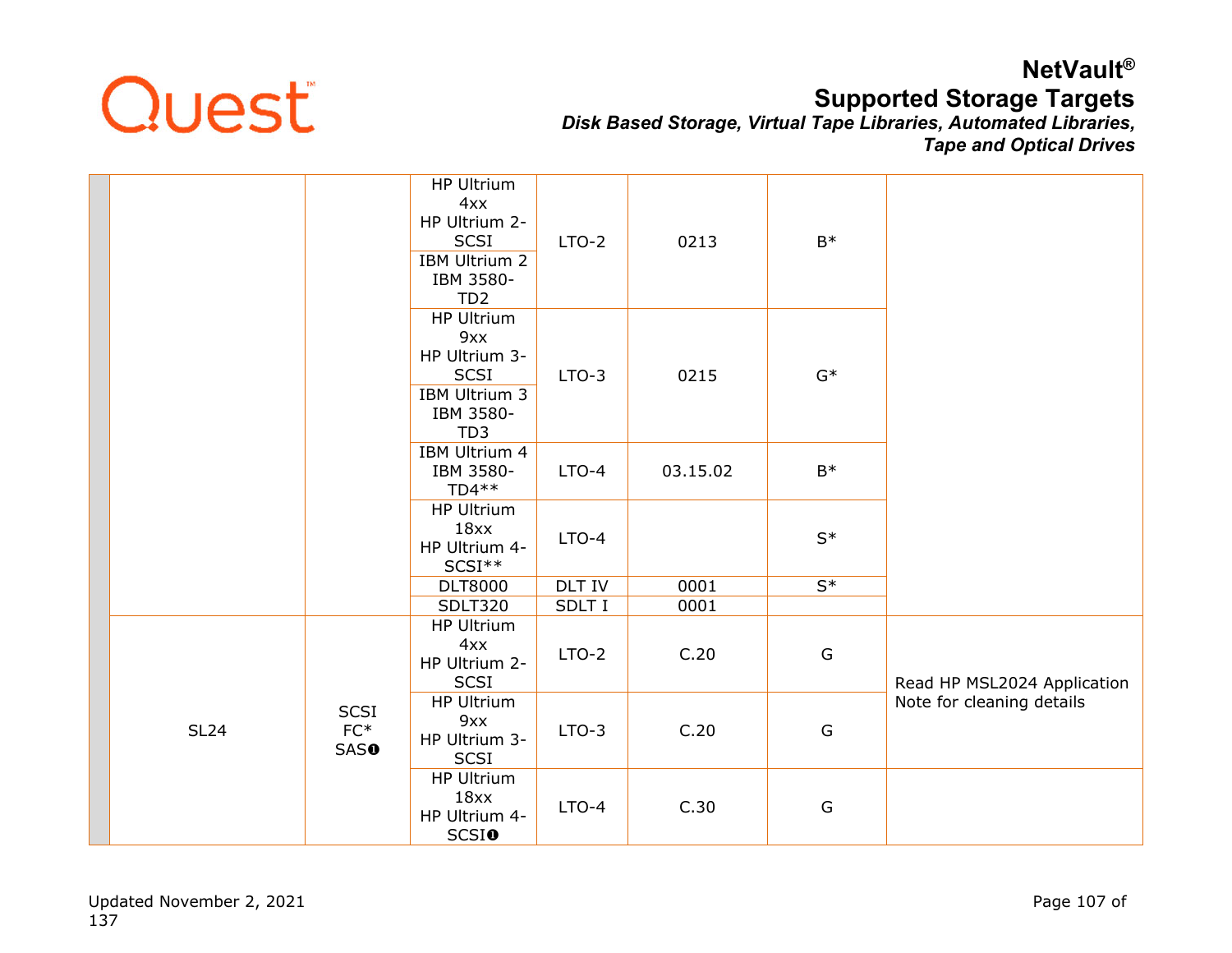| | | | | | | |
|---|---|---|---|---|---|---|
| | | | HP Ultrium 4xx<br>HP Ultrium 2-SCSI<br>IBM Ultrium 2<br>IBM 3580-TD2 | LTO-2 | 0213 | B* | |
| | | | HP Ultrium 9xx<br>HP Ultrium 3-SCSI<br>IBM Ultrium 3<br>IBM 3580-TD3 | LTO-3 | 0215 | G* | |
| | | | IBM Ultrium 4<br>IBM 3580-TD4** | LTO-4 | 03.15.02 | B* | |
| | | | HP Ultrium 18xx<br>HP Ultrium 4-SCSI** | LTO-4 | | S* | |
| | | | DLT8000 | DLT IV | 0001 | S* | |
| | | | SDLT320 | SDLT I | 0001 | | |
| | SL24 | SCSI<br>FC*<br>SAS❶ | HP Ultrium 4xx<br>HP Ultrium 2-SCSI | LTO-2 | C.20 | G | Read HP MSL2024 Application Note for cleaning details |
| | | | HP Ultrium 9xx<br>HP Ultrium 3-SCSI | LTO-3 | C.20 | G | |
| | | | HP Ultrium 18xx<br>HP Ultrium 4-SCSI❶ | LTO-4 | C.30 | G | |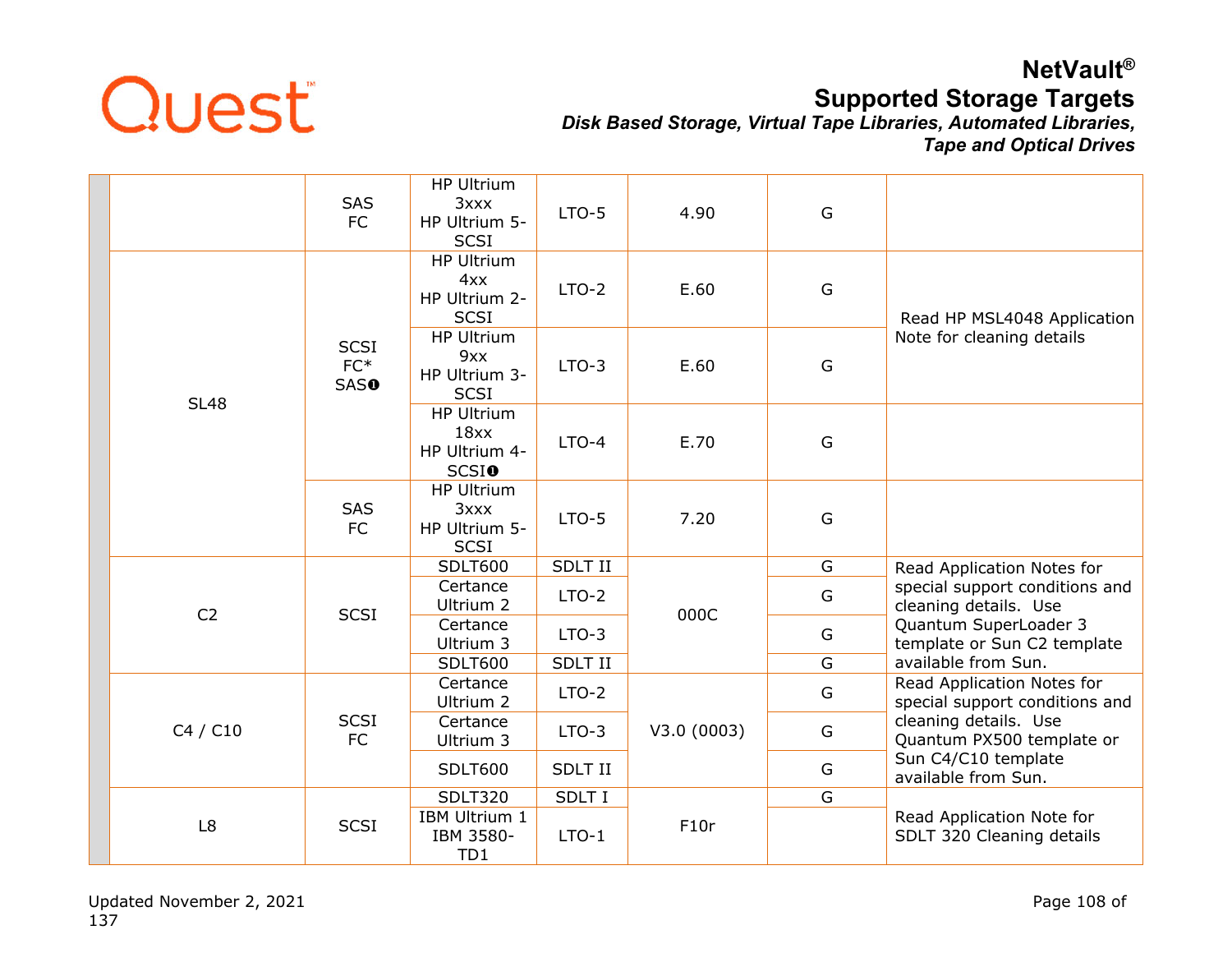| | | | | | | | |
|---|---|---|---|---|---|---|---|
| | | SAS FC | HP Ultrium 3xxx HP Ultrium 5-SCSI | LTO-5 | 4.90 | G | |
| | SL48 | SCSI FC* SAS❶ | HP Ultrium 4xx HP Ultrium 2-SCSI | LTO-2 | E.60 | G | Read HP MSL4048 Application Note for cleaning details |
| | | | HP Ultrium 9xx HP Ultrium 3-SCSI | LTO-3 | E.60 | G | |
| | | | HP Ultrium 18xx HP Ultrium 4-SCSI❶ | LTO-4 | E.70 | G | |
| | | SAS FC | HP Ultrium 3xxx HP Ultrium 5-SCSI | LTO-5 | 7.20 | G | |
| | C2 | SCSI | SDLT600 | SDLT II | 000C | G | Read Application Notes for special support conditions and cleaning details. Use Quantum SuperLoader 3 template or Sun C2 template available from Sun. |
| | | | Certance Ultrium 2 | LTO-2 | | G | |
| | | | Certance Ultrium 3 | LTO-3 | | G | |
| | | | SDLT600 | SDLT II | | G | |
| | C4 / C10 | SCSI FC | Certance Ultrium 2 | LTO-2 | V3.0 (0003) | G | Read Application Notes for special support conditions and cleaning details. Use Quantum PX500 template or Sun C4/C10 template available from Sun. |
| | | | Certance Ultrium 3 | LTO-3 | | G | |
| | | | SDLT600 | SDLT II | | G | |
| | L8 | SCSI | SDLT320 | SDLT I | F10r | G | Read Application Note for SDLT 320 Cleaning details |
| | | | IBM Ultrium 1 IBM 3580-TD1 | LTO-1 | | | |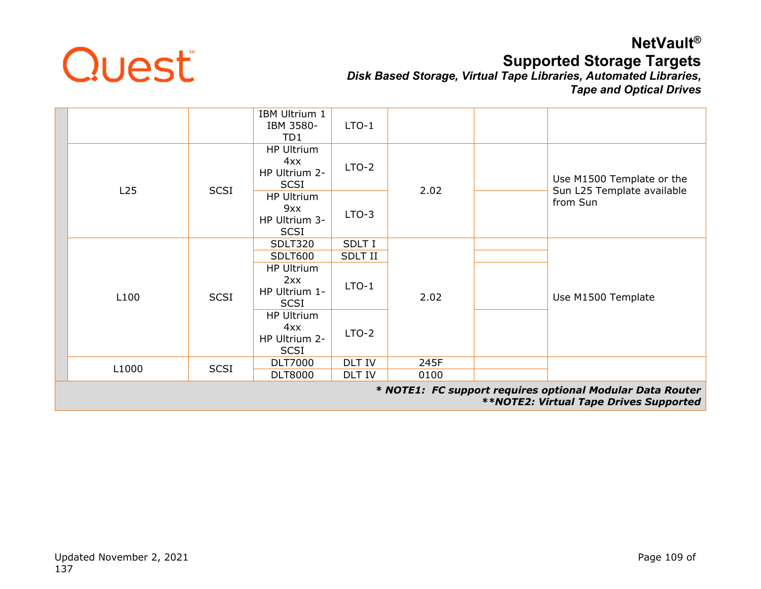| | | | | | | | |
|---|---|---|---|---|---|---|---|
| | | | IBM Ultrium 1 IBM 3580-TD1 | LTO-1 | | | |
| | L25 | SCSI | HP Ultrium 4xx HP Ultrium 2-SCSI | LTO-2 | 2.02 | | Use M1500 Template or the Sun L25 Template available from Sun |
| | | | HP Ultrium 9xx HP Ultrium 3-SCSI | LTO-3 | | | |
| | L100 | SCSI | SDLT320 | SDLT I | 2.02 | | Use M1500 Template |
| | | | SDLT600 | SDLT II | | | |
| | | | HP Ultrium 2xx HP Ultrium 1-SCSI | LTO-1 | | | |
| | | | HP Ultrium 4xx HP Ultrium 2-SCSI | LTO-2 | | | |
| | L1000 | SCSI | DLT7000 | DLT IV | 245F | | |
| | | | DLT8000 | DLT IV | 0100 | | |

***** NOTE1: FC support requires optional Modular Data Router**

****NOTE2: Virtual Tape Drives Supported***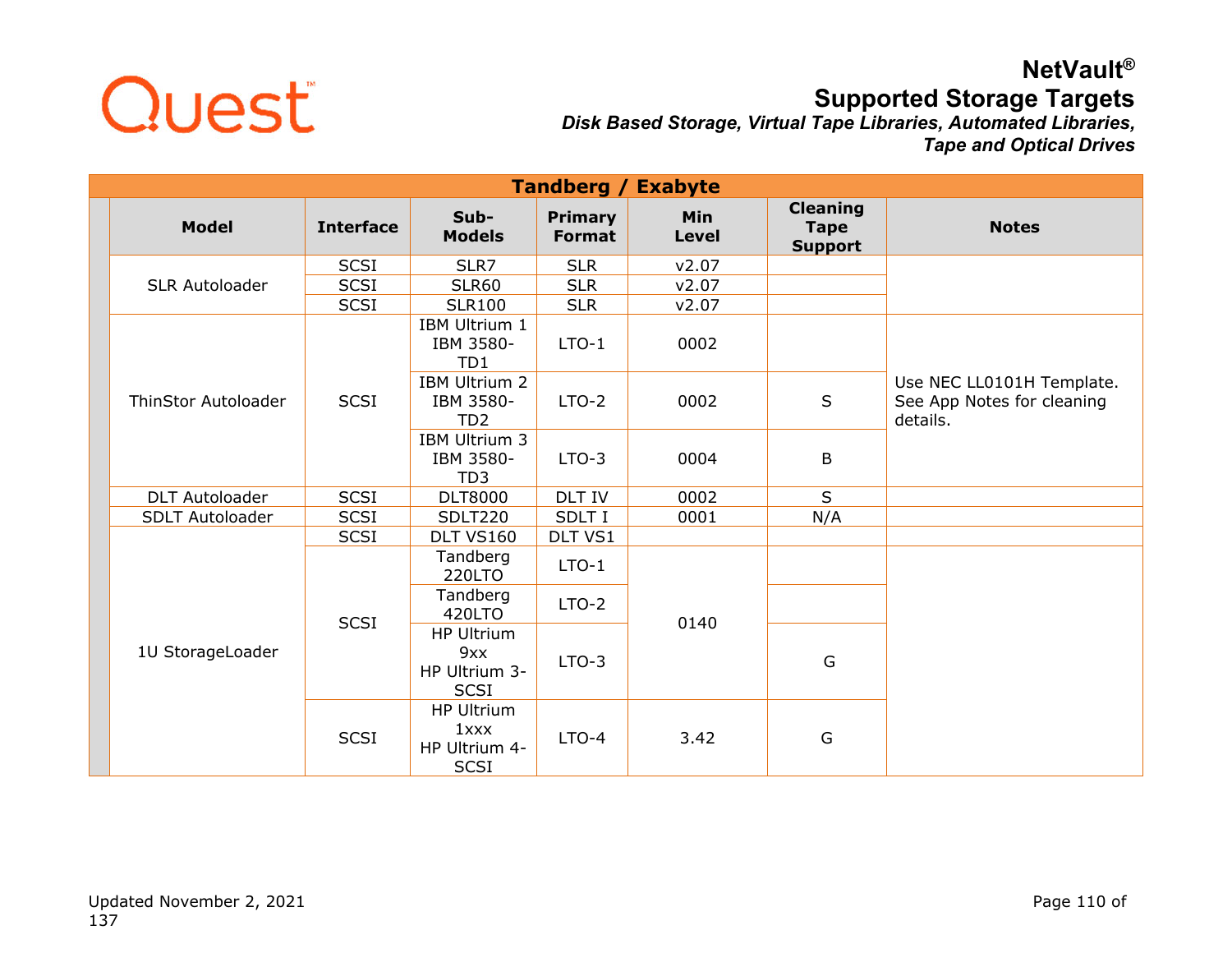# NetVault®

## Supported Storage Targets

***Disk Based Storage, Virtual Tape Libraries, Automated Libraries, Tape and Optical Drives***

| Tandberg / Exabyte | | | | | | |
|---|---|---|---|---|---|---|
| **Model** | **Interface** | **Sub-Models** | **Primary Format** | **Min Level** | **Cleaning Tape Support** | **Notes** |
| SLR Autoloader | SCSI | SLR7 | SLR | v2.07 | | |
| | SCSI | SLR60 | SLR | v2.07 | | |
| | SCSI | SLR100 | SLR | v2.07 | | |
| ThinStor Autoloader | SCSI | IBM Ultrium 1 IBM 3580-TD1 | LTO-1 | 0002 | | Use NEC LL0101H Template. See App Notes for cleaning details. |
| | | IBM Ultrium 2 IBM 3580-TD2 | LTO-2 | 0002 | S | |
| | | IBM Ultrium 3 IBM 3580-TD3 | LTO-3 | 0004 | B | |
| DLT Autoloader | SCSI | DLT8000 | DLT IV | 0002 | S | |
| SDLT Autoloader | SCSI | SDLT220 | SDLT I | 0001 | N/A | |
| 1U StorageLoader | SCSI | DLT VS160 | DLT VS1 | | | |
| | SCSI | Tandberg 220LTO | LTO-1 | 0140 | | |
| | | Tandberg 420LTO | LTO-2 | | | |
| | | HP Ultrium 9xx HP Ultrium 3-SCSI | LTO-3 | | G | |
| | SCSI | HP Ultrium 1xxx HP Ultrium 4-SCSI | LTO-4 | 3.42 | G | |

Updated November 2, 2021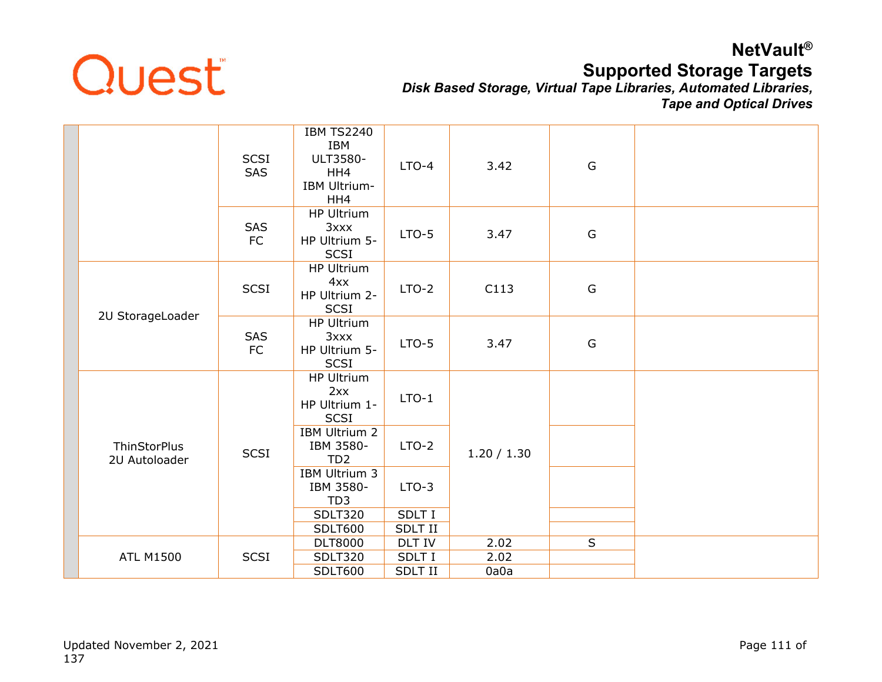| | | | | | | | |
|---|---|---|---|---|---|---|---|
| | | SCSI SAS | IBM TS2240 IBM ULT3580-HH4 IBM Ultrium-HH4 | LTO-4 | 3.42 | G | |
| | | SAS FC | HP Ultrium 3xxx HP Ultrium 5-SCSI | LTO-5 | 3.47 | G | |
| | 2U StorageLoader | SCSI | HP Ultrium 4xx HP Ultrium 2-SCSI | LTO-2 | C113 | G | |
| | | SAS FC | HP Ultrium 3xxx HP Ultrium 5-SCSI | LTO-5 | 3.47 | G | |
| | ThinStorPlus 2U Autoloader | SCSI | HP Ultrium 2xx HP Ultrium 1-SCSI | LTO-1 | 1.20 / 1.30 | | |
| | | | IBM Ultrium 2 IBM 3580-TD2 | LTO-2 | | | |
| | | | IBM Ultrium 3 IBM 3580-TD3 | LTO-3 | | | |
| | | | SDLT320 | SDLT I | | | |
| | | | SDLT600 | SDLT II | | | |
| | ATL M1500 | SCSI | DLT8000 | DLT IV | 2.02 | S | |
| | | | SDLT320 | SDLT I | 2.02 | | |
| | | | SDLT600 | SDLT II | 0a0a | | |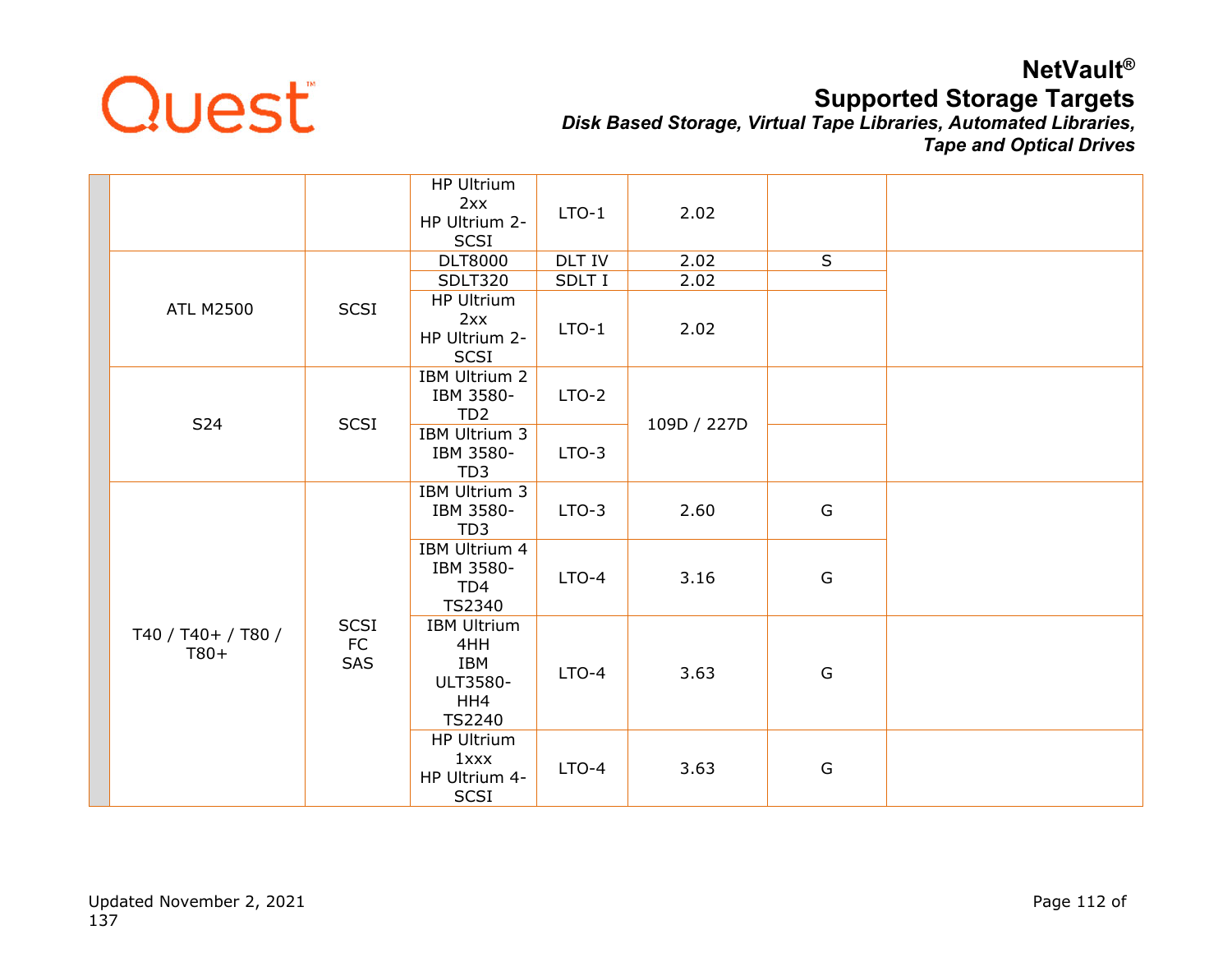| | | | | | | | |
|---|---|---|---|---|---|---|---|
| | | | HP Ultrium 2xx HP Ultrium 2-SCSI | LTO-1 | 2.02 | | |
| | ATL M2500 | SCSI | DLT8000 | DLT IV | 2.02 | S | |
| | | | SDLT320 | SDLT I | 2.02 | | |
| | | | HP Ultrium 2xx HP Ultrium 2-SCSI | LTO-1 | 2.02 | | |
| | S24 | SCSI | IBM Ultrium 2 IBM 3580-TD2 | LTO-2 | 109D / 227D | | |
| | | | IBM Ultrium 3 IBM 3580-TD3 | LTO-3 | | | |
| | T40 / T40+ / T80 / T80+ | SCSI FC SAS | IBM Ultrium 3 IBM 3580-TD3 | LTO-3 | 2.60 | G | |
| | | | IBM Ultrium 4 IBM 3580-TD4 TS2340 | LTO-4 | 3.16 | G | |
| | | | IBM Ultrium 4HH IBM ULT3580-HH4 TS2240 | LTO-4 | 3.63 | G | |
| | | | HP Ultrium 1xxx HP Ultrium 4-SCSI | LTO-4 | 3.63 | G | |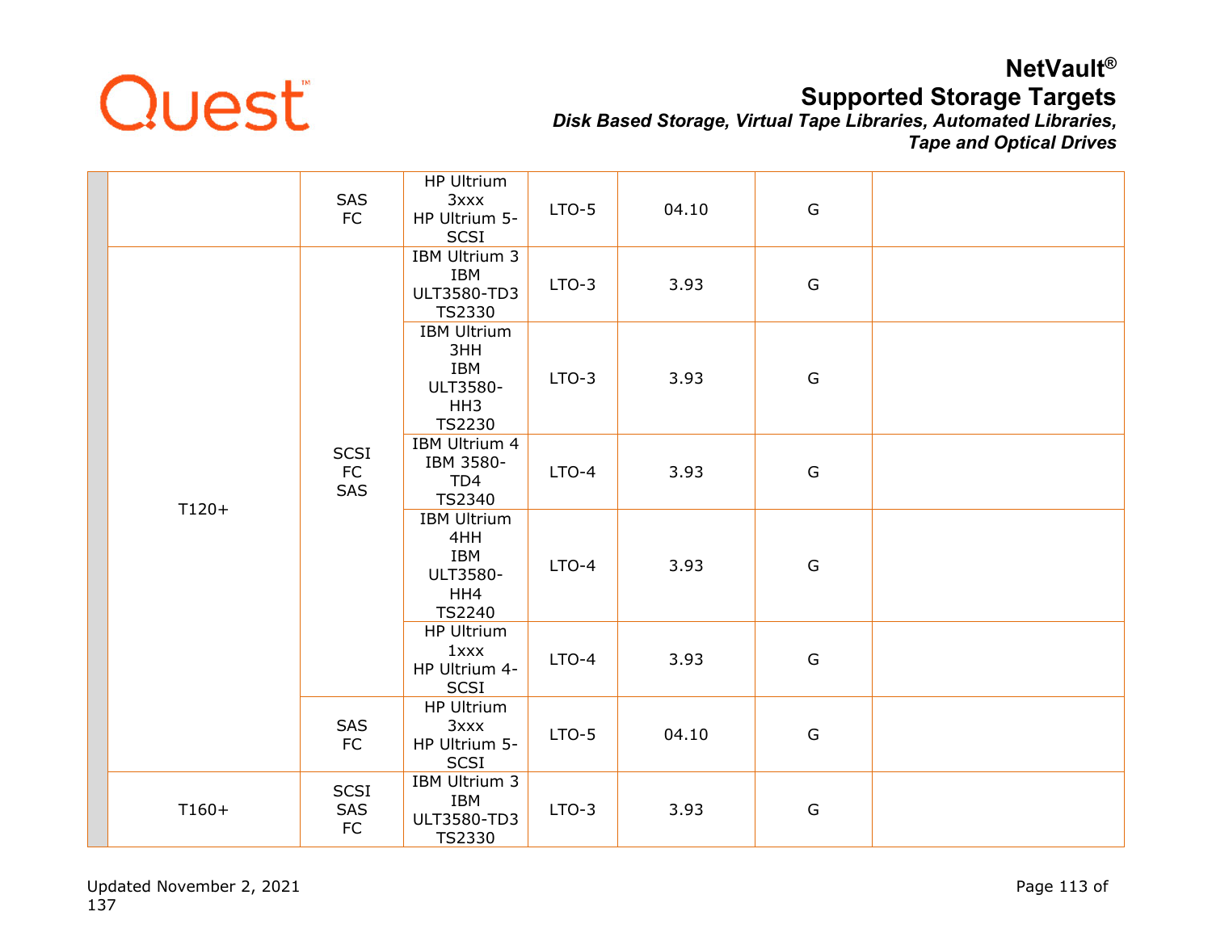| | | | | | | | |
|---|---|---|---|---|---|---|---|
| | | SAS<br>FC | HP Ultrium 3xxx<br>HP Ultrium 5-SCSI | LTO-5 | 04.10 | G | |
| | T120+ | SCSI<br>FC<br>SAS | IBM Ultrium 3<br>IBM ULT3580-TD3<br>TS2330 | LTO-3 | 3.93 | G | |
| | | | IBM Ultrium 3HH<br>IBM ULT3580-HH3<br>TS2230 | LTO-3 | 3.93 | G | |
| | | | IBM Ultrium 4<br>IBM 3580-TD4<br>TS2340 | LTO-4 | 3.93 | G | |
| | | | IBM Ultrium 4HH<br>IBM ULT3580-HH4<br>TS2240 | LTO-4 | 3.93 | G | |
| | | | HP Ultrium 1xxx<br>HP Ultrium 4-SCSI | LTO-4 | 3.93 | G | |
| | | SAS<br>FC | HP Ultrium 3xxx<br>HP Ultrium 5-SCSI | LTO-5 | 04.10 | G | |
| | T160+ | SCSI<br>SAS<br>FC | IBM Ultrium 3<br>IBM ULT3580-TD3<br>TS2330 | LTO-3 | 3.93 | G | |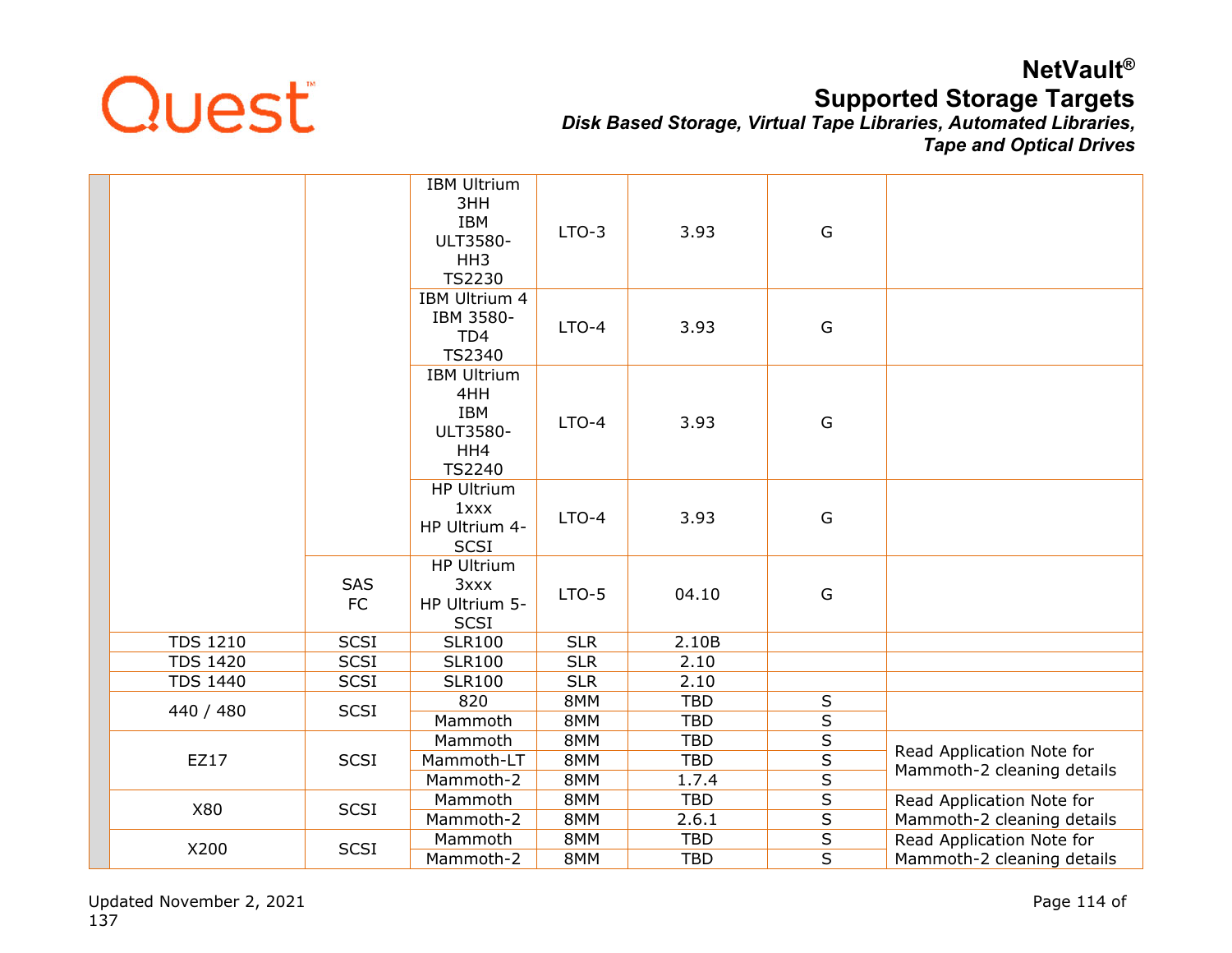| | | | | | | | |
|---|---|---|---|---|---|---|---|
| | | | IBM Ultrium 3HH IBM ULT3580-HH3 TS2230 | LTO-3 | 3.93 | G | |
| | | | IBM Ultrium 4 IBM 3580-TD4 TS2340 | LTO-4 | 3.93 | G | |
| | | | IBM Ultrium 4HH IBM ULT3580-HH4 TS2240 | LTO-4 | 3.93 | G | |
| | | | HP Ultrium 1xxx HP Ultrium 4-SCSI | LTO-4 | 3.93 | G | |
| | | SAS FC | HP Ultrium 3xxx HP Ultrium 5-SCSI | LTO-5 | 04.10 | G | |
| | TDS 1210 | SCSI | SLR100 | SLR | 2.10B | | |
| | TDS 1420 | SCSI | SLR100 | SLR | 2.10 | | |
| | TDS 1440 | SCSI | SLR100 | SLR | 2.10 | | |
| | 440 / 480 | SCSI | 820 | 8MM | TBD | S | |
| | | | Mammoth | 8MM | TBD | S | |
| | EZ17 | SCSI | Mammoth | 8MM | TBD | S | Read Application Note for Mammoth-2 cleaning details |
| | | | Mammoth-LT | 8MM | TBD | S | |
| | | | Mammoth-2 | 8MM | 1.7.4 | S | |
| | X80 | SCSI | Mammoth | 8MM | TBD | S | Read Application Note for Mammoth-2 cleaning details |
| | | | Mammoth-2 | 8MM | 2.6.1 | S | |
| | X200 | SCSI | Mammoth | 8MM | TBD | S | Read Application Note for Mammoth-2 cleaning details |
| | | | Mammoth-2 | 8MM | TBD | S | |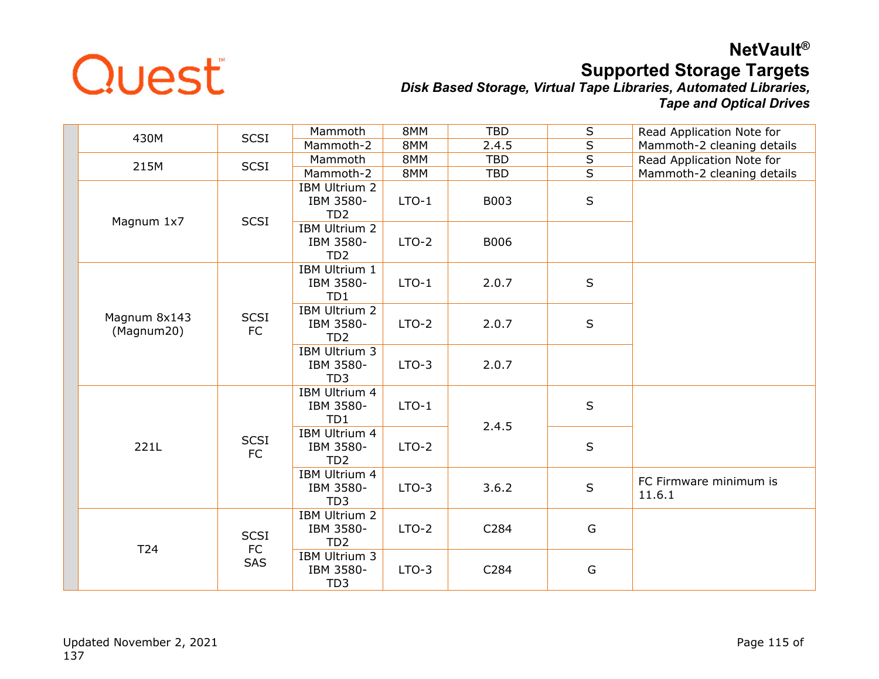| | Model | Interface | Drive | Drive Type | Firmware | Status | Notes |
|---|---|---|---|---|---|---|---|
| | 430M | SCSI | Mammoth | 8MM | TBD | S | Read Application Note for Mammoth-2 cleaning details |
| | | | Mammoth-2 | 8MM | 2.4.5 | S | |
| | 215M | SCSI | Mammoth | 8MM | TBD | S | Read Application Note for Mammoth-2 cleaning details |
| | | | Mammoth-2 | 8MM | TBD | S | |
| | Magnum 1x7 | SCSI | IBM Ultrium 2 IBM 3580-TD2 | LTO-1 | B003 | S | |
| | | | IBM Ultrium 2 IBM 3580-TD2 | LTO-2 | B006 | | |
| | Magnum 8x143 (Magnum20) | SCSI FC | IBM Ultrium 1 IBM 3580-TD1 | LTO-1 | 2.0.7 | S | |
| | | | IBM Ultrium 2 IBM 3580-TD2 | LTO-2 | 2.0.7 | S | |
| | | | IBM Ultrium 3 IBM 3580-TD3 | LTO-3 | 2.0.7 | | |
| | 221L | SCSI FC | IBM Ultrium 4 IBM 3580-TD1 | LTO-1 | 2.4.5 | S | |
| | | | IBM Ultrium 4 IBM 3580-TD2 | LTO-2 | | S | |
| | | | IBM Ultrium 4 IBM 3580-TD3 | LTO-3 | 3.6.2 | S | FC Firmware minimum is 11.6.1 |
| | T24 | SCSI FC SAS | IBM Ultrium 2 IBM 3580-TD2 | LTO-2 | C284 | G | |
| | | | IBM Ultrium 3 IBM 3580-TD3 | LTO-3 | C284 | G | |

Updated November 2, 2021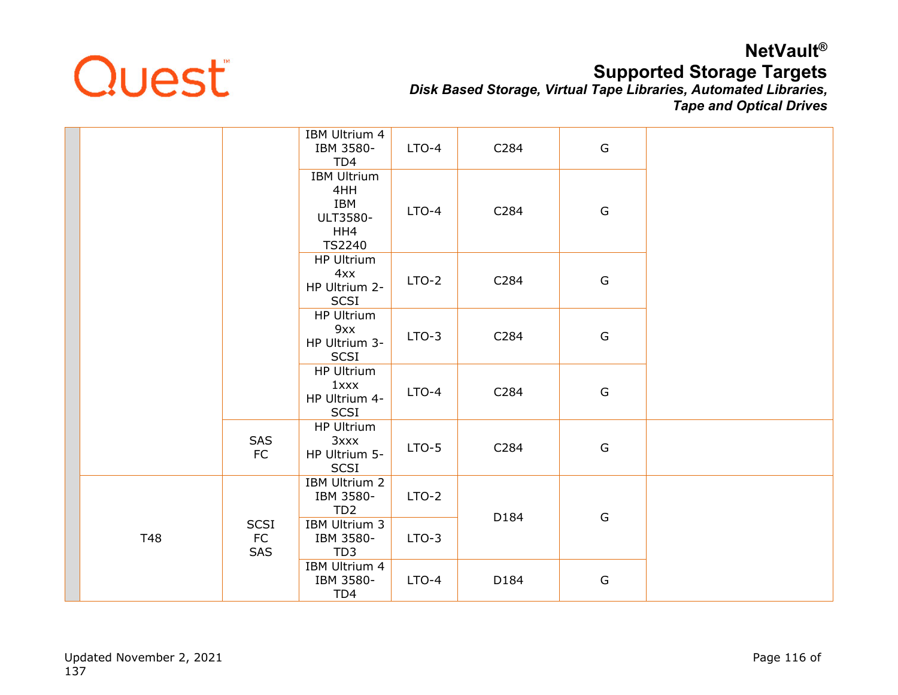| | | | | | | | |
|---|---|---|---|---|---|---|---|
| | | | IBM Ultrium 4 IBM 3580-TD4 | LTO-4 | C284 | G | |
| | | | IBM Ultrium 4HH IBM ULT3580-HH4 TS2240 | LTO-4 | C284 | G | |
| | | | HP Ultrium 4xx HP Ultrium 2-SCSI | LTO-2 | C284 | G | |
| | | | HP Ultrium 9xx HP Ultrium 3-SCSI | LTO-3 | C284 | G | |
| | | | HP Ultrium 1xxx HP Ultrium 4-SCSI | LTO-4 | C284 | G | |
| | | SAS FC | HP Ultrium 3xxx HP Ultrium 5-SCSI | LTO-5 | C284 | G | |
| | T48 | SCSI FC SAS | IBM Ultrium 2 IBM 3580-TD2 | LTO-2 | D184 | G | |
| | | | IBM Ultrium 3 IBM 3580-TD3 | LTO-3 | | | |
| | | | IBM Ultrium 4 IBM 3580-TD4 | LTO-4 | D184 | G | |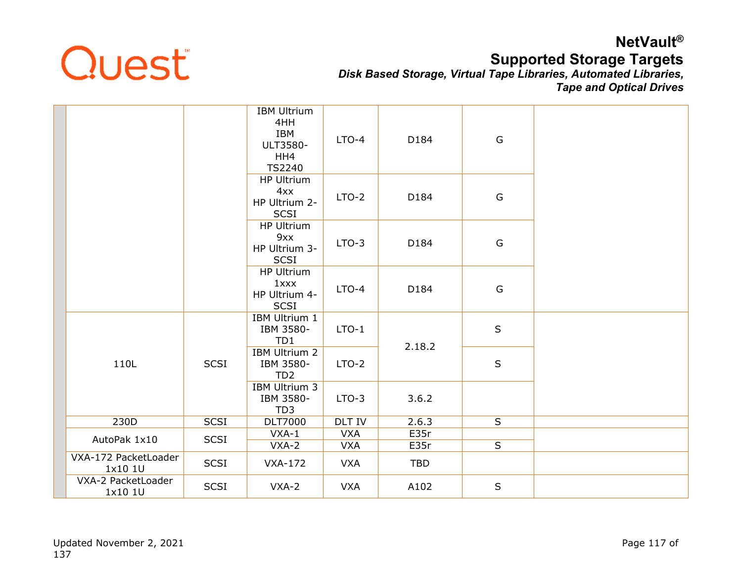| | | | | | | | |
|---|---|---|---|---|---|---|---|
| | | | IBM Ultrium 4HH IBM ULT3580-HH4 TS2240 | LTO-4 | D184 | G | |
| | | | HP Ultrium 4xx HP Ultrium 2-SCSI | LTO-2 | D184 | G | |
| | | | HP Ultrium 9xx HP Ultrium 3-SCSI | LTO-3 | D184 | G | |
| | | | HP Ultrium 1xxx HP Ultrium 4-SCSI | LTO-4 | D184 | G | |
| | 110L | SCSI | IBM Ultrium 1 IBM 3580-TD1 | LTO-1 | 2.18.2 | S | |
| | | | IBM Ultrium 2 IBM 3580-TD2 | LTO-2 | | S | |
| | | | IBM Ultrium 3 IBM 3580-TD3 | LTO-3 | 3.6.2 | | |
| | 230D | SCSI | DLT7000 | DLT IV | 2.6.3 | S | |
| | AutoPak 1x10 | SCSI | VXA-1 | VXA | E35r | | |
| | | | VXA-2 | VXA | E35r | S | |
| | VXA-172 PacketLoader 1x10 1U | SCSI | VXA-172 | VXA | TBD | | |
| | VXA-2 PacketLoader 1x10 1U | SCSI | VXA-2 | VXA | A102 | S | |

Updated November 2, 2021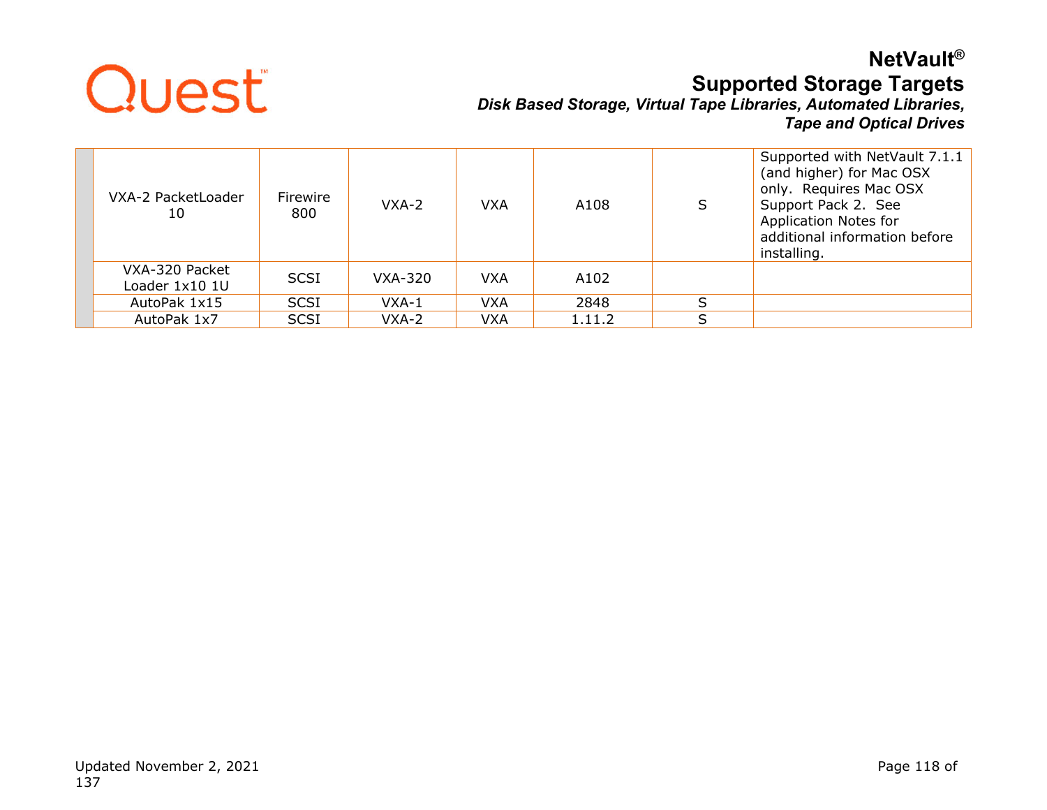| | | | | | | | |
|---|---|---|---|---|---|---|---|
| | VXA-2 PacketLoader 10 | Firewire 800 | VXA-2 | VXA | A108 | S | Supported with NetVault 7.1.1 (and higher) for Mac OSX only. Requires Mac OSX Support Pack 2. See Application Notes for additional information before installing. |
| | VXA-320 Packet Loader 1x10 1U | SCSI | VXA-320 | VXA | A102 | | |
| | AutoPak 1x15 | SCSI | VXA-1 | VXA | 2848 | S | |
| | AutoPak 1x7 | SCSI | VXA-2 | VXA | 1.11.2 | S | |

Updated November 2, 2021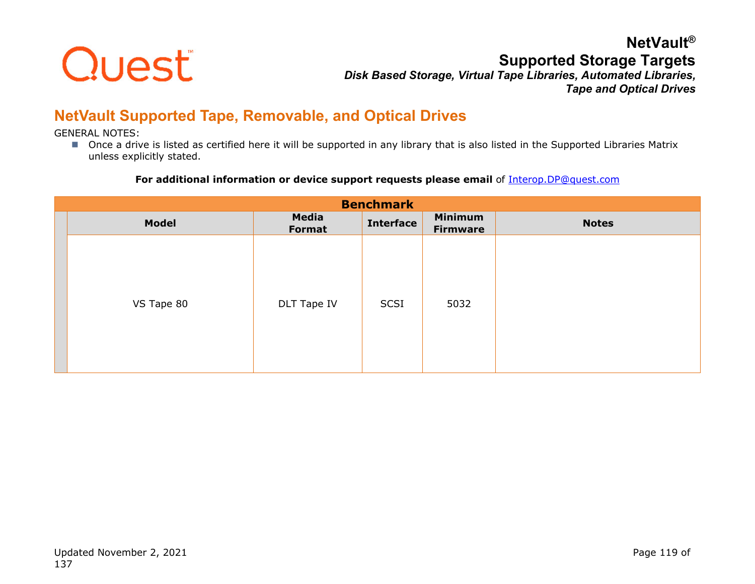## NetVault Supported Tape, Removable, and Optical Drives

GENERAL NOTES:

- Once a drive is listed as certified here it will be supported in any library that is also listed in the Supported Libraries Matrix unless explicitly stated.

**For additional information or device support requests please email** of Interop.DP@quest.com

| Benchmark | | | | |
|---|---|---|---|---|
| **Model** | **Media Format** | **Interface** | **Minimum Firmware** | **Notes** |
| VS Tape 80 | DLT Tape IV | SCSI | 5032 | |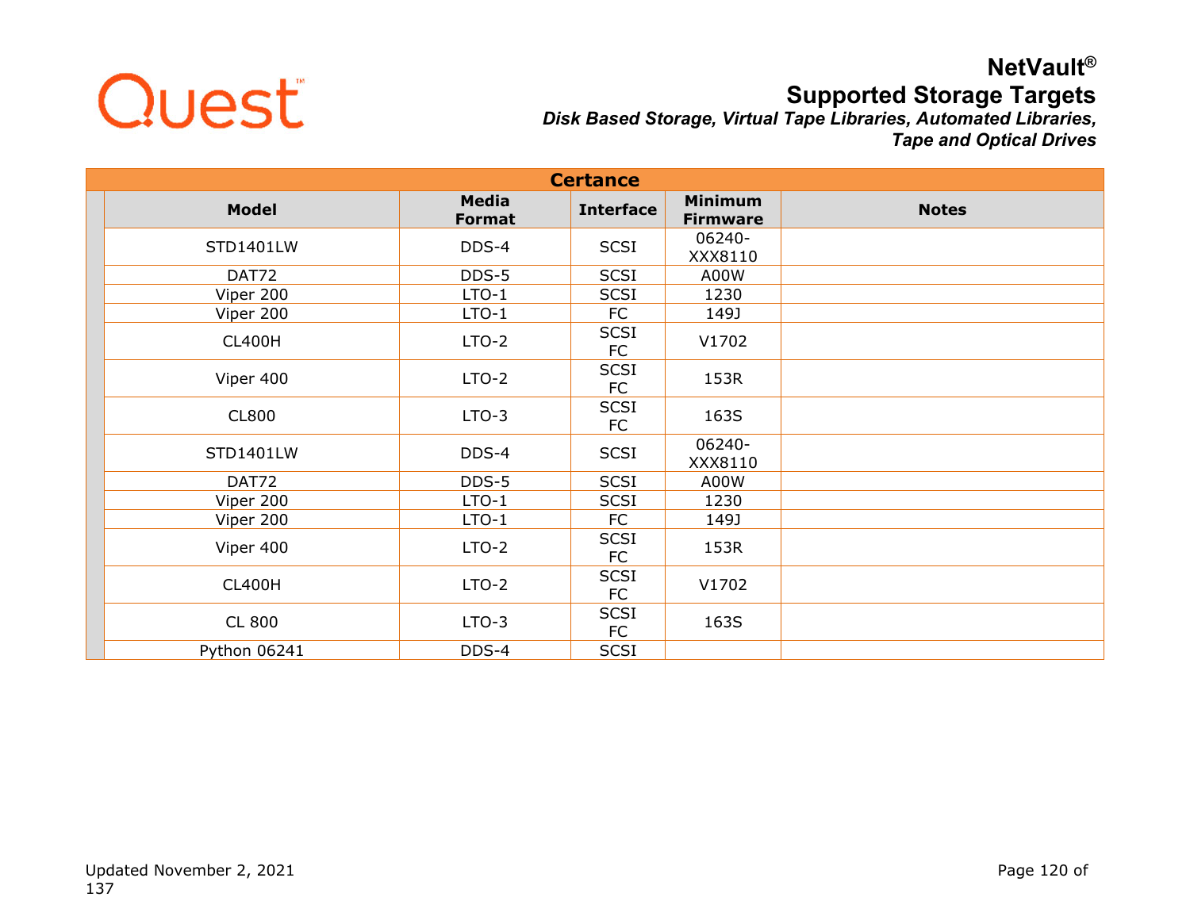| Certance | | | | |
|---|---|---|---|---|
| **Model** | **Media Format** | **Interface** | **Minimum Firmware** | **Notes** |
| STD1401LW | DDS-4 | SCSI | 06240-XXX8110 | |
| DAT72 | DDS-5 | SCSI | A00W | |
| Viper 200 | LTO-1 | SCSI | 1230 | |
| Viper 200 | LTO-1 | FC | 149J | |
| CL400H | LTO-2 | SCSI FC | V1702 | |
| Viper 400 | LTO-2 | SCSI FC | 153R | |
| CL800 | LTO-3 | SCSI FC | 163S | |
| STD1401LW | DDS-4 | SCSI | 06240-XXX8110 | |
| DAT72 | DDS-5 | SCSI | A00W | |
| Viper 200 | LTO-1 | SCSI | 1230 | |
| Viper 200 | LTO-1 | FC | 149J | |
| Viper 400 | LTO-2 | SCSI FC | 153R | |
| CL400H | LTO-2 | SCSI FC | V1702 | |
| CL 800 | LTO-3 | SCSI FC | 163S | |
| Python 06241 | DDS-4 | SCSI | | |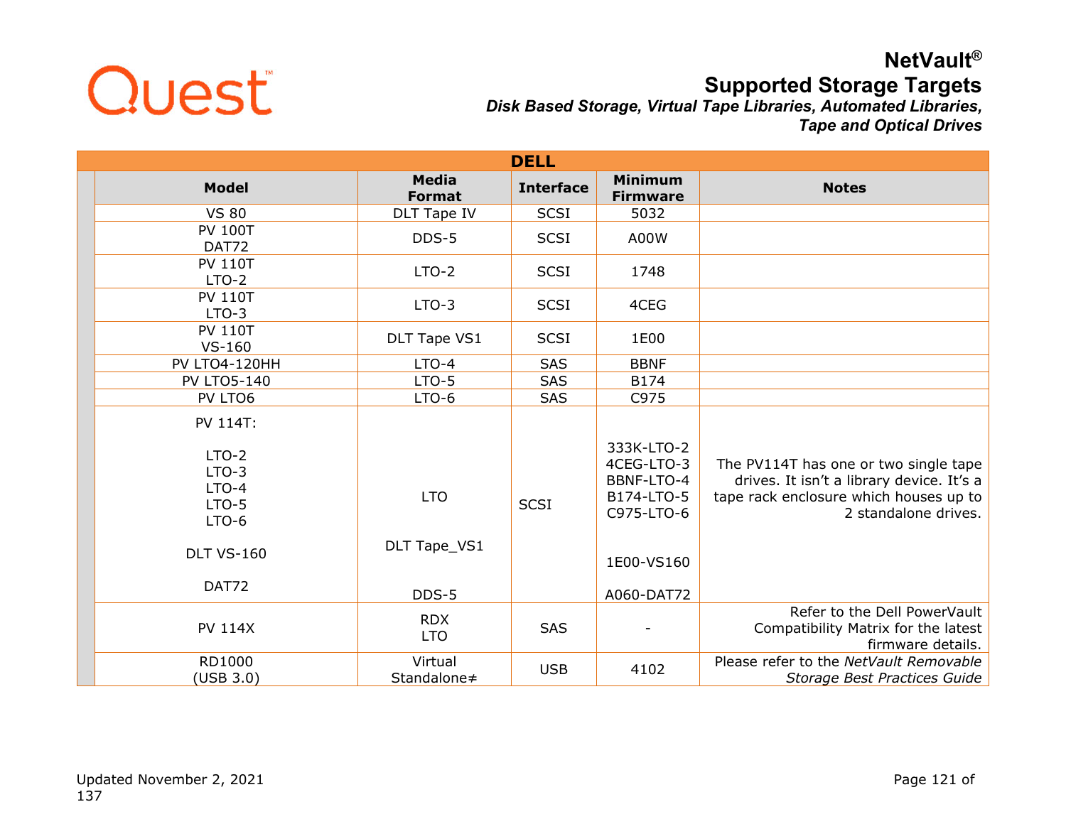| DELL | | | | |
|---|---|---|---|---|
| **Model** | **Media Format** | **Interface** | **Minimum Firmware** | **Notes** |
| VS 80 | DLT Tape IV | SCSI | 5032 | |
| PV 100T DAT72 | DDS-5 | SCSI | A00W | |
| PV 110T LTO-2 | LTO-2 | SCSI | 1748 | |
| PV 110T LTO-3 | LTO-3 | SCSI | 4CEG | |
| PV 110T VS-160 | DLT Tape VS1 | SCSI | 1E00 | |
| PV LTO4-120HH | LTO-4 | SAS | BBNF | |
| PV LTO5-140 | LTO-5 | SAS | B174 | |
| PV LTO6 | LTO-6 | SAS | C975 | |
| PV 114T:<br><br>LTO-2<br>LTO-3<br>LTO-4<br>LTO-5<br>LTO-6<br><br>DLT VS-160<br><br>DAT72 | LTO<br><br>DLT Tape_VS1<br><br>DDS-5 | SCSI | 333K-LTO-2<br>4CEG-LTO-3<br>BBNF-LTO-4<br>B174-LTO-5<br>C975-LTO-6<br><br>1E00-VS160<br><br>A060-DAT72 | The PV114T has one or two single tape drives. It isn't a library device. It's a tape rack enclosure which houses up to 2 standalone drives. |
| PV 114X | RDX<br>LTO | SAS | - | Refer to the Dell PowerVault Compatibility Matrix for the latest firmware details. |
| RD1000 (USB 3.0) | Virtual Standalone≠ | USB | 4102 | Please refer to the *NetVault Removable Storage Best Practices Guide* |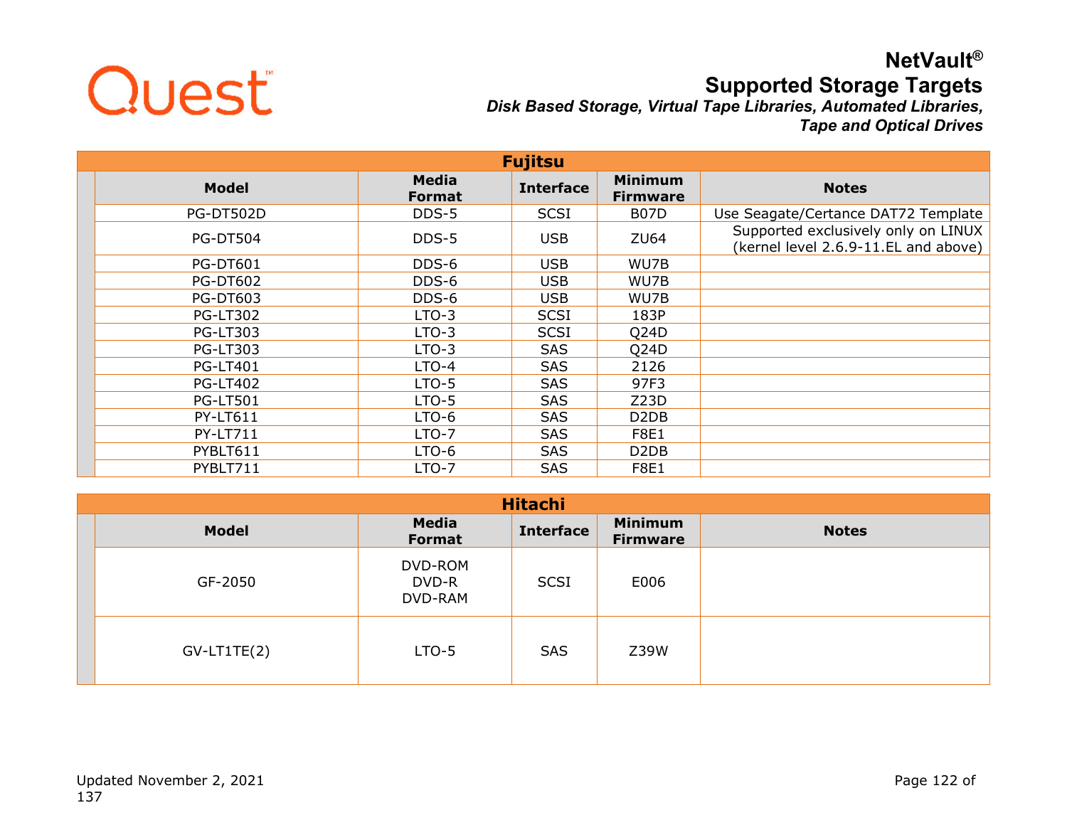## Fujitsu

| Model | Media Format | Interface | Minimum Firmware | Notes |
|---|---|---|---|---|
| PG-DT502D | DDS-5 | SCSI | B07D | Use Seagate/Certance DAT72 Template |
| PG-DT504 | DDS-5 | USB | ZU64 | Supported exclusively only on LINUX (kernel level 2.6.9-11.EL and above) |
| PG-DT601 | DDS-6 | USB | WU7B | |
| PG-DT602 | DDS-6 | USB | WU7B | |
| PG-DT603 | DDS-6 | USB | WU7B | |
| PG-LT302 | LTO-3 | SCSI | 183P | |
| PG-LT303 | LTO-3 | SCSI | Q24D | |
| PG-LT303 | LTO-3 | SAS | Q24D | |
| PG-LT401 | LTO-4 | SAS | 2126 | |
| PG-LT402 | LTO-5 | SAS | 97F3 | |
| PG-LT501 | LTO-5 | SAS | Z23D | |
| PY-LT611 | LTO-6 | SAS | D2DB | |
| PY-LT711 | LTO-7 | SAS | F8E1 | |
| PYBLT611 | LTO-6 | SAS | D2DB | |
| PYBLT711 | LTO-7 | SAS | F8E1 | |

## Hitachi

| Model | Media Format | Interface | Minimum Firmware | Notes |
|---|---|---|---|---|
| GF-2050 | DVD-ROM<br>DVD-R<br>DVD-RAM | SCSI | E006 | |
| GV-LT1TE(2) | LTO-5 | SAS | Z39W | |

Updated November 2, 2021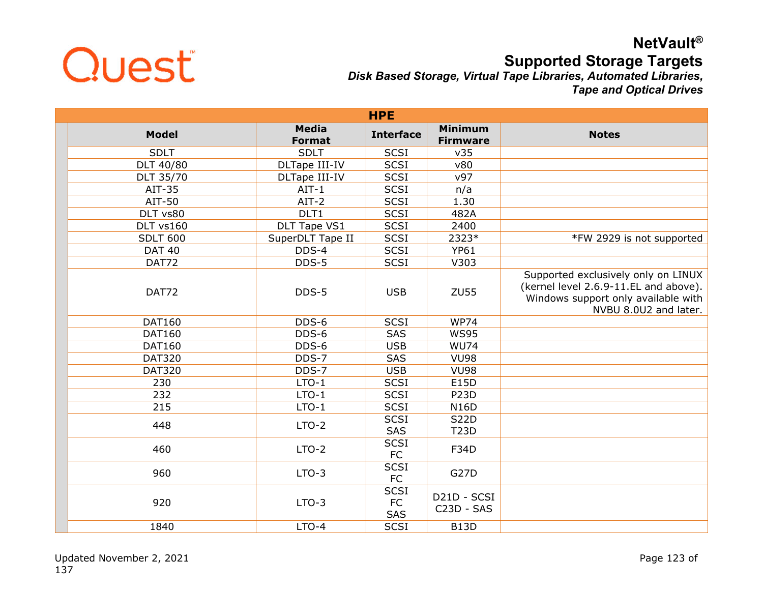# NetVault®

## Supported Storage Targets

***Disk Based Storage, Virtual Tape Libraries, Automated Libraries, Tape and Optical Drives***

| HPE | | | | |
|---|---|---|---|---|
| **Model** | **Media Format** | **Interface** | **Minimum Firmware** | **Notes** |
| SDLT | SDLT | SCSI | v35 | |
| DLT 40/80 | DLTape III-IV | SCSI | v80 | |
| DLT 35/70 | DLTape III-IV | SCSI | v97 | |
| AIT-35 | AIT-1 | SCSI | n/a | |
| AIT-50 | AIT-2 | SCSI | 1.30 | |
| DLT vs80 | DLT1 | SCSI | 482A | |
| DLT vs160 | DLT Tape VS1 | SCSI | 2400 | |
| SDLT 600 | SuperDLT Tape II | SCSI | 2323* | *FW 2929 is not supported |
| DAT 40 | DDS-4 | SCSI | YP61 | |
| DAT72 | DDS-5 | SCSI | V303 | |
| DAT72 | DDS-5 | USB | ZU55 | Supported exclusively only on LINUX (kernel level 2.6.9-11.EL and above). Windows support only available with NVBU 8.0U2 and later. |
| DAT160 | DDS-6 | SCSI | WP74 | |
| DAT160 | DDS-6 | SAS | WS95 | |
| DAT160 | DDS-6 | USB | WU74 | |
| DAT320 | DDS-7 | SAS | VU98 | |
| DAT320 | DDS-7 | USB | VU98 | |
| 230 | LTO-1 | SCSI | E15D | |
| 232 | LTO-1 | SCSI | P23D | |
| 215 | LTO-1 | SCSI | N16D | |
| 448 | LTO-2 | SCSI<br>SAS | S22D<br>T23D | |
| 460 | LTO-2 | SCSI<br>FC | F34D | |
| 960 | LTO-3 | SCSI<br>FC | G27D | |
| 920 | LTO-3 | SCSI<br>FC<br>SAS | D21D - SCSI<br>C23D - SAS | |
| 1840 | LTO-4 | SCSI | B13D | |

Updated November 2, 2021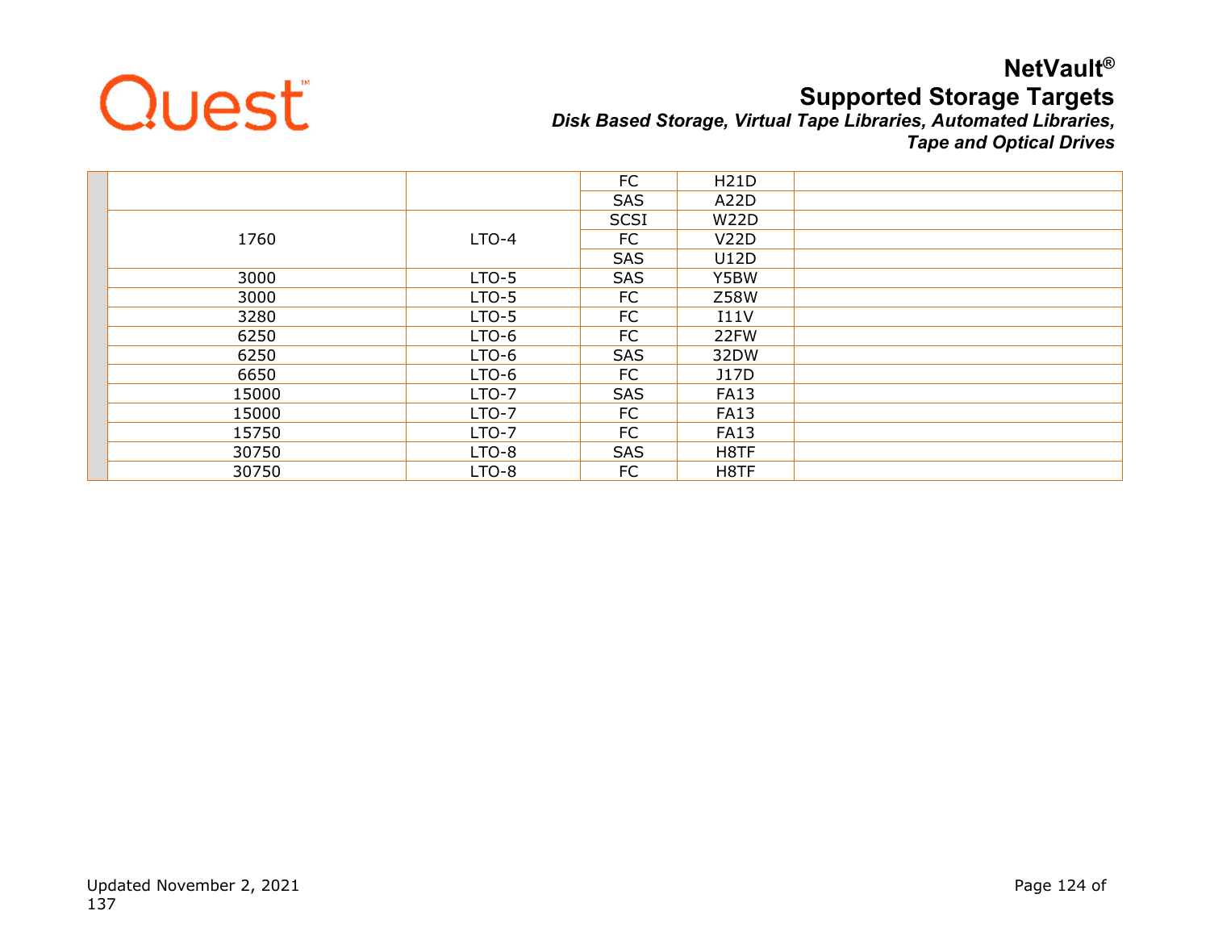| | | | | | |
|---|---|---|---|---|---|
| | | | FC | H21D | |
| | | | SAS | A22D | |
| | 1760 | LTO-4 | SCSI | W22D | |
| | | | FC | V22D | |
| | | | SAS | U12D | |
| | 3000 | LTO-5 | SAS | Y5BW | |
| | 3000 | LTO-5 | FC | Z58W | |
| | 3280 | LTO-5 | FC | I11V | |
| | 6250 | LTO-6 | FC | 22FW | |
| | 6250 | LTO-6 | SAS | 32DW | |
| | 6650 | LTO-6 | FC | J17D | |
| | 15000 | LTO-7 | SAS | FA13 | |
| | 15000 | LTO-7 | FC | FA13 | |
| | 15750 | LTO-7 | FC | FA13 | |
| | 30750 | LTO-8 | SAS | H8TF | |
| | 30750 | LTO-8 | FC | H8TF | |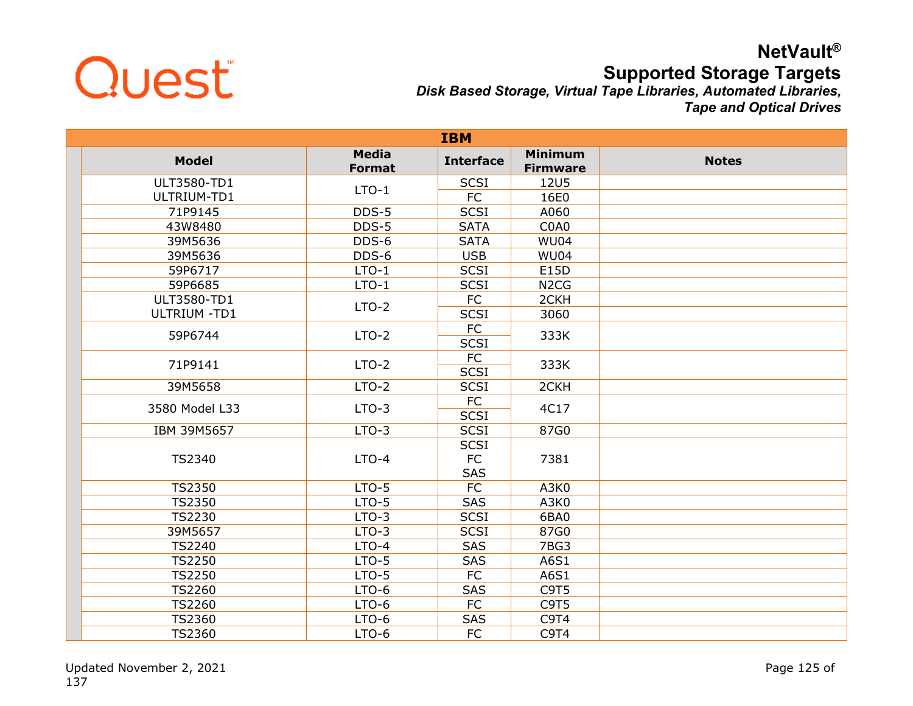| IBM | | | | |
|---|---|---|---|---|
| **Model** | **Media Format** | **Interface** | **Minimum Firmware** | **Notes** |
| ULT3580-TD1<br>ULTRIUM-TD1 | LTO-1 | SCSI | 12U5 | |
| | | FC | 16E0 | |
| 71P9145 | DDS-5 | SCSI | A060 | |
| 43W8480 | DDS-5 | SATA | C0A0 | |
| 39M5636 | DDS-6 | SATA | WU04 | |
| 39M5636 | DDS-6 | USB | WU04 | |
| 59P6717 | LTO-1 | SCSI | E15D | |
| 59P6685 | LTO-1 | SCSI | N2CG | |
| ULT3580-TD1<br>ULTRIUM -TD1 | LTO-2 | FC | 2CKH | |
| | | SCSI | 3060 | |
| 59P6744 | LTO-2 | FC<br>SCSI | 333K | |
| 71P9141 | LTO-2 | FC<br>SCSI | 333K | |
| 39M5658 | LTO-2 | SCSI | 2CKH | |
| 3580 Model L33 | LTO-3 | FC<br>SCSI | 4C17 | |
| IBM 39M5657 | LTO-3 | SCSI | 87G0 | |
| TS2340 | LTO-4 | SCSI<br>FC<br>SAS | 7381 | |
| TS2350 | LTO-5 | FC | A3K0 | |
| TS2350 | LTO-5 | SAS | A3K0 | |
| TS2230 | LTO-3 | SCSI | 6BA0 | |
| 39M5657 | LTO-3 | SCSI | 87G0 | |
| TS2240 | LTO-4 | SAS | 7BG3 | |
| TS2250 | LTO-5 | SAS | A6S1 | |
| TS2250 | LTO-5 | FC | A6S1 | |
| TS2260 | LTO-6 | SAS | C9T5 | |
| TS2260 | LTO-6 | FC | C9T5 | |
| TS2360 | LTO-6 | SAS | C9T4 | |
| TS2360 | LTO-6 | FC | C9T4 | |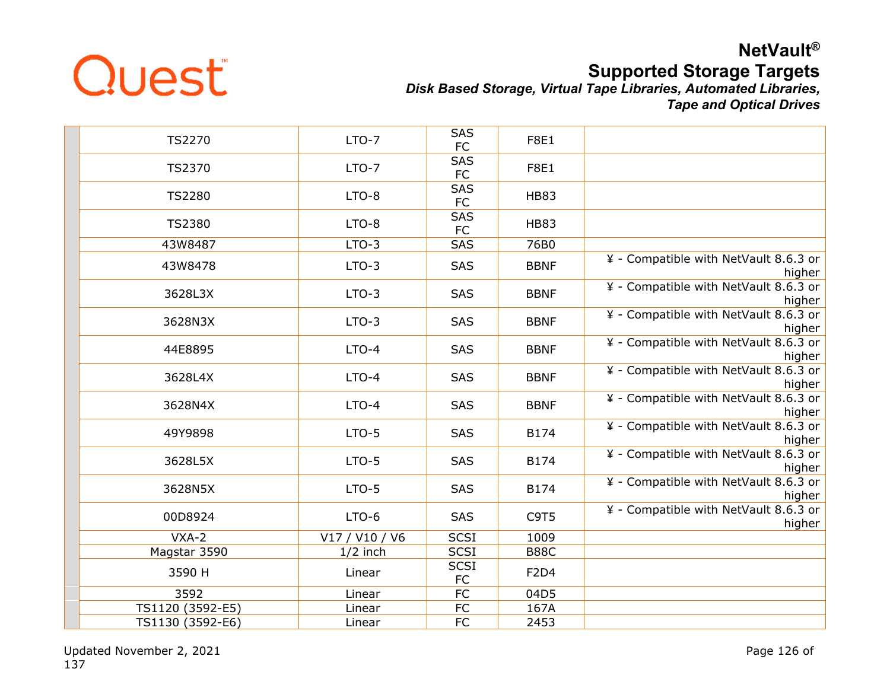| | Model | Type | Interface | Firmware | Notes |
|---|---|---|---|---|---|
| | TS2270 | LTO-7 | SAS FC | F8E1 | |
| | TS2370 | LTO-7 | SAS FC | F8E1 | |
| | TS2280 | LTO-8 | SAS FC | HB83 | |
| | TS2380 | LTO-8 | SAS FC | HB83 | |
| | 43W8487 | LTO-3 | SAS | 76B0 | |
| | 43W8478 | LTO-3 | SAS | BBNF | ¥ - Compatible with NetVault 8.6.3 or higher |
| | 3628L3X | LTO-3 | SAS | BBNF | ¥ - Compatible with NetVault 8.6.3 or higher |
| | 3628N3X | LTO-3 | SAS | BBNF | ¥ - Compatible with NetVault 8.6.3 or higher |
| | 44E8895 | LTO-4 | SAS | BBNF | ¥ - Compatible with NetVault 8.6.3 or higher |
| | 3628L4X | LTO-4 | SAS | BBNF | ¥ - Compatible with NetVault 8.6.3 or higher |
| | 3628N4X | LTO-4 | SAS | BBNF | ¥ - Compatible with NetVault 8.6.3 or higher |
| | 49Y9898 | LTO-5 | SAS | B174 | ¥ - Compatible with NetVault 8.6.3 or higher |
| | 3628L5X | LTO-5 | SAS | B174 | ¥ - Compatible with NetVault 8.6.3 or higher |
| | 3628N5X | LTO-5 | SAS | B174 | ¥ - Compatible with NetVault 8.6.3 or higher |
| | 00D8924 | LTO-6 | SAS | C9T5 | ¥ - Compatible with NetVault 8.6.3 or higher |
| | VXA-2 | V17 / V10 / V6 | SCSI | 1009 | |
| | Magstar 3590 | 1/2 inch | SCSI | B88C | |
| | 3590 H | Linear | SCSI FC | F2D4 | |
| | 3592 | Linear | FC | 04D5 | |
| | TS1120 (3592-E5) | Linear | FC | 167A | |
| | TS1130 (3592-E6) | Linear | FC | 2453 | |

Updated November 2, 2021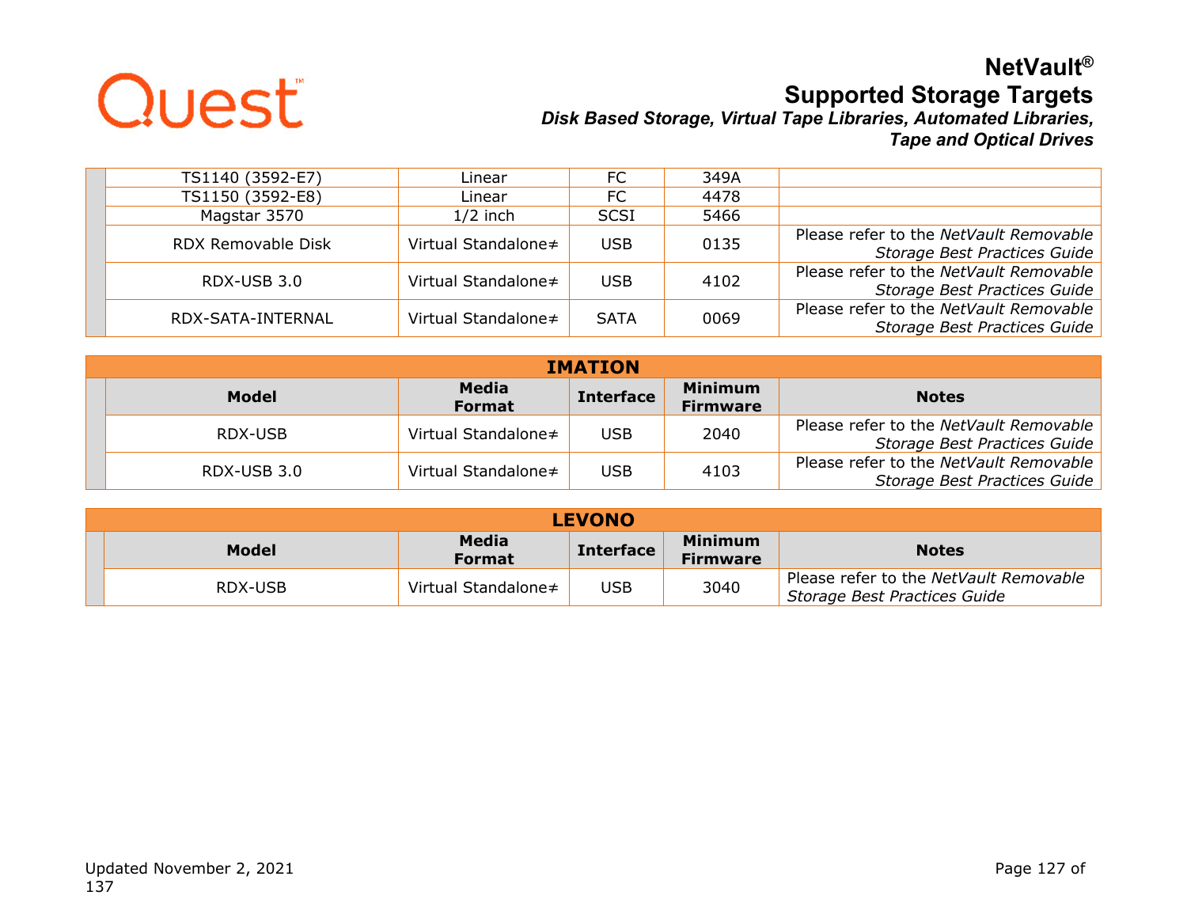| Model | Media Format | Interface | Minimum Firmware | Notes |
|---|---|---|---|---|
| TS1140 (3592-E7) | Linear | FC | 349A | |
| TS1150 (3592-E8) | Linear | FC | 4478 | |
| Magstar 3570 | 1/2 inch | SCSI | 5466 | |
| RDX Removable Disk | Virtual Standalone≠ | USB | 0135 | Please refer to the *NetVault Removable Storage Best Practices Guide* |
| RDX-USB 3.0 | Virtual Standalone≠ | USB | 4102 | Please refer to the *NetVault Removable Storage Best Practices Guide* |
| RDX-SATA-INTERNAL | Virtual Standalone≠ | SATA | 0069 | Please refer to the *NetVault Removable Storage Best Practices Guide* |

## IMATION

| Model | Media Format | Interface | Minimum Firmware | Notes |
|---|---|---|---|---|
| RDX-USB | Virtual Standalone≠ | USB | 2040 | Please refer to the *NetVault Removable Storage Best Practices Guide* |
| RDX-USB 3.0 | Virtual Standalone≠ | USB | 4103 | Please refer to the *NetVault Removable Storage Best Practices Guide* |

## LEVONO

| Model | Media Format | Interface | Minimum Firmware | Notes |
|---|---|---|---|---|
| RDX-USB | Virtual Standalone≠ | USB | 3040 | Please refer to the *NetVault Removable Storage Best Practices Guide* |

Updated November 2, 2021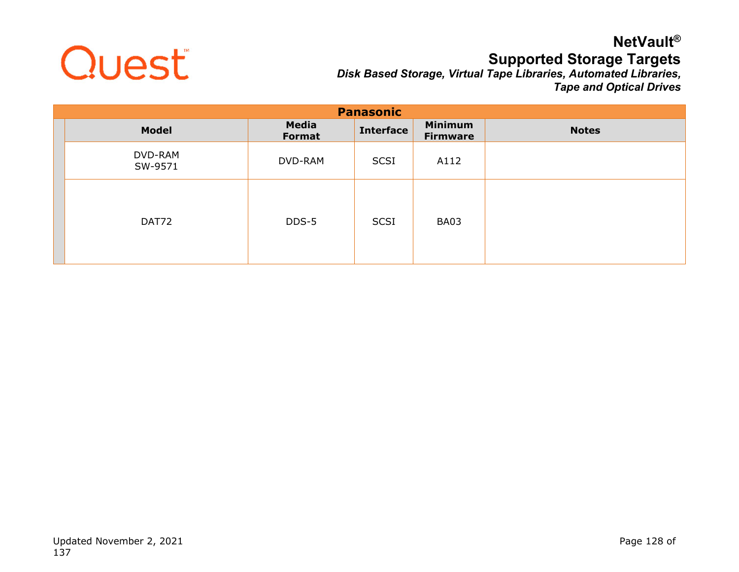## Panasonic

| Model | Media Format | Interface | Minimum Firmware | Notes |
|---|---|---|---|---|
| DVD-RAM SW-9571 | DVD-RAM | SCSI | A112 | |
| DAT72 | DDS-5 | SCSI | BA03 | |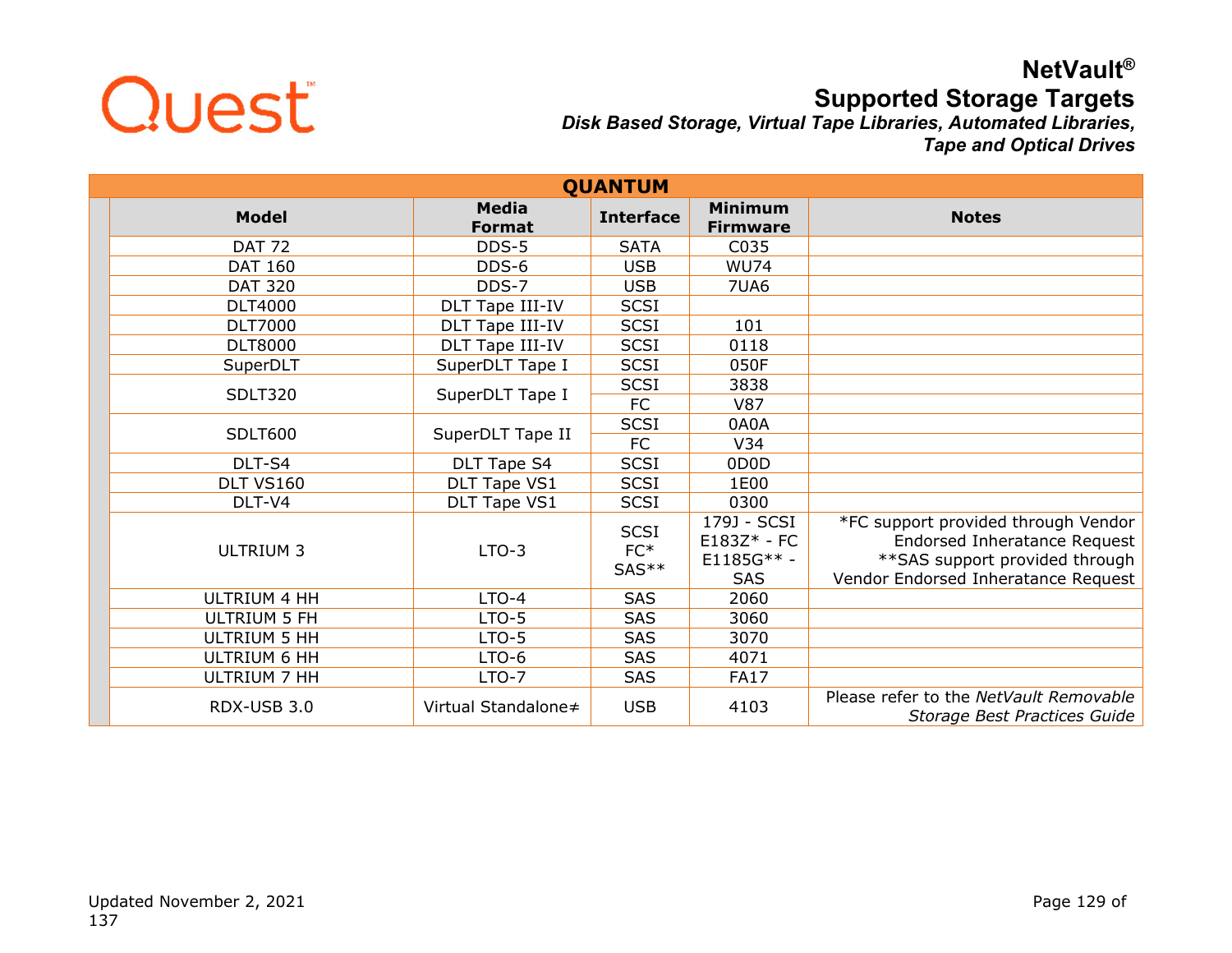# NetVault®

## Supported Storage Targets

***Disk Based Storage, Virtual Tape Libraries, Automated Libraries, Tape and Optical Drives***

| QUANTUM | | | | |
|---|---|---|---|---|
| **Model** | **Media Format** | **Interface** | **Minimum Firmware** | **Notes** |
| DAT 72 | DDS-5 | SATA | C035 | |
| DAT 160 | DDS-6 | USB | WU74 | |
| DAT 320 | DDS-7 | USB | 7UA6 | |
| DLT4000 | DLT Tape III-IV | SCSI | | |
| DLT7000 | DLT Tape III-IV | SCSI | 101 | |
| DLT8000 | DLT Tape III-IV | SCSI | 0118 | |
| SuperDLT | SuperDLT Tape I | SCSI | 050F | |
| SDLT320 | SuperDLT Tape I | SCSI | 3838 | |
| | | FC | V87 | |
| SDLT600 | SuperDLT Tape II | SCSI | 0A0A | |
| | | FC | V34 | |
| DLT-S4 | DLT Tape S4 | SCSI | 0D0D | |
| DLT VS160 | DLT Tape VS1 | SCSI | 1E00 | |
| DLT-V4 | DLT Tape VS1 | SCSI | 0300 | |
| ULTRIUM 3 | LTO-3 | SCSI FC* SAS** | 179J - SCSI E183Z* - FC E1185G** - SAS | *FC support provided through Vendor Endorsed Inheratance Request **SAS support provided through Vendor Endorsed Inheratance Request |
| ULTRIUM 4 HH | LTO-4 | SAS | 2060 | |
| ULTRIUM 5 FH | LTO-5 | SAS | 3060 | |
| ULTRIUM 5 HH | LTO-5 | SAS | 3070 | |
| ULTRIUM 6 HH | LTO-6 | SAS | 4071 | |
| ULTRIUM 7 HH | LTO-7 | SAS | FA17 | |
| RDX-USB 3.0 | Virtual Standalone≠ | USB | 4103 | Please refer to the *NetVault Removable Storage Best Practices Guide* |

Updated November 2, 2021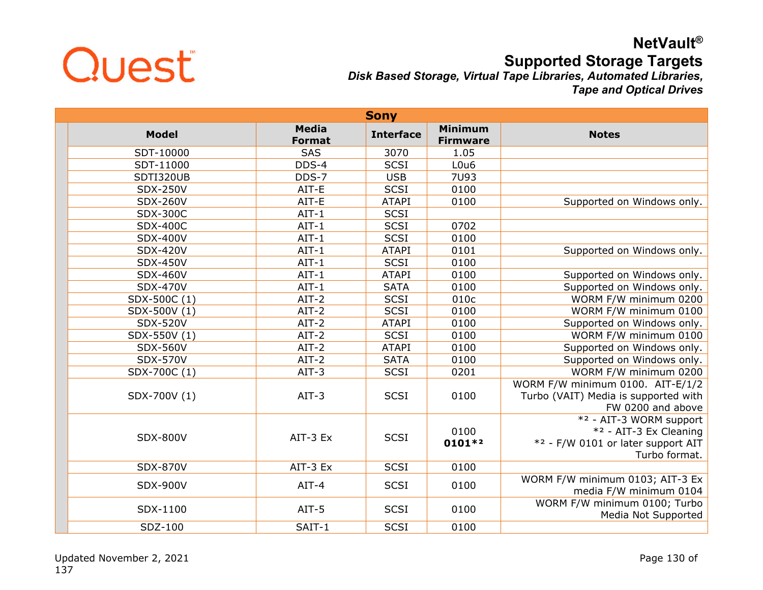## Sony

| Model | Media Format | Interface | Minimum Firmware | Notes |
|---|---|---|---|---|
| SDT-10000 | SAS | 3070 | 1.05 | |
| SDT-11000 | DDS-4 | SCSI | L0u6 | |
| SDTI320UB | DDS-7 | USB | 7U93 | |
| SDX-250V | AIT-E | SCSI | 0100 | |
| SDX-260V | AIT-E | ATAPI | 0100 | Supported on Windows only. |
| SDX-300C | AIT-1 | SCSI | | |
| SDX-400C | AIT-1 | SCSI | 0702 | |
| SDX-400V | AIT-1 | SCSI | 0100 | |
| SDX-420V | AIT-1 | ATAPI | 0101 | Supported on Windows only. |
| SDX-450V | AIT-1 | SCSI | 0100 | |
| SDX-460V | AIT-1 | ATAPI | 0100 | Supported on Windows only. |
| SDX-470V | AIT-1 | SATA | 0100 | Supported on Windows only. |
| SDX-500C (1) | AIT-2 | SCSI | 010c | WORM F/W minimum 0200 |
| SDX-500V (1) | AIT-2 | SCSI | 0100 | WORM F/W minimum 0100 |
| SDX-520V | AIT-2 | ATAPI | 0100 | Supported on Windows only. |
| SDX-550V (1) | AIT-2 | SCSI | 0100 | WORM F/W minimum 0100 |
| SDX-560V | AIT-2 | ATAPI | 0100 | Supported on Windows only. |
| SDX-570V | AIT-2 | SATA | 0100 | Supported on Windows only. |
| SDX-700C (1) | AIT-3 | SCSI | 0201 | WORM F/W minimum 0200 |
| SDX-700V (1) | AIT-3 | SCSI | 0100 | WORM F/W minimum 0100. AIT-E/1/2 Turbo (VAIT) Media is supported with FW 0200 and above |
| SDX-800V | AIT-3 Ex | SCSI | 0100 **0101*²** | *² - AIT-3 WORM support *² - AIT-3 Ex Cleaning *² - F/W 0101 or later support AIT Turbo format. |
| SDX-870V | AIT-3 Ex | SCSI | 0100 | |
| SDX-900V | AIT-4 | SCSI | 0100 | WORM F/W minimum 0103; AIT-3 Ex media F/W minimum 0104 |
| SDX-1100 | AIT-5 | SCSI | 0100 | WORM F/W minimum 0100; Turbo Media Not Supported |
| SDZ-100 | SAIT-1 | SCSI | 0100 | |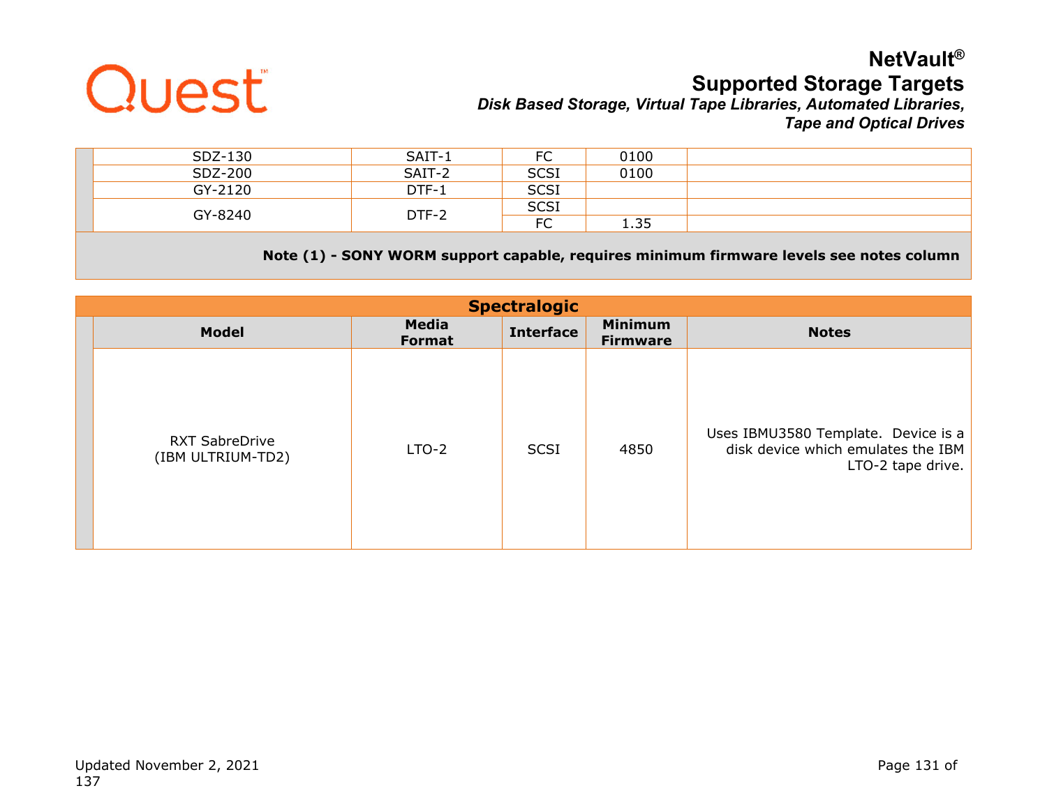| Model | Media Format | Interface | Minimum Firmware | Notes |
|---|---|---|---|---|
| SDZ-130 | SAIT-1 | FC | 0100 | |
| SDZ-200 | SAIT-2 | SCSI | 0100 | |
| GY-2120 | DTF-1 | SCSI | | |
| GY-8240 | DTF-2 | SCSI | | |
| | | FC | 1.35 | |

**Note (1) - SONY WORM support capable, requires minimum firmware levels see notes column**

## Spectralogic

| Model | Media Format | Interface | Minimum Firmware | Notes |
|---|---|---|---|---|
| RXT SabreDrive (IBM ULTRIUM-TD2) | LTO-2 | SCSI | 4850 | Uses IBMU3580 Template. Device is a disk device which emulates the IBM LTO-2 tape drive. |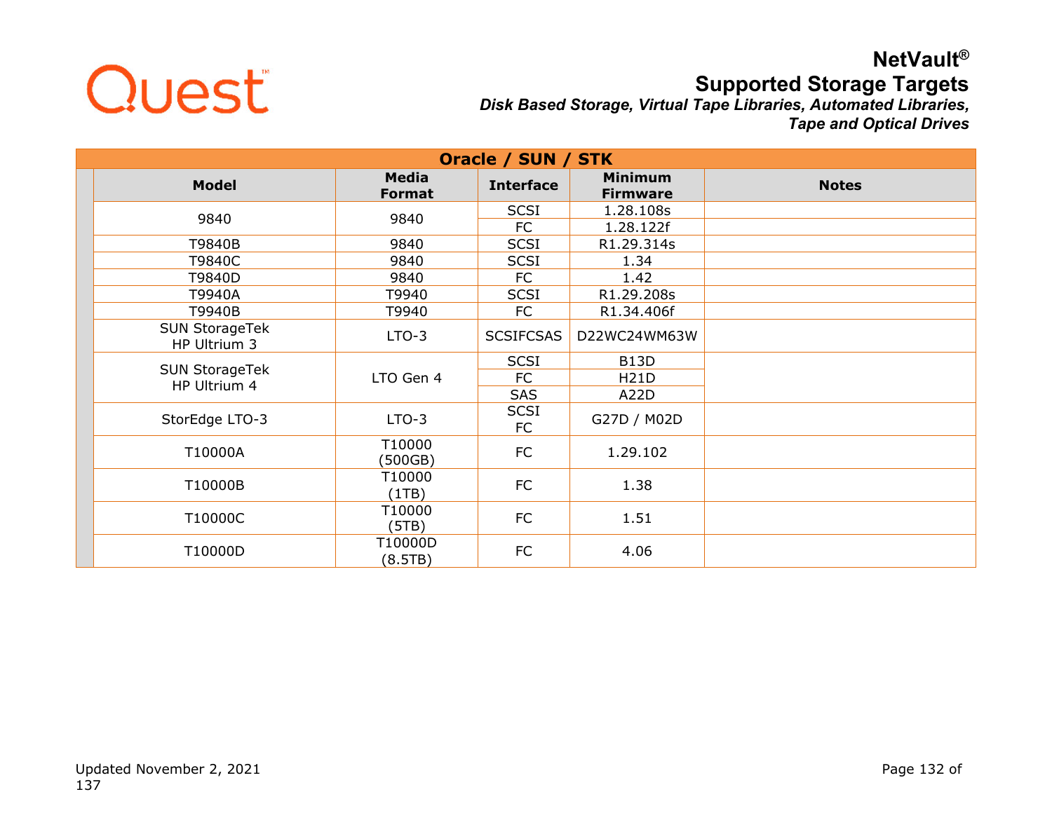| Oracle / SUN / STK | | | | |
|---|---|---|---|---|
| **Model** | **Media Format** | **Interface** | **Minimum Firmware** | **Notes** |
| 9840 | 9840 | SCSI | 1.28.108s | |
| | | FC | 1.28.122f | |
| T9840B | 9840 | SCSI | R1.29.314s | |
| T9840C | 9840 | SCSI | 1.34 | |
| T9840D | 9840 | FC | 1.42 | |
| T9940A | T9940 | SCSI | R1.29.208s | |
| T9940B | T9940 | FC | R1.34.406f | |
| SUN StorageTek HP Ultrium 3 | LTO-3 | SCSIFCSAS | D22WC24WM63W | |
| SUN StorageTek HP Ultrium 4 | LTO Gen 4 | SCSI | B13D | |
| | | FC | H21D | |
| | | SAS | A22D | |
| StorEdge LTO-3 | LTO-3 | SCSI FC | G27D / M02D | |
| T10000A | T10000 (500GB) | FC | 1.29.102 | |
| T10000B | T10000 (1TB) | FC | 1.38 | |
| T10000C | T10000 (5TB) | FC | 1.51 | |
| T10000D | T10000D (8.5TB) | FC | 4.06 | |

Updated November 2, 2021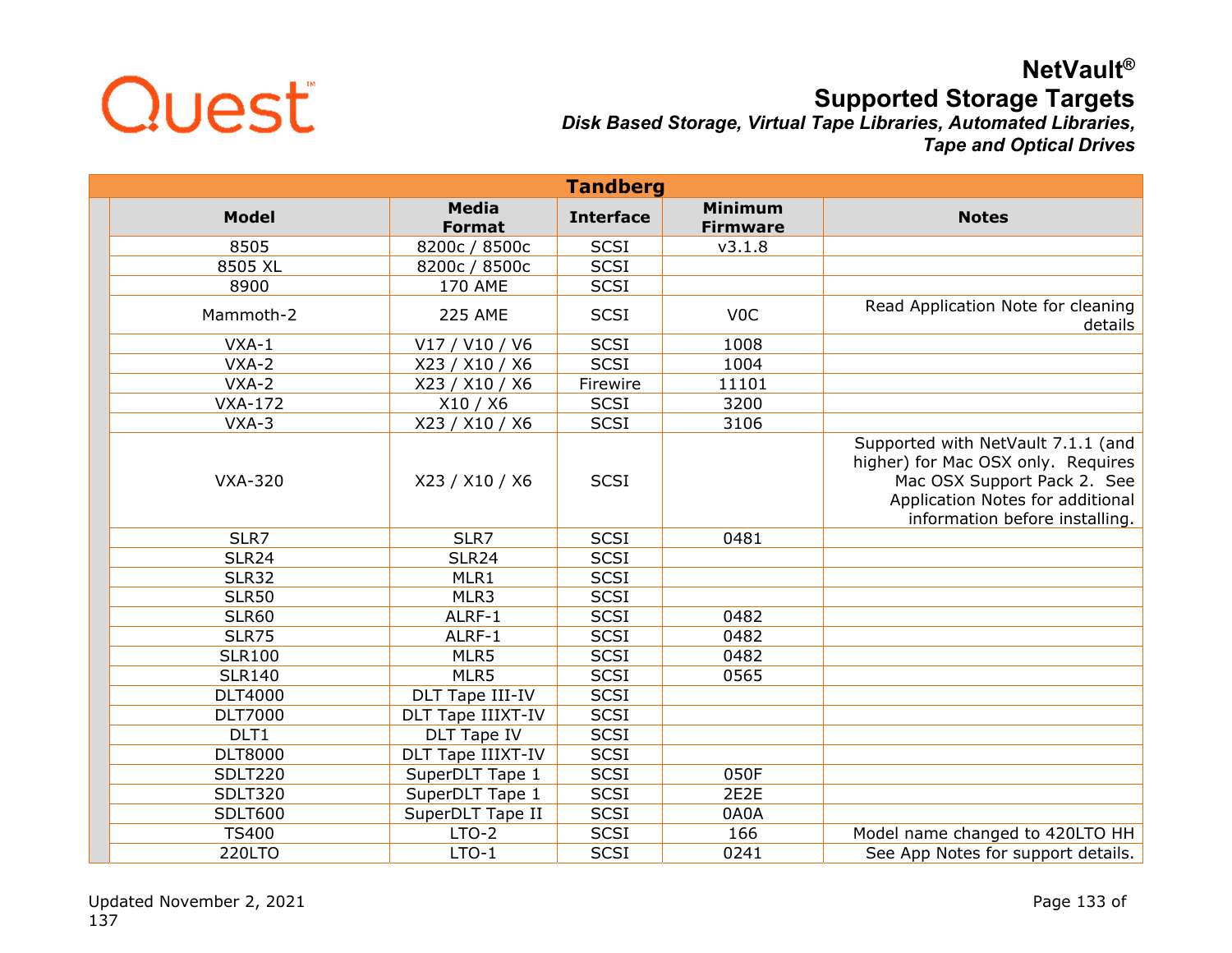# NetVault®

## Supported Storage Targets

***Disk Based Storage, Virtual Tape Libraries, Automated Libraries, Tape and Optical Drives***

| Tandberg | | | | |
|---|---|---|---|---|
| **Model** | **Media Format** | **Interface** | **Minimum Firmware** | **Notes** |
| 8505 | 8200c / 8500c | SCSI | v3.1.8 | |
| 8505 XL | 8200c / 8500c | SCSI | | |
| 8900 | 170 AME | SCSI | | |
| Mammoth-2 | 225 AME | SCSI | V0C | Read Application Note for cleaning details |
| VXA-1 | V17 / V10 / V6 | SCSI | 1008 | |
| VXA-2 | X23 / X10 / X6 | SCSI | 1004 | |
| VXA-2 | X23 / X10 / X6 | Firewire | 11101 | |
| VXA-172 | X10 / X6 | SCSI | 3200 | |
| VXA-3 | X23 / X10 / X6 | SCSI | 3106 | |
| VXA-320 | X23 / X10 / X6 | SCSI | | Supported with NetVault 7.1.1 (and higher) for Mac OSX only. Requires Mac OSX Support Pack 2. See Application Notes for additional information before installing. |
| SLR7 | SLR7 | SCSI | 0481 | |
| SLR24 | SLR24 | SCSI | | |
| SLR32 | MLR1 | SCSI | | |
| SLR50 | MLR3 | SCSI | | |
| SLR60 | ALRF-1 | SCSI | 0482 | |
| SLR75 | ALRF-1 | SCSI | 0482 | |
| SLR100 | MLR5 | SCSI | 0482 | |
| SLR140 | MLR5 | SCSI | 0565 | |
| DLT4000 | DLT Tape III-IV | SCSI | | |
| DLT7000 | DLT Tape IIIXT-IV | SCSI | | |
| DLT1 | DLT Tape IV | SCSI | | |
| DLT8000 | DLT Tape IIIXT-IV | SCSI | | |
| SDLT220 | SuperDLT Tape 1 | SCSI | 050F | |
| SDLT320 | SuperDLT Tape 1 | SCSI | 2E2E | |
| SDLT600 | SuperDLT Tape II | SCSI | 0A0A | |
| TS400 | LTO-2 | SCSI | 166 | Model name changed to 420LTO HH |
| 220LTO | LTO-1 | SCSI | 0241 | See App Notes for support details. |

Updated November 2, 2021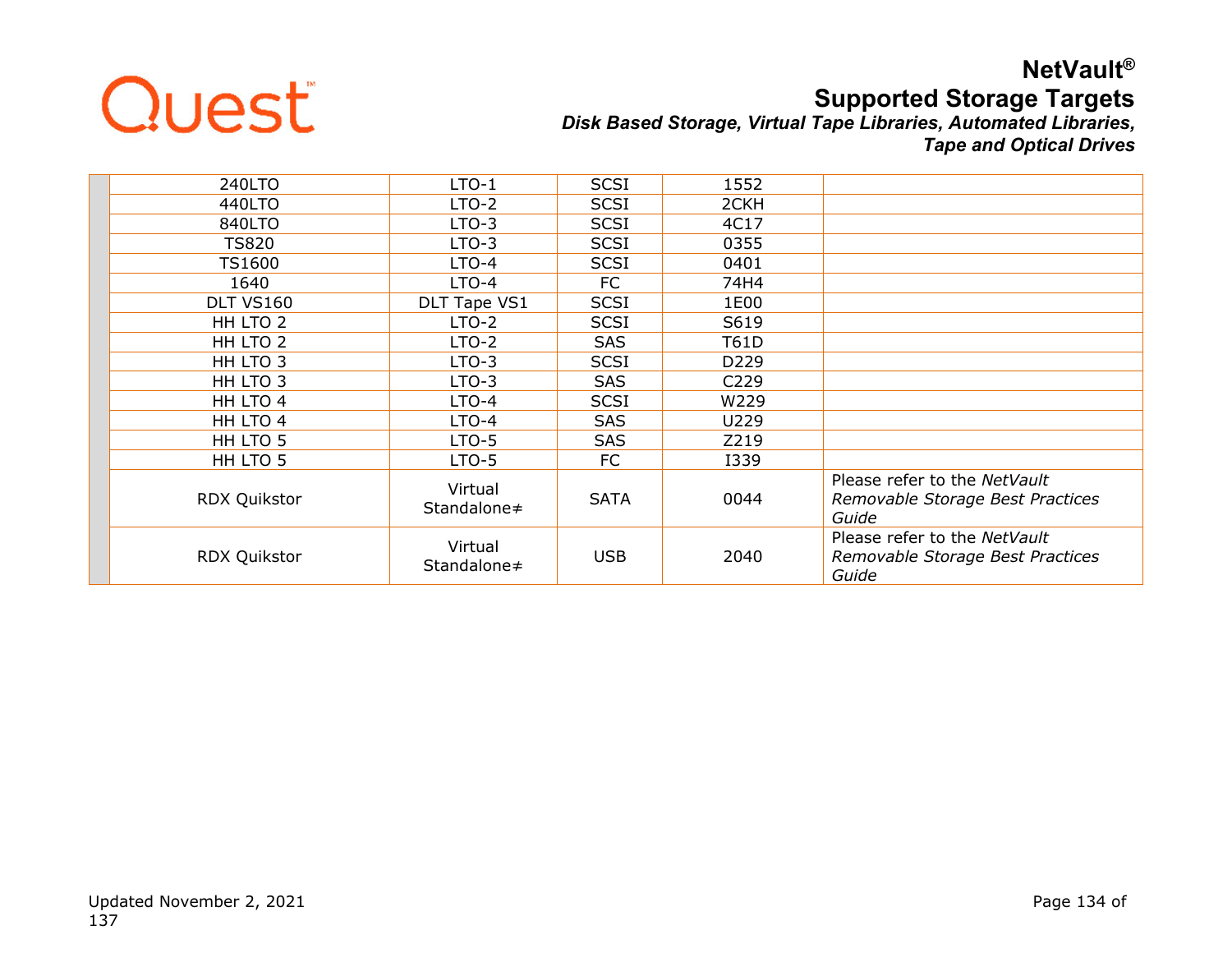| | | | | | |
|---|---|---|---|---|---|
| | 240LTO | LTO-1 | SCSI | 1552 | |
| | 440LTO | LTO-2 | SCSI | 2CKH | |
| | 840LTO | LTO-3 | SCSI | 4C17 | |
| | TS820 | LTO-3 | SCSI | 0355 | |
| | TS1600 | LTO-4 | SCSI | 0401 | |
| | 1640 | LTO-4 | FC | 74H4 | |
| | DLT VS160 | DLT Tape VS1 | SCSI | 1E00 | |
| | HH LTO 2 | LTO-2 | SCSI | S619 | |
| | HH LTO 2 | LTO-2 | SAS | T61D | |
| | HH LTO 3 | LTO-3 | SCSI | D229 | |
| | HH LTO 3 | LTO-3 | SAS | C229 | |
| | HH LTO 4 | LTO-4 | SCSI | W229 | |
| | HH LTO 4 | LTO-4 | SAS | U229 | |
| | HH LTO 5 | LTO-5 | SAS | Z219 | |
| | HH LTO 5 | LTO-5 | FC | I339 | |
| | RDX Quikstor | Virtual Standalone≠ | SATA | 0044 | Please refer to the *NetVault Removable Storage Best Practices Guide* |
| | RDX Quikstor | Virtual Standalone≠ | USB | 2040 | Please refer to the *NetVault Removable Storage Best Practices Guide* |

Updated November 2, 2021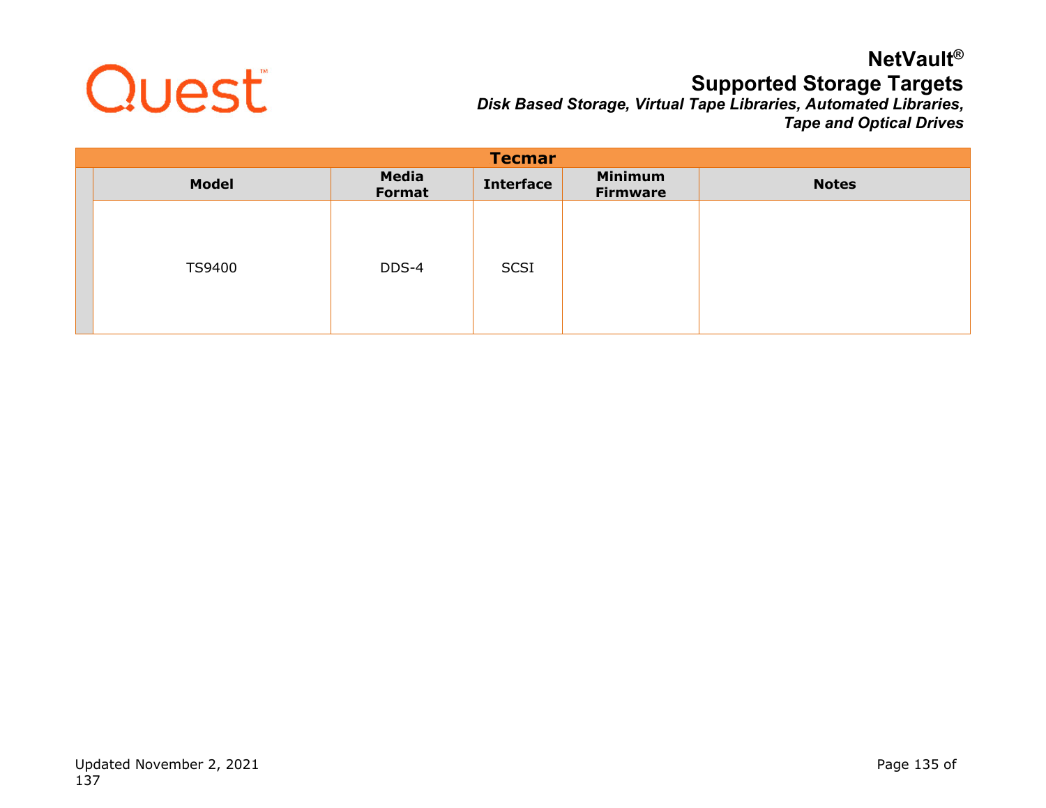| Tecmar | | | | | |
|---|---|---|---|---|---|
| | Model | Media Format | Interface | Minimum Firmware | Notes |
| | TS9400 | DDS-4 | SCSI | | |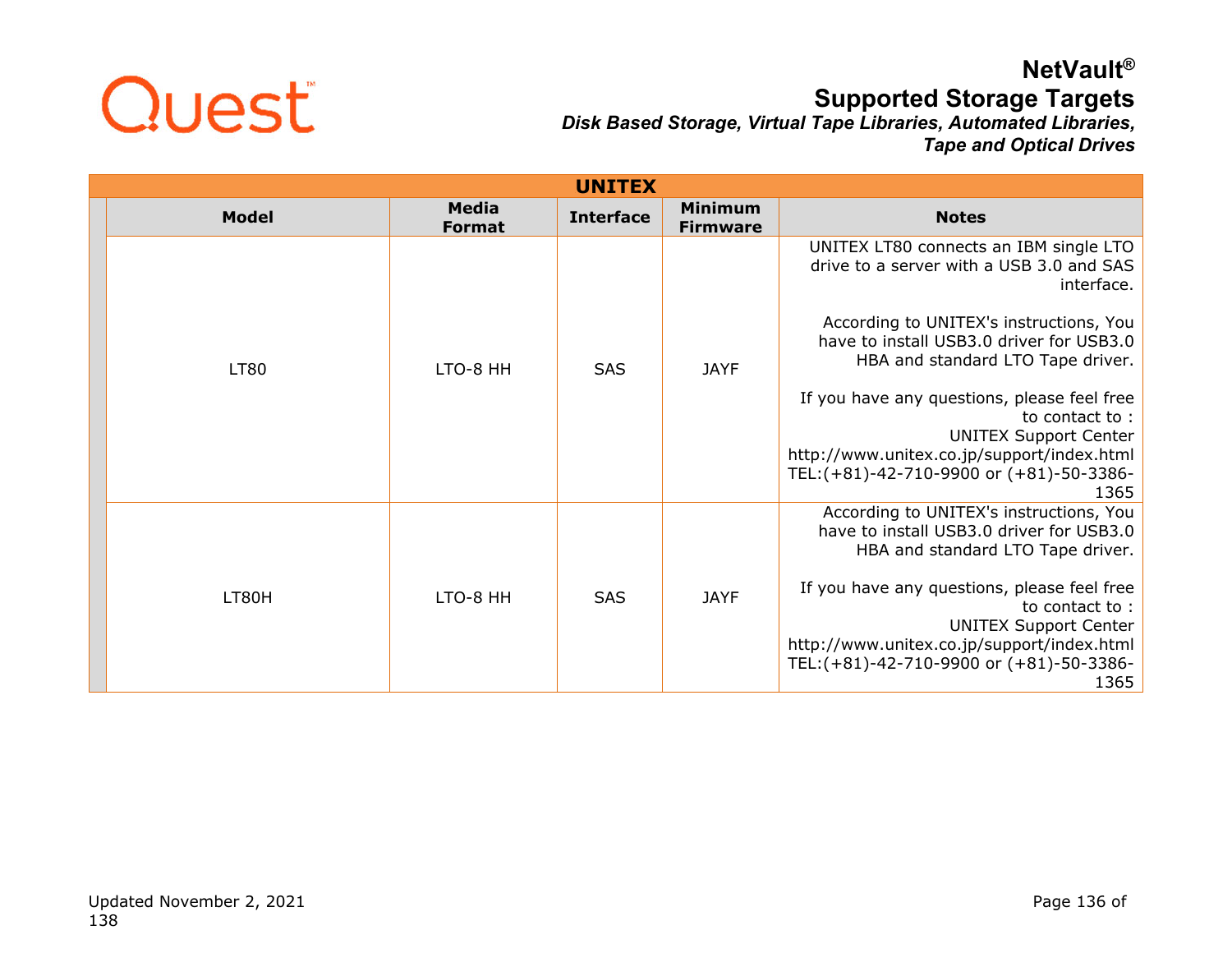| UNITEX | | | | |
|---|---|---|---|---|
| **Model** | **Media Format** | **Interface** | **Minimum Firmware** | **Notes** |
| LT80 | LTO-8 HH | SAS | JAYF | UNITEX LT80 connects an IBM single LTO drive to a server with a USB 3.0 and SAS interface.<br><br>According to UNITEX's instructions, You have to install USB3.0 driver for USB3.0 HBA and standard LTO Tape driver.<br><br>If you have any questions, please feel free to contact to :<br>UNITEX Support Center<br>http://www.unitex.co.jp/support/index.html<br>TEL:(+81)-42-710-9900 or (+81)-50-3386-1365 |
| LT80H | LTO-8 HH | SAS | JAYF | According to UNITEX's instructions, You have to install USB3.0 driver for USB3.0 HBA and standard LTO Tape driver.<br><br>If you have any questions, please feel free to contact to :<br>UNITEX Support Center<br>http://www.unitex.co.jp/support/index.html<br>TEL:(+81)-42-710-9900 or (+81)-50-3386-1365 |

Updated November 2, 2021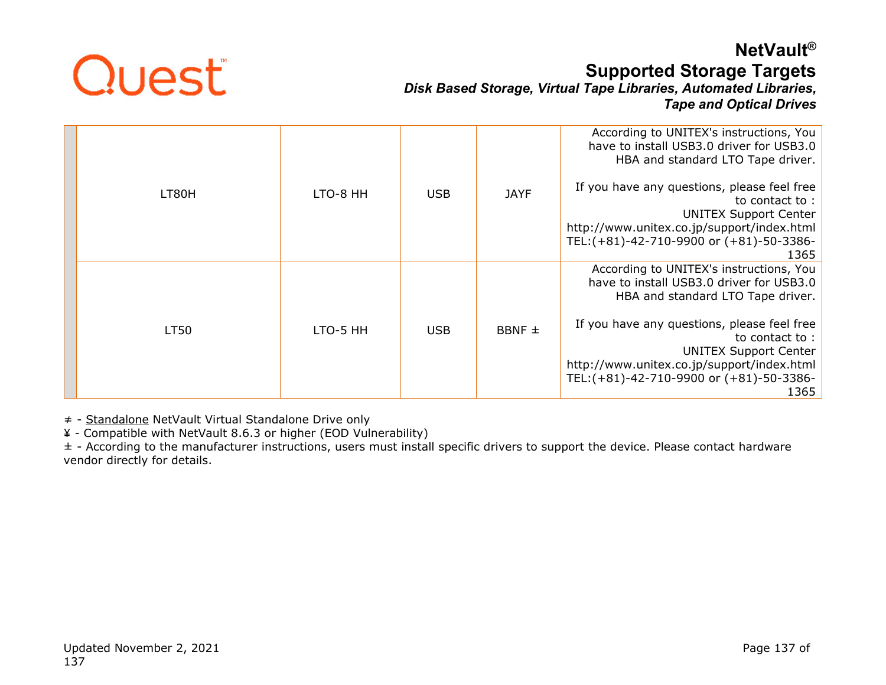| | | | | | |
|---|---|---|---|---|---|
| | LT80H | LTO-8 HH | USB | JAYF | According to UNITEX's instructions, You have to install USB3.0 driver for USB3.0 HBA and standard LTO Tape driver.<br><br>If you have any questions, please feel free to contact to :<br>UNITEX Support Center<br>http://www.unitex.co.jp/support/index.html<br>TEL:(+81)-42-710-9900 or (+81)-50-3386-1365 |
| | LT50 | LTO-5 HH | USB | BBNF ± | According to UNITEX's instructions, You have to install USB3.0 driver for USB3.0 HBA and standard LTO Tape driver.<br><br>If you have any questions, please feel free to contact to :<br>UNITEX Support Center<br>http://www.unitex.co.jp/support/index.html<br>TEL:(+81)-42-710-9900 or (+81)-50-3386-1365 |

≠ - Standalone NetVault Virtual Standalone Drive only

¥ - Compatible with NetVault 8.6.3 or higher (EOD Vulnerability)

± - According to the manufacturer instructions, users must install specific drivers to support the device. Please contact hardware vendor directly for details.

Updated November 2, 2021